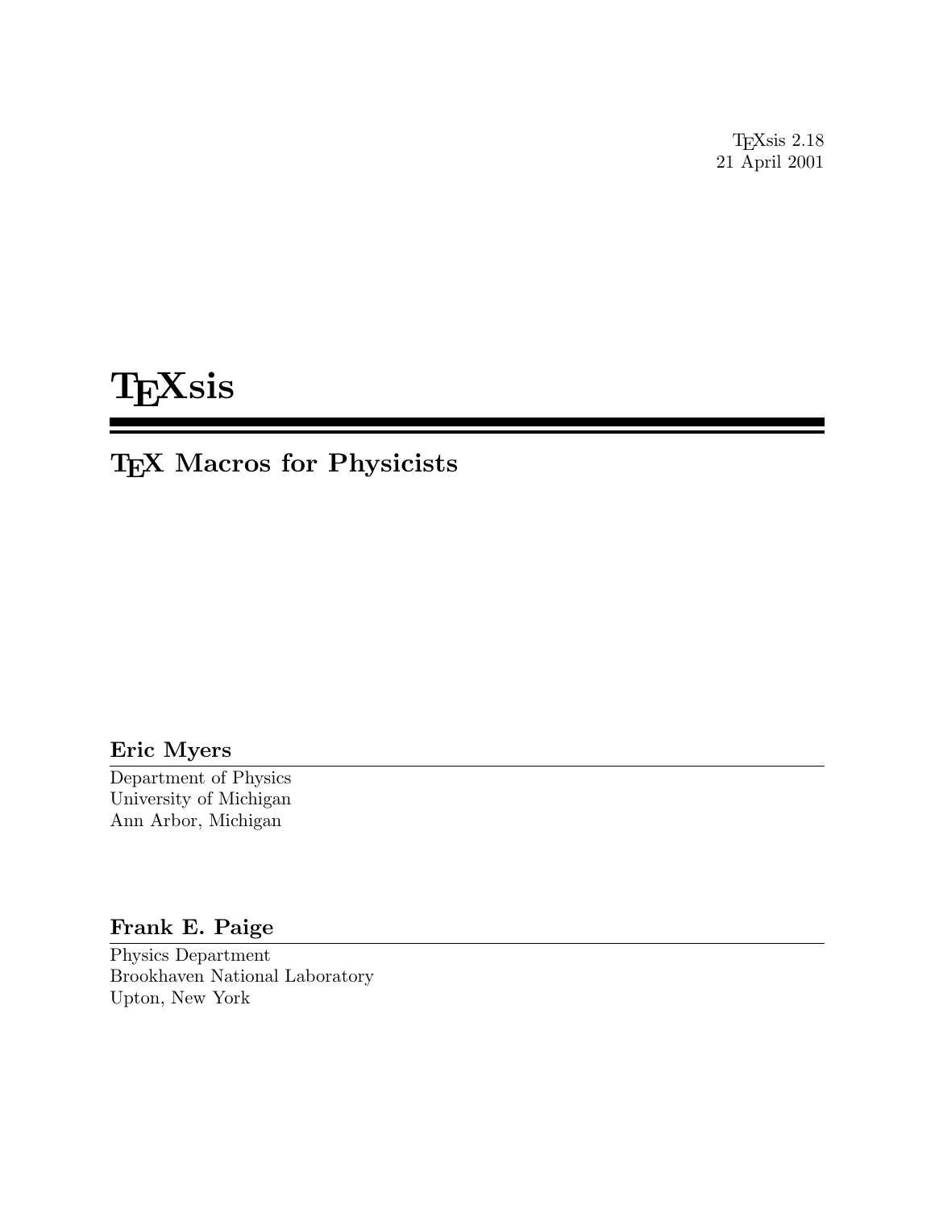TEXsis 2.18
21 April 2001

# TEXsis

## TEX Macros for Physicists

**Eric Myers**

Department of Physics
University of Michigan
Ann Arbor, Michigan

**Frank E. Paige**

Physics Department
Brookhaven National Laboratory
Upton, New York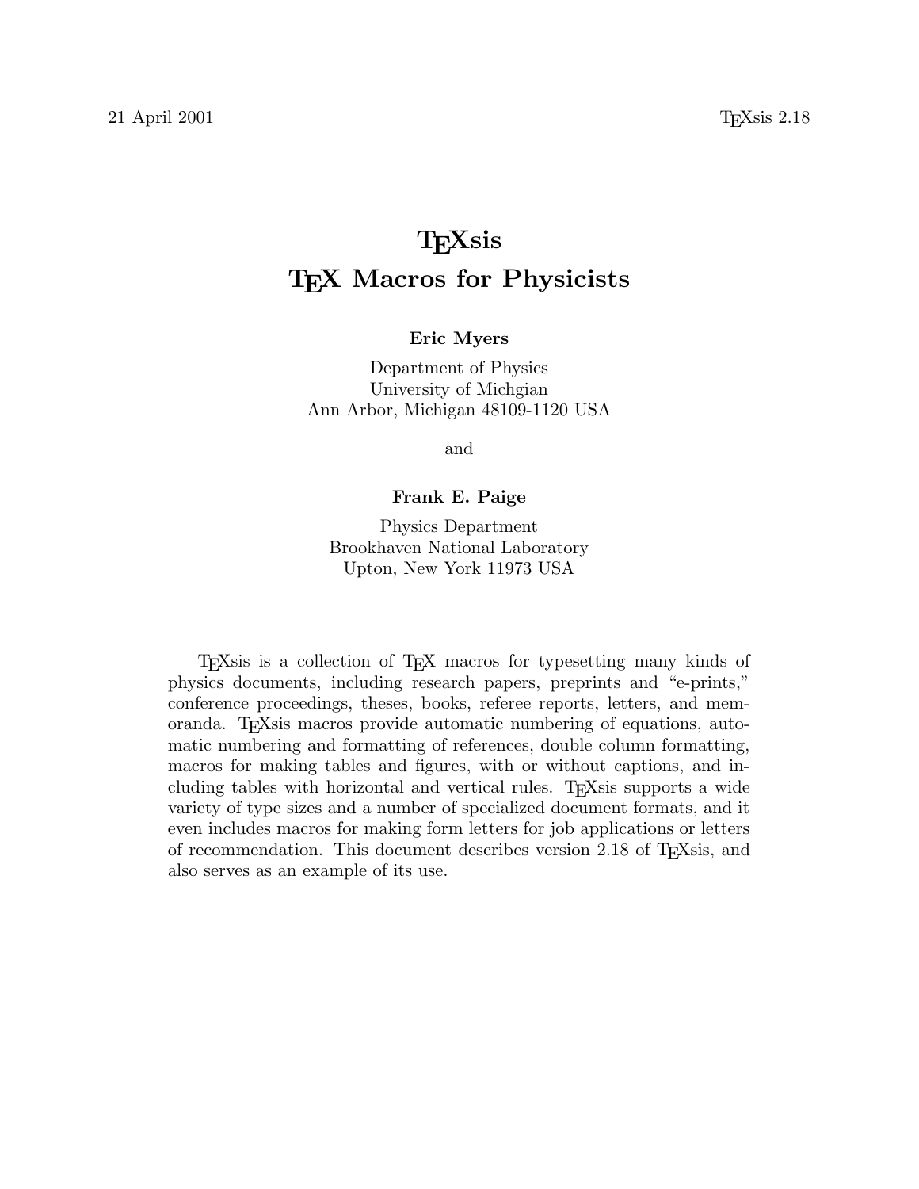21 April 2001 TEXsis 2.18

# TEXsis
# TEX Macros for Physicists

**Eric Myers**

Department of Physics
University of Michgian
Ann Arbor, Michigan 48109-1120 USA

and

**Frank E. Paige**

Physics Department
Brookhaven National Laboratory
Upton, New York 11973 USA

TEXsis is a collection of TEX macros for typesetting many kinds of physics documents, including research papers, preprints and "e-prints," conference proceedings, theses, books, referee reports, letters, and memoranda. TEXsis macros provide automatic numbering of equations, automatic numbering and formatting of references, double column formatting, macros for making tables and figures, with or without captions, and including tables with horizontal and vertical rules. TEXsis supports a wide variety of type sizes and a number of specialized document formats, and it even includes macros for making form letters for job applications or letters of recommendation. This document describes version 2.18 of TEXsis, and also serves as an example of its use.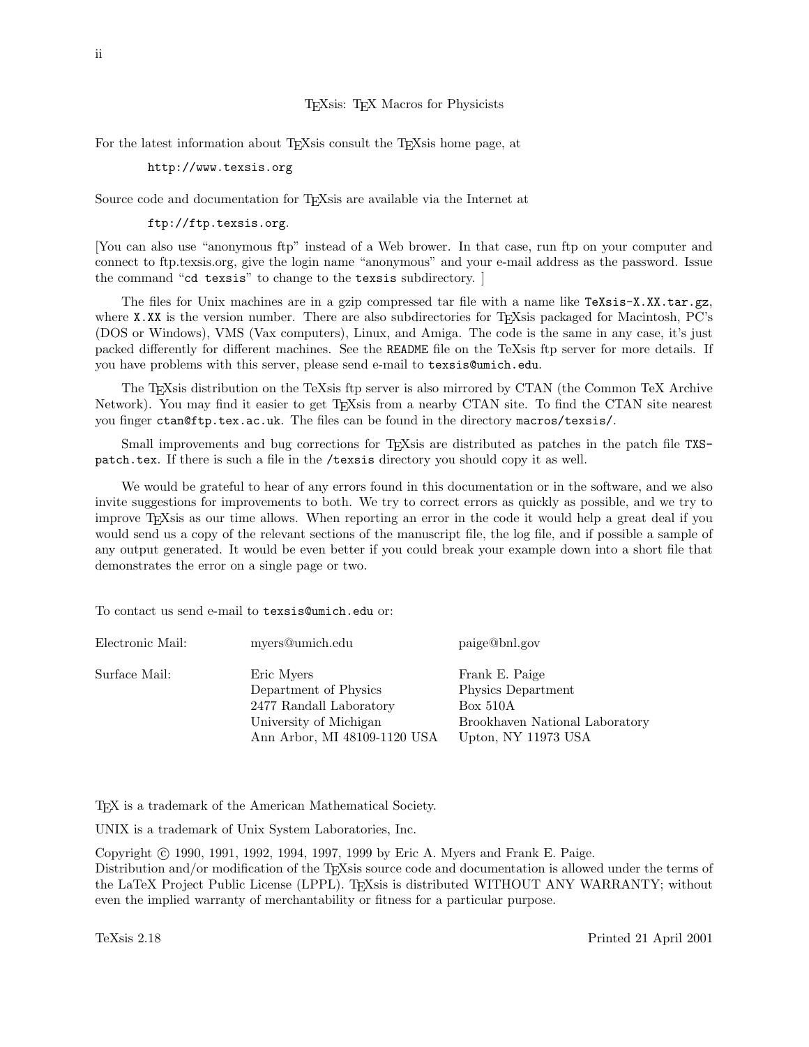TEXsis: TEX Macros for Physicists

For the latest information about TEXsis consult the TEXsis home page, at

```
http://www.texsis.org
```

Source code and documentation for TEXsis are available via the Internet at

`ftp://ftp.texsis.org`.

[You can also use "anonymous ftp" instead of a Web brower. In that case, run ftp on your computer and connect to ftp.texsis.org, give the login name "anonymous" and your e-mail address as the password. Issue the command "`cd texsis`" to change to the `texsis` subdirectory. ]

The files for Unix machines are in a gzip compressed tar file with a name like `TeXsis-X.XX.tar.gz`, where `X.XX` is the version number. There are also subdirectories for TEXsis packaged for Macintosh, PC's (DOS or Windows), VMS (Vax computers), Linux, and Amiga. The code is the same in any case, it's just packed differently for different machines. See the `README` file on the TeXsis ftp server for more details. If you have problems with this server, please send e-mail to `texsis@umich.edu`.

The TEXsis distribution on the TeXsis ftp server is also mirrored by CTAN (the Common TeX Archive Network). You may find it easier to get TEXsis from a nearby CTAN site. To find the CTAN site nearest you finger `ctan@ftp.tex.ac.uk`. The files can be found in the directory `macros/texsis/`.

Small improvements and bug corrections for TEXsis are distributed as patches in the patch file `TXSpatch.tex`. If there is such a file in the `/texsis` directory you should copy it as well.

We would be grateful to hear of any errors found in this documentation or in the software, and we also invite suggestions for improvements to both. We try to correct errors as quickly as possible, and we try to improve TEXsis as our time allows. When reporting an error in the code it would help a great deal if you would send us a copy of the relevant sections of the manuscript file, the log file, and if possible a sample of any output generated. It would be even better if you could break your example down into a short file that demonstrates the error on a single page or two.

To contact us send e-mail to `texsis@umich.edu` or:

| | | |
|---|---|---|
| Electronic Mail: | myers@umich.edu | paige@bnl.gov |
| Surface Mail: | Eric Myers<br>Department of Physics<br>2477 Randall Laboratory<br>University of Michigan<br>Ann Arbor, MI 48109-1120 USA | Frank E. Paige<br>Physics Department<br>Box 510A<br>Brookhaven National Laboratory<br>Upton, NY 11973 USA |

TEX is a trademark of the American Mathematical Society.

UNIX is a trademark of Unix System Laboratories, Inc.

Copyright © 1990, 1991, 1992, 1994, 1997, 1999 by Eric A. Myers and Frank E. Paige.
Distribution and/or modification of the TEXsis source code and documentation is allowed under the terms of the LaTeX Project Public License (LPPL). TEXsis is distributed WITHOUT ANY WARRANTY; without even the implied warranty of merchantability or fitness for a particular purpose.

TeXsis 2.18 Printed 21 April 2001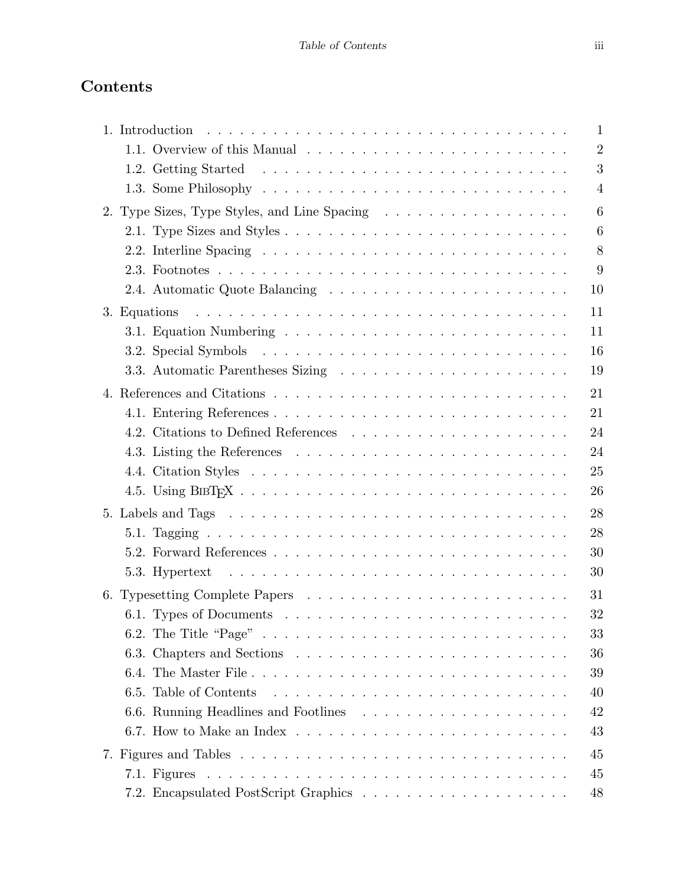# Contents

- 1. Introduction . . . . . . . . . . 1
  - 1.1. Overview of this Manual . . . . . . . . . . 2
  - 1.2. Getting Started . . . . . . . . . . 3
  - 1.3. Some Philosophy . . . . . . . . . . 4
- 2. Type Sizes, Type Styles, and Line Spacing . . . . . . . . . . 6
  - 2.1. Type Sizes and Styles . . . . . . . . . . 6
  - 2.2. Interline Spacing . . . . . . . . . . 8
  - 2.3. Footnotes . . . . . . . . . . 9
  - 2.4. Automatic Quote Balancing . . . . . . . . . . 10
- 3. Equations . . . . . . . . . . 11
  - 3.1. Equation Numbering . . . . . . . . . . 11
  - 3.2. Special Symbols . . . . . . . . . . 16
  - 3.3. Automatic Parentheses Sizing . . . . . . . . . . 19
- 4. References and Citations . . . . . . . . . . 21
  - 4.1. Entering References . . . . . . . . . . 21
  - 4.2. Citations to Defined References . . . . . . . . . . 24
  - 4.3. Listing the References . . . . . . . . . . 24
  - 4.4. Citation Styles . . . . . . . . . . 25
  - 4.5. Using BIBTEX . . . . . . . . . . 26
- 5. Labels and Tags . . . . . . . . . . 28
  - 5.1. Tagging . . . . . . . . . . 28
  - 5.2. Forward References . . . . . . . . . . 30
  - 5.3. Hypertext . . . . . . . . . . 30
- 6. Typesetting Complete Papers . . . . . . . . . . 31
  - 6.1. Types of Documents . . . . . . . . . . 32
  - 6.2. The Title “Page” . . . . . . . . . . 33
  - 6.3. Chapters and Sections . . . . . . . . . . 36
  - 6.4. The Master File . . . . . . . . . . 39
  - 6.5. Table of Contents . . . . . . . . . . 40
  - 6.6. Running Headlines and Footlines . . . . . . . . . . 42
  - 6.7. How to Make an Index . . . . . . . . . . 43
- 7. Figures and Tables . . . . . . . . . . 45
  - 7.1. Figures . . . . . . . . . . 45
  - 7.2. Encapsulated PostScript Graphics . . . . . . . . . . 48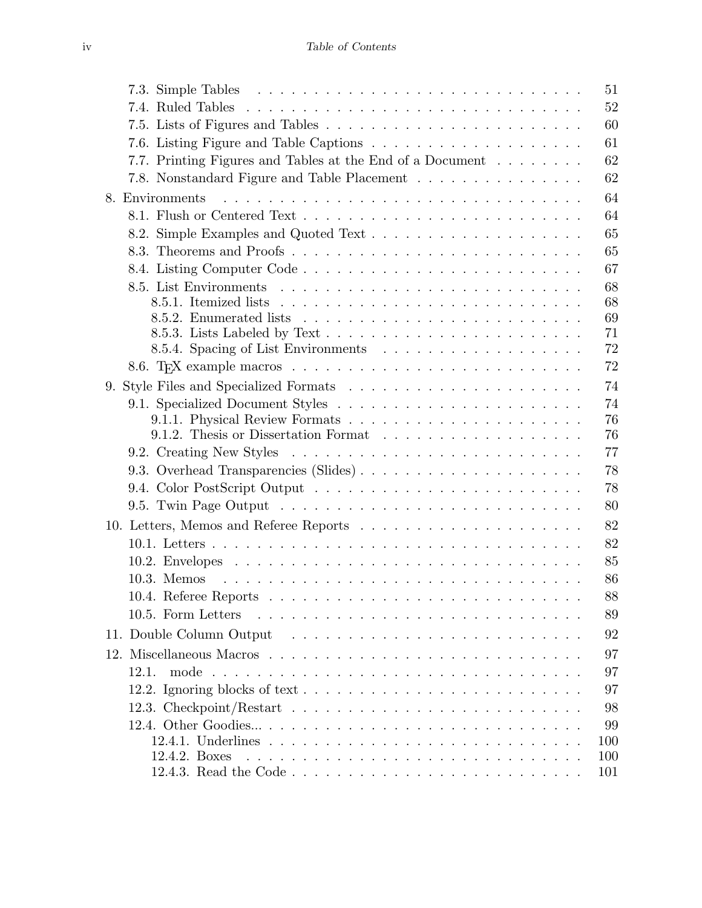7.3. Simple Tables . . . . . . . . . . . . . . . . . . . . . . . . . . . . 51
7.4. Ruled Tables . . . . . . . . . . . . . . . . . . . . . . . . . . . . 52
7.5. Lists of Figures and Tables . . . . . . . . . . . . . . . . . . . . . . 60
7.6. Listing Figure and Table Captions . . . . . . . . . . . . . . . . . . . 61
7.7. Printing Figures and Tables at the End of a Document . . . . . . . . 62
7.8. Nonstandard Figure and Table Placement . . . . . . . . . . . . . . . 62

8. Environments . . . . . . . . . . . . . . . . . . . . . . . . . . . . . . 64
8.1. Flush or Centered Text . . . . . . . . . . . . . . . . . . . . . . . . 64
8.2. Simple Examples and Quoted Text . . . . . . . . . . . . . . . . . . . 65
8.3. Theorems and Proofs . . . . . . . . . . . . . . . . . . . . . . . . . 65
8.4. Listing Computer Code . . . . . . . . . . . . . . . . . . . . . . . . 67
8.5. List Environments . . . . . . . . . . . . . . . . . . . . . . . . . . 68
8.5.1. Itemized lists . . . . . . . . . . . . . . . . . . . . . . . . . . 68
8.5.2. Enumerated lists . . . . . . . . . . . . . . . . . . . . . . . . . 69
8.5.3. Lists Labeled by Text . . . . . . . . . . . . . . . . . . . . . . . 71
8.5.4. Spacing of List Environments . . . . . . . . . . . . . . . . . . . 72
8.6. TEX example macros . . . . . . . . . . . . . . . . . . . . . . . . . 72

9. Style Files and Specialized Formats . . . . . . . . . . . . . . . . . . . 74
9.1. Specialized Document Styles . . . . . . . . . . . . . . . . . . . . . 74
9.1.1. Physical Review Formats . . . . . . . . . . . . . . . . . . . . . 76
9.1.2. Thesis or Dissertation Format . . . . . . . . . . . . . . . . . . 76
9.2. Creating New Styles . . . . . . . . . . . . . . . . . . . . . . . . . 77
9.3. Overhead Transparencies (Slides) . . . . . . . . . . . . . . . . . . . 78
9.4. Color PostScript Output . . . . . . . . . . . . . . . . . . . . . . . 78
9.5. Twin Page Output . . . . . . . . . . . . . . . . . . . . . . . . . . . 80

10. Letters, Memos and Referee Reports . . . . . . . . . . . . . . . . . . 82
10.1. Letters . . . . . . . . . . . . . . . . . . . . . . . . . . . . . . . 82
10.2. Envelopes . . . . . . . . . . . . . . . . . . . . . . . . . . . . . . 85
10.3. Memos . . . . . . . . . . . . . . . . . . . . . . . . . . . . . . . . 86
10.4. Referee Reports . . . . . . . . . . . . . . . . . . . . . . . . . . . 88
10.5. Form Letters . . . . . . . . . . . . . . . . . . . . . . . . . . . . . 89

11. Double Column Output . . . . . . . . . . . . . . . . . . . . . . . . . 92

12. Miscellaneous Macros . . . . . . . . . . . . . . . . . . . . . . . . . . 97
12.1. mode . . . . . . . . . . . . . . . . . . . . . . . . . . . . . . . . . 97
12.2. Ignoring blocks of text . . . . . . . . . . . . . . . . . . . . . . . . 97
12.3. Checkpoint/Restart . . . . . . . . . . . . . . . . . . . . . . . . . . 98
12.4. Other Goodies... . . . . . . . . . . . . . . . . . . . . . . . . . . . 99
12.4.1. Underlines . . . . . . . . . . . . . . . . . . . . . . . . . . . . 100
12.4.2. Boxes . . . . . . . . . . . . . . . . . . . . . . . . . . . . . . . 100
12.4.3. Read the Code . . . . . . . . . . . . . . . . . . . . . . . . . . 101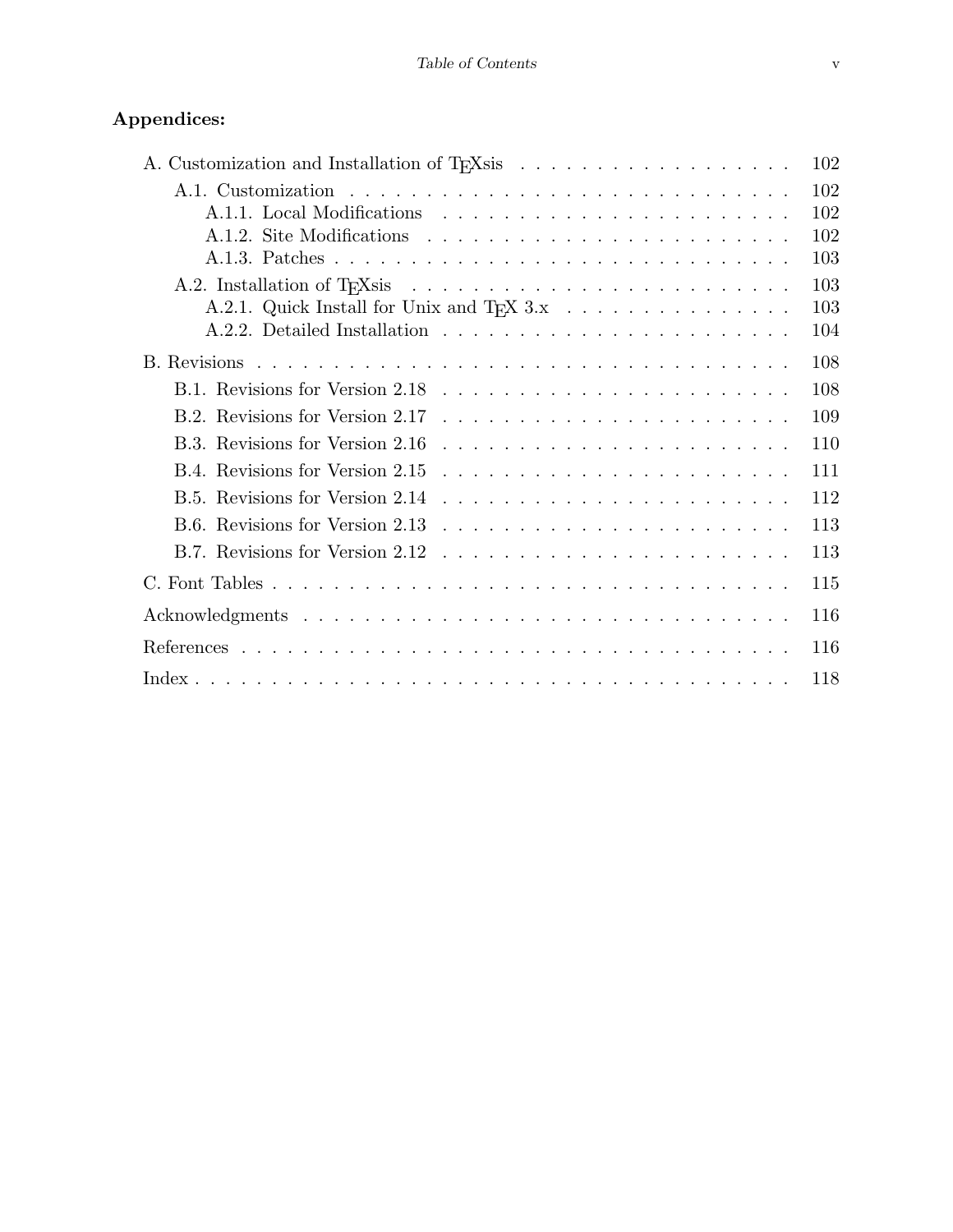**Appendices:**

A. Customization and Installation of TEXsis . . . . . . . . . . . . . . . . . . 102

A.1. Customization . . . . . . . . . . . . . . . . . . . . . . . . . . . . . 102

A.1.1. Local Modifications . . . . . . . . . . . . . . . . . . . . . . . . 102

A.1.2. Site Modifications . . . . . . . . . . . . . . . . . . . . . . . . 102

A.1.3. Patches . . . . . . . . . . . . . . . . . . . . . . . . . . . . . 103

A.2. Installation of TEXsis . . . . . . . . . . . . . . . . . . . . . . . . 103

A.2.1. Quick Install for Unix and TEX 3.x . . . . . . . . . . . . . . . 103

A.2.2. Detailed Installation . . . . . . . . . . . . . . . . . . . . . . . 104

B. Revisions . . . . . . . . . . . . . . . . . . . . . . . . . . . . . . . . . . 108

B.1. Revisions for Version 2.18 . . . . . . . . . . . . . . . . . . . . . . . 108

B.2. Revisions for Version 2.17 . . . . . . . . . . . . . . . . . . . . . . . 109

B.3. Revisions for Version 2.16 . . . . . . . . . . . . . . . . . . . . . . . 110

B.4. Revisions for Version 2.15 . . . . . . . . . . . . . . . . . . . . . . . 111

B.5. Revisions for Version 2.14 . . . . . . . . . . . . . . . . . . . . . . . 112

B.6. Revisions for Version 2.13 . . . . . . . . . . . . . . . . . . . . . . . 113

B.7. Revisions for Version 2.12 . . . . . . . . . . . . . . . . . . . . . . . 113

C. Font Tables . . . . . . . . . . . . . . . . . . . . . . . . . . . . . . . . 115

Acknowledgments . . . . . . . . . . . . . . . . . . . . . . . . . . . . . . 116

References . . . . . . . . . . . . . . . . . . . . . . . . . . . . . . . . . 116

Index . . . . . . . . . . . . . . . . . . . . . . . . . . . . . . . . . . . . 118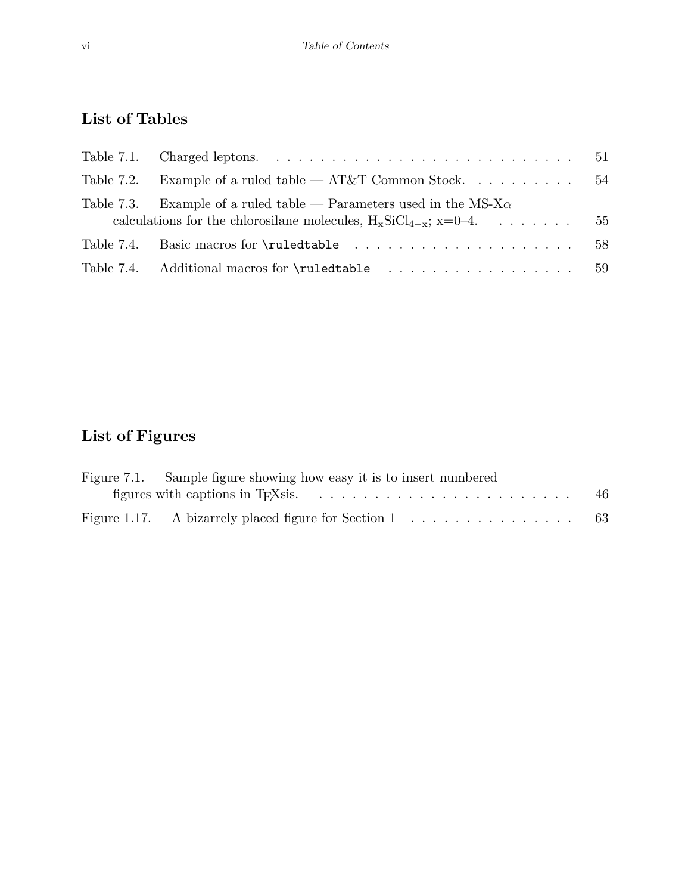## List of Tables

Table 7.1. Charged leptons. . . . . . . . . . . . . . . . . . . . . . . . . . . . . 51

Table 7.2. Example of a ruled table — AT&T Common Stock. . . . . . . . . . . 54

Table 7.3. Example of a ruled table — Parameters used in the MS-X$\alpha$ calculations for the chlorosilane molecules, $H_xSiCl_{4-x}$; x=0–4. . . . . . . . 55

Table 7.4. Basic macros for `\ruledtable` . . . . . . . . . . . . . . . . . . . . . 58

Table 7.4. Additional macros for `\ruledtable` . . . . . . . . . . . . . . . . . . 59

## List of Figures

Figure 7.1. Sample figure showing how easy it is to insert numbered figures with captions in TEXsis. . . . . . . . . . . . . . . . . . . . . . . . 46

Figure 1.17. A bizarrely placed figure for Section 1 . . . . . . . . . . . . . . . 63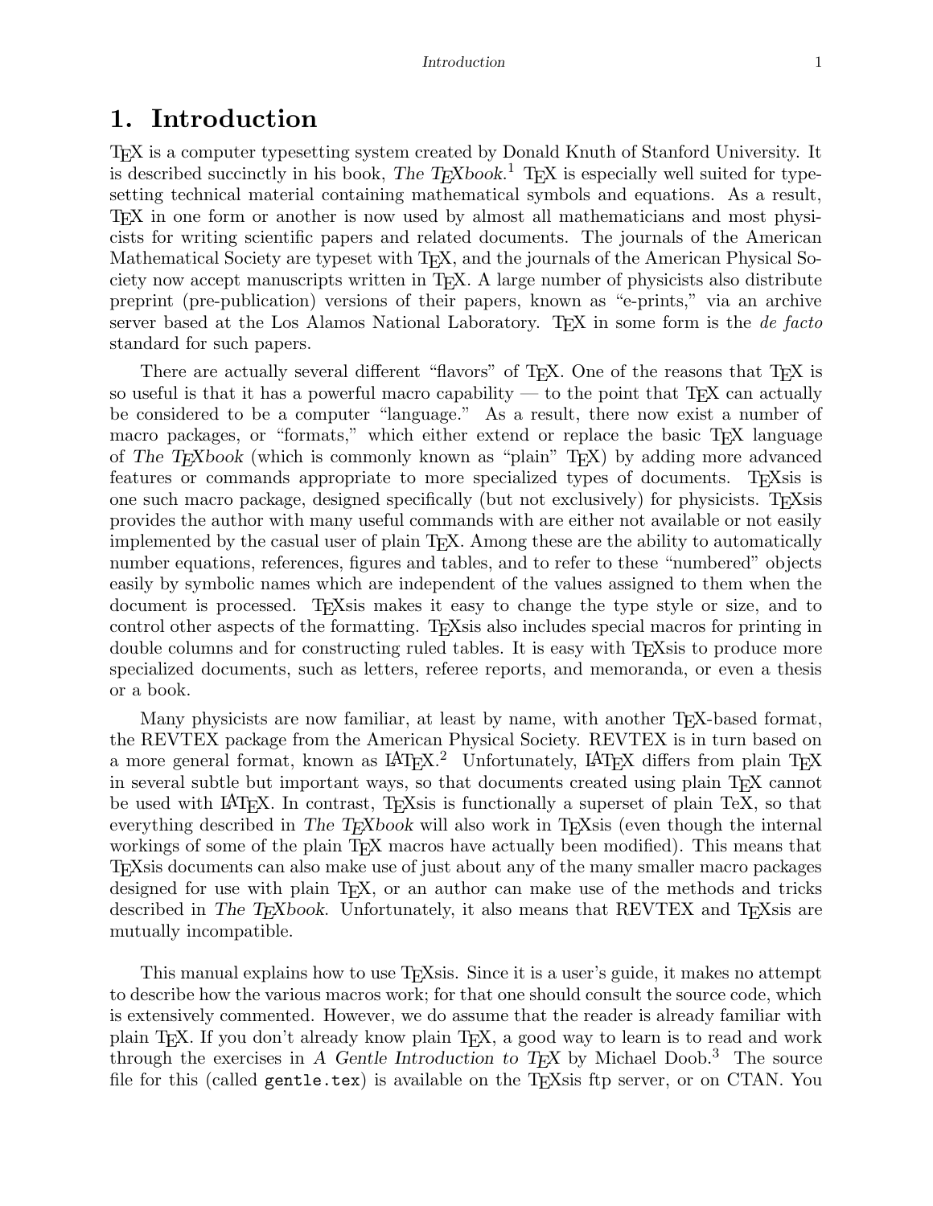# 1. Introduction

TEX is a computer typesetting system created by Donald Knuth of Stanford University. It is described succinctly in his book, *The TEXbook*.[1] TEX is especially well suited for typesetting technical material containing mathematical symbols and equations. As a result, TEX in one form or another is now used by almost all mathematicians and most physicists for writing scientific papers and related documents. The journals of the American Mathematical Society are typeset with TEX, and the journals of the American Physical Society now accept manuscripts written in TEX. A large number of physicists also distribute preprint (pre-publication) versions of their papers, known as "e-prints," via an archive server based at the Los Alamos National Laboratory. TEX in some form is the *de facto* standard for such papers.

There are actually several different "flavors" of TEX. One of the reasons that TEX is so useful is that it has a powerful macro capability — to the point that TEX can actually be considered to be a computer "language." As a result, there now exist a number of macro packages, or "formats," which either extend or replace the basic TEX language of *The TEXbook* (which is commonly known as "plain" TEX) by adding more advanced features or commands appropriate to more specialized types of documents. TEXsis is one such macro package, designed specifically (but not exclusively) for physicists. TEXsis provides the author with many useful commands with are either not available or not easily implemented by the casual user of plain TEX. Among these are the ability to automatically number equations, references, figures and tables, and to refer to these "numbered" objects easily by symbolic names which are independent of the values assigned to them when the document is processed. TEXsis makes it easy to change the type style or size, and to control other aspects of the formatting. TEXsis also includes special macros for printing in double columns and for constructing ruled tables. It is easy with TEXsis to produce more specialized documents, such as letters, referee reports, and memoranda, or even a thesis or a book.

Many physicists are now familiar, at least by name, with another TEX-based format, the REVTEX package from the American Physical Society. REVTEX is in turn based on a more general format, known as LATEX.[2] Unfortunately, LATEX differs from plain TEX in several subtle but important ways, so that documents created using plain TEX cannot be used with LATEX. In contrast, TEXsis is functionally a superset of plain TeX, so that everything described in *The TEXbook* will also work in TEXsis (even though the internal workings of some of the plain TEX macros have actually been modified). This means that TEXsis documents can also make use of just about any of the many smaller macro packages designed for use with plain TEX, or an author can make use of the methods and tricks described in *The TEXbook*. Unfortunately, it also means that REVTEX and TEXsis are mutually incompatible.

This manual explains how to use TEXsis. Since it is a user's guide, it makes no attempt to describe how the various macros work; for that one should consult the source code, which is extensively commented. However, we do assume that the reader is already familiar with plain TEX. If you don't already know plain TEX, a good way to learn is to read and work through the exercises in *A Gentle Introduction to TEX* by Michael Doob.[3] The source file for this (called `gentle.tex`) is available on the TEXsis ftp server, or on CTAN. You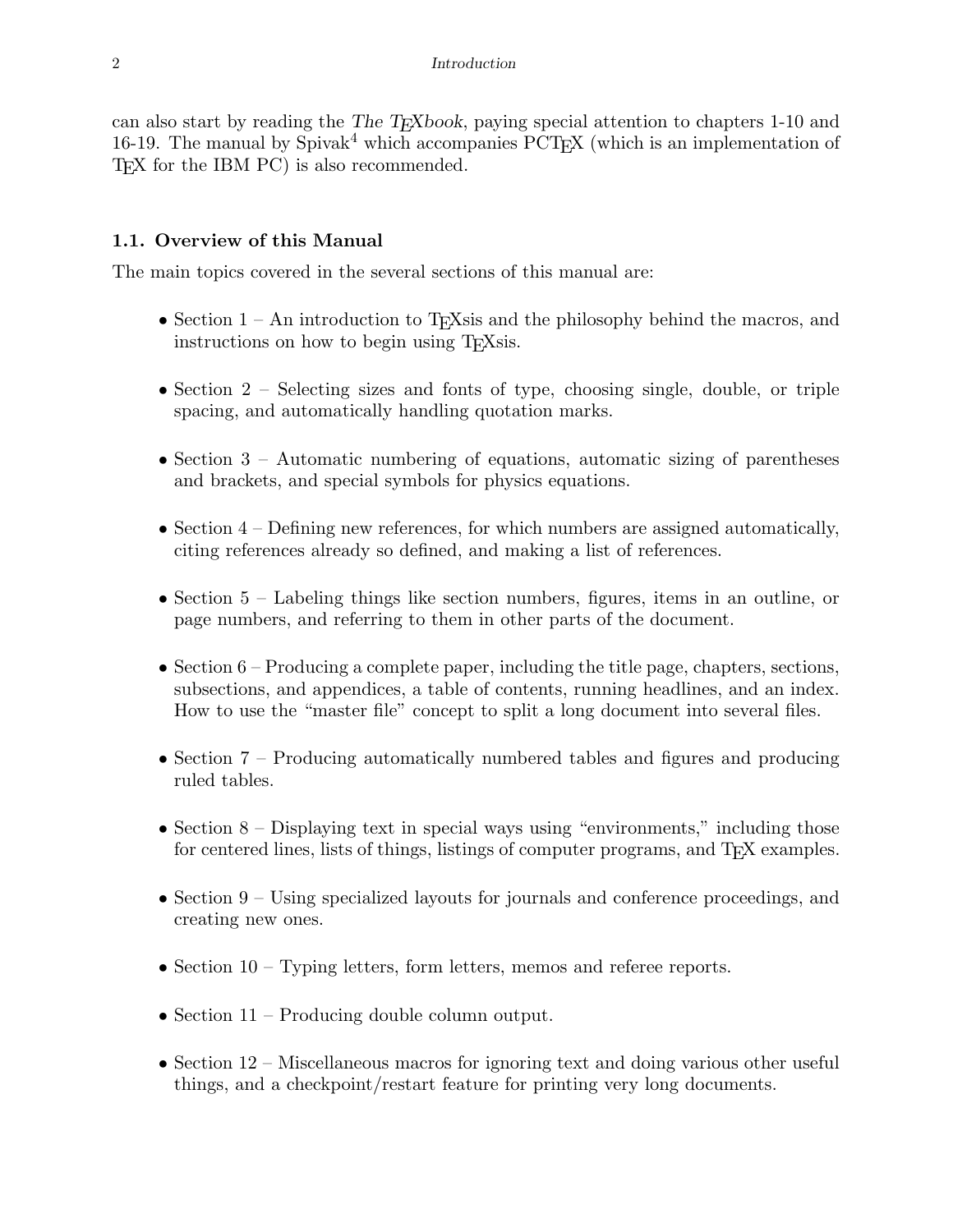can also start by reading the *The TEXbook*, paying special attention to chapters 1-10 and 16-19. The manual by Spivak[4] which accompanies PCTEX (which is an implementation of TEX for the IBM PC) is also recommended.

### 1.1. Overview of this Manual

The main topics covered in the several sections of this manual are:

- Section 1 – An introduction to TEXsis and the philosophy behind the macros, and instructions on how to begin using TEXsis.

- Section 2 – Selecting sizes and fonts of type, choosing single, double, or triple spacing, and automatically handling quotation marks.

- Section 3 – Automatic numbering of equations, automatic sizing of parentheses and brackets, and special symbols for physics equations.

- Section 4 – Defining new references, for which numbers are assigned automatically, citing references already so defined, and making a list of references.

- Section 5 – Labeling things like section numbers, figures, items in an outline, or page numbers, and referring to them in other parts of the document.

- Section 6 – Producing a complete paper, including the title page, chapters, sections, subsections, and appendices, a table of contents, running headlines, and an index. How to use the "master file" concept to split a long document into several files.

- Section 7 – Producing automatically numbered tables and figures and producing ruled tables.

- Section 8 – Displaying text in special ways using "environments," including those for centered lines, lists of things, listings of computer programs, and TEX examples.

- Section 9 – Using specialized layouts for journals and conference proceedings, and creating new ones.

- Section 10 – Typing letters, form letters, memos and referee reports.

- Section 11 – Producing double column output.

- Section 12 – Miscellaneous macros for ignoring text and doing various other useful things, and a checkpoint/restart feature for printing very long documents.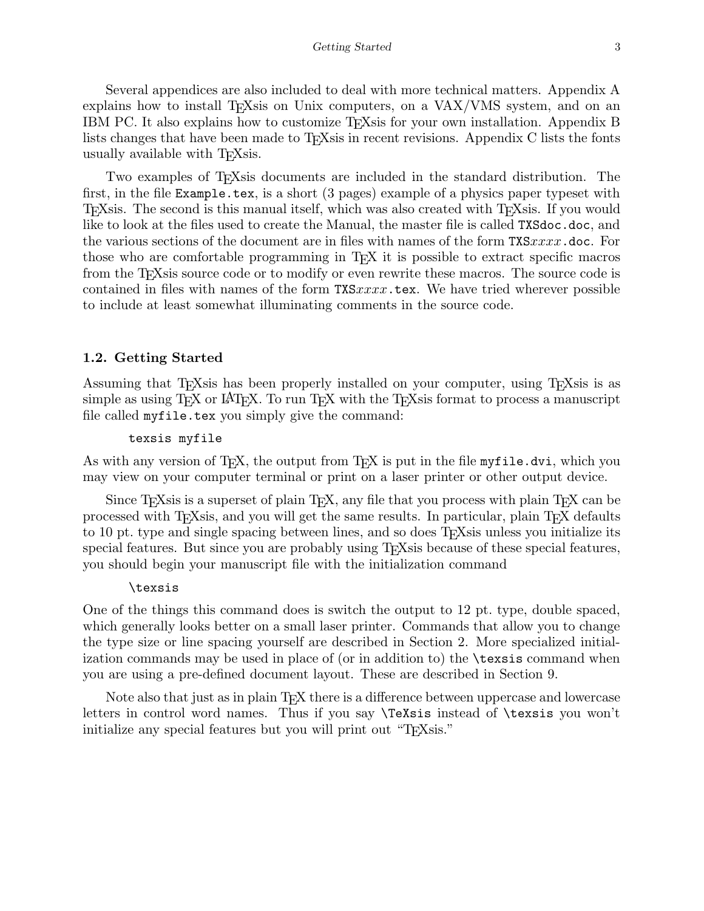Several appendices are also included to deal with more technical matters. Appendix A explains how to install TEXsis on Unix computers, on a VAX/VMS system, and on an IBM PC. It also explains how to customize TEXsis for your own installation. Appendix B lists changes that have been made to TEXsis in recent revisions. Appendix C lists the fonts usually available with TEXsis.

Two examples of TEXsis documents are included in the standard distribution. The first, in the file `Example.tex`, is a short (3 pages) example of a physics paper typeset with TEXsis. The second is this manual itself, which was also created with TEXsis. If you would like to look at the files used to create the Manual, the master file is called `TXSdoc.doc`, and the various sections of the document are in files with names of the form `TXS`*xxxx*`.doc`. For those who are comfortable programming in TEX it is possible to extract specific macros from the TEXsis source code or to modify or even rewrite these macros. The source code is contained in files with names of the form `TXS`*xxxx*`.tex`. We have tried wherever possible to include at least somewhat illuminating comments in the source code.

### 1.2. Getting Started

Assuming that TEXsis has been properly installed on your computer, using TEXsis is as simple as using TEX or LATEX. To run TEX with the TEXsis format to process a manuscript file called `myfile.tex` you simply give the command:

```
texsis myfile
```

As with any version of TEX, the output from TEX is put in the file `myfile.dvi`, which you may view on your computer terminal or print on a laser printer or other output device.

Since TEXsis is a superset of plain TEX, any file that you process with plain TEX can be processed with TEXsis, and you will get the same results. In particular, plain TEX defaults to 10 pt. type and single spacing between lines, and so does TEXsis unless you initialize its special features. But since you are probably using TEXsis because of these special features, you should begin your manuscript file with the initialization command

```
\texsis
```

One of the things this command does is switch the output to 12 pt. type, double spaced, which generally looks better on a small laser printer. Commands that allow you to change the type size or line spacing yourself are described in Section 2. More specialized initialization commands may be used in place of (or in addition to) the `\texsis` command when you are using a pre-defined document layout. These are described in Section 9.

Note also that just as in plain TEX there is a difference between uppercase and lowercase letters in control word names. Thus if you say `\TeXsis` instead of `\texsis` you won't initialize any special features but you will print out "TEXsis."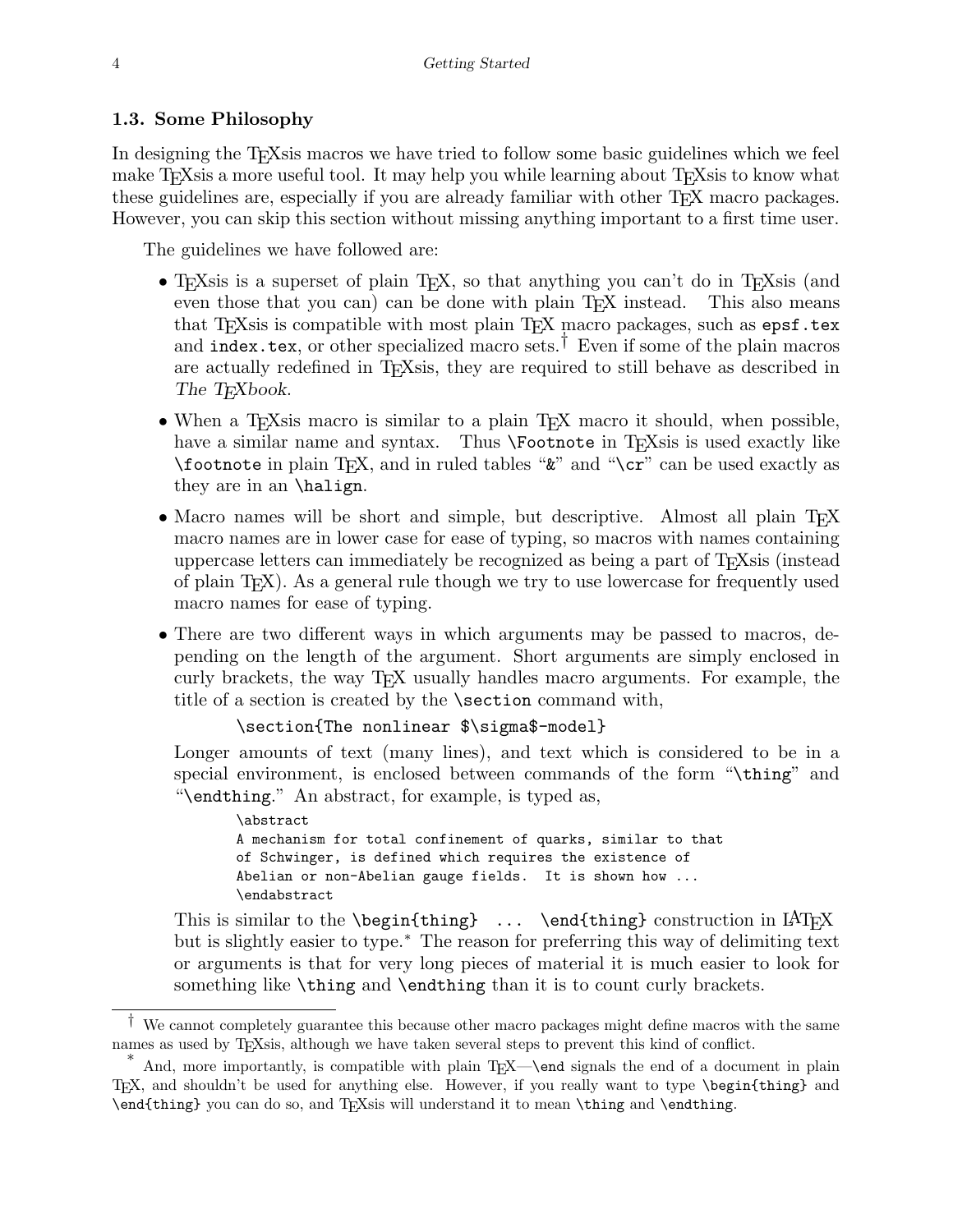### 1.3. Some Philosophy

In designing the TEXsis macros we have tried to follow some basic guidelines which we feel make TEXsis a more useful tool. It may help you while learning about TEXsis to know what these guidelines are, especially if you are already familiar with other TEX macro packages. However, you can skip this section without missing anything important to a first time user.

The guidelines we have followed are:

- TEXsis is a superset of plain TEX, so that anything you can't do in TEXsis (and even those that you can) can be done with plain TEX instead. This also means that TEXsis is compatible with most plain TEX macro packages, such as `epsf.tex` and `index.tex`, or other specialized macro sets.[†] Even if some of the plain macros are actually redefined in TEXsis, they are required to still behave as described in *The TEXbook*.
- When a TEXsis macro is similar to a plain TEX macro it should, when possible, have a similar name and syntax. Thus `\Footnote` in TEXsis is used exactly like `\footnote` in plain TEX, and in ruled tables "`&`" and "`\cr`" can be used exactly as they are in an `\halign`.
- Macro names will be short and simple, but descriptive. Almost all plain TEX macro names are in lower case for ease of typing, so macros with names containing uppercase letters can immediately be recognized as being a part of TEXsis (instead of plain TEX). As a general rule though we try to use lowercase for frequently used macro names for ease of typing.
- There are two different ways in which arguments may be passed to macros, depending on the length of the argument. Short arguments are simply enclosed in curly brackets, the way TEX usually handles macro arguments. For example, the title of a section is created by the `\section` command with,

  ```
  \section{The nonlinear $\sigma$-model}
  ```

  Longer amounts of text (many lines), and text which is considered to be in a special environment, is enclosed between commands of the form "`\thing`" and "`\endthing`." An abstract, for example, is typed as,

  ```
  \abstract
  A mechanism for total confinement of quarks, similar to that
  of Schwinger, is defined which requires the existence of
  Abelian or non-Abelian gauge fields.  It is shown how ...
  \endabstract
  ```

  This is similar to the `\begin{thing} ... \end{thing}` construction in LATEX but is slightly easier to type.[*] The reason for preferring this way of delimiting text or arguments is that for very long pieces of material it is much easier to look for something like `\thing` and `\endthing` than it is to count curly brackets.

---

[†] We cannot completely guarantee this because other macro packages might define macros with the same names as used by TEXsis, although we have taken several steps to prevent this kind of conflict.

[*] And, more importantly, is compatible with plain TEX—`\end` signals the end of a document in plain TEX, and shouldn't be used for anything else. However, if you really want to type `\begin{thing}` and `\end{thing}` you can do so, and TEXsis will understand it to mean `\thing` and `\endthing`.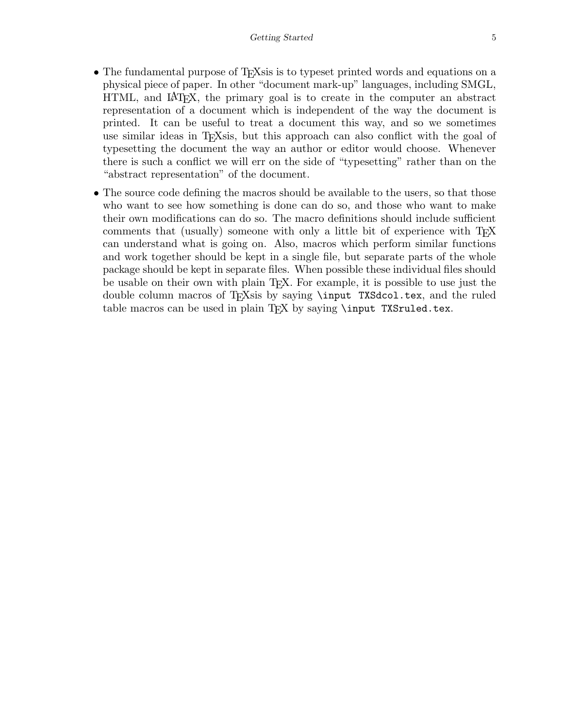- The fundamental purpose of TEXsis is to typeset printed words and equations on a physical piece of paper. In other "document mark-up" languages, including SMGL, HTML, and LATEX, the primary goal is to create in the computer an abstract representation of a document which is independent of the way the document is printed. It can be useful to treat a document this way, and so we sometimes use similar ideas in TEXsis, but this approach can also conflict with the goal of typesetting the document the way an author or editor would choose. Whenever there is such a conflict we will err on the side of "typesetting" rather than on the "abstract representation" of the document.

- The source code defining the macros should be available to the users, so that those who want to see how something is done can do so, and those who want to make their own modifications can do so. The macro definitions should include sufficient comments that (usually) someone with only a little bit of experience with TEX can understand what is going on. Also, macros which perform similar functions and work together should be kept in a single file, but separate parts of the whole package should be kept in separate files. When possible these individual files should be usable on their own with plain TEX. For example, it is possible to use just the double column macros of TEXsis by saying `\input TXSdcol.tex`, and the ruled table macros can be used in plain TEX by saying `\input TXSruled.tex`.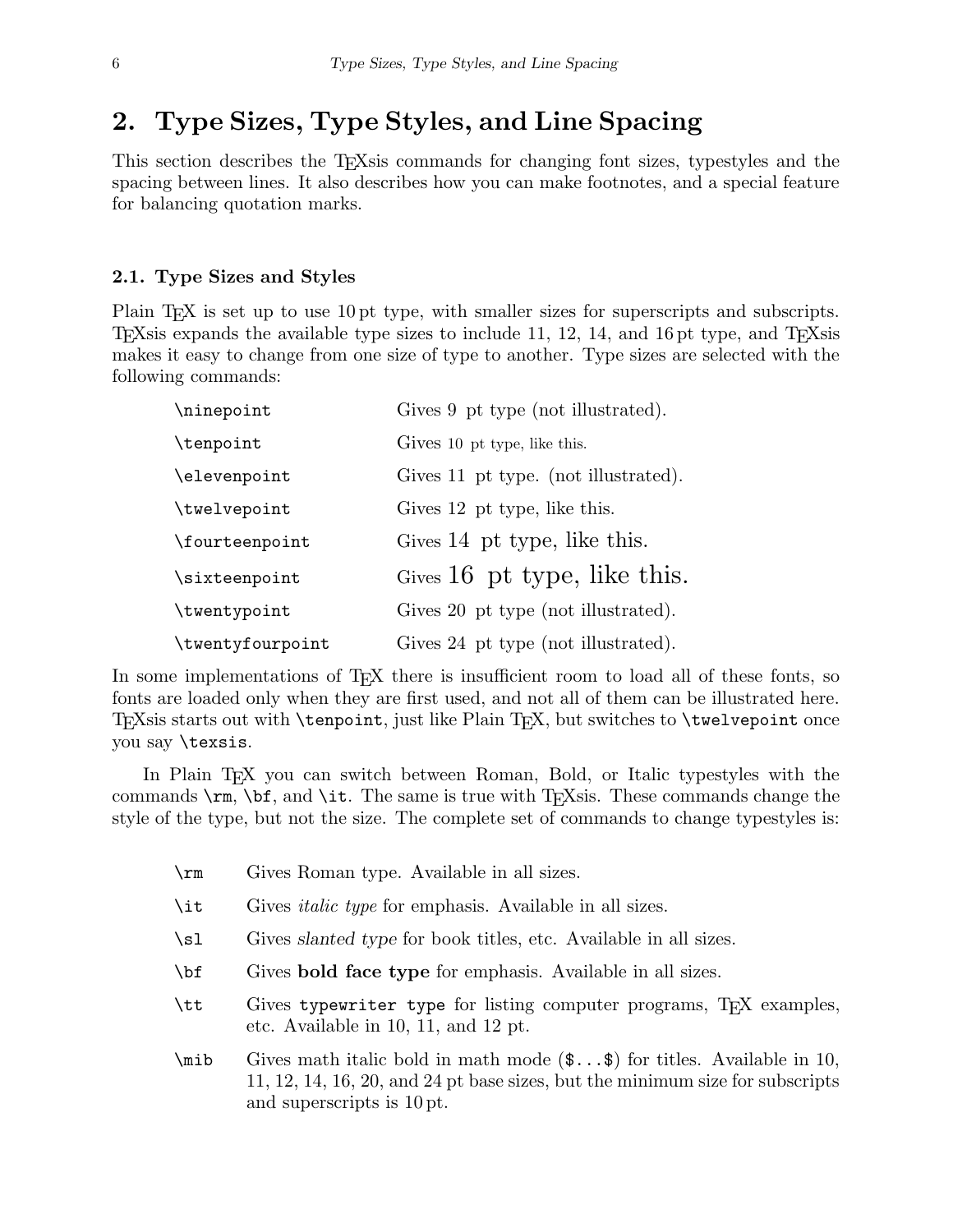# 2. Type Sizes, Type Styles, and Line Spacing

This section describes the TEXsis commands for changing font sizes, typestyles and the spacing between lines. It also describes how you can make footnotes, and a special feature for balancing quotation marks.

### 2.1. Type Sizes and Styles

Plain TEX is set up to use 10 pt type, with smaller sizes for superscripts and subscripts. TEXsis expands the available type sizes to include 11, 12, 14, and 16 pt type, and TEXsis makes it easy to change from one size of type to another. Type sizes are selected with the following commands:

| | |
|---|---|
| `\ninepoint` | Gives 9 pt type (not illustrated). |
| `\tenpoint` | Gives 10 pt type, like this. |
| `\elevenpoint` | Gives 11 pt type. (not illustrated). |
| `\twelvepoint` | Gives 12 pt type, like this. |
| `\fourteenpoint` | Gives 14 pt type, like this. |
| `\sixteenpoint` | Gives 16 pt type, like this. |
| `\twentypoint` | Gives 20 pt type (not illustrated). |
| `\twentyfourpoint` | Gives 24 pt type (not illustrated). |

In some implementations of TEX there is insufficient room to load all of these fonts, so fonts are loaded only when they are first used, and not all of them can be illustrated here. TEXsis starts out with `\tenpoint`, just like Plain TEX, but switches to `\twelvepoint` once you say `\texsis`.

In Plain TEX you can switch between Roman, Bold, or Italic typestyles with the commands `\rm`, `\bf`, and `\it`. The same is true with TEXsis. These commands change the style of the type, but not the size. The complete set of commands to change typestyles is:

| | |
|---|---|
| `\rm` | Gives Roman type. Available in all sizes. |
| `\it` | Gives *italic type* for emphasis. Available in all sizes. |
| `\sl` | Gives *slanted type* for book titles, etc. Available in all sizes. |
| `\bf` | Gives **bold face type** for emphasis. Available in all sizes. |
| `\tt` | Gives `typewriter type` for listing computer programs, TEX examples, etc. Available in 10, 11, and 12 pt. |
| `\mib` | Gives math italic bold in math mode (`$...$`) for titles. Available in 10, 11, 12, 14, 16, 20, and 24 pt base sizes, but the minimum size for subscripts and superscripts is 10 pt. |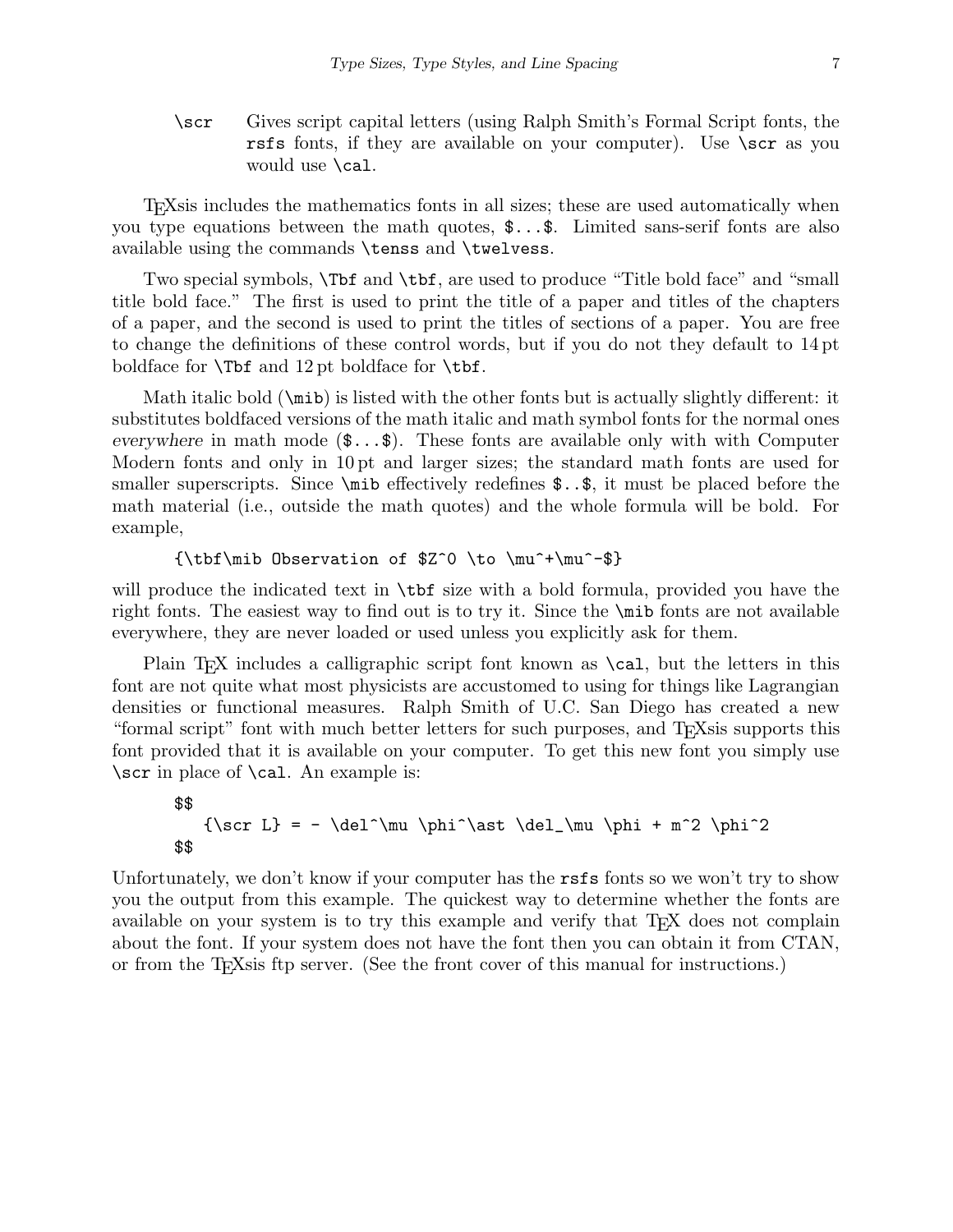`\scr` Gives script capital letters (using Ralph Smith's Formal Script fonts, the `rsfs` fonts, if they are available on your computer). Use `\scr` as you would use `\cal`.

TEXsis includes the mathematics fonts in all sizes; these are used automatically when you type equations between the math quotes, `$...$`. Limited sans-serif fonts are also available using the commands `\tenss` and `\twelvess`.

Two special symbols, `\Tbf` and `\tbf`, are used to produce "Title bold face" and "small title bold face." The first is used to print the title of a paper and titles of the chapters of a paper, and the second is used to print the titles of sections of a paper. You are free to change the definitions of these control words, but if you do not they default to 14 pt boldface for `\Tbf` and 12 pt boldface for `\tbf`.

Math italic bold (`\mib`) is listed with the other fonts but is actually slightly different: it substitutes boldfaced versions of the math italic and math symbol fonts for the normal ones *everywhere* in math mode (`$...$`). These fonts are available only with with Computer Modern fonts and only in 10 pt and larger sizes; the standard math fonts are used for smaller superscripts. Since `\mib` effectively redefines `$..$`, it must be placed before the math material (i.e., outside the math quotes) and the whole formula will be bold. For example,

```
{\tbf\mib Observation of $Z^0 \to \mu^+\mu^-$}
```

will produce the indicated text in `\tbf` size with a bold formula, provided you have the right fonts. The easiest way to find out is to try it. Since the `\mib` fonts are not available everywhere, they are never loaded or used unless you explicitly ask for them.

Plain TEX includes a calligraphic script font known as `\cal`, but the letters in this font are not quite what most physicists are accustomed to using for things like Lagrangian densities or functional measures. Ralph Smith of U.C. San Diego has created a new "formal script" font with much better letters for such purposes, and TEXsis supports this font provided that it is available on your computer. To get this new font you simply use `\scr` in place of `\cal`. An example is:

```
$$
   {\scr L} = - \del^\mu \phi^\ast \del_\mu \phi + m^2 \phi^2
$$
```

Unfortunately, we don't know if your computer has the `rsfs` fonts so we won't try to show you the output from this example. The quickest way to determine whether the fonts are available on your system is to try this example and verify that TEX does not complain about the font. If your system does not have the font then you can obtain it from CTAN, or from the TEXsis ftp server. (See the front cover of this manual for instructions.)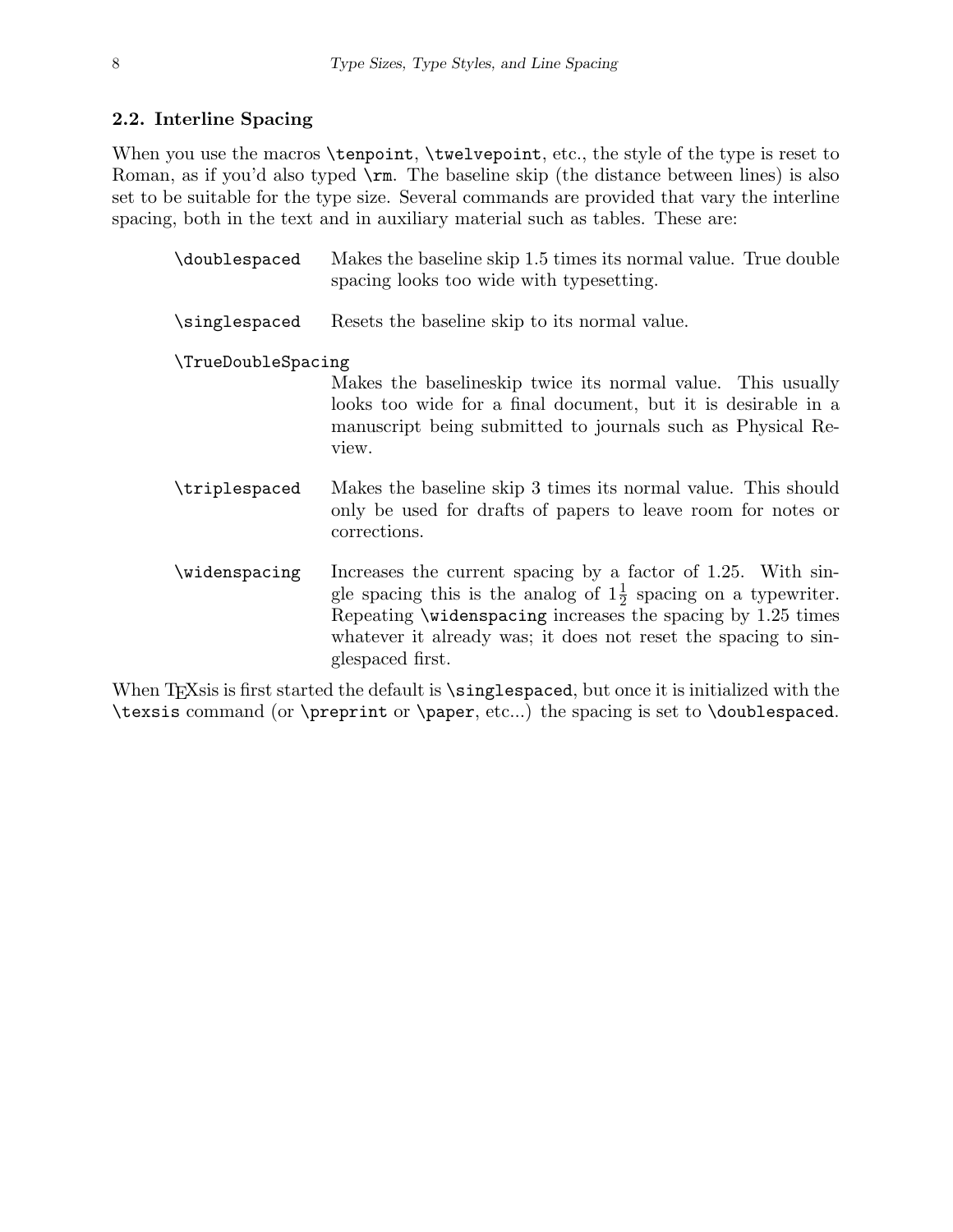## 2.2. Interline Spacing

When you use the macros `\tenpoint`, `\twelvepoint`, etc., the style of the type is reset to Roman, as if you'd also typed `\rm`. The baseline skip (the distance between lines) is also set to be suitable for the type size. Several commands are provided that vary the interline spacing, both in the text and in auxiliary material such as tables. These are:

`\doublespaced` Makes the baseline skip 1.5 times its normal value. True double spacing looks too wide with typesetting.

`\singlespaced` Resets the baseline skip to its normal value.

`\TrueDoubleSpacing`
Makes the baselineskip twice its normal value. This usually looks too wide for a final document, but it is desirable in a manuscript being submitted to journals such as Physical Review.

`\triplespaced` Makes the baseline skip 3 times its normal value. This should only be used for drafts of papers to leave room for notes or corrections.

`\widenspacing` Increases the current spacing by a factor of 1.25. With single spacing this is the analog of $1\frac{1}{2}$ spacing on a typewriter. Repeating `\widenspacing` increases the spacing by 1.25 times whatever it already was; it does not reset the spacing to singlespaced first.

When TEXsis is first started the default is `\singlespaced`, but once it is initialized with the `\texsis` command (or `\preprint` or `\paper`, etc...) the spacing is set to `\doublespaced`.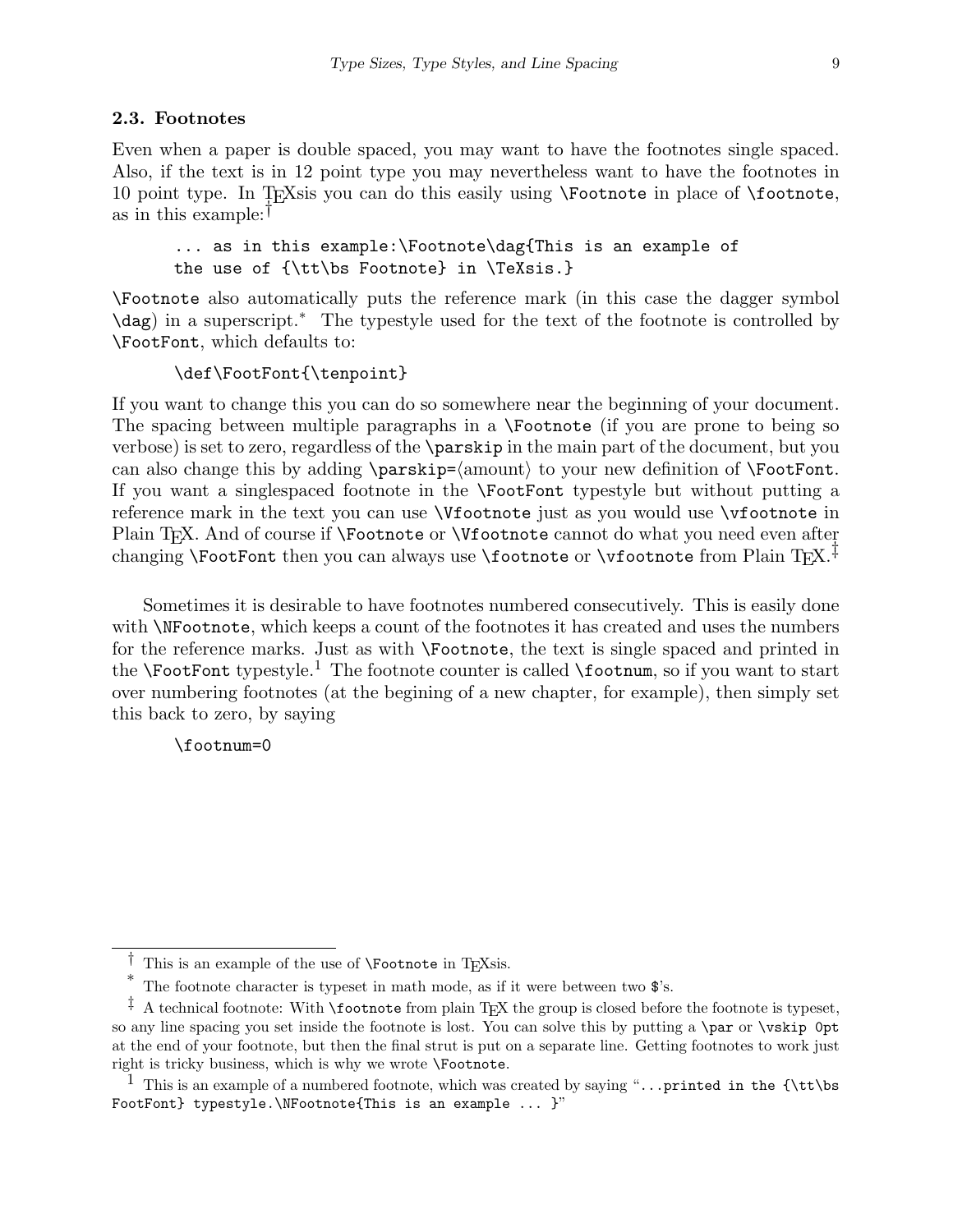### 2.3. Footnotes

Even when a paper is double spaced, you may want to have the footnotes single spaced. Also, if the text is in 12 point type you may nevertheless want to have the footnotes in 10 point type. In TEXsis you can do this easily using `\Footnote` in place of `\footnote`, as in this example:[†]

```
... as in this example:\Footnote\dag{This is an example of
the use of {\tt\bs Footnote} in \TeXsis.}
```

`\Footnote` also automatically puts the reference mark (in this case the dagger symbol `\dag`) in a superscript.[*] The typestyle used for the text of the footnote is controlled by `\FootFont`, which defaults to:

```
\def\FootFont{\tenpoint}
```

If you want to change this you can do so somewhere near the beginning of your document. The spacing between multiple paragraphs in a `\Footnote` (if you are prone to being so verbose) is set to zero, regardless of the `\parskip` in the main part of the document, but you can also change this by adding `\parskip=`⟨amount⟩ to your new definition of `\FootFont`. If you want a singlespaced footnote in the `\FootFont` typestyle but without putting a reference mark in the text you can use `\Vfootnote` just as you would use `\vfootnote` in Plain TEX. And of course if `\Footnote` or `\Vfootnote` cannot do what you need even after changing `\FootFont` then you can always use `\footnote` or `\vfootnote` from Plain TEX.[‡]

Sometimes it is desirable to have footnotes numbered consecutively. This is easily done with `\NFootnote`, which keeps a count of the footnotes it has created and uses the numbers for the reference marks. Just as with `\Footnote`, the text is single spaced and printed in the `\FootFont` typestyle.[1] The footnote counter is called `\footnum`, so if you want to start over numbering footnotes (at the begining of a new chapter, for example), then simply set this back to zero, by saying

```
\footnum=0
```

---

[†] This is an example of the use of `\Footnote` in TEXsis.

[*] The footnote character is typeset in math mode, as if it were between two `$`'s.

[‡] A technical footnote: With `\footnote` from plain TEX the group is closed before the footnote is typeset, so any line spacing you set inside the footnote is lost. You can solve this by putting a `\par` or `\vskip 0pt` at the end of your footnote, but then the final strut is put on a separate line. Getting footnotes to work just right is tricky business, which is why we wrote `\Footnote`.

[1] This is an example of a numbered footnote, which was created by saying "`...printed in the {\tt\bs FootFont} typestyle.\NFootnote{This is an example ... }`"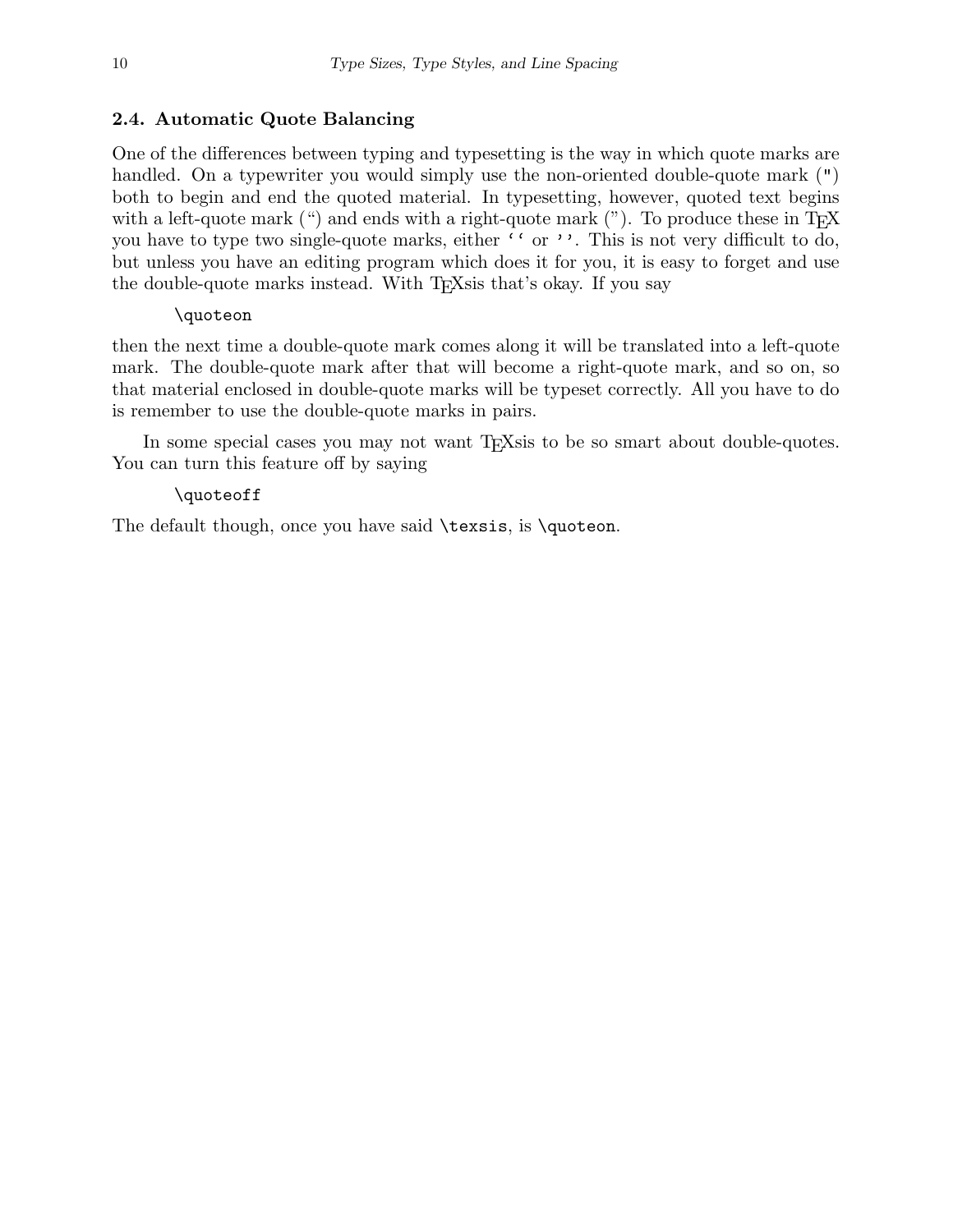### 2.4. Automatic Quote Balancing

One of the differences between typing and typesetting is the way in which quote marks are handled. On a typewriter you would simply use the non-oriented double-quote mark (`"`) both to begin and end the quoted material. In typesetting, however, quoted text begins with a left-quote mark (“) and ends with a right-quote mark (”). To produce these in TEX you have to type two single-quote marks, either ` `` ` or `''`. This is not very difficult to do, but unless you have an editing program which does it for you, it is easy to forget and use the double-quote marks instead. With TEXsis that's okay. If you say

```
\quoteon
```

then the next time a double-quote mark comes along it will be translated into a left-quote mark. The double-quote mark after that will become a right-quote mark, and so on, so that material enclosed in double-quote marks will be typeset correctly. All you have to do is remember to use the double-quote marks in pairs.

In some special cases you may not want TEXsis to be so smart about double-quotes. You can turn this feature off by saying

```
\quoteoff
```

The default though, once you have said `\texsis`, is `\quoteon`.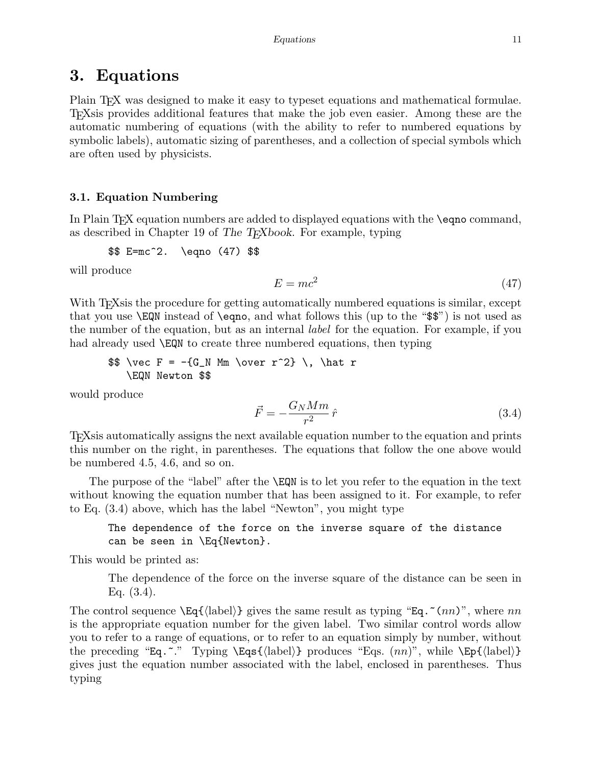# 3. Equations

Plain TEX was designed to make it easy to typeset equations and mathematical formulae. TEXsis provides additional features that make the job even easier. Among these are the automatic numbering of equations (with the ability to refer to numbered equations by symbolic labels), automatic sizing of parentheses, and a collection of special symbols which are often used by physicists.

## 3.1. Equation Numbering

In Plain TEX equation numbers are added to displayed equations with the `\eqno` command, as described in Chapter 19 of *The TEXbook*. For example, typing

```
$$ E=mc^2.  \eqno (47) $$
```

will produce

$$E = mc^2 \tag{47}$$

With TEXsis the procedure for getting automatically numbered equations is similar, except that you use `\EQN` instead of `\eqno`, and what follows this (up to the "`$$`") is not used as the number of the equation, but as an internal *label* for the equation. For example, if you had already used `\EQN` to create three numbered equations, then typing

```
$$ \vec F = -{G_N Mm \over r^2} \, \hat r
   \EQN Newton $$
```

would produce

$$\vec F = -\frac{G_N Mm}{r^2} \, \hat r \tag{3.4}$$

TEXsis automatically assigns the next available equation number to the equation and prints this number on the right, in parentheses. The equations that follow the one above would be numbered 4.5, 4.6, and so on.

The purpose of the "label" after the `\EQN` is to let you refer to the equation in the text without knowing the equation number that has been assigned to it. For example, to refer to Eq. (3.4) above, which has the label "Newton", you might type

```
The dependence of the force on the inverse square of the distance
can be seen in \Eq{Newton}.
```

This would be printed as:

> The dependence of the force on the inverse square of the distance can be seen in Eq. (3.4).

The control sequence `\Eq{`⟨label⟩`}` gives the same result as typing "`Eq.~(`*nn*`)`", where *nn* is the appropriate equation number for the given label. Two similar control words allow you to refer to a range of equations, or to refer to an equation simply by number, without the preceding "`Eq.~`." Typing `\Eqs{`⟨label⟩`}` produces "Eqs. (*nn*)", while `\Ep{`⟨label⟩`}` gives just the equation number associated with the label, enclosed in parentheses. Thus typing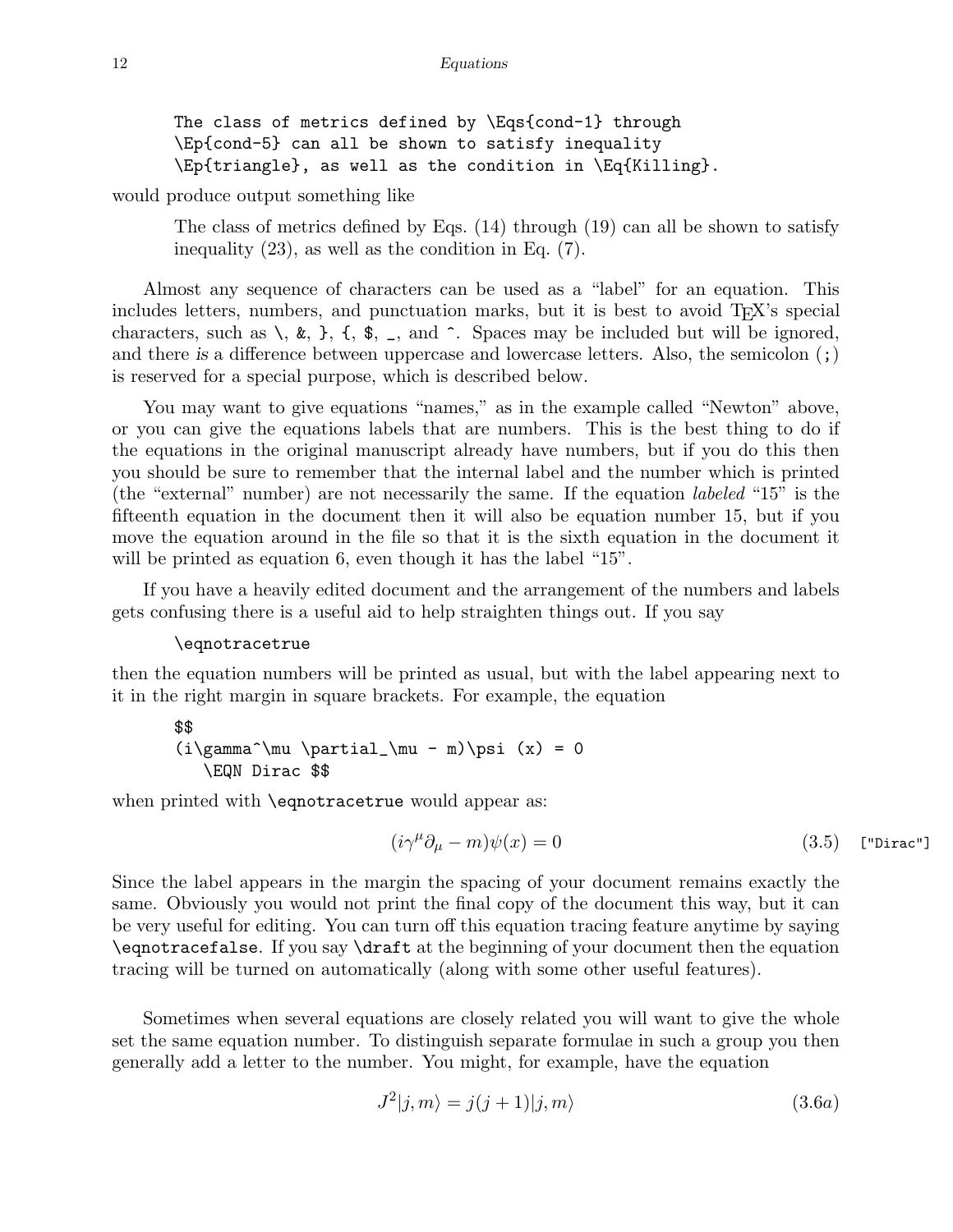```
The class of metrics defined by \Eqs{cond-1} through
\Ep{cond-5} can all be shown to satisfy inequality
\Ep{triangle}, as well as the condition in \Eq{Killing}.
```

would produce output something like

> The class of metrics defined by Eqs. (14) through (19) can all be shown to satisfy inequality (23), as well as the condition in Eq. (7).

Almost any sequence of characters can be used as a "label" for an equation. This includes letters, numbers, and punctuation marks, but it is best to avoid TEX's special characters, such as `\`, `&`, `}`, `{`, `$`, `_`, and `^`. Spaces may be included but will be ignored, and there *is* a difference between uppercase and lowercase letters. Also, the semicolon (`;`) is reserved for a special purpose, which is described below.

You may want to give equations "names," as in the example called "Newton" above, or you can give the equations labels that are numbers. This is the best thing to do if the equations in the original manuscript already have numbers, but if you do this then you should be sure to remember that the internal label and the number which is printed (the "external" number) are not necessarily the same. If the equation *labeled* "15" is the fifteenth equation in the document then it will also be equation number 15, but if you move the equation around in the file so that it is the sixth equation in the document it will be printed as equation 6, even though it has the label "15".

If you have a heavily edited document and the arrangement of the numbers and labels gets confusing there is a useful aid to help straighten things out. If you say

```
\eqnotracetrue
```

then the equation numbers will be printed as usual, but with the label appearing next to it in the right margin in square brackets. For example, the equation

```
$$
(i\gamma^\mu \partial_\mu - m)\psi (x) = 0
   \EQN Dirac $$
```

when printed with `\eqnotracetrue` would appear as:

$$(i\gamma^\mu \partial_\mu - m)\psi(x) = 0 \tag{3.5}$$ ["Dirac"]

Since the label appears in the margin the spacing of your document remains exactly the same. Obviously you would not print the final copy of the document this way, but it can be very useful for editing. You can turn off this equation tracing feature anytime by saying `\eqnotracefalse`. If you say `\draft` at the beginning of your document then the equation tracing will be turned on automatically (along with some other useful features).

Sometimes when several equations are closely related you will want to give the whole set the same equation number. To distinguish separate formulae in such a group you then generally add a letter to the number. You might, for example, have the equation

$$J^2|j,m\rangle = j(j+1)|j,m\rangle \tag{3.6$a$}$$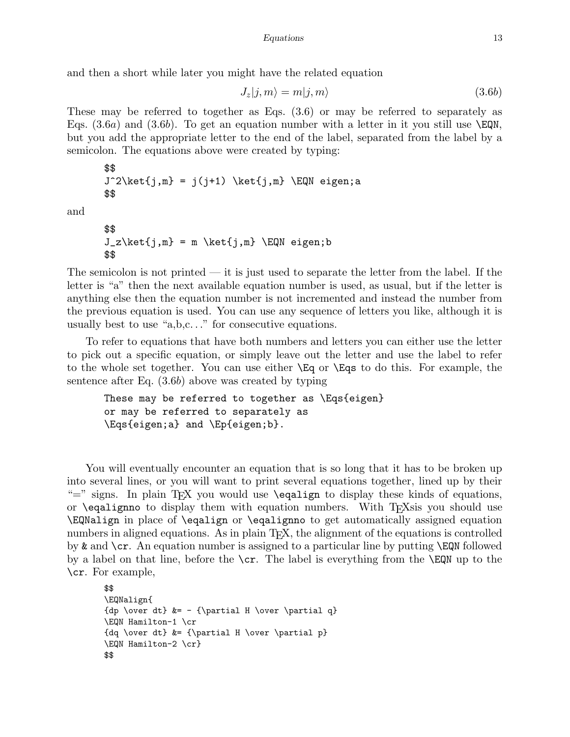and then a short while later you might have the related equation

$$J_z|j,m\rangle = m|j,m\rangle \qquad (3.6b)$$

These may be referred to together as Eqs. (3.6) or may be referred to separately as Eqs. (3.6*a*) and (3.6*b*). To get an equation number with a letter in it you still use `\EQN`, but you add the appropriate letter to the end of the label, separated from the label by a semicolon. The equations above were created by typing:

```
$$
J^2\ket{j,m} = j(j+1) \ket{j,m} \EQN eigen;a
$$
```

and

```
$$
J_z\ket{j,m} = m \ket{j,m} \EQN eigen;b
$$
```

The semicolon is not printed — it is just used to separate the letter from the label. If the letter is "a" then the next available equation number is used, as usual, but if the letter is anything else then the equation number is not incremented and instead the number from the previous equation is used. You can use any sequence of letters you like, although it is usually best to use "a,b,c…" for consecutive equations.

To refer to equations that have both numbers and letters you can either use the letter to pick out a specific equation, or simply leave out the letter and use the label to refer to the whole set together. You can use either `\Eq` or `\Eqs` to do this. For example, the sentence after Eq. (3.6*b*) above was created by typing

```
These may be referred to together as \Eqs{eigen}
or may be referred to separately as
\Eqs{eigen;a} and \Ep{eigen;b}.
```

You will eventually encounter an equation that is so long that it has to be broken up into several lines, or you will want to print several equations together, lined up by their "=" signs. In plain TeX you would use `\eqalign` to display these kinds of equations, or `\eqalignno` to display them with equation numbers. With TeXsis you should use `\EQNalign` in place of `\eqalign` or `\eqalignno` to get automatically assigned equation numbers in aligned equations. As in plain TeX, the alignment of the equations is controlled by `&` and `\cr`. An equation number is assigned to a particular line by putting `\EQN` followed by a label on that line, before the `\cr`. The label is everything from the `\EQN` up to the `\cr`. For example,

```
$$
\EQNalign{
{dp \over dt} &= - {\partial H \over \partial q}
\EQN Hamilton-1 \cr
{dq \over dt} &= {\partial H \over \partial p}
\EQN Hamilton-2 \cr}
$$
```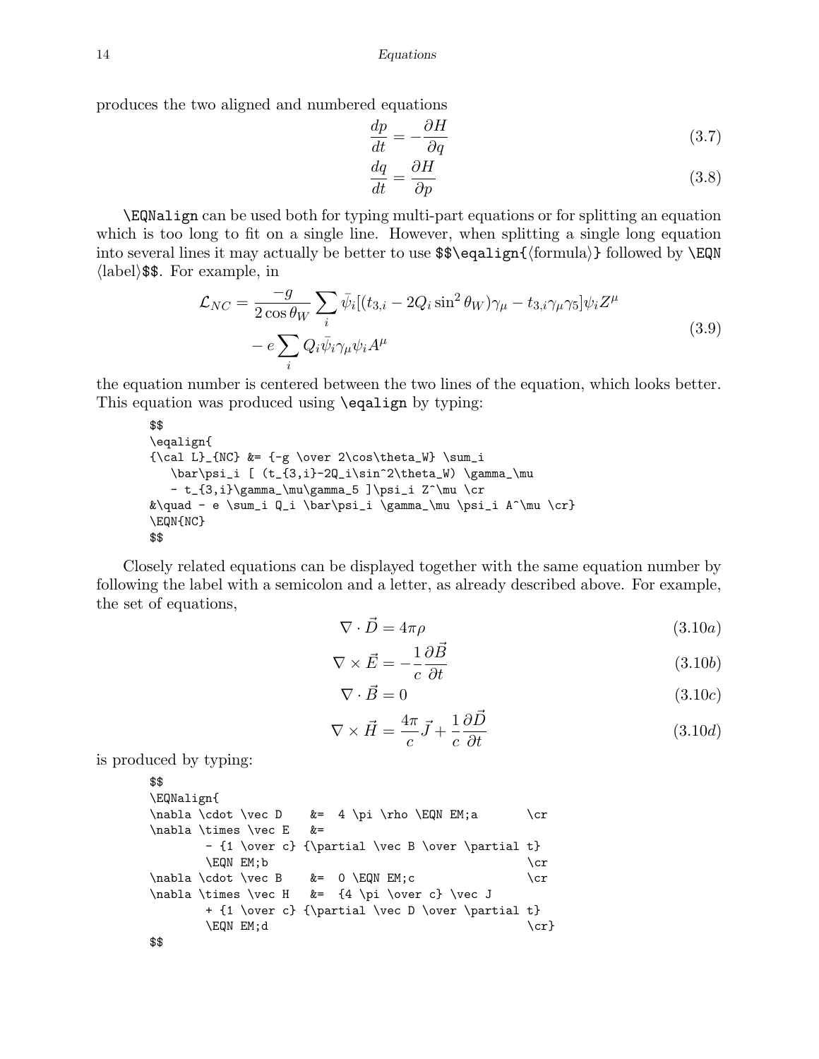produces the two aligned and numbered equations

$$
\begin{aligned}
\frac{dp}{dt} &= -\frac{\partial H}{\partial q} && (3.7) \\
\frac{dq}{dt} &= \frac{\partial H}{\partial p} && (3.8)
\end{aligned}
$$

`\EQNalign` can be used both for typing multi-part equations or for splitting an equation which is too long to fit on a single line. However, when splitting a single long equation into several lines it may actually be better to use `$$\eqalign{`⟨formula⟩`}` followed by `\EQN` ⟨label⟩`$$`. For example, in

$$
\begin{aligned}
\mathcal{L}_{NC} &= \frac{-g}{2\cos\theta_W} \sum_i \bar\psi_i [ (t_{3,i}-2Q_i\sin^2\theta_W) \gamma_\mu - t_{3,i}\gamma_\mu\gamma_5 ]\psi_i Z^\mu \\
&\quad - e \sum_i Q_i \bar\psi_i \gamma_\mu \psi_i A^\mu
\end{aligned} \qquad (3.9)
$$

the equation number is centered between the two lines of the equation, which looks better. This equation was produced using `\eqalign` by typing:

```
$$
\eqalign{
{\cal L}_{NC} &= {-g \over 2\cos\theta_W} \sum_i
   \bar\psi_i [ (t_{3,i}-2Q_i\sin^2\theta_W) \gamma_\mu
   - t_{3,i}\gamma_\mu\gamma_5 ]\psi_i Z^\mu \cr
&\quad - e \sum_i Q_i \bar\psi_i \gamma_\mu \psi_i A^\mu \cr}
\EQN{NC}
$$
```

Closely related equations can be displayed together with the same equation number by following the label with a semicolon and a letter, as already described above. For example, the set of equations,

$$
\begin{aligned}
\nabla \cdot \vec D &= 4 \pi \rho && (3.10a) \\
\nabla \times \vec E &= - \frac{1}{c} \frac{\partial \vec B}{\partial t} && (3.10b) \\
\nabla \cdot \vec B &= 0 && (3.10c) \\
\nabla \times \vec H &= \frac{4 \pi}{c} \vec J + \frac{1}{c} \frac{\partial \vec D}{\partial t} && (3.10d)
\end{aligned}
$$

is produced by typing:

```
$$
\EQNalign{
\nabla \cdot \vec D    &=  4 \pi \rho \EQN EM;a       \cr
\nabla \times \vec E   &=
        - {1 \over c} {\partial \vec B \over \partial t}
        \EQN EM;b                                     \cr
\nabla \cdot \vec B    &=  0 \EQN EM;c                \cr
\nabla \times \vec H   &=  {4 \pi \over c} \vec J
        + {1 \over c} {\partial \vec D \over \partial t}
        \EQN EM;d                                     \cr}
$$
```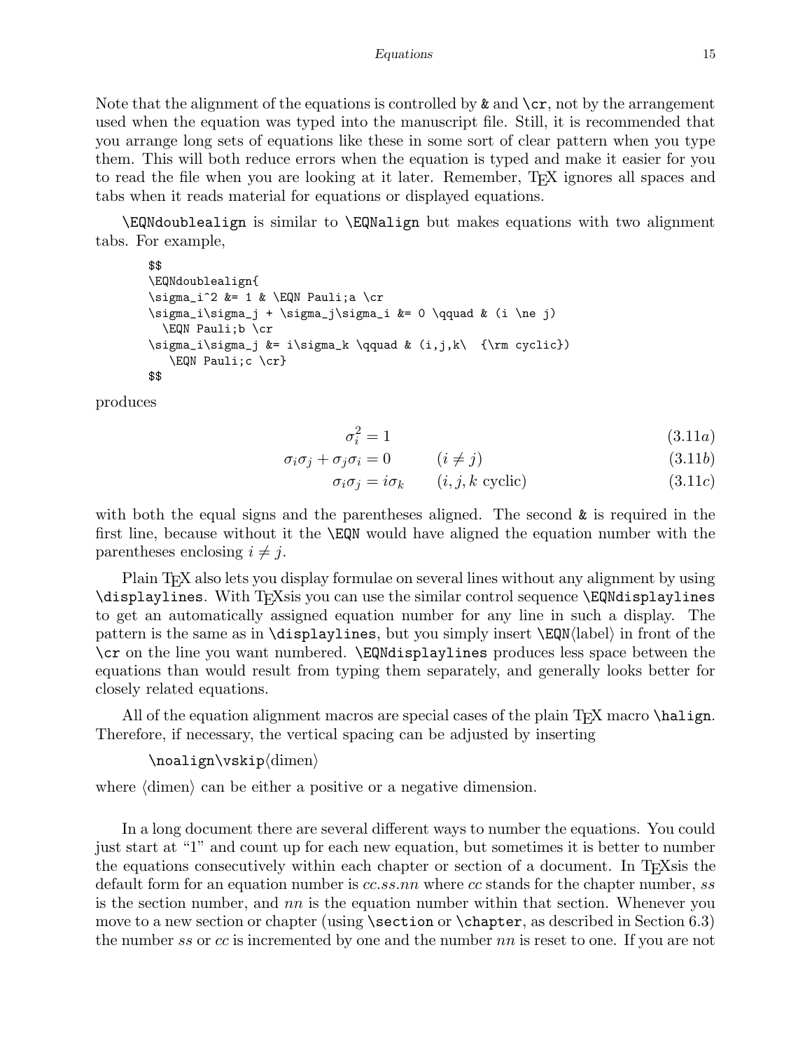Note that the alignment of the equations is controlled by `&` and `\cr`, not by the arrangement used when the equation was typed into the manuscript file. Still, it is recommended that you arrange long sets of equations like these in some sort of clear pattern when you type them. This will both reduce errors when the equation is typed and make it easier for you to read the file when you are looking at it later. Remember, TEX ignores all spaces and tabs when it reads material for equations or displayed equations.

`\EQNdoublealign` is similar to `\EQNalign` but makes equations with two alignment tabs. For example,

```
$$
\EQNdoublealign{
\sigma_i^2 &= 1 & \EQN Pauli;a \cr
\sigma_i\sigma_j + \sigma_j\sigma_i &= 0 \qquad & (i \ne j)
  \EQN Pauli;b \cr
\sigma_i\sigma_j &= i\sigma_k \qquad & (i,j,k\  {\rm cyclic})
   \EQN Pauli;c \cr}
$$
```

produces

$$\sigma_i^2 = 1 \tag{3.11a}$$

$$\sigma_i\sigma_j + \sigma_j\sigma_i = 0 \qquad (i \ne j) \tag{3.11b}$$

$$\sigma_i\sigma_j = i\sigma_k \qquad (i,j,k \text{ cyclic}) \tag{3.11c}$$

with both the equal signs and the parentheses aligned. The second `&` is required in the first line, because without it the `\EQN` would have aligned the equation number with the parentheses enclosing $i \ne j$.

Plain TEX also lets you display formulae on several lines without any alignment by using `\displaylines`. With TEXsis you can use the similar control sequence `\EQNdisplaylines` to get an automatically assigned equation number for any line in such a display. The pattern is the same as in `\displaylines`, but you simply insert `\EQN`⟨label⟩ in front of the `\cr` on the line you want numbered. `\EQNdisplaylines` produces less space between the equations than would result from typing them separately, and generally looks better for closely related equations.

All of the equation alignment macros are special cases of the plain TEX macro `\halign`. Therefore, if necessary, the vertical spacing can be adjusted by inserting

`\noalign\vskip`⟨dimen⟩

where ⟨dimen⟩ can be either a positive or a negative dimension.

In a long document there are several different ways to number the equations. You could just start at "1" and count up for each new equation, but sometimes it is better to number the equations consecutively within each chapter or section of a document. In TEXsis the default form for an equation number is *cc.ss.nn* where *cc* stands for the chapter number, *ss* is the section number, and *nn* is the equation number within that section. Whenever you move to a new section or chapter (using `\section` or `\chapter`, as described in Section 6.3) the number *ss* or *cc* is incremented by one and the number *nn* is reset to one. If you are not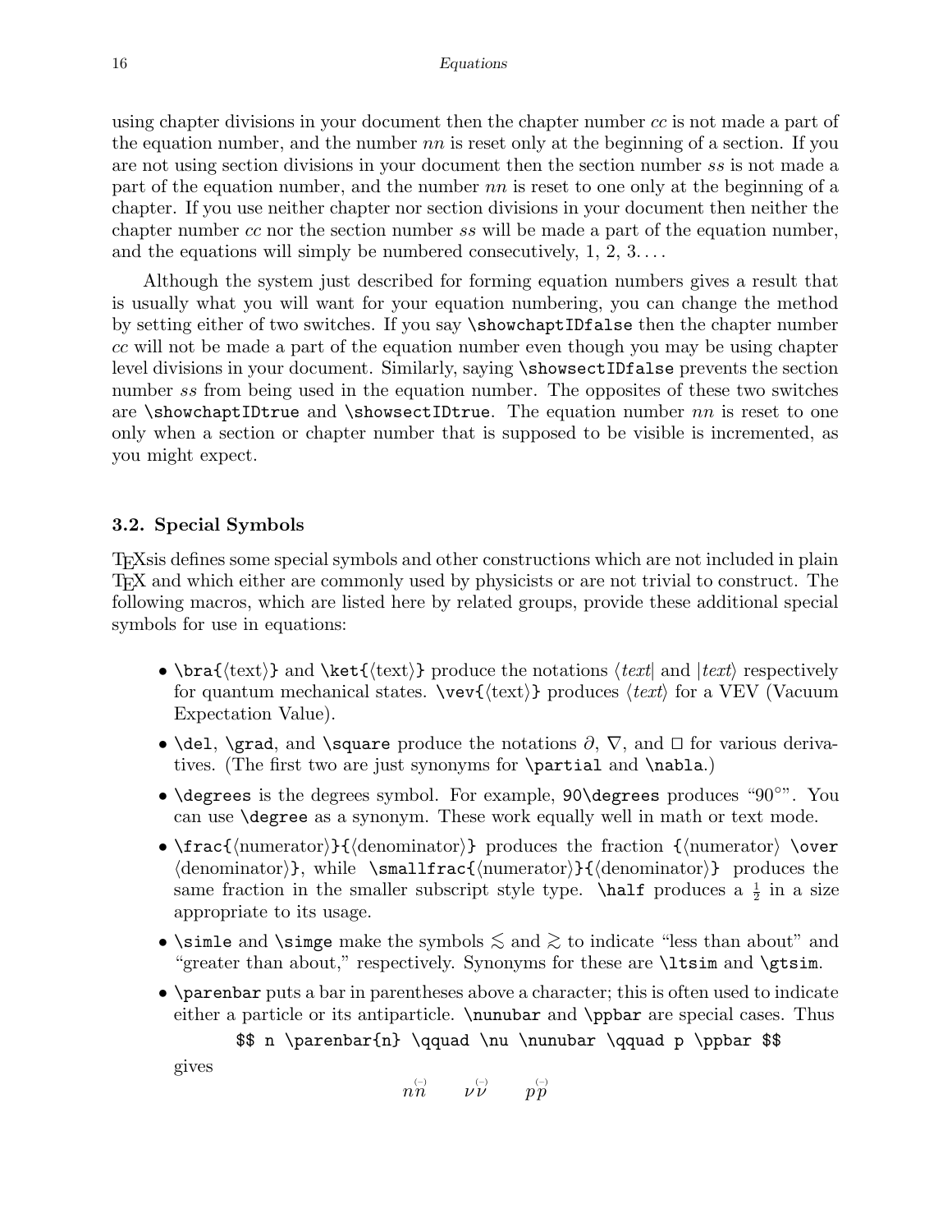using chapter divisions in your document then the chapter number *cc* is not made a part of the equation number, and the number *nn* is reset only at the beginning of a section. If you are not using section divisions in your document then the section number *ss* is not made a part of the equation number, and the number *nn* is reset to one only at the beginning of a chapter. If you use neither chapter nor section divisions in your document then neither the chapter number *cc* nor the section number *ss* will be made a part of the equation number, and the equations will simply be numbered consecutively, 1, 2, 3. . . .

Although the system just described for forming equation numbers gives a result that is usually what you will want for your equation numbering, you can change the method by setting either of two switches. If you say `\showchaptIDfalse` then the chapter number *cc* will not be made a part of the equation number even though you may be using chapter level divisions in your document. Similarly, saying `\showsectIDfalse` prevents the section number *ss* from being used in the equation number. The opposites of these two switches are `\showchaptIDtrue` and `\showsectIDtrue`. The equation number *nn* is reset to one only when a section or chapter number that is supposed to be visible is incremented, as you might expect.

### 3.2. Special Symbols

TEXsis defines some special symbols and other constructions which are not included in plain TEX and which either are commonly used by physicists or are not trivial to construct. The following macros, which are listed here by related groups, provide these additional special symbols for use in equations:

- `\bra{`⟨text⟩`}` and `\ket{`⟨text⟩`}` produce the notations $\langle text|$ and $|text\rangle$ respectively for quantum mechanical states. `\vev{`⟨text⟩`}` produces $\langle text\rangle$ for a VEV (Vacuum Expectation Value).
- `\del`, `\grad`, and `\square` produce the notations $\partial$, $\nabla$, and $\Box$ for various derivatives. (The first two are just synonyms for `\partial` and `\nabla`.)
- `\degrees` is the degrees symbol. For example, `90\degrees` produces "90°". You can use `\degree` as a synonym. These work equally well in math or text mode.
- `\frac{`⟨numerator⟩`}{`⟨denominator⟩`}` produces the fraction `{`⟨numerator⟩ `\over` ⟨denominator⟩`}`, while `\smallfrac{`⟨numerator⟩`}{`⟨denominator⟩`}` produces the same fraction in the smaller subscript style type. `\half` produces a $\scriptstyle\frac{1}{2}$ in a size appropriate to its usage.
- `\simle` and `\simge` make the symbols $\lesssim$ and $\gtrsim$ to indicate "less than about" and "greater than about," respectively. Synonyms for these are `\ltsim` and `\gtsim`.
- `\parenbar` puts a bar in parentheses above a character; this is often used to indicate either a particle or its antiparticle. `\nunubar` and `\ppbar` are special cases. Thus

  ```
  $$ n \parenbar{n} \qquad \nu \nunubar \qquad p \ppbar $$
  ```

  gives

  $$n\overset{(-)}{n} \qquad \nu\overset{(-)}{\nu} \qquad p\overset{(-)}{p}$$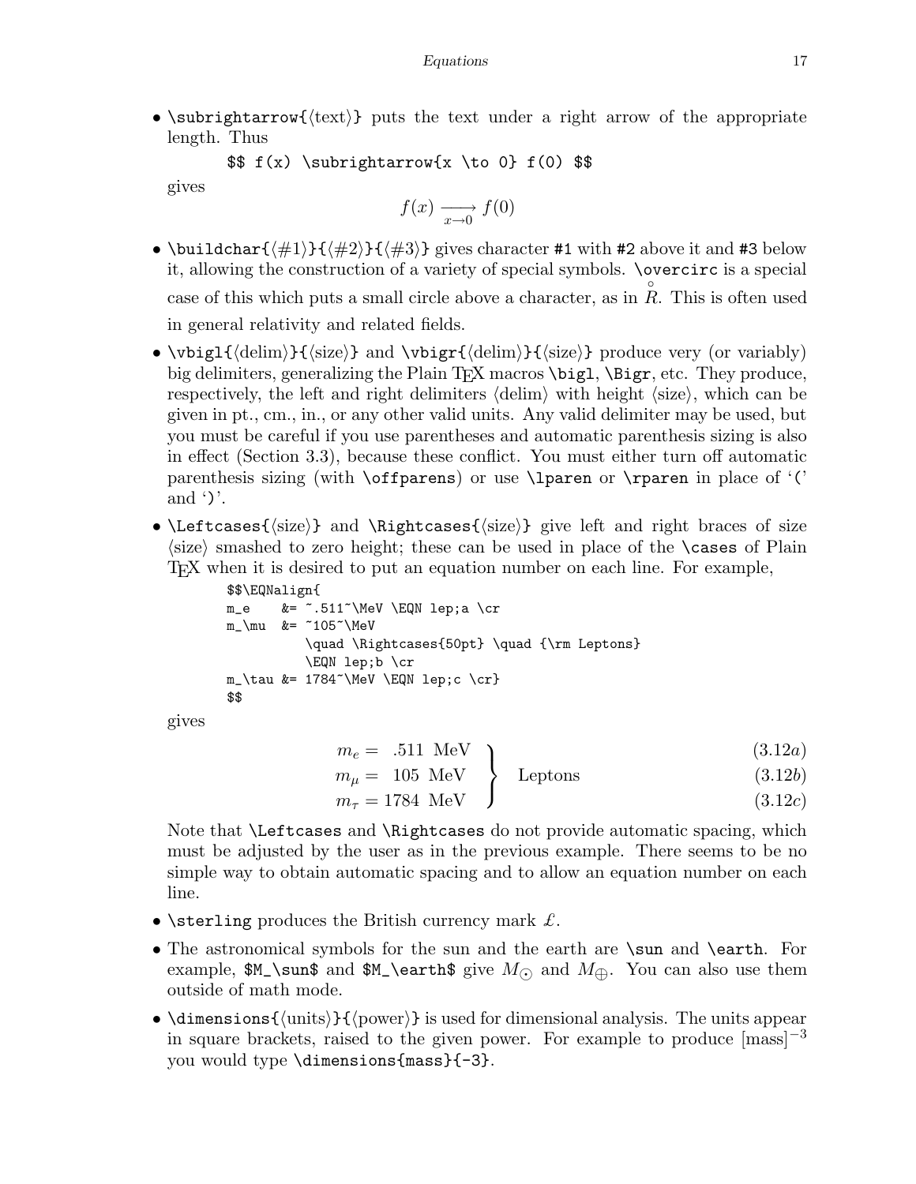- `\subrightarrow{⟨text⟩}` puts the text under a right arrow of the appropriate length. Thus

  ```
  $$ f(x) \subrightarrow{x \to 0} f(0) $$
  ```

  gives

  $$f(x) \underset{x \to 0}{\longrightarrow} f(0)$$

- `\buildchar{⟨#1⟩}{⟨#2⟩}{⟨#3⟩}` gives character `#1` with `#2` above it and `#3` below it, allowing the construction of a variety of special symbols. `\overcirc` is a special case of this which puts a small circle above a character, as in $\overset{\circ}{R}$. This is often used in general relativity and related fields.

- `\vbigl{⟨delim⟩}{⟨size⟩}` and `\vbigr{⟨delim⟩}{⟨size⟩}` produce very (or variably) big delimiters, generalizing the Plain TeX macros `\bigl`, `\Bigr`, etc. They produce, respectively, the left and right delimiters ⟨delim⟩ with height ⟨size⟩, which can be given in pt., cm., in., or any other valid units. Any valid delimiter may be used, but you must be careful if you use parentheses and automatic parenthesis sizing is also in effect (Section 3.3), because these conflict. You must either turn off automatic parenthesis sizing (with `\offparens`) or use `\lparen` or `\rparen` in place of '`(`' and '`)`'.

- `\Leftcases{⟨size⟩}` and `\Rightcases{⟨size⟩}` give left and right braces of size ⟨size⟩ smashed to zero height; these can be used in place of the `\cases` of Plain TeX when it is desired to put an equation number on each line. For example,

  ```
  $$\EQNalign{
  m_e    &= ~.511~\MeV \EQN lep;a \cr
  m_\mu  &= ~105~\MeV
            \quad \Rightcases{50pt} \quad {\rm Leptons}
            \EQN lep;b \cr
  m_\tau &= 1784~\MeV \EQN lep;c \cr}
  $$
  ```

  gives

  $$\left.\begin{aligned} m_e &= \ \ .511\ \text{MeV} \\ m_\mu &= \ \ 105\ \text{MeV} \\ m_\tau &= 1784\ \text{MeV} \end{aligned}\right\} \quad \text{Leptons} \qquad \begin{aligned} &(3.12a) \\ &(3.12b) \\ &(3.12c) \end{aligned}$$

  Note that `\Leftcases` and `\Rightcases` do not provide automatic spacing, which must be adjusted by the user as in the previous example. There seems to be no simple way to obtain automatic spacing and to allow an equation number on each line.

- `\sterling` produces the British currency mark £.

- The astronomical symbols for the sun and the earth are `\sun` and `\earth`. For example, `$M_\sun$` and `$M_\earth$` give $M_\odot$ and $M_\oplus$. You can also use them outside of math mode.

- `\dimensions{⟨units⟩}{⟨power⟩}` is used for dimensional analysis. The units appear in square brackets, raised to the given power. For example to produce $[\text{mass}]^{-3}$ you would type `\dimensions{mass}{-3}`.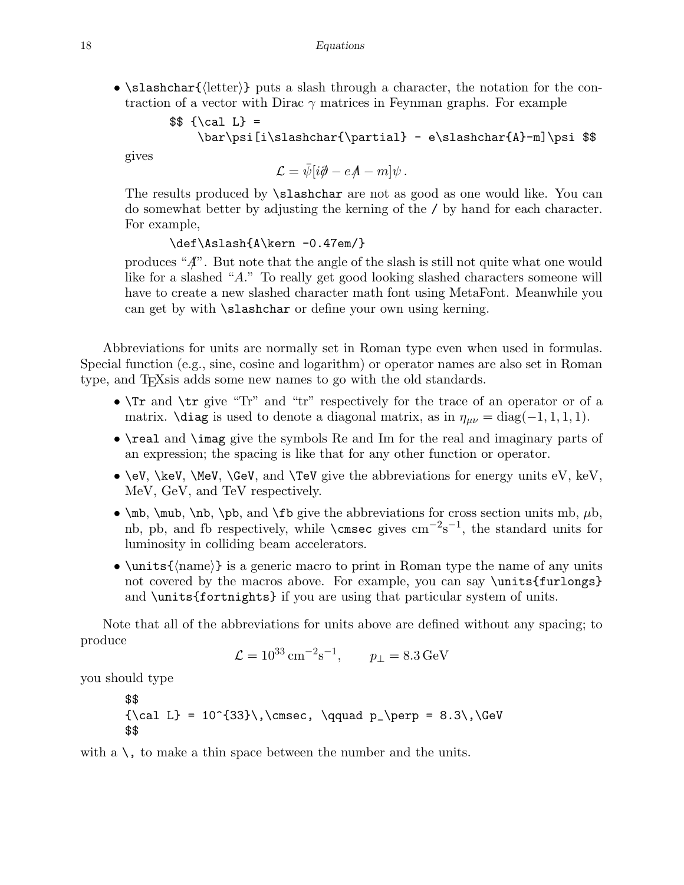- `\slashchar{⟨letter⟩}` puts a slash through a character, the notation for the contraction of a vector with Dirac $\gamma$ matrices in Feynman graphs. For example

  ```
  $$ {\cal L} =
      \bar\psi[i\slashchar{\partial} - e\slashchar{A}-m]\psi $$
  ```

  gives

  $$\mathcal{L} = \bar\psi[i\not\partial - e\not A - m]\psi\,.$$

  The results produced by `\slashchar` are not as good as one would like. You can do somewhat better by adjusting the kerning of the `/` by hand for each character. For example,

  ```
  \def\Aslash{A\kern -0.47em/}
  ```

  produces "$\not A$". But note that the angle of the slash is still not quite what one would like for a slashed "$A$." To really get good looking slashed characters someone will have to create a new slashed character math font using MetaFont. Meanwhile you can get by with `\slashchar` or define your own using kerning.

Abbreviations for units are normally set in Roman type even when used in formulas. Special function (e.g., sine, cosine and logarithm) or operator names are also set in Roman type, and TEXsis adds some new names to go with the old standards.

- `\Tr` and `\tr` give "Tr" and "tr" respectively for the trace of an operator or of a matrix. `\diag` is used to denote a diagonal matrix, as in $\eta_{\mu\nu} = \mathrm{diag}(-1, 1, 1, 1)$.
- `\real` and `\imag` give the symbols Re and Im for the real and imaginary parts of an expression; the spacing is like that for any other function or operator.
- `\eV`, `\keV`, `\MeV`, `\GeV`, and `\TeV` give the abbreviations for energy units eV, keV, MeV, GeV, and TeV respectively.
- `\mb`, `\mub`, `\nb`, `\pb`, and `\fb` give the abbreviations for cross section units mb, $\mu$b, nb, pb, and fb respectively, while `\cmsec` gives $\mathrm{cm}^{-2}\mathrm{s}^{-1}$, the standard units for luminosity in colliding beam accelerators.
- `\units{⟨name⟩}` is a generic macro to print in Roman type the name of any units not covered by the macros above. For example, you can say `\units{furlongs}` and `\units{fortnights}` if you are using that particular system of units.

Note that all of the abbreviations for units above are defined without any spacing; to produce

$$\mathcal{L} = 10^{33}\,\mathrm{cm}^{-2}\mathrm{s}^{-1}, \qquad p_\perp = 8.3\,\mathrm{GeV}$$

you should type

```
$$
{\cal L} = 10^{33}\,\cmsec, \qquad p_\perp = 8.3\,\GeV
$$
```

with a `\,` to make a thin space between the number and the units.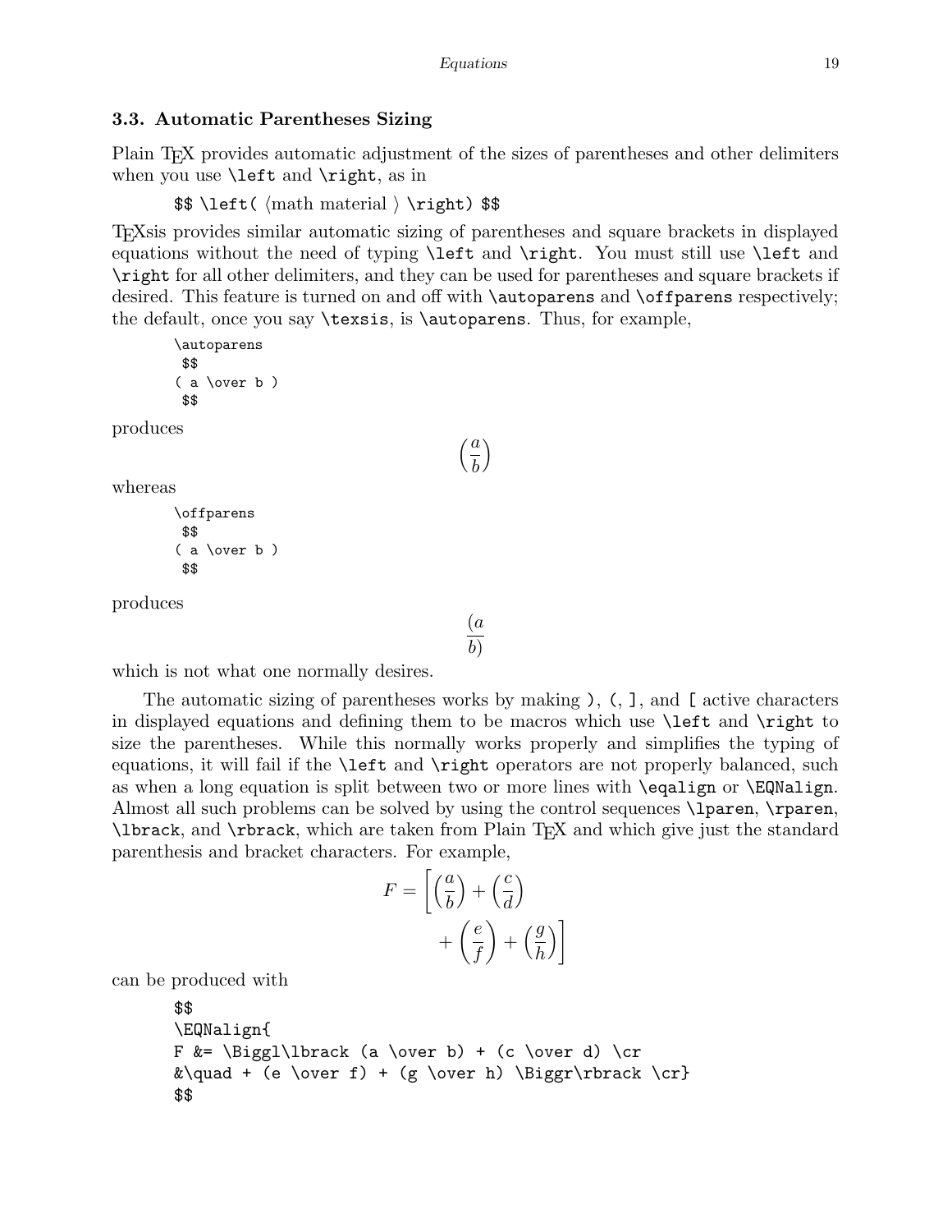### 3.3. Automatic Parentheses Sizing

Plain TEX provides automatic adjustment of the sizes of parentheses and other delimiters when you use `\left` and `\right`, as in

```
$$ \left( ⟨math material ⟩ \right) $$
```

TEXsis provides similar automatic sizing of parentheses and square brackets in displayed equations without the need of typing `\left` and `\right`. You must still use `\left` and `\right` for all other delimiters, and they can be used for parentheses and square brackets if desired. This feature is turned on and off with `\autoparens` and `\offparens` respectively; the default, once you say `\texsis`, is `\autoparens`. Thus, for example,

```
\autoparens
 $$
( a \over b )
 $$
```

produces

$$\left(\frac{a}{b}\right)$$

whereas

```
\offparens
 $$
( a \over b )
 $$
```

produces

$$\frac{(a}{b)}$$

which is not what one normally desires.

The automatic sizing of parentheses works by making `)`, `(`, `]`, and `[` active characters in displayed equations and defining them to be macros which use `\left` and `\right` to size the parentheses. While this normally works properly and simplifies the typing of equations, it will fail if the `\left` and `\right` operators are not properly balanced, such as when a long equation is split between two or more lines with `\eqalign` or `\EQNalign`. Almost all such problems can be solved by using the control sequences `\lparen`, `\rparen`, `\lbrack`, and `\rbrack`, which are taken from Plain TEX and which give just the standard parenthesis and bracket characters. For example,

$$\begin{aligned} F = \Biggl[ \left(\frac{a}{b}\right) + \left(\frac{c}{d}\right) \\ \quad + \left(\frac{e}{f}\right) + \left(\frac{g}{h}\right) \Biggr] \end{aligned}$$

can be produced with

```
$$
\EQNalign{
F &= \Biggl\lbrack (a \over b) + (c \over d) \cr
&\quad + (e \over f) + (g \over h) \Biggr\rbrack \cr}
$$
```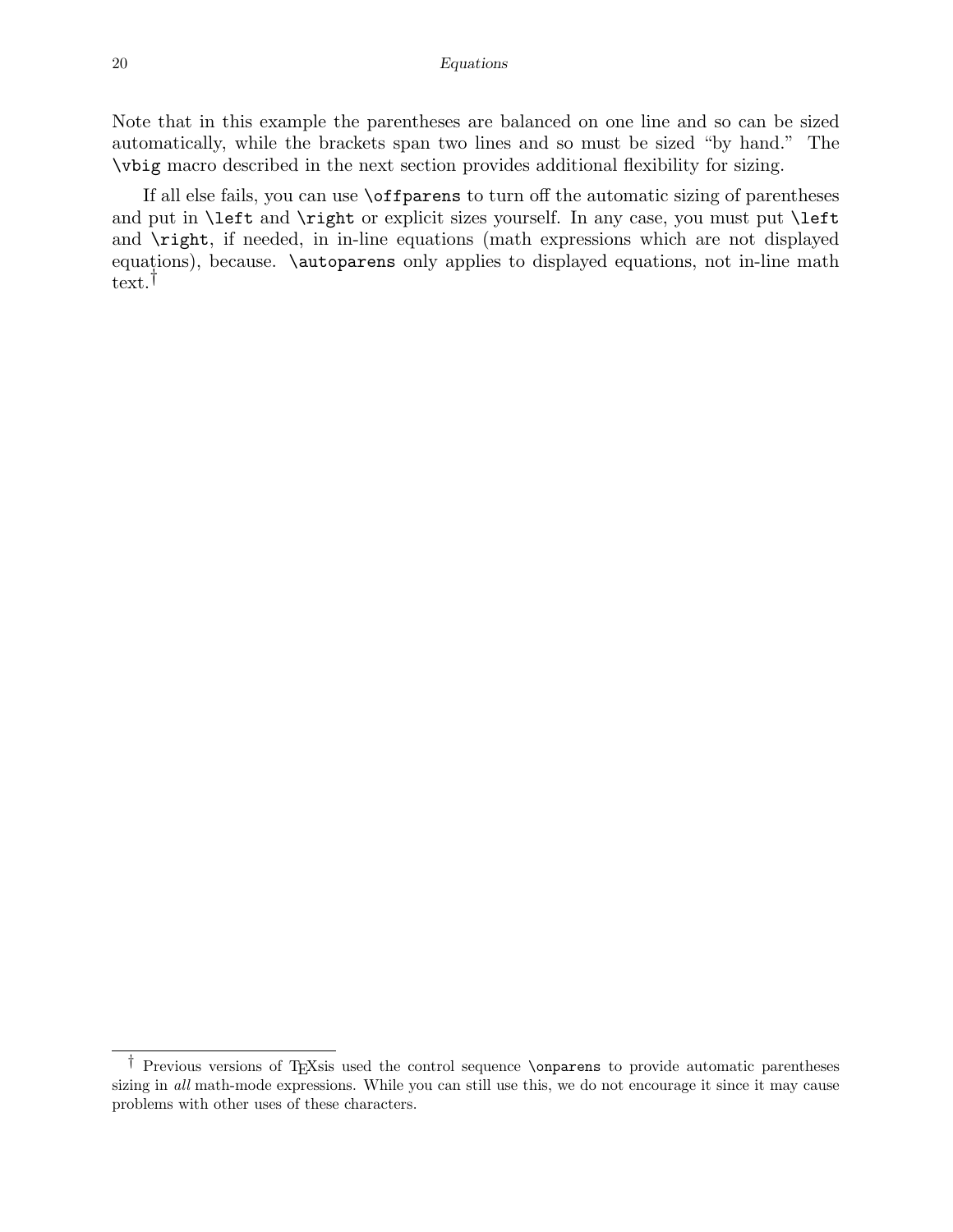Note that in this example the parentheses are balanced on one line and so can be sized automatically, while the brackets span two lines and so must be sized "by hand." The `\vbig` macro described in the next section provides additional flexibility for sizing.

If all else fails, you can use `\offparens` to turn off the automatic sizing of parentheses and put in `\left` and `\right` or explicit sizes yourself. In any case, you must put `\left` and `\right`, if needed, in in-line equations (math expressions which are not displayed equations), because. `\autoparens` only applies to displayed equations, not in-line math text.[†]

---

[†] Previous versions of TEXsis used the control sequence `\onparens` to provide automatic parentheses sizing in *all* math-mode expressions. While you can still use this, we do not encourage it since it may cause problems with other uses of these characters.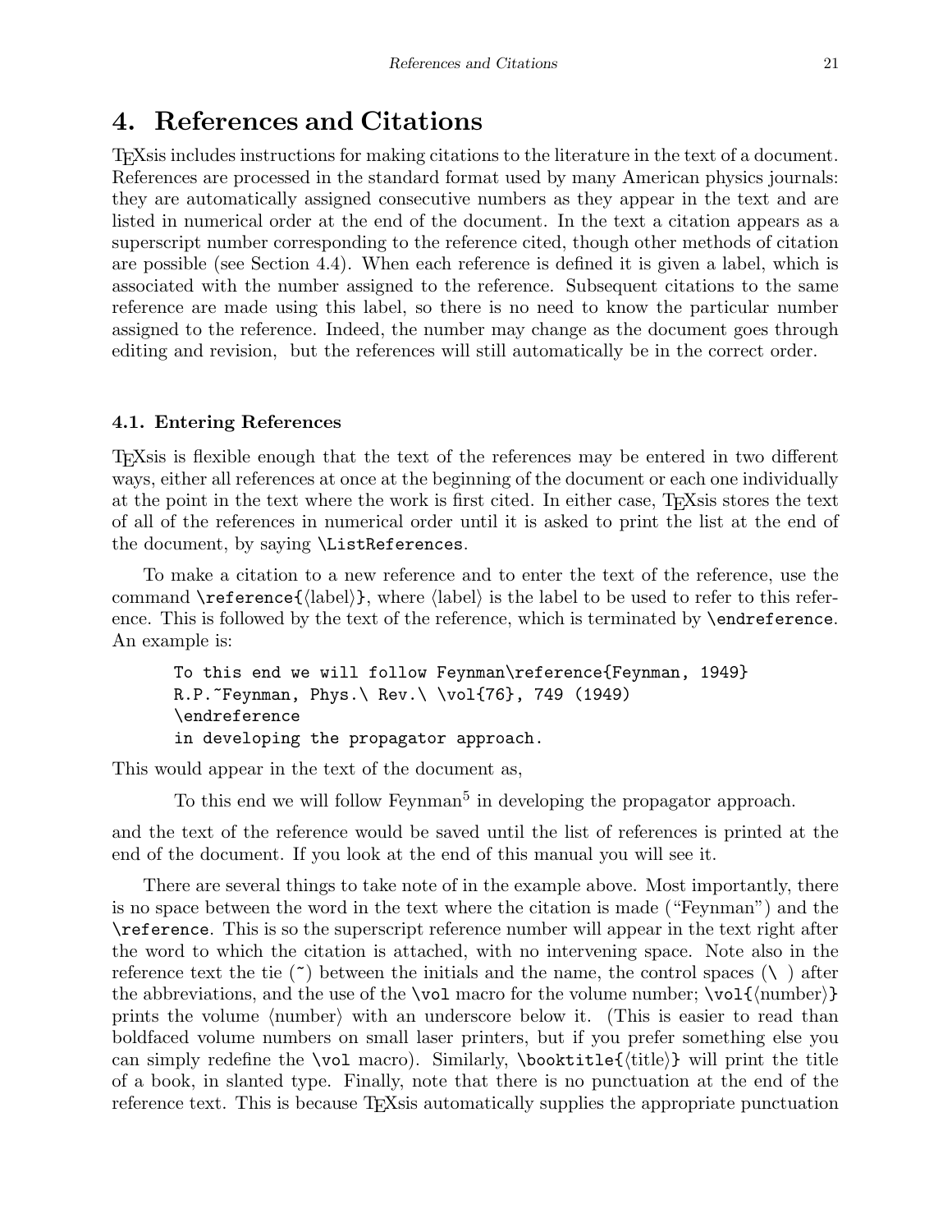# 4. References and Citations

TEXsis includes instructions for making citations to the literature in the text of a document. References are processed in the standard format used by many American physics journals: they are automatically assigned consecutive numbers as they appear in the text and are listed in numerical order at the end of the document. In the text a citation appears as a superscript number corresponding to the reference cited, though other methods of citation are possible (see Section 4.4). When each reference is defined it is given a label, which is associated with the number assigned to the reference. Subsequent citations to the same reference are made using this label, so there is no need to know the particular number assigned to the reference. Indeed, the number may change as the document goes through editing and revision, but the references will still automatically be in the correct order.

## 4.1. Entering References

TEXsis is flexible enough that the text of the references may be entered in two different ways, either all references at once at the beginning of the document or each one individually at the point in the text where the work is first cited. In either case, TEXsis stores the text of all of the references in numerical order until it is asked to print the list at the end of the document, by saying `\ListReferences`.

To make a citation to a new reference and to enter the text of the reference, use the command `\reference{`⟨label⟩`}`, where ⟨label⟩ is the label to be used to refer to this reference. This is followed by the text of the reference, which is terminated by `\endreference`. An example is:

```
To this end we will follow Feynman\reference{Feynman, 1949}
R.P.~Feynman, Phys.\ Rev.\ \vol{76}, 749 (1949)
\endreference
in developing the propagator approach.
```

This would appear in the text of the document as,

> To this end we will follow Feynman[5] in developing the propagator approach.

and the text of the reference would be saved until the list of references is printed at the end of the document. If you look at the end of this manual you will see it.

There are several things to take note of in the example above. Most importantly, there is no space between the word in the text where the citation is made ("Feynman") and the `\reference`. This is so the superscript reference number will appear in the text right after the word to which the citation is attached, with no intervening space. Note also in the reference text the tie (`~`) between the initials and the name, the control spaces (`\ `) after the abbreviations, and the use of the `\vol` macro for the volume number; `\vol{`⟨number⟩`}` prints the volume ⟨number⟩ with an underscore below it. (This is easier to read than boldfaced volume numbers on small laser printers, but if you prefer something else you can simply redefine the `\vol` macro). Similarly, `\booktitle{`⟨title⟩`}` will print the title of a book, in slanted type. Finally, note that there is no punctuation at the end of the reference text. This is because TEXsis automatically supplies the appropriate punctuation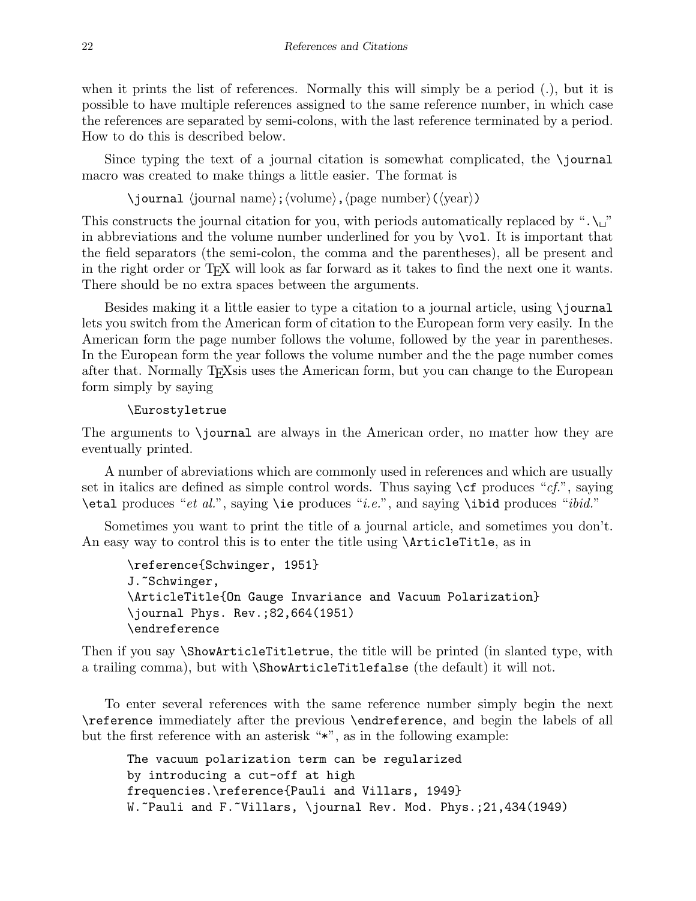when it prints the list of references. Normally this will simply be a period (.), but it is possible to have multiple references assigned to the same reference number, in which case the references are separated by semi-colons, with the last reference terminated by a period. How to do this is described below.

Since typing the text of a journal citation is somewhat complicated, the `\journal` macro was created to make things a little easier. The format is

`\journal` ⟨journal name⟩`;`⟨volume⟩`,`⟨page number⟩`(`⟨year⟩`)`

This constructs the journal citation for you, with periods automatically replaced by "`.\␣`" in abbreviations and the volume number underlined for you by `\vol`. It is important that the field separators (the semi-colon, the comma and the parentheses), all be present and in the right order or TEX will look as far forward as it takes to find the next one it wants. There should be no extra spaces between the arguments.

Besides making it a little easier to type a citation to a journal article, using `\journal` lets you switch from the American form of citation to the European form very easily. In the American form the page number follows the volume, followed by the year in parentheses. In the European form the year follows the volume number and the the page number comes after that. Normally TEXsis uses the American form, but you can change to the European form simply by saying

```
\Eurostyletrue
```

The arguments to `\journal` are always in the American order, no matter how they are eventually printed.

A number of abreviations which are commonly used in references and which are usually set in italics are defined as simple control words. Thus saying `\cf` produces "*cf.*", saying `\etal` produces "*et al.*", saying `\ie` produces "*i.e.*", and saying `\ibid` produces "*ibid.*"

Sometimes you want to print the title of a journal article, and sometimes you don't. An easy way to control this is to enter the title using `\ArticleTitle`, as in

```
\reference{Schwinger, 1951}
J.~Schwinger,
\ArticleTitle{On Gauge Invariance and Vacuum Polarization}
\journal Phys. Rev.;82,664(1951)
\endreference
```

Then if you say `\ShowArticleTitletrue`, the title will be printed (in slanted type, with a trailing comma), but with `\ShowArticleTitlefalse` (the default) it will not.

To enter several references with the same reference number simply begin the next `\reference` immediately after the previous `\endreference`, and begin the labels of all but the first reference with an asterisk "`*`", as in the following example:

```
The vacuum polarization term can be regularized
by introducing a cut-off at high
frequencies.\reference{Pauli and Villars, 1949}
W.~Pauli and F.~Villars, \journal Rev. Mod. Phys.;21,434(1949)
```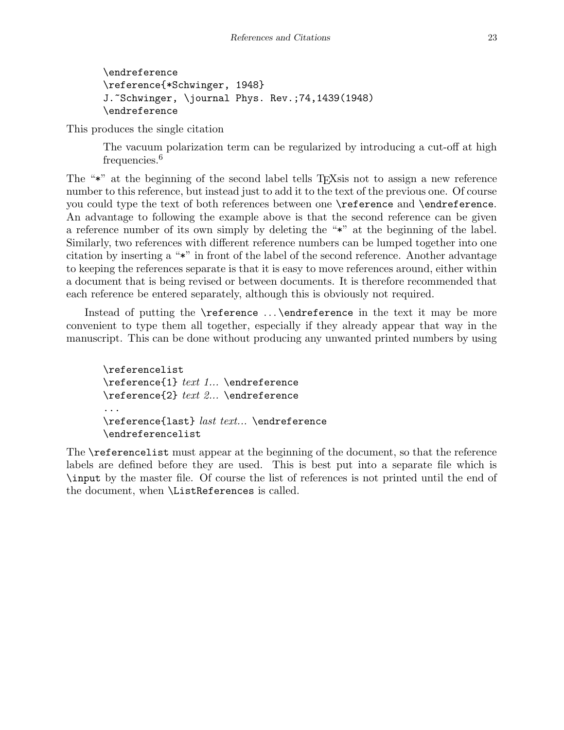```
\endreference
\reference{*Schwinger, 1948}
J.~Schwinger, \journal Phys. Rev.;74,1439(1948)
\endreference
```

This produces the single citation

> The vacuum polarization term can be regularized by introducing a cut-off at high frequencies.[6]

The "*" at the beginning of the second label tells TEXsis not to assign a new reference number to this reference, but instead just to add it to the text of the previous one. Of course you could type the text of both references between one `\reference` and `\endreference`. An advantage to following the example above is that the second reference can be given a reference number of its own simply by deleting the "*" at the beginning of the label. Similarly, two references with different reference numbers can be lumped together into one citation by inserting a "*" in front of the label of the second reference. Another advantage to keeping the references separate is that it is easy to move references around, either within a document that is being revised or between documents. It is therefore recommended that each reference be entered separately, although this is obviously not required.

Instead of putting the `\reference` ... `\endreference` in the text it may be more convenient to type them all together, especially if they already appear that way in the manuscript. This can be done without producing any unwanted printed numbers by using

```
\referencelist
\reference{1} text 1... \endreference
\reference{2} text 2... \endreference
...
\reference{last} last text... \endreference
\endreferencelist
```

The `\referencelist` must appear at the beginning of the document, so that the reference labels are defined before they are used. This is best put into a separate file which is `\input` by the master file. Of course the list of references is not printed until the end of the document, when `\ListReferences` is called.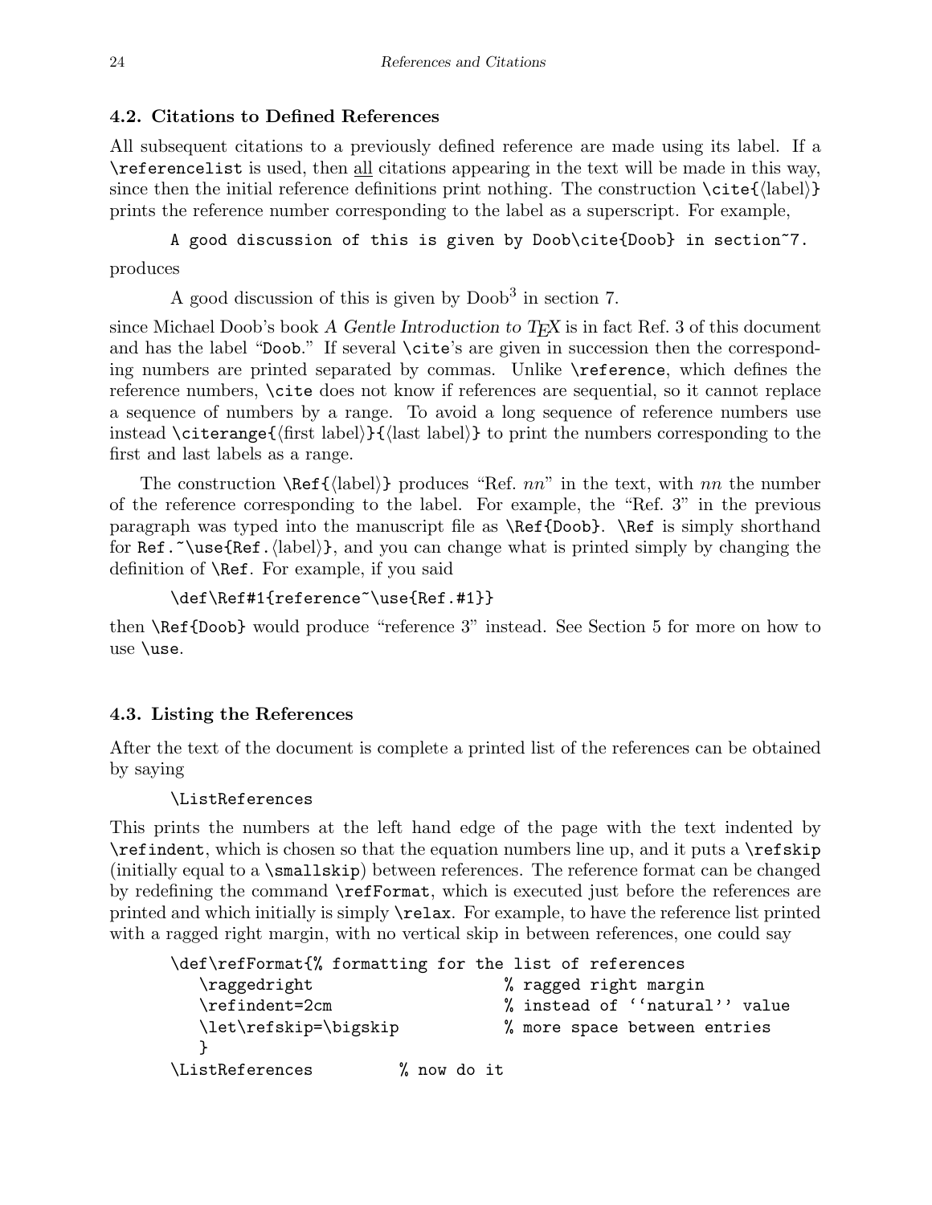### 4.2. Citations to Defined References

All subsequent citations to a previously defined reference are made using its label. If a `\referencelist` is used, then <u>all</u> citations appearing in the text will be made in this way, since then the initial reference definitions print nothing. The construction `\cite{`⟨label⟩`}` prints the reference number corresponding to the label as a superscript. For example,

```
A good discussion of this is given by Doob\cite{Doob} in section~7.
```

produces

> A good discussion of this is given by Doob[3] in section 7.

since Michael Doob's book *A Gentle Introduction to TEX* is in fact Ref. 3 of this document and has the label "`Doob`." If several `\cite`'s are given in succession then the corresponding numbers are printed separated by commas. Unlike `\reference`, which defines the reference numbers, `\cite` does not know if references are sequential, so it cannot replace a sequence of numbers by a range. To avoid a long sequence of reference numbers use instead `\citerange{`⟨first label⟩`}{`⟨last label⟩`}` to print the numbers corresponding to the first and last labels as a range.

The construction `\Ref{`⟨label⟩`}` produces "Ref. *nn*" in the text, with *nn* the number of the reference corresponding to the label. For example, the "Ref. 3" in the previous paragraph was typed into the manuscript file as `\Ref{Doob}`. `\Ref` is simply shorthand for `Ref.~\use{Ref.`⟨label⟩`}`, and you can change what is printed simply by changing the definition of `\Ref`. For example, if you said

```
\def\Ref#1{reference~\use{Ref.#1}}
```

then `\Ref{Doob}` would produce "reference 3" instead. See Section 5 for more on how to use `\use`.

### 4.3. Listing the References

After the text of the document is complete a printed list of the references can be obtained by saying

```
\ListReferences
```

This prints the numbers at the left hand edge of the page with the text indented by `\refindent`, which is chosen so that the equation numbers line up, and it puts a `\refskip` (initially equal to a `\smallskip`) between references. The reference format can be changed by redefining the command `\refFormat`, which is executed just before the references are printed and which initially is simply `\relax`. For example, to have the reference list printed with a ragged right margin, with no vertical skip in between references, one could say

```
\def\refFormat{% formatting for the list of references
   \raggedright                  % ragged right margin
   \refindent=2cm                % instead of ``natural'' value
   \let\refskip=\bigskip         % more space between entries
   }
\ListReferences         % now do it
```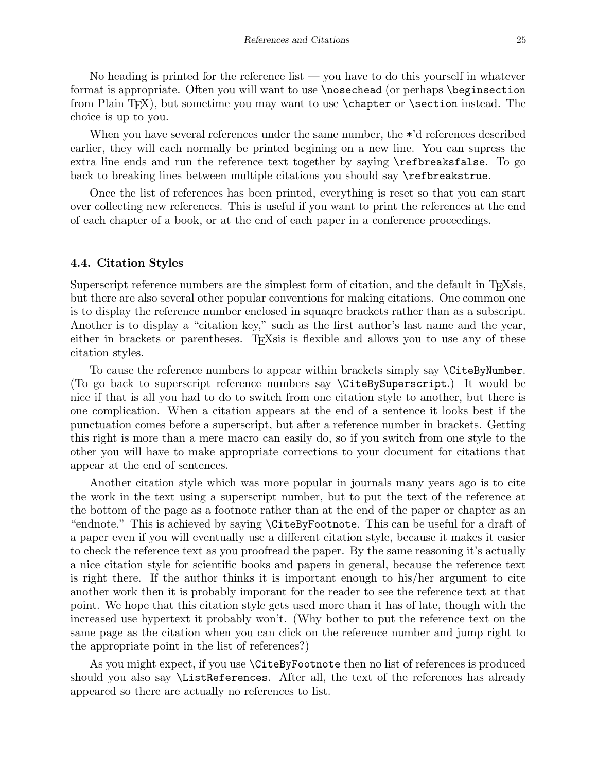No heading is printed for the reference list — you have to do this yourself in whatever format is appropriate. Often you will want to use `\nosechead` (or perhaps `\beginsection` from Plain TeX), but sometime you may want to use `\chapter` or `\section` instead. The choice is up to you.

When you have several references under the same number, the `*`'d references described earlier, they will each normally be printed begining on a new line. You can supress the extra line ends and run the reference text together by saying `\refbreaksfalse`. To go back to breaking lines between multiple citations you should say `\refbreakstrue`.

Once the list of references has been printed, everything is reset so that you can start over collecting new references. This is useful if you want to print the references at the end of each chapter of a book, or at the end of each paper in a conference proceedings.

### 4.4. Citation Styles

Superscript reference numbers are the simplest form of citation, and the default in TeXsis, but there are also several other popular conventions for making citations. One common one is to display the reference number enclosed in squaqre brackets rather than as a subscript. Another is to display a "citation key," such as the first author's last name and the year, either in brackets or parentheses. TeXsis is flexible and allows you to use any of these citation styles.

To cause the reference numbers to appear within brackets simply say `\CiteByNumber`. (To go back to superscript reference numbers say `\CiteBySuperscript`.) It would be nice if that is all you had to do to switch from one citation style to another, but there is one complication. When a citation appears at the end of a sentence it looks best if the punctuation comes before a superscript, but after a reference number in brackets. Getting this right is more than a mere macro can easily do, so if you switch from one style to the other you will have to make appropriate corrections to your document for citations that appear at the end of sentences.

Another citation style which was more popular in journals many years ago is to cite the work in the text using a superscript number, but to put the text of the reference at the bottom of the page as a footnote rather than at the end of the paper or chapter as an "endnote." This is achieved by saying `\CiteByFootnote`. This can be useful for a draft of a paper even if you will eventually use a different citation style, because it makes it easier to check the reference text as you proofread the paper. By the same reasoning it's actually a nice citation style for scientific books and papers in general, because the reference text is right there. If the author thinks it is important enough to his/her argument to cite another work then it is probably imporant for the reader to see the reference text at that point. We hope that this citation style gets used more than it has of late, though with the increased use hypertext it probably won't. (Why bother to put the reference text on the same page as the citation when you can click on the reference number and jump right to the appropriate point in the list of references?)

As you might expect, if you use `\CiteByFootnote` then no list of references is produced should you also say `\ListReferences`. After all, the text of the references has already appeared so there are actually no references to list.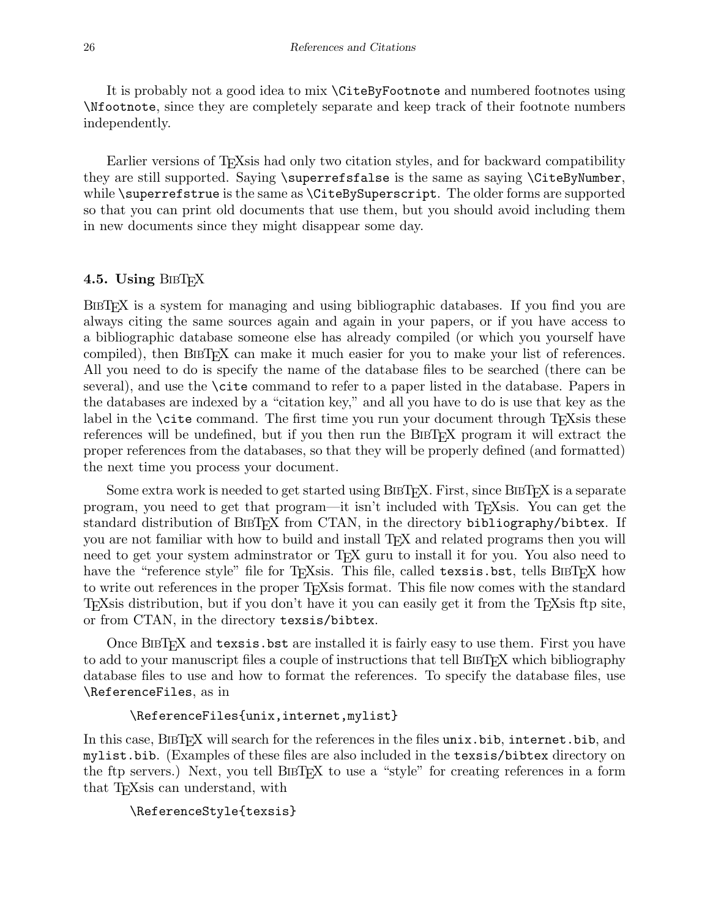It is probably not a good idea to mix `\CiteByFootnote` and numbered footnotes using `\Nfootnote`, since they are completely separate and keep track of their footnote numbers independently.

Earlier versions of TEXsis had only two citation styles, and for backward compatibility they are still supported. Saying `\superrefsfalse` is the same as saying `\CiteByNumber`, while `\superrefstrue` is the same as `\CiteBySuperscript`. The older forms are supported so that you can print old documents that use them, but you should avoid including them in new documents since they might disappear some day.

### 4.5. Using BIBTEX

BIBTEX is a system for managing and using bibliographic databases. If you find you are always citing the same sources again and again in your papers, or if you have access to a bibliographic database someone else has already compiled (or which you yourself have compiled), then BIBTEX can make it much easier for you to make your list of references. All you need to do is specify the name of the database files to be searched (there can be several), and use the `\cite` command to refer to a paper listed in the database. Papers in the databases are indexed by a "citation key," and all you have to do is use that key as the label in the `\cite` command. The first time you run your document through TEXsis these references will be undefined, but if you then run the BIBTEX program it will extract the proper references from the databases, so that they will be properly defined (and formatted) the next time you process your document.

Some extra work is needed to get started using BIBTEX. First, since BIBTEX is a separate program, you need to get that program—it isn't included with TEXsis. You can get the standard distribution of BIBTEX from CTAN, in the directory `bibliography/bibtex`. If you are not familiar with how to build and install TEX and related programs then you will need to get your system adminstrator or TEX guru to install it for you. You also need to have the "reference style" file for TEXsis. This file, called `texsis.bst`, tells BIBTEX how to write out references in the proper TEXsis format. This file now comes with the standard TEXsis distribution, but if you don't have it you can easily get it from the TEXsis ftp site, or from CTAN, in the directory `texsis/bibtex`.

Once BIBTEX and `texsis.bst` are installed it is fairly easy to use them. First you have to add to your manuscript files a couple of instructions that tell BIBTEX which bibliography database files to use and how to format the references. To specify the database files, use `\ReferenceFiles`, as in

```
\ReferenceFiles{unix,internet,mylist}
```

In this case, BIBTEX will search for the references in the files `unix.bib`, `internet.bib`, and `mylist.bib`. (Examples of these files are also included in the `texsis/bibtex` directory on the ftp servers.) Next, you tell BIBTEX to use a "style" for creating references in a form that TEXsis can understand, with

```
\ReferenceStyle{texsis}
```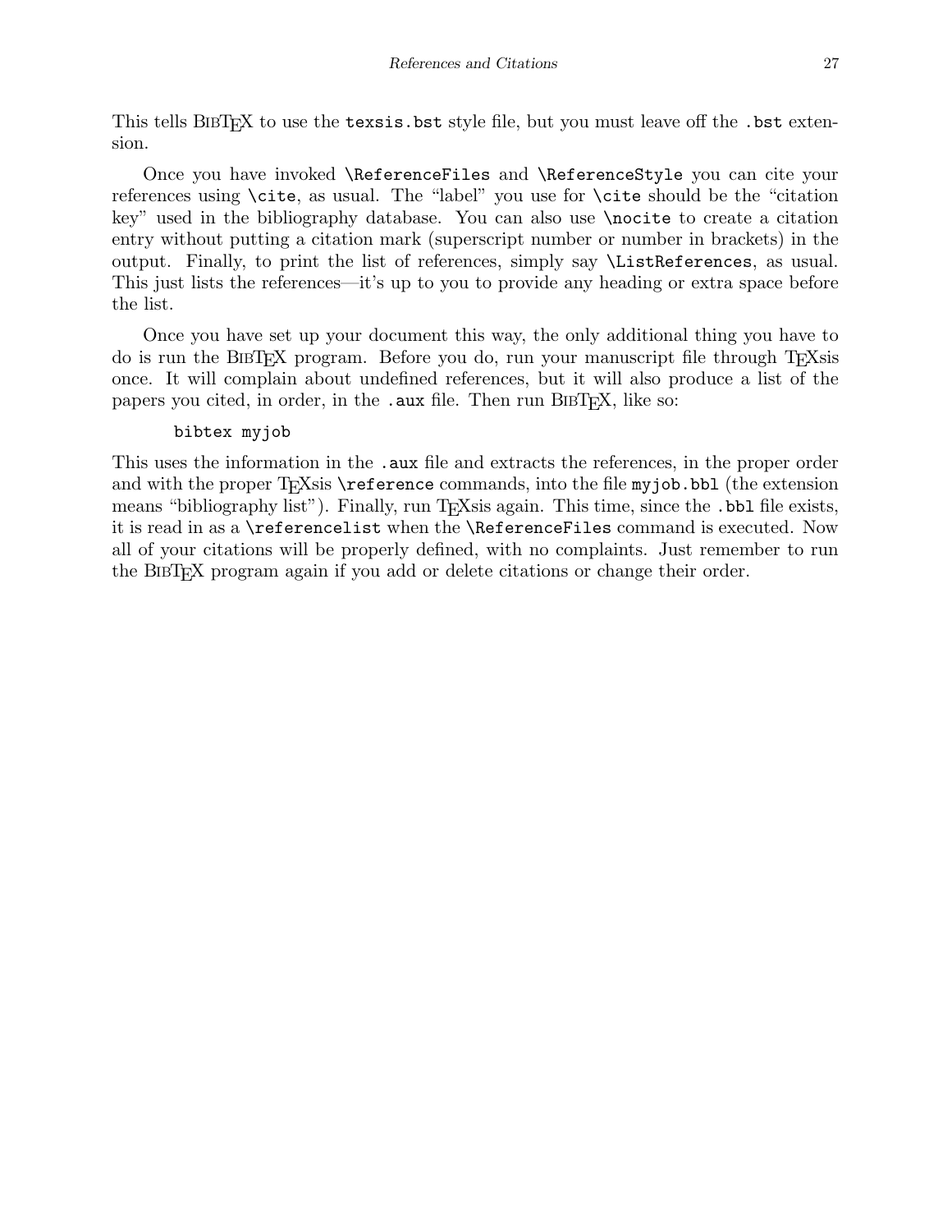This tells BibTeX to use the `texsis.bst` style file, but you must leave off the `.bst` extension.

Once you have invoked `\ReferenceFiles` and `\ReferenceStyle` you can cite your references using `\cite`, as usual. The “label” you use for `\cite` should be the “citation key” used in the bibliography database. You can also use `\nocite` to create a citation entry without putting a citation mark (superscript number or number in brackets) in the output. Finally, to print the list of references, simply say `\ListReferences`, as usual. This just lists the references—it’s up to you to provide any heading or extra space before the list.

Once you have set up your document this way, the only additional thing you have to do is run the BibTeX program. Before you do, run your manuscript file through TeXsis once. It will complain about undefined references, but it will also produce a list of the papers you cited, in order, in the `.aux` file. Then run BibTeX, like so:

```
bibtex myjob
```

This uses the information in the `.aux` file and extracts the references, in the proper order and with the proper TeXsis `\reference` commands, into the file `myjob.bbl` (the extension means “bibliography list”). Finally, run TeXsis again. This time, since the `.bbl` file exists, it is read in as a `\referencelist` when the `\ReferenceFiles` command is executed. Now all of your citations will be properly defined, with no complaints. Just remember to run the BibTeX program again if you add or delete citations or change their order.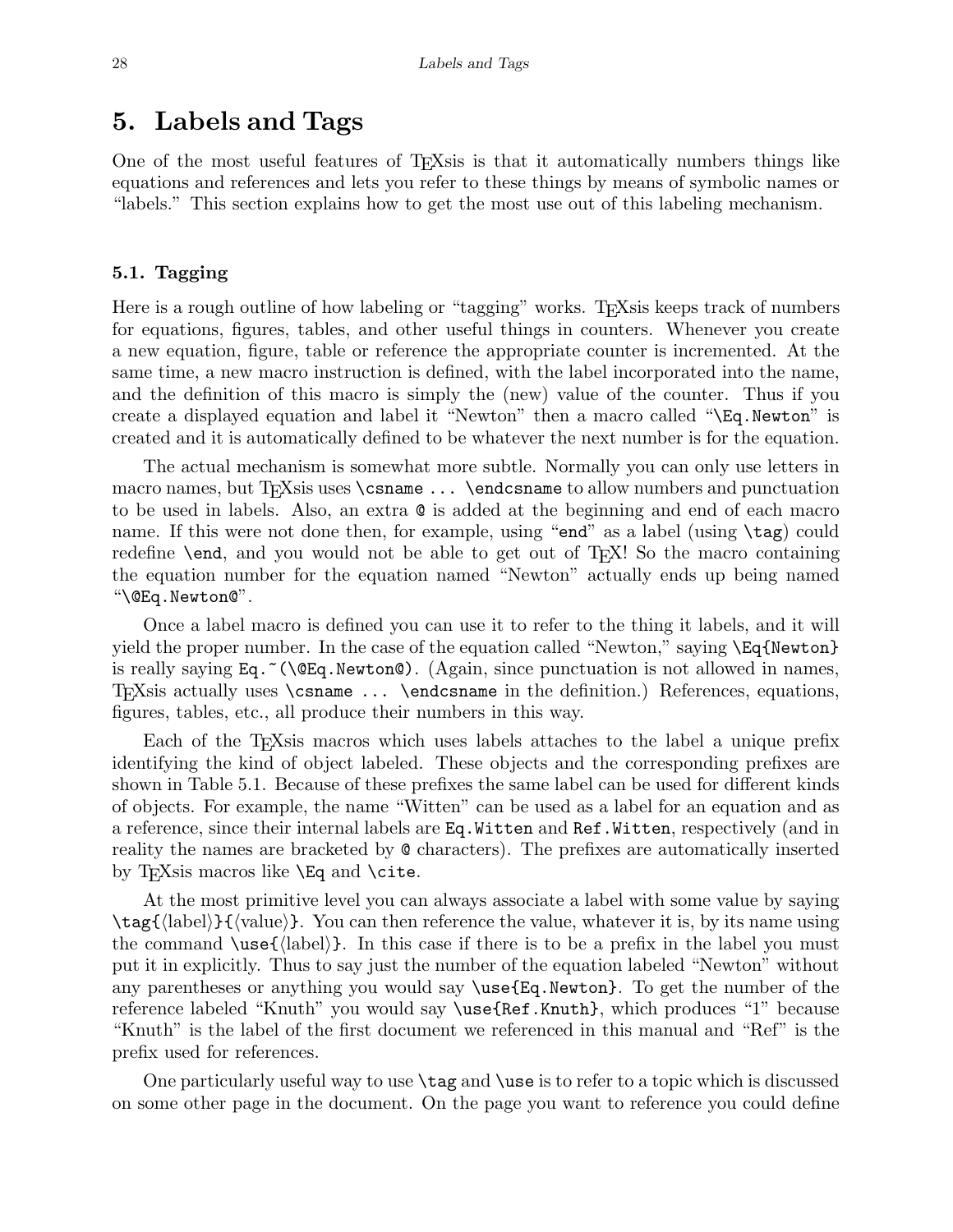# 5. Labels and Tags

One of the most useful features of TEXsis is that it automatically numbers things like equations and references and lets you refer to these things by means of symbolic names or "labels." This section explains how to get the most use out of this labeling mechanism.

## 5.1. Tagging

Here is a rough outline of how labeling or "tagging" works. TEXsis keeps track of numbers for equations, figures, tables, and other useful things in counters. Whenever you create a new equation, figure, table or reference the appropriate counter is incremented. At the same time, a new macro instruction is defined, with the label incorporated into the name, and the definition of this macro is simply the (new) value of the counter. Thus if you create a displayed equation and label it "Newton" then a macro called "`\Eq.Newton`" is created and it is automatically defined to be whatever the next number is for the equation.

The actual mechanism is somewhat more subtle. Normally you can only use letters in macro names, but TEXsis uses `\csname ... \endcsname` to allow numbers and punctuation to be used in labels. Also, an extra `@` is added at the beginning and end of each macro name. If this were not done then, for example, using "`end`" as a label (using `\tag`) could redefine `\end`, and you would not be able to get out of TEX! So the macro containing the equation number for the equation named "Newton" actually ends up being named "`\@Eq.Newton@`".

Once a label macro is defined you can use it to refer to the thing it labels, and it will yield the proper number. In the case of the equation called "Newton," saying `\Eq{Newton}` is really saying `Eq.~(\@Eq.Newton@)`. (Again, since punctuation is not allowed in names, TEXsis actually uses `\csname ... \endcsname` in the definition.) References, equations, figures, tables, etc., all produce their numbers in this way.

Each of the TEXsis macros which uses labels attaches to the label a unique prefix identifying the kind of object labeled. These objects and the corresponding prefixes are shown in Table 5.1. Because of these prefixes the same label can be used for different kinds of objects. For example, the name "Witten" can be used as a label for an equation and as a reference, since their internal labels are `Eq.Witten` and `Ref.Witten`, respectively (and in reality the names are bracketed by `@` characters). The prefixes are automatically inserted by TEXsis macros like `\Eq` and `\cite`.

At the most primitive level you can always associate a label with some value by saying `\tag{`⟨label⟩`}{`⟨value⟩`}`. You can then reference the value, whatever it is, by its name using the command `\use{`⟨label⟩`}`. In this case if there is to be a prefix in the label you must put it in explicitly. Thus to say just the number of the equation labeled "Newton" without any parentheses or anything you would say `\use{Eq.Newton}`. To get the number of the reference labeled "Knuth" you would say `\use{Ref.Knuth}`, which produces "1" because "Knuth" is the label of the first document we referenced in this manual and "Ref" is the prefix used for references.

One particularly useful way to use `\tag` and `\use` is to refer to a topic which is discussed on some other page in the document. On the page you want to reference you could define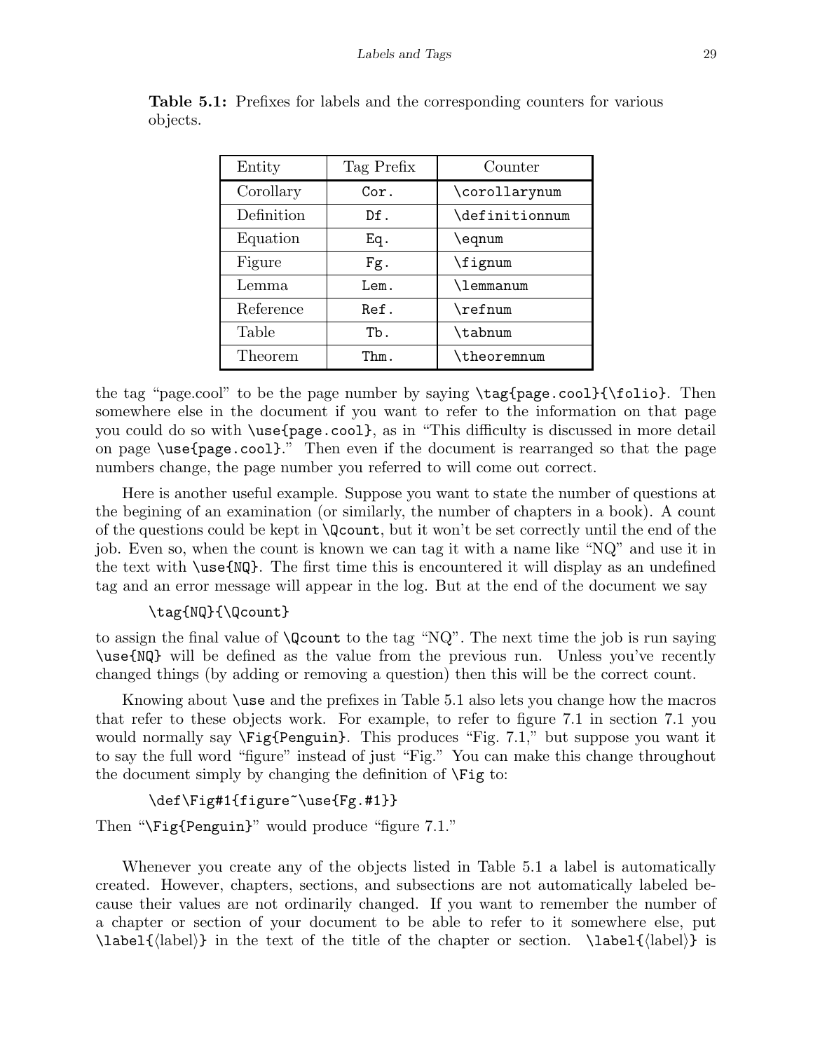**Table 5.1:** Prefixes for labels and the corresponding counters for various objects.

| Entity | Tag Prefix | Counter |
|---|---|---|
| Corollary | `Cor.` | `\corollarynum` |
| Definition | `Df.` | `\definitionnum` |
| Equation | `Eq.` | `\eqnum` |
| Figure | `Fg.` | `\fignum` |
| Lemma | `Lem.` | `\lemmanum` |
| Reference | `Ref.` | `\refnum` |
| Table | `Tb.` | `\tabnum` |
| Theorem | `Thm.` | `\theoremnum` |

the tag "page.cool" to be the page number by saying `\tag{page.cool}{\folio}`. Then somewhere else in the document if you want to refer to the information on that page you could do so with `\use{page.cool}`, as in "This difficulty is discussed in more detail on page `\use{page.cool}`." Then even if the document is rearranged so that the page numbers change, the page number you referred to will come out correct.

Here is another useful example. Suppose you want to state the number of questions at the begining of an examination (or similarly, the number of chapters in a book). A count of the questions could be kept in `\Qcount`, but it won't be set correctly until the end of the job. Even so, when the count is known we can tag it with a name like "NQ" and use it in the text with `\use{NQ}`. The first time this is encountered it will display as an undefined tag and an error message will appear in the log. But at the end of the document we say

```
\tag{NQ}{\Qcount}
```

to assign the final value of `\Qcount` to the tag "NQ". The next time the job is run saying `\use{NQ}` will be defined as the value from the previous run. Unless you've recently changed things (by adding or removing a question) then this will be the correct count.

Knowing about `\use` and the prefixes in Table 5.1 also lets you change how the macros that refer to these objects work. For example, to refer to figure 7.1 in section 7.1 you would normally say `\Fig{Penguin}`. This produces "Fig. 7.1," but suppose you want it to say the full word "figure" instead of just "Fig." You can make this change throughout the document simply by changing the definition of `\Fig` to:

```
\def\Fig#1{figure~\use{Fg.#1}}
```

Then "`\Fig{Penguin}`" would produce "figure 7.1."

Whenever you create any of the objects listed in Table 5.1 a label is automatically created. However, chapters, sections, and subsections are not automatically labeled because their values are not ordinarily changed. If you want to remember the number of a chapter or section of your document to be able to refer to it somewhere else, put `\label{⟨label⟩}` in the text of the title of the chapter or section. `\label{⟨label⟩}` is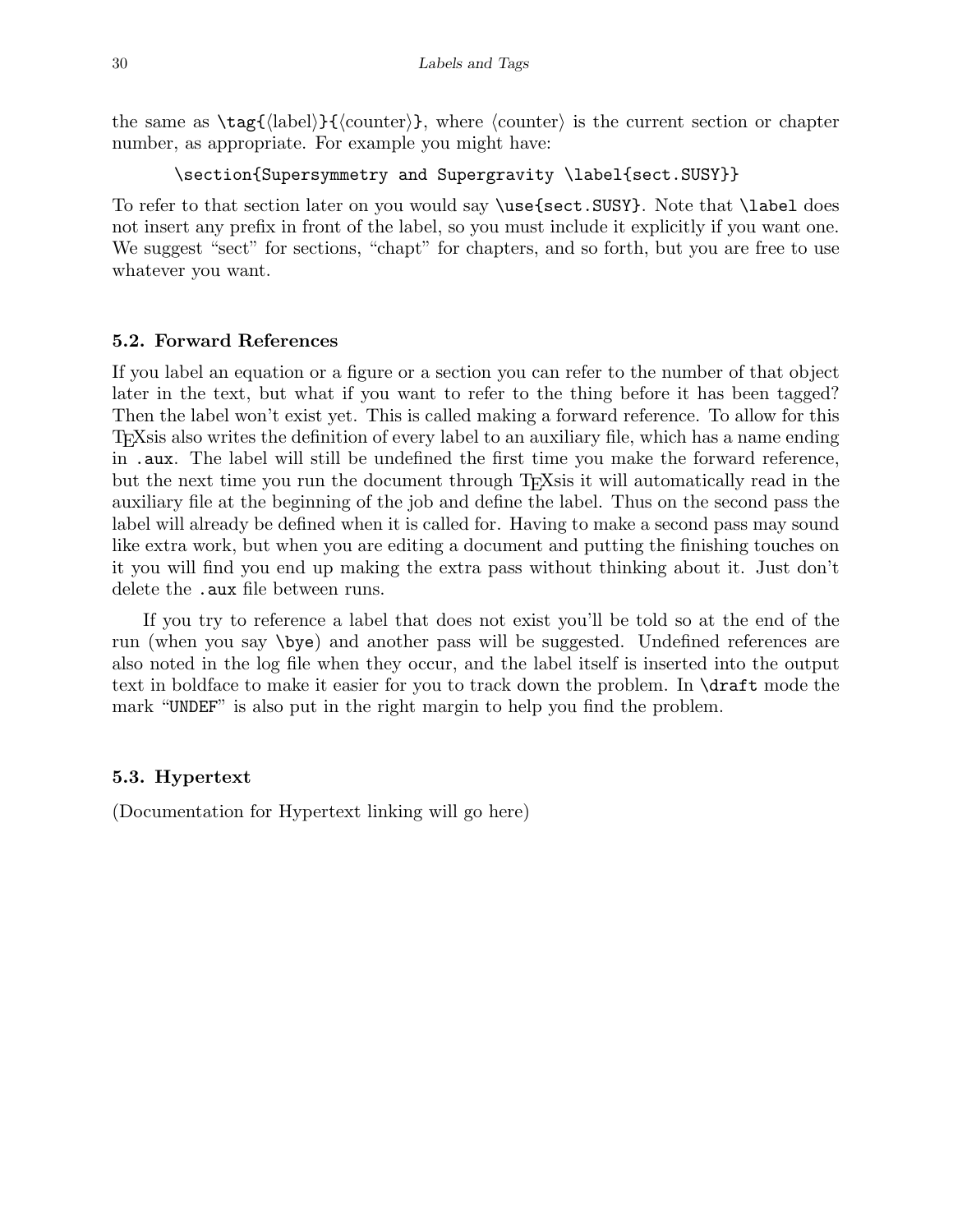the same as `\tag{`⟨label⟩`}{`⟨counter⟩`}`, where ⟨counter⟩ is the current section or chapter number, as appropriate. For example you might have:

```
\section{Supersymmetry and Supergravity \label{sect.SUSY}}
```

To refer to that section later on you would say `\use{sect.SUSY}`. Note that `\label` does not insert any prefix in front of the label, so you must include it explicitly if you want one. We suggest "sect" for sections, "chapt" for chapters, and so forth, but you are free to use whatever you want.

### 5.2. Forward References

If you label an equation or a figure or a section you can refer to the number of that object later in the text, but what if you want to refer to the thing before it has been tagged? Then the label won't exist yet. This is called making a forward reference. To allow for this TEXsis also writes the definition of every label to an auxiliary file, which has a name ending in `.aux`. The label will still be undefined the first time you make the forward reference, but the next time you run the document through TEXsis it will automatically read in the auxiliary file at the beginning of the job and define the label. Thus on the second pass the label will already be defined when it is called for. Having to make a second pass may sound like extra work, but when you are editing a document and putting the finishing touches on it you will find you end up making the extra pass without thinking about it. Just don't delete the `.aux` file between runs.

If you try to reference a label that does not exist you'll be told so at the end of the run (when you say `\bye`) and another pass will be suggested. Undefined references are also noted in the log file when they occur, and the label itself is inserted into the output text in boldface to make it easier for you to track down the problem. In `\draft` mode the mark "`UNDEF`" is also put in the right margin to help you find the problem.

### 5.3. Hypertext

(Documentation for Hypertext linking will go here)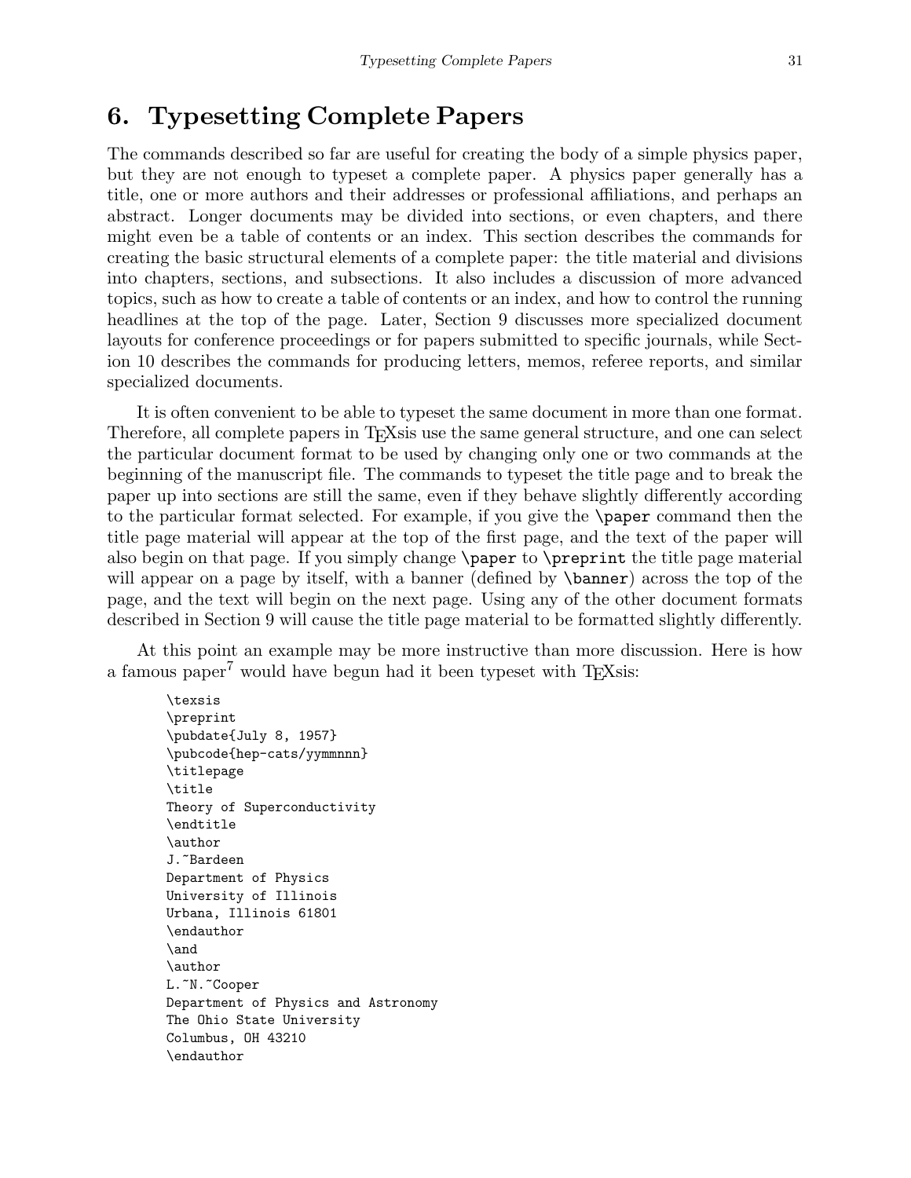# 6. Typesetting Complete Papers

The commands described so far are useful for creating the body of a simple physics paper, but they are not enough to typeset a complete paper. A physics paper generally has a title, one or more authors and their addresses or professional affiliations, and perhaps an abstract. Longer documents may be divided into sections, or even chapters, and there might even be a table of contents or an index. This section describes the commands for creating the basic structural elements of a complete paper: the title material and divisions into chapters, sections, and subsections. It also includes a discussion of more advanced topics, such as how to create a table of contents or an index, and how to control the running headlines at the top of the page. Later, Section 9 discusses more specialized document layouts for conference proceedings or for papers submitted to specific journals, while Section 10 describes the commands for producing letters, memos, referee reports, and similar specialized documents.

It is often convenient to be able to typeset the same document in more than one format. Therefore, all complete papers in TEXsis use the same general structure, and one can select the particular document format to be used by changing only one or two commands at the beginning of the manuscript file. The commands to typeset the title page and to break the paper up into sections are still the same, even if they behave slightly differently according to the particular format selected. For example, if you give the `\paper` command then the title page material will appear at the top of the first page, and the text of the paper will also begin on that page. If you simply change `\paper` to `\preprint` the title page material will appear on a page by itself, with a banner (defined by `\banner`) across the top of the page, and the text will begin on the next page. Using any of the other document formats described in Section 9 will cause the title page material to be formatted slightly differently.

At this point an example may be more instructive than more discussion. Here is how a famous paper[7] would have begun had it been typeset with TEXsis:

```
\texsis
\preprint
\pubdate{July 8, 1957}
\pubcode{hep-cats/yymmnnn}
\titlepage
\title
Theory of Superconductivity
\endtitle
\author
J.~Bardeen
Department of Physics
University of Illinois
Urbana, Illinois 61801
\endauthor
\and
\author
L.~N.~Cooper
Department of Physics and Astronomy
The Ohio State University
Columbus, OH 43210
\endauthor
```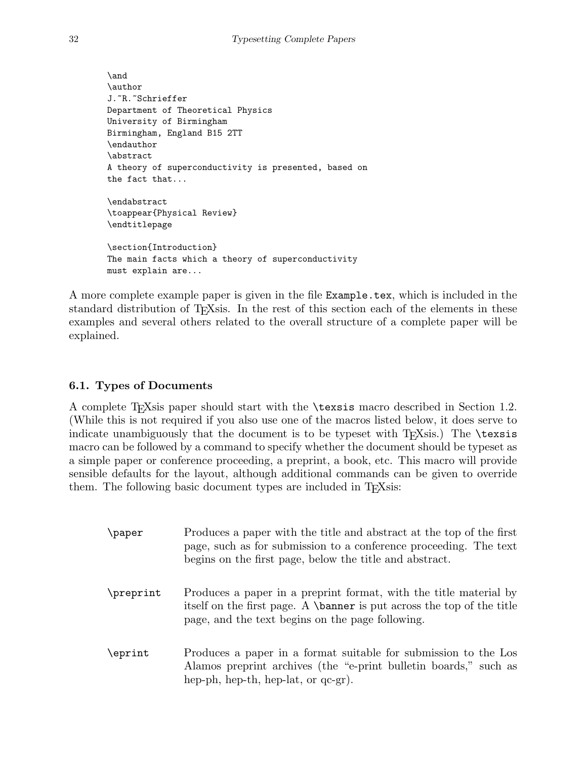```
\and
\author
J.~R.~Schrieffer
Department of Theoretical Physics
University of Birmingham
Birmingham, England B15 2TT
\endauthor
\abstract
A theory of superconductivity is presented, based on
the fact that...

\endabstract
\toappear{Physical Review}
\endtitlepage

\section{Introduction}
The main facts which a theory of superconductivity
must explain are...
```

A more complete example paper is given in the file `Example.tex`, which is included in the standard distribution of TEXsis. In the rest of this section each of the elements in these examples and several others related to the overall structure of a complete paper will be explained.

### 6.1. Types of Documents

A complete TEXsis paper should start with the `\texsis` macro described in Section 1.2. (While this is not required if you also use one of the macros listed below, it does serve to indicate unambiguously that the document is to be typeset with TEXsis.) The `\texsis` macro can be followed by a command to specify whether the document should be typeset as a simple paper or conference proceeding, a preprint, a book, etc. This macro will provide sensible defaults for the layout, although additional commands can be given to override them. The following basic document types are included in TEXsis:

`\paper` Produces a paper with the title and abstract at the top of the first page, such as for submission to a conference proceeding. The text begins on the first page, below the title and abstract.

`\preprint` Produces a paper in a preprint format, with the title material by itself on the first page. A `\banner` is put across the top of the title page, and the text begins on the page following.

`\eprint` Produces a paper in a format suitable for submission to the Los Alamos preprint archives (the "e-print bulletin boards," such as hep-ph, hep-th, hep-lat, or qc-gr).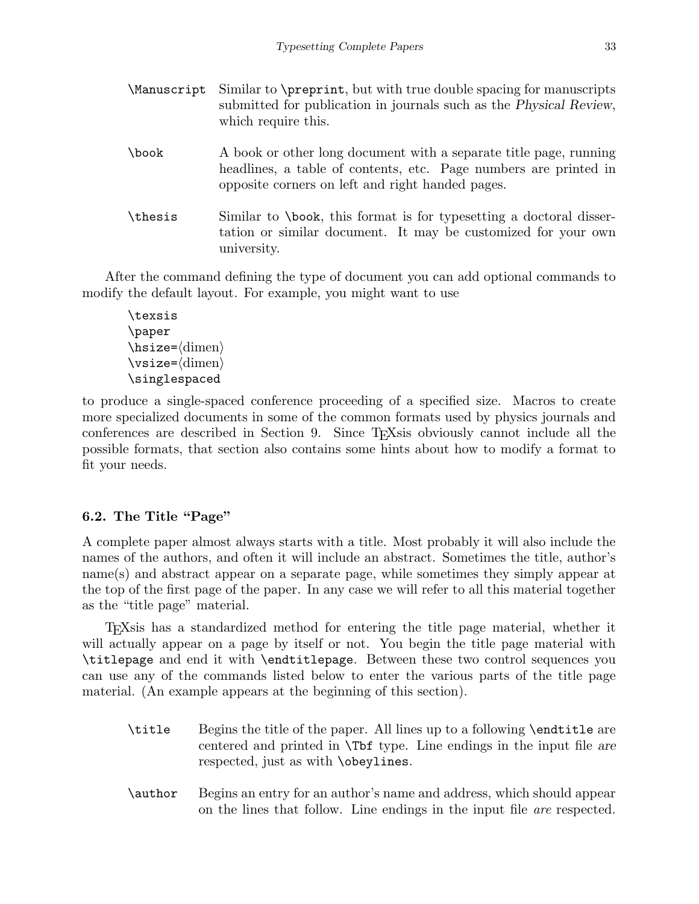`\Manuscript` Similar to `\preprint`, but with true double spacing for manuscripts submitted for publication in journals such as the *Physical Review*, which require this.

`\book` A book or other long document with a separate title page, running headlines, a table of contents, etc. Page numbers are printed in opposite corners on left and right handed pages.

`\thesis` Similar to `\book`, this format is for typesetting a doctoral dissertation or similar document. It may be customized for your own university.

After the command defining the type of document you can add optional commands to modify the default layout. For example, you might want to use

```
\texsis
\paper
\hsize=⟨dimen⟩
\vsize=⟨dimen⟩
\singlespaced
```

to produce a single-spaced conference proceeding of a specified size. Macros to create more specialized documents in some of the common formats used by physics journals and conferences are described in Section 9. Since TEXsis obviously cannot include all the possible formats, that section also contains some hints about how to modify a format to fit your needs.

### 6.2. The Title "Page"

A complete paper almost always starts with a title. Most probably it will also include the names of the authors, and often it will include an abstract. Sometimes the title, author's name(s) and abstract appear on a separate page, while sometimes they simply appear at the top of the first page of the paper. In any case we will refer to all this material together as the "title page" material.

TEXsis has a standardized method for entering the title page material, whether it will actually appear on a page by itself or not. You begin the title page material with `\titlepage` and end it with `\endtitlepage`. Between these two control sequences you can use any of the commands listed below to enter the various parts of the title page material. (An example appears at the beginning of this section).

`\title` Begins the title of the paper. All lines up to a following `\endtitle` are centered and printed in `\Tbf` type. Line endings in the input file *are* respected, just as with `\obeylines`.

`\author` Begins an entry for an author's name and address, which should appear on the lines that follow. Line endings in the input file *are* respected.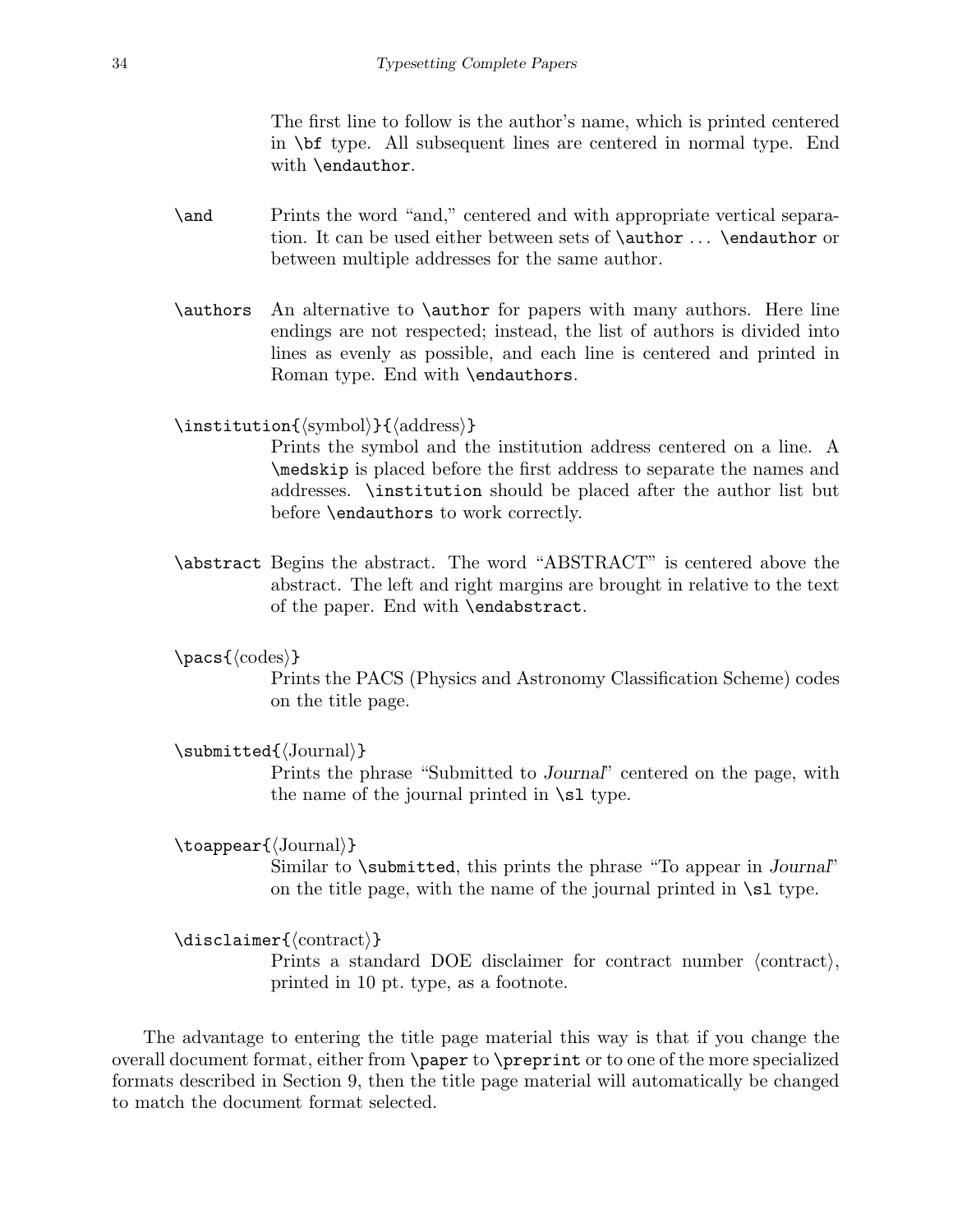The first line to follow is the author's name, which is printed centered in `\bf` type. All subsequent lines are centered in normal type. End with `\endauthor`.

`\and` Prints the word "and," centered and with appropriate vertical separation. It can be used either between sets of `\author` ... `\endauthor` or between multiple addresses for the same author.

`\authors` An alternative to `\author` for papers with many authors. Here line endings are not respected; instead, the list of authors is divided into lines as evenly as possible, and each line is centered and printed in Roman type. End with `\endauthors`.

`\institution{⟨symbol⟩}{⟨address⟩}`
Prints the symbol and the institution address centered on a line. A `\medskip` is placed before the first address to separate the names and addresses. `\institution` should be placed after the author list but before `\endauthors` to work correctly.

`\abstract` Begins the abstract. The word "ABSTRACT" is centered above the abstract. The left and right margins are brought in relative to the text of the paper. End with `\endabstract`.

`\pacs{⟨codes⟩}`
Prints the PACS (Physics and Astronomy Classification Scheme) codes on the title page.

`\submitted{⟨Journal⟩}`
Prints the phrase "Submitted to *Journal*" centered on the page, with the name of the journal printed in `\sl` type.

`\toappear{⟨Journal⟩}`
Similar to `\submitted`, this prints the phrase "To appear in *Journal*" on the title page, with the name of the journal printed in `\sl` type.

`\disclaimer{⟨contract⟩}`
Prints a standard DOE disclaimer for contract number ⟨contract⟩, printed in 10 pt. type, as a footnote.

The advantage to entering the title page material this way is that if you change the overall document format, either from `\paper` to `\preprint` or to one of the more specialized formats described in Section 9, then the title page material will automatically be changed to match the document format selected.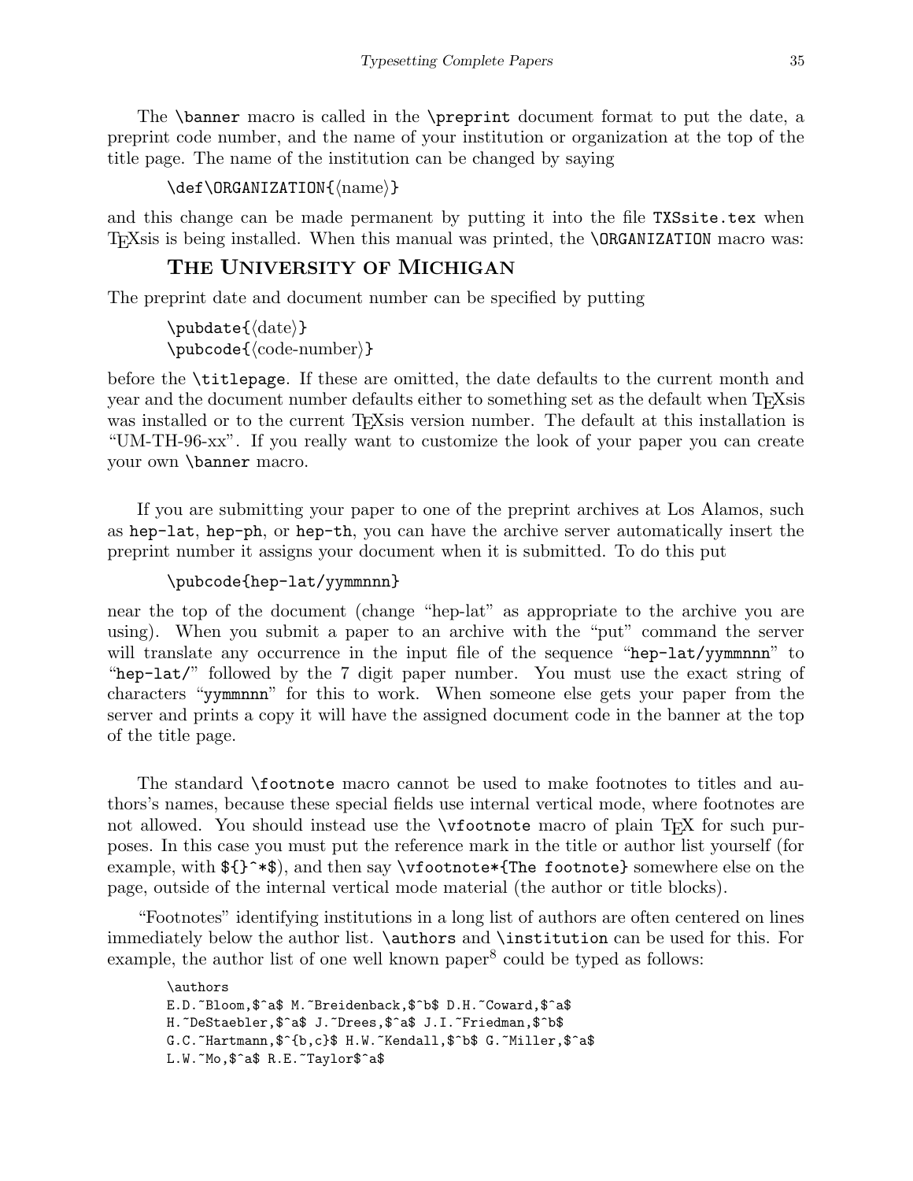The `\banner` macro is called in the `\preprint` document format to put the date, a preprint code number, and the name of your institution or organization at the top of the title page. The name of the institution can be changed by saying

```
\def\ORGANIZATION{⟨name⟩}
```

and this change can be made permanent by putting it into the file `TXSsite.tex` when TEXsis is being installed. When this manual was printed, the `\ORGANIZATION` macro was:

**The University of Michigan**

The preprint date and document number can be specified by putting

```
\pubdate{⟨date⟩}
\pubcode{⟨code-number⟩}
```

before the `\titlepage`. If these are omitted, the date defaults to the current month and year and the document number defaults either to something set as the default when TEXsis was installed or to the current TEXsis version number. The default at this installation is "UM-TH-96-xx". If you really want to customize the look of your paper you can create your own `\banner` macro.

If you are submitting your paper to one of the preprint archives at Los Alamos, such as `hep-lat`, `hep-ph`, or `hep-th`, you can have the archive server automatically insert the preprint number it assigns your document when it is submitted. To do this put

```
\pubcode{hep-lat/yymmnnn}
```

near the top of the document (change "hep-lat" as appropriate to the archive you are using). When you submit a paper to an archive with the "put" command the server will translate any occurrence in the input file of the sequence "`hep-lat/yymmnnn`" to "`hep-lat/`" followed by the 7 digit paper number. You must use the exact string of characters "`yymmnnn`" for this to work. When someone else gets your paper from the server and prints a copy it will have the assigned document code in the banner at the top of the title page.

The standard `\footnote` macro cannot be used to make footnotes to titles and authors's names, because these special fields use internal vertical mode, where footnotes are not allowed. You should instead use the `\vfootnote` macro of plain TEX for such purposes. In this case you must put the reference mark in the title or author list yourself (for example, with `${}^*$`), and then say `\vfootnote*{The footnote}` somewhere else on the page, outside of the internal vertical mode material (the author or title blocks).

"Footnotes" identifying institutions in a long list of authors are often centered on lines immediately below the author list. `\authors` and `\institution` can be used for this. For example, the author list of one well known paper[8] could be typed as follows:

```
\authors
E.D.~Bloom,$^a$ M.~Breidenback,$^b$ D.H.~Coward,$^a$
H.~DeStaebler,$^a$ J.~Drees,$^a$ J.I.~Friedman,$^b$
G.C.~Hartmann,$^{b,c}$ H.W.~Kendall,$^b$ G.~Miller,$^a$
L.W.~Mo,$^a$ R.E.~Taylor$^a$
```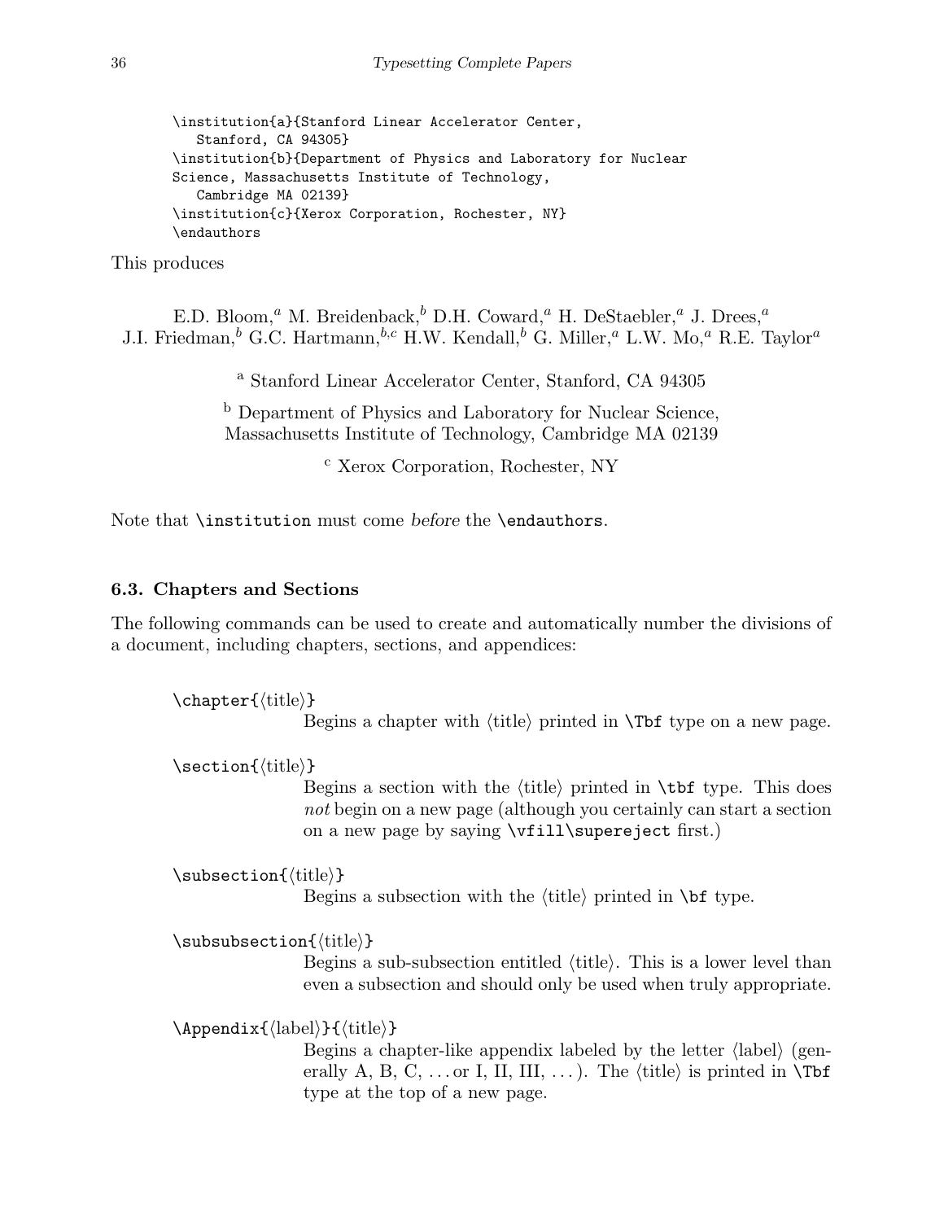```
\institution{a}{Stanford Linear Accelerator Center,
   Stanford, CA 94305}
\institution{b}{Department of Physics and Laboratory for Nuclear
Science, Massachusetts Institute of Technology,
   Cambridge MA 02139}
\institution{c}{Xerox Corporation, Rochester, NY}
\endauthors
```

This produces

E.D. Bloom,[a] M. Breidenback,[b] D.H. Coward,[a] H. DeStaebler,[a] J. Drees,[a]
J.I. Friedman,[b] G.C. Hartmann,[b,c] H.W. Kendall,[b] G. Miller,[a] L.W. Mo,[a] R.E. Taylor[a]

[a] Stanford Linear Accelerator Center, Stanford, CA 94305

[b] Department of Physics and Laboratory for Nuclear Science,
Massachusetts Institute of Technology, Cambridge MA 02139

[c] Xerox Corporation, Rochester, NY

Note that `\institution` must come *before* the `\endauthors`.

### 6.3. Chapters and Sections

The following commands can be used to create and automatically number the divisions of a document, including chapters, sections, and appendices:

`\chapter{⟨title⟩}`
: Begins a chapter with ⟨title⟩ printed in `\Tbf` type on a new page.

`\section{⟨title⟩}`
: Begins a section with the ⟨title⟩ printed in `\tbf` type. This does *not* begin on a new page (although you certainly can start a section on a new page by saying `\vfill\supereject` first.)

`\subsection{⟨title⟩}`
: Begins a subsection with the ⟨title⟩ printed in `\bf` type.

`\subsubsection{⟨title⟩}`
: Begins a sub-subsection entitled ⟨title⟩. This is a lower level than even a subsection and should only be used when truly appropriate.

`\Appendix{⟨label⟩}{⟨title⟩}`
: Begins a chapter-like appendix labeled by the letter ⟨label⟩ (generally A, B, C, ... or I, II, III, ...). The ⟨title⟩ is printed in `\Tbf` type at the top of a new page.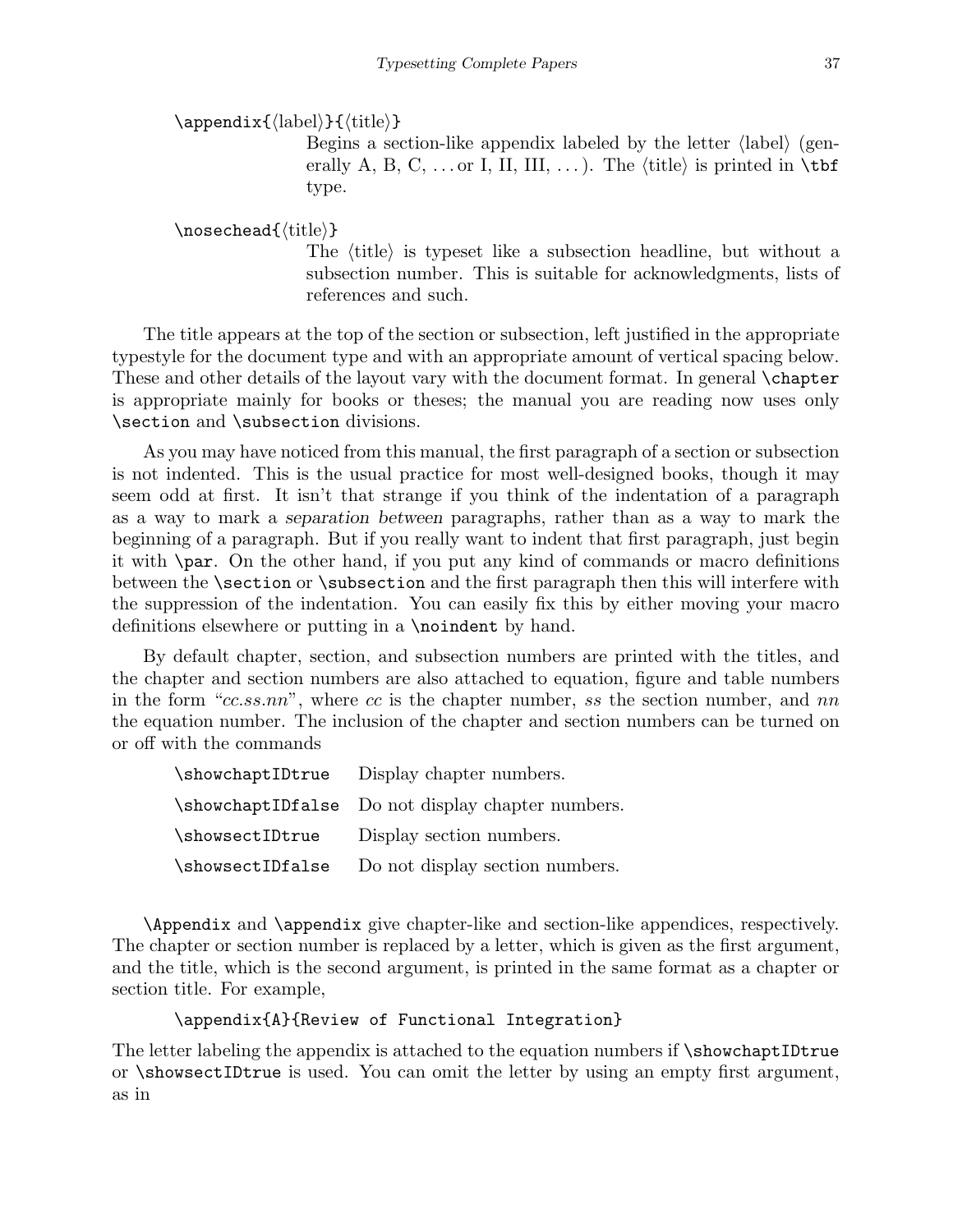`\appendix{⟨label⟩}{⟨title⟩}`

Begins a section-like appendix labeled by the letter ⟨label⟩ (generally A, B, C, ... or I, II, III, ...). The ⟨title⟩ is printed in `\tbf` type.

`\nosechead{⟨title⟩}`

The ⟨title⟩ is typeset like a subsection headline, but without a subsection number. This is suitable for acknowledgments, lists of references and such.

The title appears at the top of the section or subsection, left justified in the appropriate typestyle for the document type and with an appropriate amount of vertical spacing below. These and other details of the layout vary with the document format. In general `\chapter` is appropriate mainly for books or theses; the manual you are reading now uses only `\section` and `\subsection` divisions.

As you may have noticed from this manual, the first paragraph of a section or subsection is not indented. This is the usual practice for most well-designed books, though it may seem odd at first. It isn't that strange if you think of the indentation of a paragraph as a way to mark a *separation between* paragraphs, rather than as a way to mark the beginning of a paragraph. But if you really want to indent that first paragraph, just begin it with `\par`. On the other hand, if you put any kind of commands or macro definitions between the `\section` or `\subsection` and the first paragraph then this will interfere with the suppression of the indentation. You can easily fix this by either moving your macro definitions elsewhere or putting in a `\noindent` by hand.

By default chapter, section, and subsection numbers are printed with the titles, and the chapter and section numbers are also attached to equation, figure and table numbers in the form "*cc.ss.nn*", where *cc* is the chapter number, *ss* the section number, and *nn* the equation number. The inclusion of the chapter and section numbers can be turned on or off with the commands

| | |
|---|---|
| `\showchaptIDtrue` | Display chapter numbers. |
| `\showchaptIDfalse` | Do not display chapter numbers. |
| `\showsectIDtrue` | Display section numbers. |
| `\showsectIDfalse` | Do not display section numbers. |

`\Appendix` and `\appendix` give chapter-like and section-like appendices, respectively. The chapter or section number is replaced by a letter, which is given as the first argument, and the title, which is the second argument, is printed in the same format as a chapter or section title. For example,

```
\appendix{A}{Review of Functional Integration}
```

The letter labeling the appendix is attached to the equation numbers if `\showchaptIDtrue` or `\showsectIDtrue` is used. You can omit the letter by using an empty first argument, as in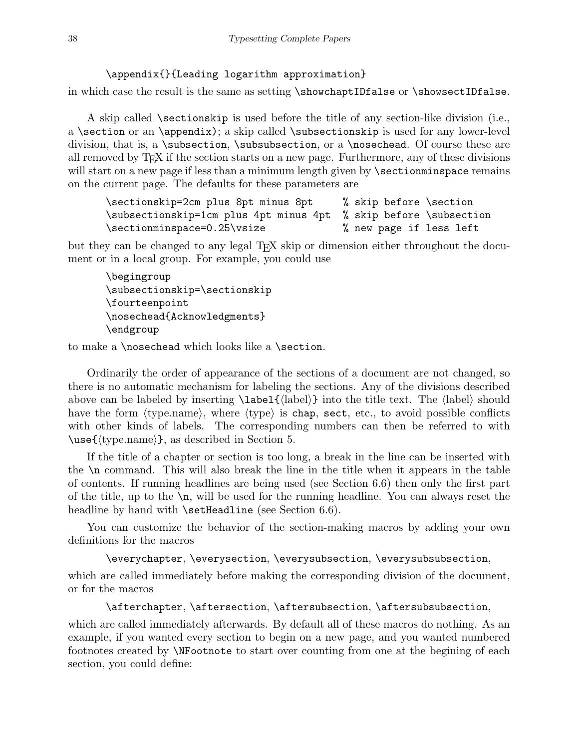```
\appendix{}{Leading logarithm approximation}
```

in which case the result is the same as setting `\showchaptIDfalse` or `\showsectIDfalse`.

A skip called `\sectionskip` is used before the title of any section-like division (i.e., a `\section` or an `\appendix`); a skip called `\subsectionskip` is used for any lower-level division, that is, a `\subsection`, `\subsubsection`, or a `\nosechead`. Of course these are all removed by TeX if the section starts on a new page. Furthermore, any of these divisions will start on a new page if less than a minimum length given by `\sectionminspace` remains on the current page. The defaults for these parameters are

```
\sectionskip=2cm plus 8pt minus 8pt     % skip before \section
\subsectionskip=1cm plus 4pt minus 4pt  % skip before \subsection
\sectionminspace=0.25\vsize             % new page if less left
```

but they can be changed to any legal TeX skip or dimension either throughout the document or in a local group. For example, you could use

```
\begingroup
\subsectionskip=\sectionskip
\fourteenpoint
\nosechead{Acknowledgments}
\endgroup
```

to make a `\nosechead` which looks like a `\section`.

Ordinarily the order of appearance of the sections of a document are not changed, so there is no automatic mechanism for labeling the sections. Any of the divisions described above can be labeled by inserting `\label{`⟨label⟩`}` into the title text. The ⟨label⟩ should have the form ⟨type.name⟩, where ⟨type⟩ is `chap`, `sect`, etc., to avoid possible conflicts with other kinds of labels. The corresponding numbers can then be referred to with `\use{`⟨type.name⟩`}`, as described in Section 5.

If the title of a chapter or section is too long, a break in the line can be inserted with the `\n` command. This will also break the line in the title when it appears in the table of contents. If running headlines are being used (see Section 6.6) then only the first part of the title, up to the `\n`, will be used for the running headline. You can always reset the headline by hand with `\setHeadline` (see Section 6.6).

You can customize the behavior of the section-making macros by adding your own definitions for the macros

`\everychapter`, `\everysection`, `\everysubsection`, `\everysubsubsection`,

which are called immediately before making the corresponding division of the document, or for the macros

`\afterchapter`, `\aftersection`, `\aftersubsection`, `\aftersubsubsection`,

which are called immediately afterwards. By default all of these macros do nothing. As an example, if you wanted every section to begin on a new page, and you wanted numbered footnotes created by `\NFootnote` to start over counting from one at the begining of each section, you could define: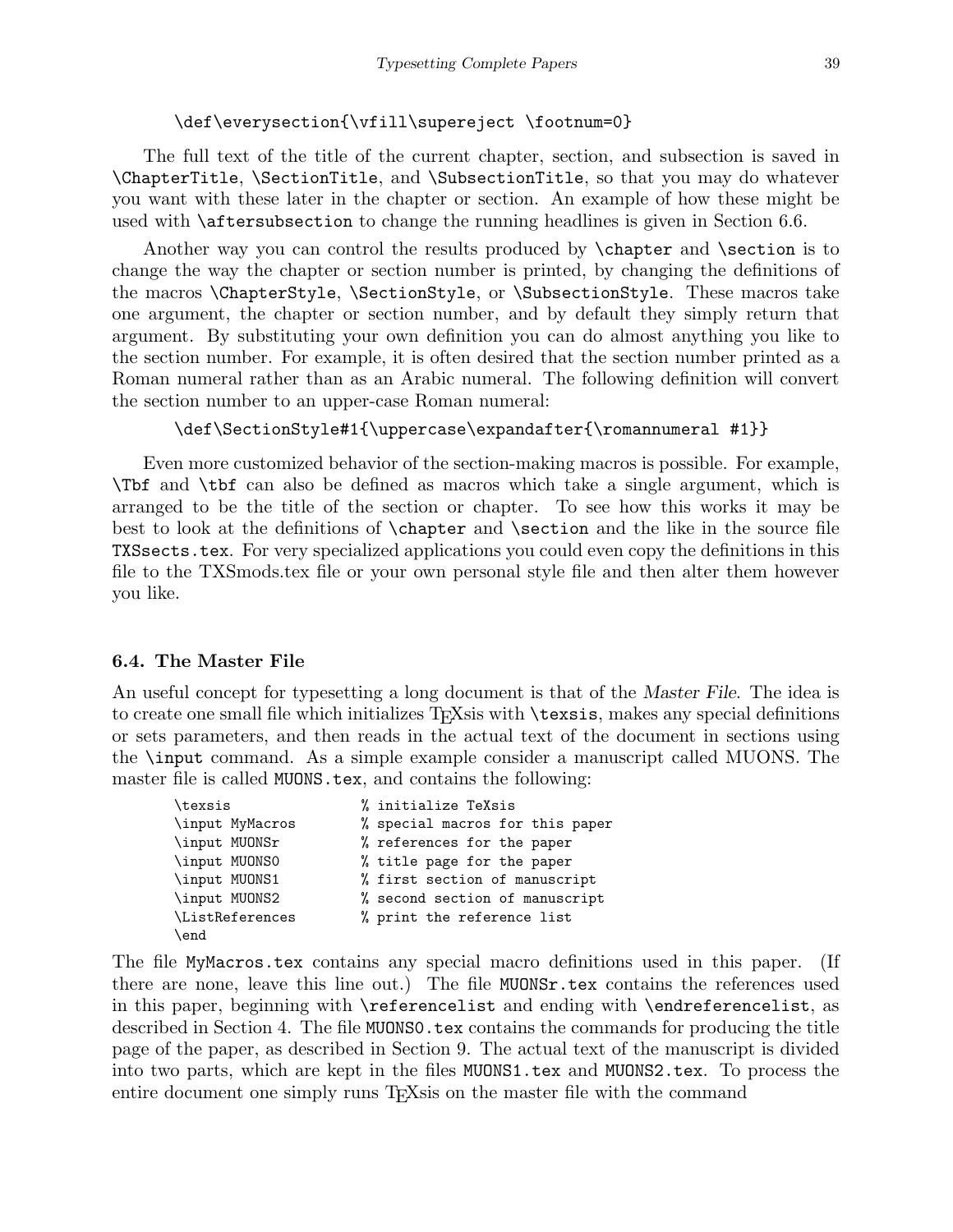```
\def\everysection{\vfill\supereject \footnum=0}
```

The full text of the title of the current chapter, section, and subsection is saved in `\ChapterTitle`, `\SectionTitle`, and `\SubsectionTitle`, so that you may do whatever you want with these later in the chapter or section. An example of how these might be used with `\aftersubsection` to change the running headlines is given in Section 6.6.

Another way you can control the results produced by `\chapter` and `\section` is to change the way the chapter or section number is printed, by changing the definitions of the macros `\ChapterStyle`, `\SectionStyle`, or `\SubsectionStyle`. These macros take one argument, the chapter or section number, and by default they simply return that argument. By substituting your own definition you can do almost anything you like to the section number. For example, it is often desired that the section number printed as a Roman numeral rather than as an Arabic numeral. The following definition will convert the section number to an upper-case Roman numeral:

```
\def\SectionStyle#1{\uppercase\expandafter{\romannumeral #1}}
```

Even more customized behavior of the section-making macros is possible. For example, `\Tbf` and `\tbf` can also be defined as macros which take a single argument, which is arranged to be the title of the section or chapter. To see how this works it may be best to look at the definitions of `\chapter` and `\section` and the like in the source file `TXSsects.tex`. For very specialized applications you could even copy the definitions in this file to the TXSmods.tex file or your own personal style file and then alter them however you like.

### 6.4. The Master File

An useful concept for typesetting a long document is that of the *Master File*. The idea is to create one small file which initializes TEXsis with `\texsis`, makes any special definitions or sets parameters, and then reads in the actual text of the document in sections using the `\input` command. As a simple example consider a manuscript called MUONS. The master file is called `MUONS.tex`, and contains the following:

```
\texsis              % initialize TeXsis
\input MyMacros      % special macros for this paper
\input MUONSr        % references for the paper
\input MUONS0        % title page for the paper
\input MUONS1        % first section of manuscript
\input MUONS2        % second section of manuscript
\ListReferences      % print the reference list
\end
```

The file `MyMacros.tex` contains any special macro definitions used in this paper. (If there are none, leave this line out.) The file `MUONSr.tex` contains the references used in this paper, beginning with `\referencelist` and ending with `\endreferencelist`, as described in Section 4. The file `MUONS0.tex` contains the commands for producing the title page of the paper, as described in Section 9. The actual text of the manuscript is divided into two parts, which are kept in the files `MUONS1.tex` and `MUONS2.tex`. To process the entire document one simply runs TEXsis on the master file with the command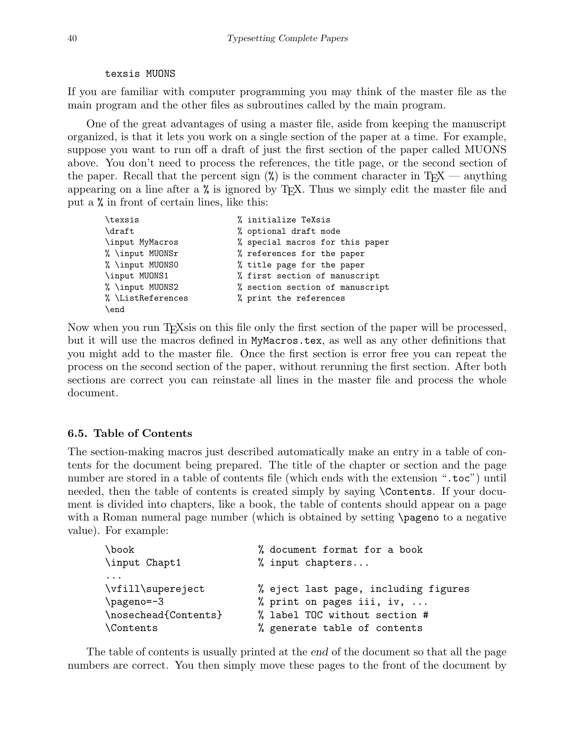```
texsis MUONS
```

If you are familiar with computer programming you may think of the master file as the main program and the other files as subroutines called by the main program.

One of the great advantages of using a master file, aside from keeping the manuscript organized, is that it lets you work on a single section of the paper at a time. For example, suppose you want to run off a draft of just the first section of the paper called MUONS above. You don't need to process the references, the title page, or the second section of the paper. Recall that the percent sign (`%`) is the comment character in TEX — anything appearing on a line after a `%` is ignored by TEX. Thus we simply edit the master file and put a `%` in front of certain lines, like this:

```
\texsis                    % initialize TeXsis
\draft                     % optional draft mode
\input MyMacros            % special macros for this paper
% \input MUONSr            % references for the paper
% \input MUONS0            % title page for the paper
\input MUONS1              % first section of manuscript
% \input MUONS2            % section section of manuscript
% \ListReferences          % print the references
\end
```

Now when you run TEXsis on this file only the first section of the paper will be processed, but it will use the macros defined in `MyMacros.tex`, as well as any other definitions that you might add to the master file. Once the first section is error free you can repeat the process on the second section of the paper, without rerunning the first section. After both sections are correct you can reinstate all lines in the master file and process the whole document.

### 6.5. Table of Contents

The section-making macros just described automatically make an entry in a table of contents for the document being prepared. The title of the chapter or section and the page number are stored in a table of contents file (which ends with the extension "`.toc`") until needed, then the table of contents is created simply by saying `\Contents`. If your document is divided into chapters, like a book, the table of contents should appear on a page with a Roman numeral page number (which is obtained by setting `\pageno` to a negative value). For example:

```
\book                   % document format for a book
\input Chapt1           % input chapters...
...
\vfill\supereject       % eject last page, including figures
\pageno=-3              % print on pages iii, iv, ...
\nosechead{Contents}    % label TOC without section #
\Contents               % generate table of contents
```

The table of contents is usually printed at the *end* of the document so that all the page numbers are correct. You then simply move these pages to the front of the document by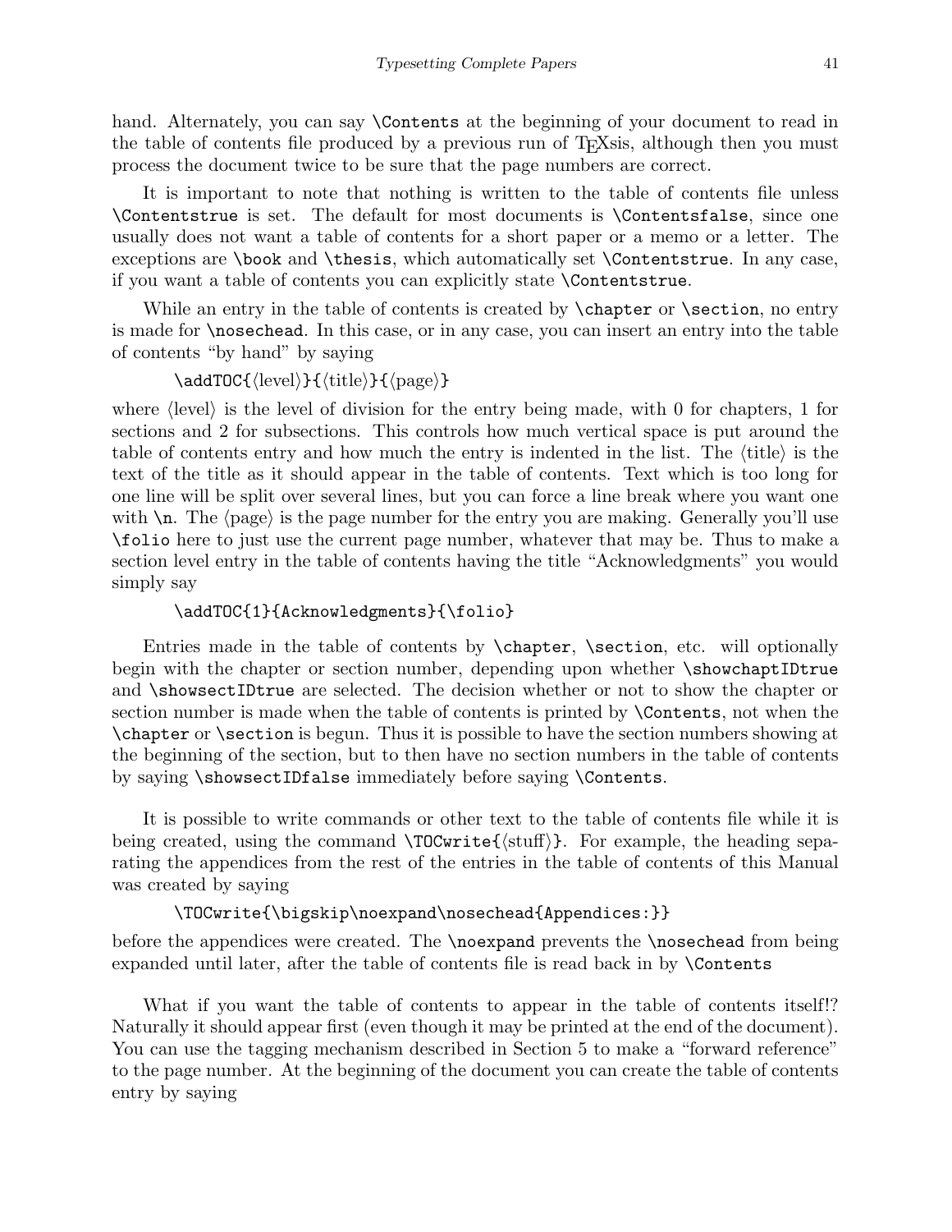hand. Alternately, you can say `\Contents` at the beginning of your document to read in the table of contents file produced by a previous run of TEXsis, although then you must process the document twice to be sure that the page numbers are correct.

It is important to note that nothing is written to the table of contents file unless `\Contentstrue` is set. The default for most documents is `\Contentsfalse`, since one usually does not want a table of contents for a short paper or a memo or a letter. The exceptions are `\book` and `\thesis`, which automatically set `\Contentstrue`. In any case, if you want a table of contents you can explicitly state `\Contentstrue`.

While an entry in the table of contents is created by `\chapter` or `\section`, no entry is made for `\nosechead`. In this case, or in any case, you can insert an entry into the table of contents "by hand" by saying

```
\addTOC{⟨level⟩}{⟨title⟩}{⟨page⟩}
```

where ⟨level⟩ is the level of division for the entry being made, with 0 for chapters, 1 for sections and 2 for subsections. This controls how much vertical space is put around the table of contents entry and how much the entry is indented in the list. The ⟨title⟩ is the text of the title as it should appear in the table of contents. Text which is too long for one line will be split over several lines, but you can force a line break where you want one with `\n`. The ⟨page⟩ is the page number for the entry you are making. Generally you'll use `\folio` here to just use the current page number, whatever that may be. Thus to make a section level entry in the table of contents having the title "Acknowledgments" you would simply say

```
\addTOC{1}{Acknowledgments}{\folio}
```

Entries made in the table of contents by `\chapter`, `\section`, etc. will optionally begin with the chapter or section number, depending upon whether `\showchaptIDtrue` and `\showsectIDtrue` are selected. The decision whether or not to show the chapter or section number is made when the table of contents is printed by `\Contents`, not when the `\chapter` or `\section` is begun. Thus it is possible to have the section numbers showing at the beginning of the section, but to then have no section numbers in the table of contents by saying `\showsectIDfalse` immediately before saying `\Contents`.

It is possible to write commands or other text to the table of contents file while it is being created, using the command `\TOCwrite{⟨stuff⟩}`. For example, the heading separating the appendices from the rest of the entries in the table of contents of this Manual was created by saying

```
\TOCwrite{\bigskip\noexpand\nosechead{Appendices:}}
```

before the appendices were created. The `\noexpand` prevents the `\nosechead` from being expanded until later, after the table of contents file is read back in by `\Contents`

What if you want the table of contents to appear in the table of contents itself!? Naturally it should appear first (even though it may be printed at the end of the document). You can use the tagging mechanism described in Section 5 to make a "forward reference" to the page number. At the beginning of the document you can create the table of contents entry by saying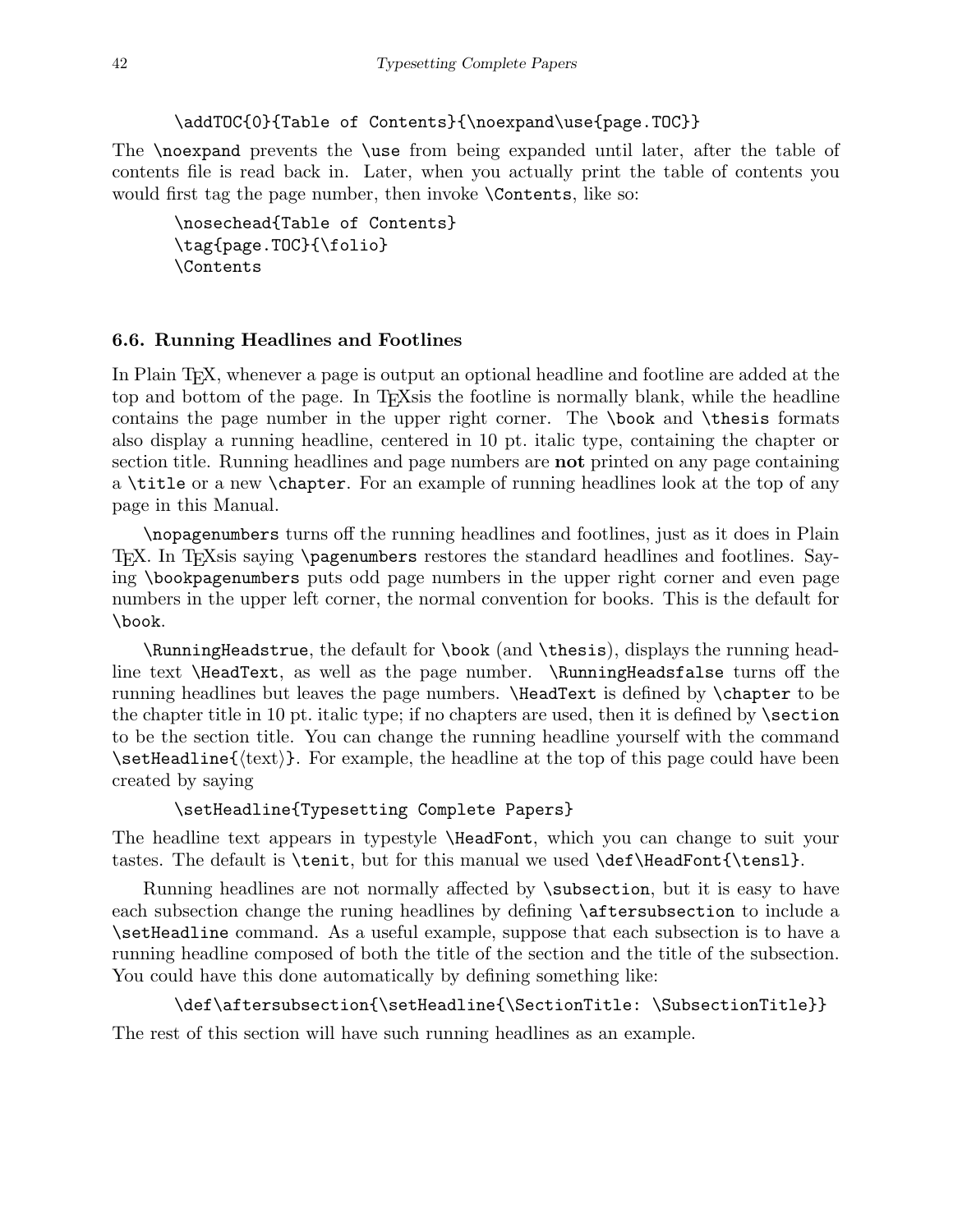```
\addTOC{0}{Table of Contents}{\noexpand\use{page.TOC}}
```

The `\noexpand` prevents the `\use` from being expanded until later, after the table of contents file is read back in. Later, when you actually print the table of contents you would first tag the page number, then invoke `\Contents`, like so:

```
\nosechead{Table of Contents}
\tag{page.TOC}{\folio}
\Contents
```

### 6.6. Running Headlines and Footlines

In Plain TeX, whenever a page is output an optional headline and footline are added at the top and bottom of the page. In TeXsis the footline is normally blank, while the headline contains the page number in the upper right corner. The `\book` and `\thesis` formats also display a running headline, centered in 10 pt. italic type, containing the chapter or section title. Running headlines and page numbers are **not** printed on any page containing a `\title` or a new `\chapter`. For an example of running headlines look at the top of any page in this Manual.

`\nopagenumbers` turns off the running headlines and footlines, just as it does in Plain TeX. In TeXsis saying `\pagenumbers` restores the standard headlines and footlines. Saying `\bookpagenumbers` puts odd page numbers in the upper right corner and even page numbers in the upper left corner, the normal convention for books. This is the default for `\book`.

`\RunningHeadstrue`, the default for `\book` (and `\thesis`), displays the running headline text `\HeadText`, as well as the page number. `\RunningHeadsfalse` turns off the running headlines but leaves the page numbers. `\HeadText` is defined by `\chapter` to be the chapter title in 10 pt. italic type; if no chapters are used, then it is defined by `\section` to be the section title. You can change the running headline yourself with the command `\setHeadline{⟨text⟩}`. For example, the headline at the top of this page could have been created by saying

```
\setHeadline{Typesetting Complete Papers}
```

The headline text appears in typestyle `\HeadFont`, which you can change to suit your tastes. The default is `\tenit`, but for this manual we used `\def\HeadFont{\tensl}`.

Running headlines are not normally affected by `\subsection`, but it is easy to have each subsection change the runing headlines by defining `\aftersubsection` to include a `\setHeadline` command. As a useful example, suppose that each subsection is to have a running headline composed of both the title of the section and the title of the subsection. You could have this done automatically by defining something like:

```
\def\aftersubsection{\setHeadline{\SectionTitle: \SubsectionTitle}}
```

The rest of this section will have such running headlines as an example.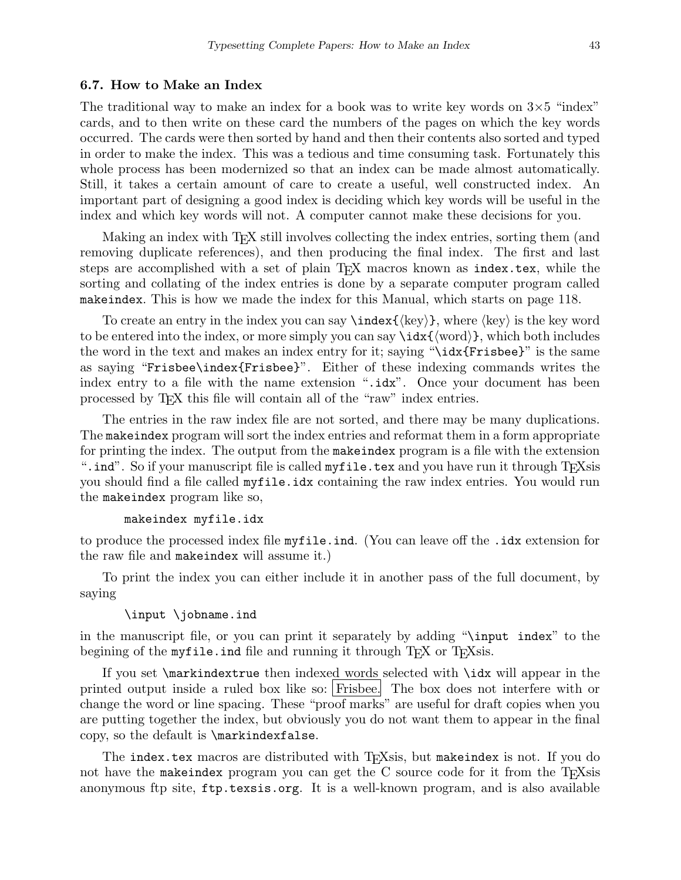### 6.7. How to Make an Index

The traditional way to make an index for a book was to write key words on 3×5 "index" cards, and to then write on these card the numbers of the pages on which the key words occurred. The cards were then sorted by hand and then their contents also sorted and typed in order to make the index. This was a tedious and time consuming task. Fortunately this whole process has been modernized so that an index can be made almost automatically. Still, it takes a certain amount of care to create a useful, well constructed index. An important part of designing a good index is deciding which key words will be useful in the index and which key words will not. A computer cannot make these decisions for you.

Making an index with TeX still involves collecting the index entries, sorting them (and removing duplicate references), and then producing the final index. The first and last steps are accomplished with a set of plain TeX macros known as `index.tex`, while the sorting and collating of the index entries is done by a separate computer program called `makeindex`. This is how we made the index for this Manual, which starts on page 118.

To create an entry in the index you can say `\index{⟨key⟩}`, where ⟨key⟩ is the key word to be entered into the index, or more simply you can say `\idx{⟨word⟩}`, which both includes the word in the text and makes an index entry for it; saying "`\idx{Frisbee}`" is the same as saying "`Frisbee\index{Frisbee}`". Either of these indexing commands writes the index entry to a file with the name extension "`.idx`". Once your document has been processed by TeX this file will contain all of the "raw" index entries.

The entries in the raw index file are not sorted, and there may be many duplications. The `makeindex` program will sort the index entries and reformat them in a form appropriate for printing the index. The output from the `makeindex` program is a file with the extension "`.ind`". So if your manuscript file is called `myfile.tex` and you have run it through TeXsis you should find a file called `myfile.idx` containing the raw index entries. You would run the `makeindex` program like so,

```
makeindex myfile.idx
```

to produce the processed index file `myfile.ind`. (You can leave off the `.idx` extension for the raw file and `makeindex` will assume it.)

To print the index you can either include it in another pass of the full document, by saying

```
\input \jobname.ind
```

in the manuscript file, or you can print it separately by adding "`\input index`" to the begining of the `myfile.ind` file and running it through TeX or TeXsis.

If you set `\markindextrue` then indexed words selected with `\idx` will appear in the printed output inside a ruled box like so: Frisbee. The box does not interfere with or change the word or line spacing. These "proof marks" are useful for draft copies when you are putting together the index, but obviously you do not want them to appear in the final copy, so the default is `\markindexfalse`.

The `index.tex` macros are distributed with TeXsis, but `makeindex` is not. If you do not have the `makeindex` program you can get the C source code for it from the TeXsis anonymous ftp site, `ftp.texsis.org`. It is a well-known program, and is also available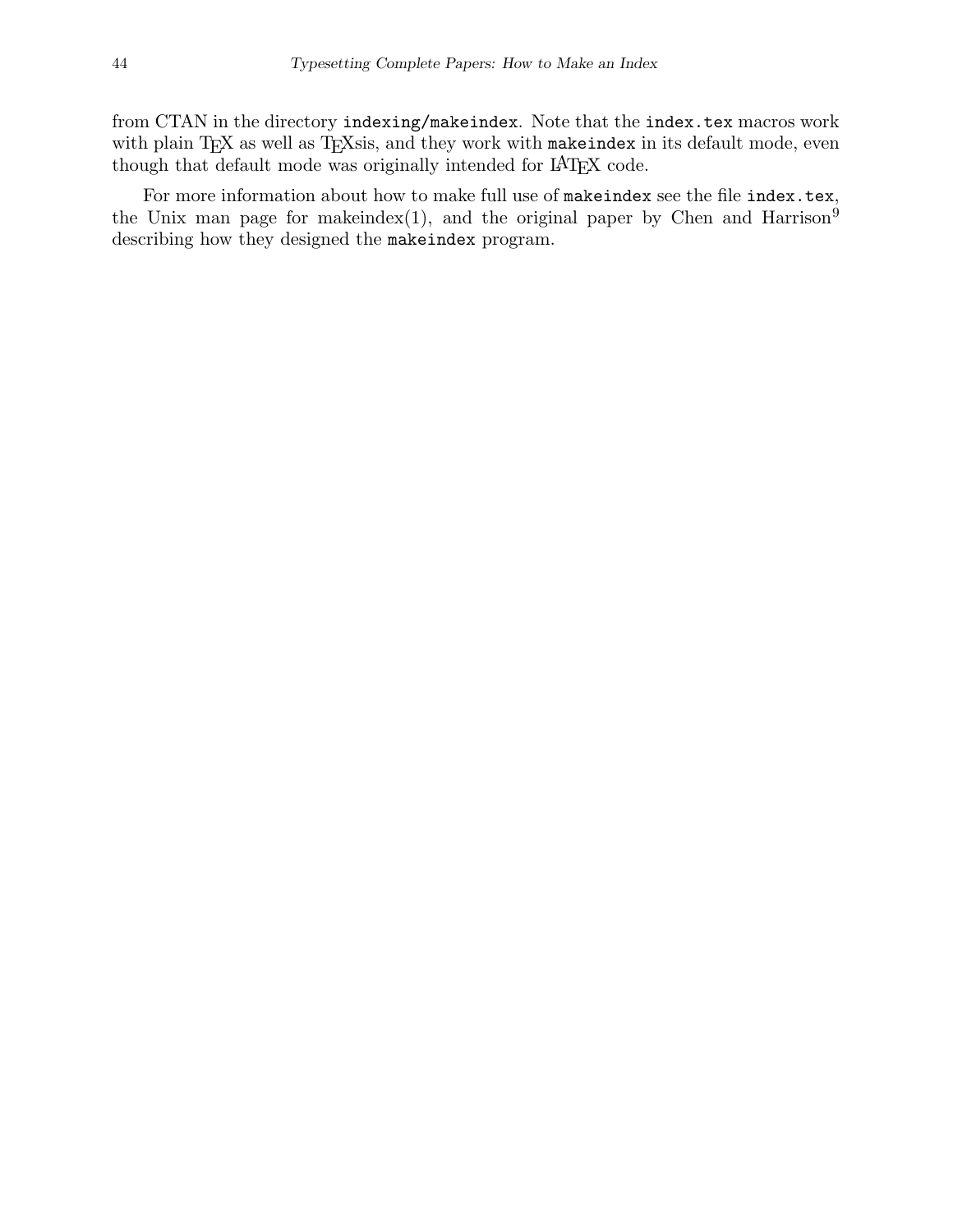from CTAN in the directory `indexing/makeindex`. Note that the `index.tex` macros work with plain TeX as well as TeXsis, and they work with `makeindex` in its default mode, even though that default mode was originally intended for LaTeX code.

For more information about how to make full use of `makeindex` see the file `index.tex`, the Unix man page for makeindex(1), and the original paper by Chen and Harrison[9] describing how they designed the `makeindex` program.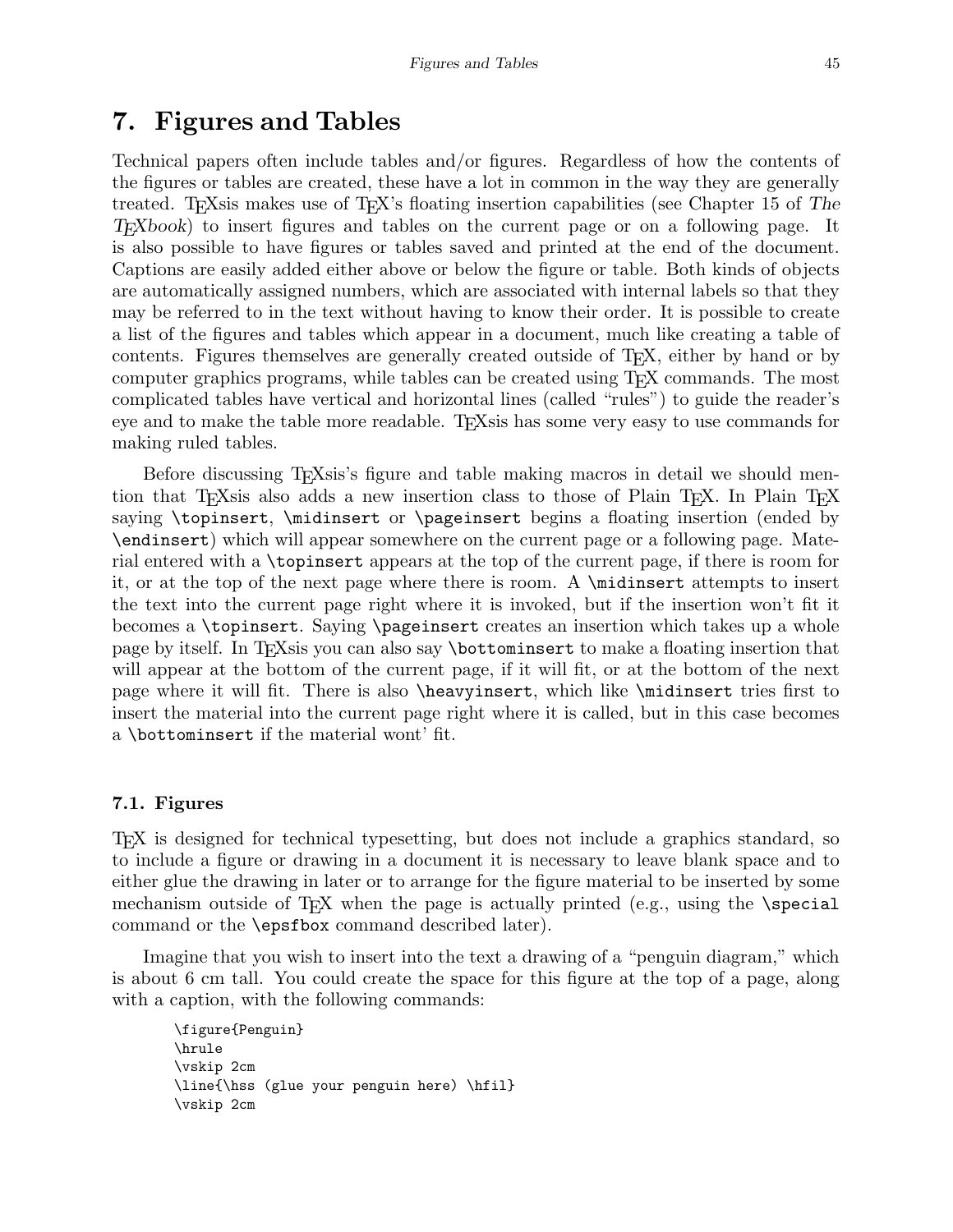# 7. Figures and Tables

Technical papers often include tables and/or figures. Regardless of how the contents of the figures or tables are created, these have a lot in common in the way they are generally treated. TEXsis makes use of TEX's floating insertion capabilities (see Chapter 15 of *The TEXbook*) to insert figures and tables on the current page or on a following page. It is also possible to have figures or tables saved and printed at the end of the document. Captions are easily added either above or below the figure or table. Both kinds of objects are automatically assigned numbers, which are associated with internal labels so that they may be referred to in the text without having to know their order. It is possible to create a list of the figures and tables which appear in a document, much like creating a table of contents. Figures themselves are generally created outside of TEX, either by hand or by computer graphics programs, while tables can be created using TEX commands. The most complicated tables have vertical and horizontal lines (called "rules") to guide the reader's eye and to make the table more readable. TEXsis has some very easy to use commands for making ruled tables.

Before discussing TEXsis's figure and table making macros in detail we should mention that TEXsis also adds a new insertion class to those of Plain TEX. In Plain TEX saying `\topinsert`, `\midinsert` or `\pageinsert` begins a floating insertion (ended by `\endinsert`) which will appear somewhere on the current page or a following page. Material entered with a `\topinsert` appears at the top of the current page, if there is room for it, or at the top of the next page where there is room. A `\midinsert` attempts to insert the text into the current page right where it is invoked, but if the insertion won't fit it becomes a `\topinsert`. Saying `\pageinsert` creates an insertion which takes up a whole page by itself. In TEXsis you can also say `\bottominsert` to make a floating insertion that will appear at the bottom of the current page, if it will fit, or at the bottom of the next page where it will fit. There is also `\heavyinsert`, which like `\midinsert` tries first to insert the material into the current page right where it is called, but in this case becomes a `\bottominsert` if the material wont' fit.

### 7.1. Figures

TEX is designed for technical typesetting, but does not include a graphics standard, so to include a figure or drawing in a document it is necessary to leave blank space and to either glue the drawing in later or to arrange for the figure material to be inserted by some mechanism outside of TEX when the page is actually printed (e.g., using the `\special` command or the `\epsfbox` command described later).

Imagine that you wish to insert into the text a drawing of a "penguin diagram," which is about 6 cm tall. You could create the space for this figure at the top of a page, along with a caption, with the following commands:

```
\figure{Penguin}
\hrule
\vskip 2cm
\line{\hss (glue your penguin here) \hfil}
\vskip 2cm
```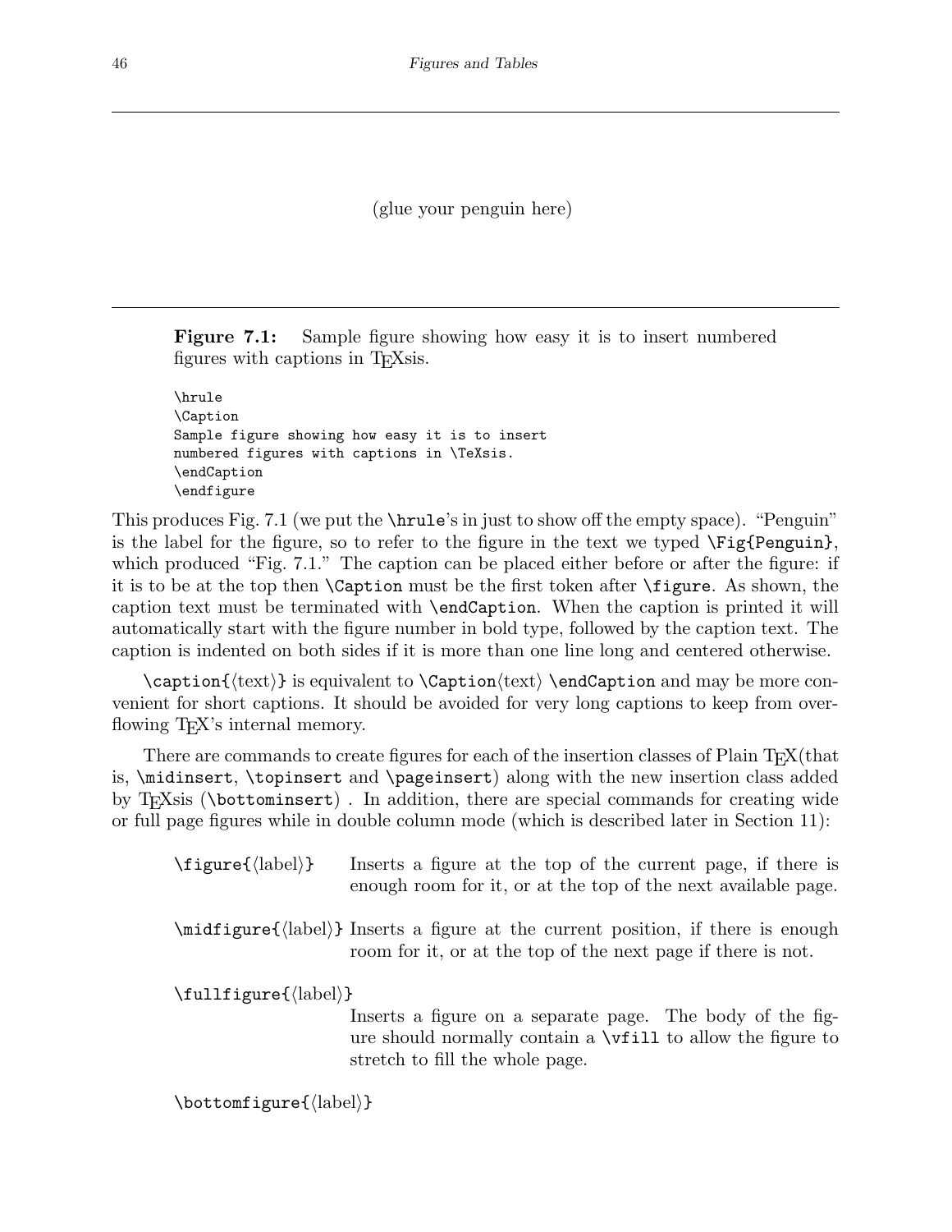---

(glue your penguin here)

---

**Figure 7.1:** Sample figure showing how easy it is to insert numbered figures with captions in TEXsis.

```
\hrule
\Caption
Sample figure showing how easy it is to insert
numbered figures with captions in \TeXsis.
\endCaption
\endfigure
```

This produces Fig. 7.1 (we put the `\hrule`'s in just to show off the empty space). "Penguin" is the label for the figure, so to refer to the figure in the text we typed `\Fig{Penguin}`, which produced "Fig. 7.1." The caption can be placed either before or after the figure: if it is to be at the top then `\Caption` must be the first token after `\figure`. As shown, the caption text must be terminated with `\endCaption`. When the caption is printed it will automatically start with the figure number in bold type, followed by the caption text. The caption is indented on both sides if it is more than one line long and centered otherwise.

`\caption{`⟨text⟩`}` is equivalent to `\Caption`⟨text⟩ `\endCaption` and may be more convenient for short captions. It should be avoided for very long captions to keep from overflowing TEX's internal memory.

There are commands to create figures for each of the insertion classes of Plain TEX(that is, `\midinsert`, `\topinsert` and `\pageinsert`) along with the new insertion class added by TEXsis (`\bottominsert`) . In addition, there are special commands for creating wide or full page figures while in double column mode (which is described later in Section 11):

`\figure{`⟨label⟩`}` Inserts a figure at the top of the current page, if there is enough room for it, or at the top of the next available page.

`\midfigure{`⟨label⟩`}` Inserts a figure at the current position, if there is enough room for it, or at the top of the next page if there is not.

`\fullfigure{`⟨label⟩`}`
Inserts a figure on a separate page. The body of the figure should normally contain a `\vfill` to allow the figure to stretch to fill the whole page.

`\bottomfigure{`⟨label⟩`}`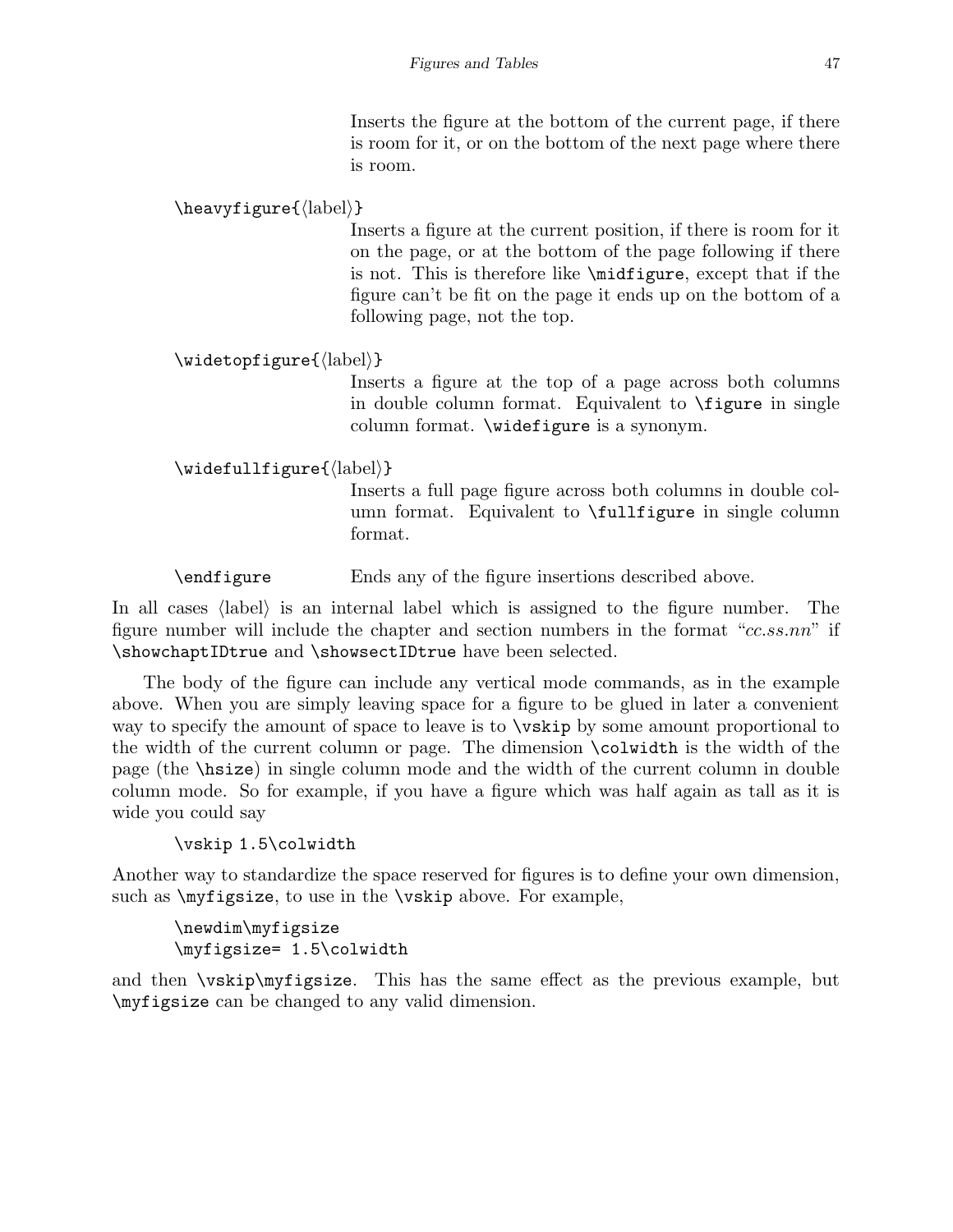Inserts the figure at the bottom of the current page, if there is room for it, or on the bottom of the next page where there is room.

`\heavyfigure{⟨label⟩}`
: Inserts a figure at the current position, if there is room for it on the page, or at the bottom of the page following if there is not. This is therefore like `\midfigure`, except that if the figure can't be fit on the page it ends up on the bottom of a following page, not the top.

`\widetopfigure{⟨label⟩}`
: Inserts a figure at the top of a page across both columns in double column format. Equivalent to `\figure` in single column format. `\widefigure` is a synonym.

`\widefullfigure{⟨label⟩}`
: Inserts a full page figure across both columns in double column format. Equivalent to `\fullfigure` in single column format.

`\endfigure`
: Ends any of the figure insertions described above.

In all cases ⟨label⟩ is an internal label which is assigned to the figure number. The figure number will include the chapter and section numbers in the format "*cc.ss.nn*" if `\showchaptIDtrue` and `\showsectIDtrue` have been selected.

The body of the figure can include any vertical mode commands, as in the example above. When you are simply leaving space for a figure to be glued in later a convenient way to specify the amount of space to leave is to `\vskip` by some amount proportional to the width of the current column or page. The dimension `\colwidth` is the width of the page (the `\hsize`) in single column mode and the width of the current column in double column mode. So for example, if you have a figure which was half again as tall as it is wide you could say

```
\vskip 1.5\colwidth
```

Another way to standardize the space reserved for figures is to define your own dimension, such as `\myfigsize`, to use in the `\vskip` above. For example,

```
\newdim\myfigsize
\myfigsize= 1.5\colwidth
```

and then `\vskip\myfigsize`. This has the same effect as the previous example, but `\myfigsize` can be changed to any valid dimension.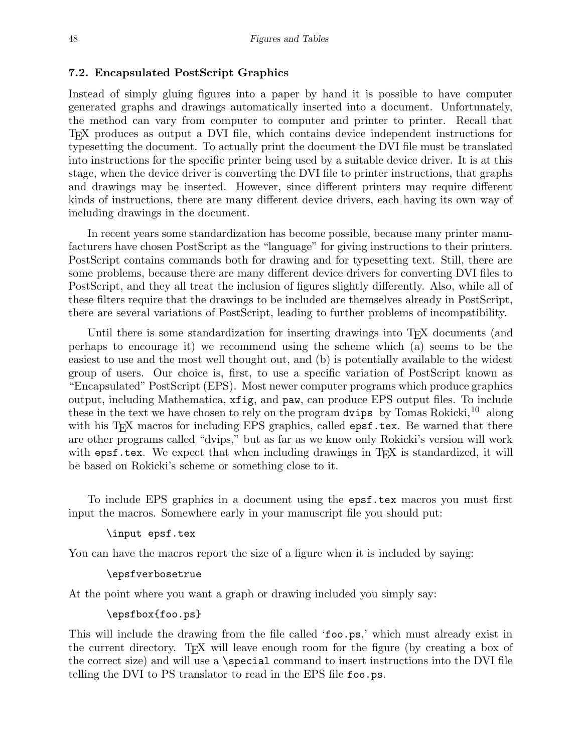### 7.2. Encapsulated PostScript Graphics

Instead of simply gluing figures into a paper by hand it is possible to have computer generated graphs and drawings automatically inserted into a document. Unfortunately, the method can vary from computer to computer and printer to printer. Recall that TEX produces as output a DVI file, which contains device independent instructions for typesetting the document. To actually print the document the DVI file must be translated into instructions for the specific printer being used by a suitable device driver. It is at this stage, when the device driver is converting the DVI file to printer instructions, that graphs and drawings may be inserted. However, since different printers may require different kinds of instructions, there are many different device drivers, each having its own way of including drawings in the document.

In recent years some standardization has become possible, because many printer manufacturers have chosen PostScript as the "language" for giving instructions to their printers. PostScript contains commands both for drawing and for typesetting text. Still, there are some problems, because there are many different device drivers for converting DVI files to PostScript, and they all treat the inclusion of figures slightly differently. Also, while all of these filters require that the drawings to be included are themselves already in PostScript, there are several variations of PostScript, leading to further problems of incompatibility.

Until there is some standardization for inserting drawings into TEX documents (and perhaps to encourage it) we recommend using the scheme which (a) seems to be the easiest to use and the most well thought out, and (b) is potentially available to the widest group of users. Our choice is, first, to use a specific variation of PostScript known as "Encapsulated" PostScript (EPS). Most newer computer programs which produce graphics output, including Mathematica, `xfig`, and `paw`, can produce EPS output files. To include these in the text we have chosen to rely on the program `dvips` by Tomas Rokicki,[10] along with his TEX macros for including EPS graphics, called `epsf.tex`. Be warned that there are other programs called "dvips," but as far as we know only Rokicki's version will work with `epsf.tex`. We expect that when including drawings in TEX is standardized, it will be based on Rokicki's scheme or something close to it.

To include EPS graphics in a document using the `epsf.tex` macros you must first input the macros. Somewhere early in your manuscript file you should put:

```
\input epsf.tex
```

You can have the macros report the size of a figure when it is included by saying:

```
\epsfverbosetrue
```

At the point where you want a graph or drawing included you simply say:

```
\epsfbox{foo.ps}
```

This will include the drawing from the file called '`foo.ps`,' which must already exist in the current directory. TEX will leave enough room for the figure (by creating a box of the correct size) and will use a `\special` command to insert instructions into the DVI file telling the DVI to PS translator to read in the EPS file `foo.ps`.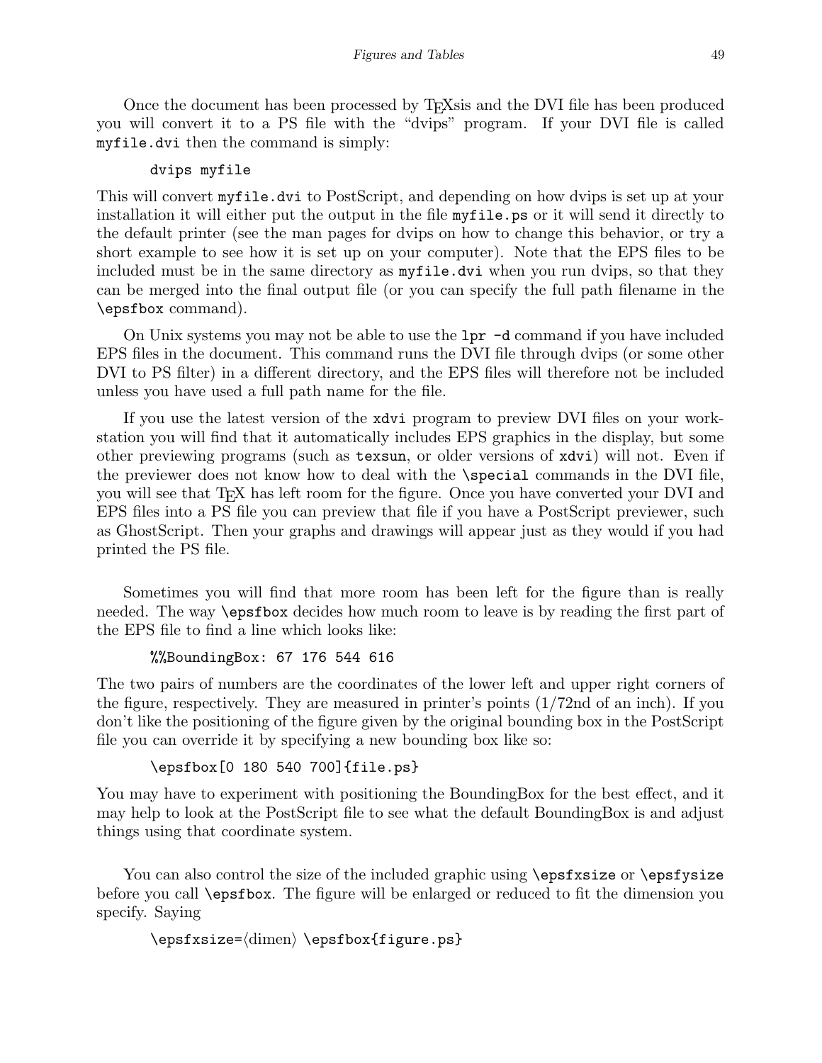Once the document has been processed by TEXsis and the DVI file has been produced you will convert it to a PS file with the "dvips" program. If your DVI file is called `myfile.dvi` then the command is simply:

```
dvips myfile
```

This will convert `myfile.dvi` to PostScript, and depending on how dvips is set up at your installation it will either put the output in the file `myfile.ps` or it will send it directly to the default printer (see the man pages for dvips on how to change this behavior, or try a short example to see how it is set up on your computer). Note that the EPS files to be included must be in the same directory as `myfile.dvi` when you run dvips, so that they can be merged into the final output file (or you can specify the full path filename in the `\epsfbox` command).

On Unix systems you may not be able to use the `lpr -d` command if you have included EPS files in the document. This command runs the DVI file through dvips (or some other DVI to PS filter) in a different directory, and the EPS files will therefore not be included unless you have used a full path name for the file.

If you use the latest version of the `xdvi` program to preview DVI files on your workstation you will find that it automatically includes EPS graphics in the display, but some other previewing programs (such as `texsun`, or older versions of `xdvi`) will not. Even if the previewer does not know how to deal with the `\special` commands in the DVI file, you will see that TEX has left room for the figure. Once you have converted your DVI and EPS files into a PS file you can preview that file if you have a PostScript previewer, such as GhostScript. Then your graphs and drawings will appear just as they would if you had printed the PS file.

Sometimes you will find that more room has been left for the figure than is really needed. The way `\epsfbox` decides how much room to leave is by reading the first part of the EPS file to find a line which looks like:

```
%%BoundingBox: 67 176 544 616
```

The two pairs of numbers are the coordinates of the lower left and upper right corners of the figure, respectively. They are measured in printer's points (1/72nd of an inch). If you don't like the positioning of the figure given by the original bounding box in the PostScript file you can override it by specifying a new bounding box like so:

```
\epsfbox[0 180 540 700]{file.ps}
```

You may have to experiment with positioning the BoundingBox for the best effect, and it may help to look at the PostScript file to see what the default BoundingBox is and adjust things using that coordinate system.

You can also control the size of the included graphic using `\epsfxsize` or `\epsfysize` before you call `\epsfbox`. The figure will be enlarged or reduced to fit the dimension you specify. Saying

```
\epsfxsize=⟨dimen⟩ \epsfbox{figure.ps}
```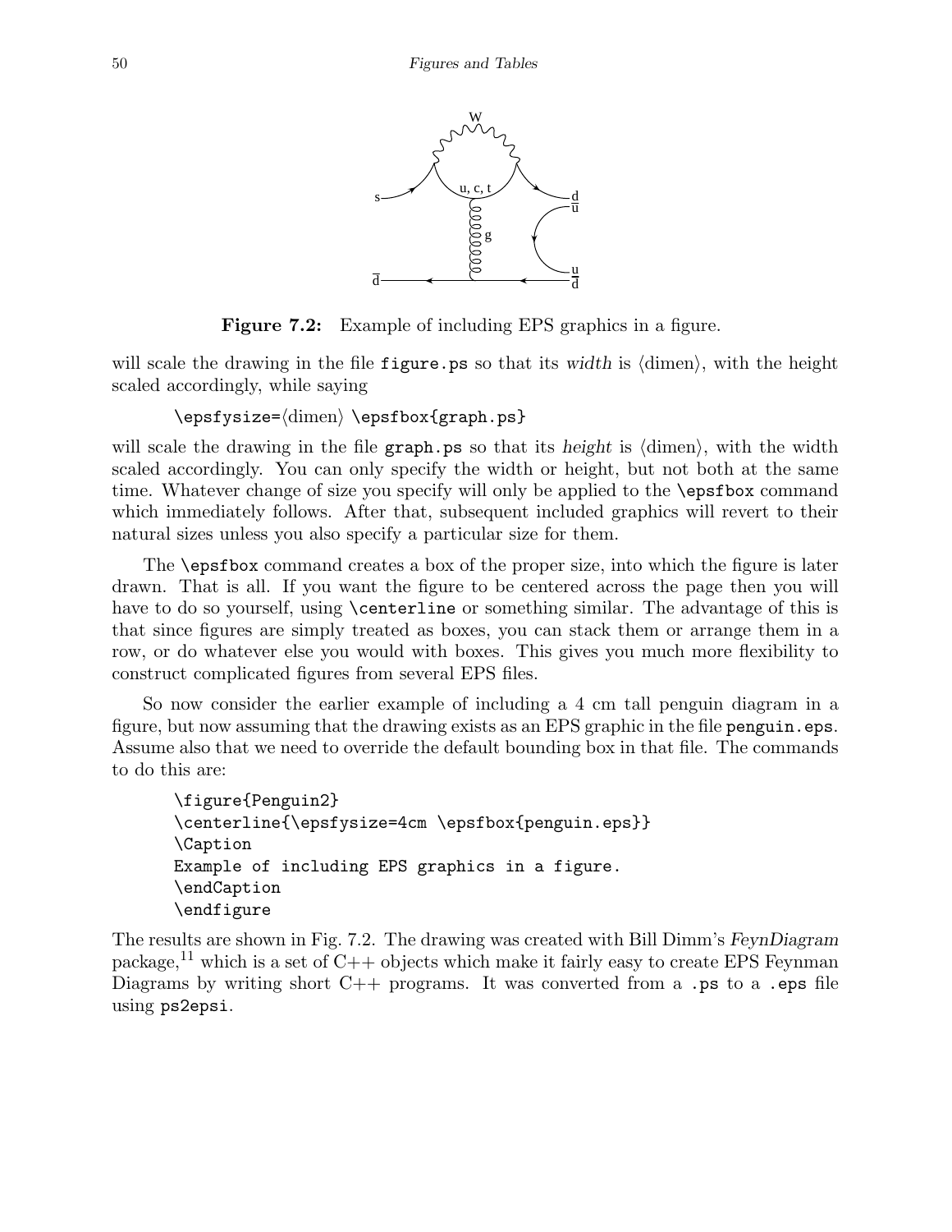W

s

u, c, t

d

u

g

u

d

d

**Figure 7.2:** Example of including EPS graphics in a figure.

will scale the drawing in the file `figure.ps` so that its *width* is ⟨dimen⟩, with the height scaled accordingly, while saying

```
\epsfysize=⟨dimen⟩ \epsfbox{graph.ps}
```

will scale the drawing in the file `graph.ps` so that its *height* is ⟨dimen⟩, with the width scaled accordingly. You can only specify the width or height, but not both at the same time. Whatever change of size you specify will only be applied to the `\epsfbox` command which immediately follows. After that, subsequent included graphics will revert to their natural sizes unless you also specify a particular size for them.

The `\epsfbox` command creates a box of the proper size, into which the figure is later drawn. That is all. If you want the figure to be centered across the page then you will have to do so yourself, using `\centerline` or something similar. The advantage of this is that since figures are simply treated as boxes, you can stack them or arrange them in a row, or do whatever else you would with boxes. This gives you much more flexibility to construct complicated figures from several EPS files.

So now consider the earlier example of including a 4 cm tall penguin diagram in a figure, but now assuming that the drawing exists as an EPS graphic in the file `penguin.eps`. Assume also that we need to override the default bounding box in that file. The commands to do this are:

```
\figure{Penguin2}
\centerline{\epsfysize=4cm \epsfbox{penguin.eps}}
\Caption
Example of including EPS graphics in a figure.
\endCaption
\endfigure
```

The results are shown in Fig. 7.2. The drawing was created with Bill Dimm's *FeynDiagram* package,[11] which is a set of C++ objects which make it fairly easy to create EPS Feynman Diagrams by writing short C++ programs. It was converted from a `.ps` to a `.eps` file using `ps2epsi`.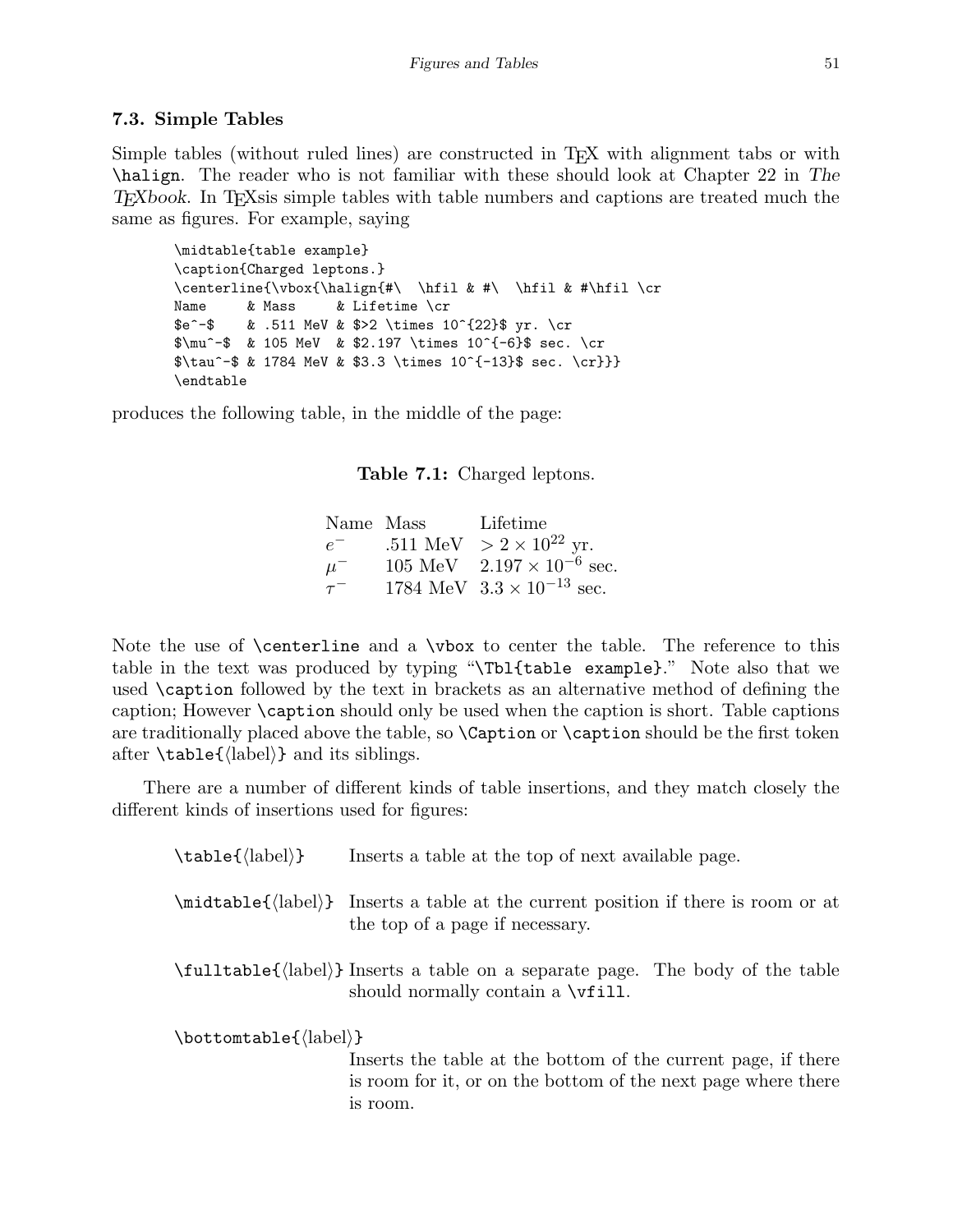### 7.3. Simple Tables

Simple tables (without ruled lines) are constructed in TEX with alignment tabs or with `\halign`. The reader who is not familiar with these should look at Chapter 22 in *The TEXbook*. In TEXsis simple tables with table numbers and captions are treated much the same as figures. For example, saying

```
\midtable{table example}
\caption{Charged leptons.}
\centerline{\vbox{\halign{#\  \hfil & #\  \hfil & #\hfil \cr
Name     & Mass     & Lifetime \cr
$e^-$    & .511 MeV & $>2 \times 10^{22}$ yr. \cr
$\mu^-$  & 105 MeV  & $2.197 \times 10^{-6}$ sec. \cr
$\tau^-$ & 1784 MeV & $3.3 \times 10^{-13}$ sec. \cr}}}
\endtable
```

produces the following table, in the middle of the page:

**Table 7.1:** Charged leptons.

| Name | Mass | Lifetime |
|---|---|---|
| $e^-$ | .511 MeV | $>2 \times 10^{22}$ yr. |
| $\mu^-$ | 105 MeV | $2.197 \times 10^{-6}$ sec. |
| $\tau^-$ | 1784 MeV | $3.3 \times 10^{-13}$ sec. |

Note the use of `\centerline` and a `\vbox` to center the table. The reference to this table in the text was produced by typing "`\Tbl{table example}`." Note also that we used `\caption` followed by the text in brackets as an alternative method of defining the caption; However `\caption` should only be used when the caption is short. Table captions are traditionally placed above the table, so `\Caption` or `\caption` should be the first token after `\table{`⟨label⟩`}` and its siblings.

There are a number of different kinds of table insertions, and they match closely the different kinds of insertions used for figures:

`\table{`⟨label⟩`}` Inserts a table at the top of next available page.

`\midtable{`⟨label⟩`}` Inserts a table at the current position if there is room or at the top of a page if necessary.

`\fulltable{`⟨label⟩`}` Inserts a table on a separate page. The body of the table should normally contain a `\vfill`.

`\bottomtable{`⟨label⟩`}`
Inserts the table at the bottom of the current page, if there is room for it, or on the bottom of the next page where there is room.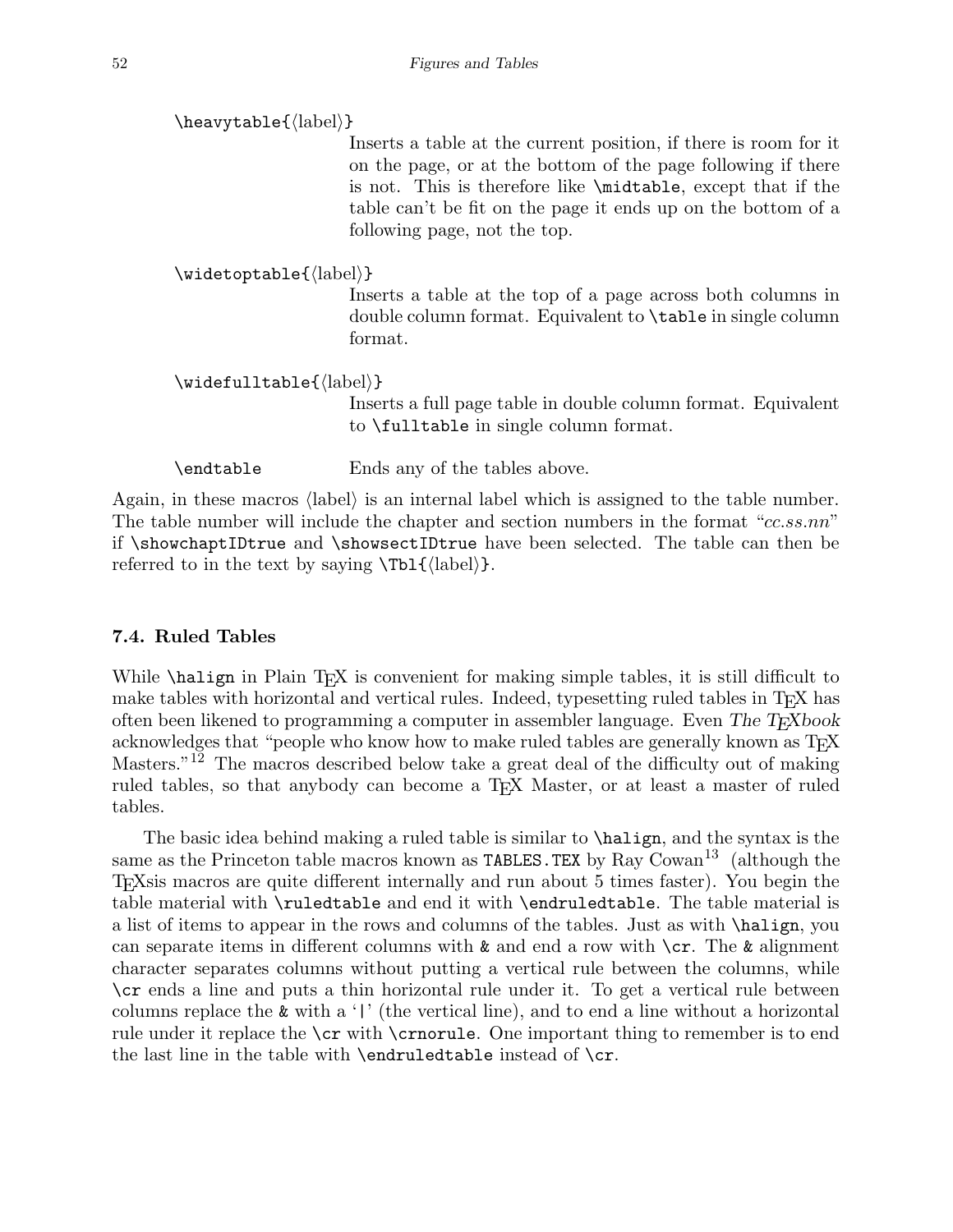`\heavytable{⟨label⟩}`
: Inserts a table at the current position, if there is room for it on the page, or at the bottom of the page following if there is not. This is therefore like `\midtable`, except that if the table can't be fit on the page it ends up on the bottom of a following page, not the top.

`\widetoptable{⟨label⟩}`
: Inserts a table at the top of a page across both columns in double column format. Equivalent to `\table` in single column format.

`\widefulltable{⟨label⟩}`
: Inserts a full page table in double column format. Equivalent to `\fulltable` in single column format.

`\endtable`
: Ends any of the tables above.

Again, in these macros ⟨label⟩ is an internal label which is assigned to the table number. The table number will include the chapter and section numbers in the format "*cc.ss.nn*" if `\showchaptIDtrue` and `\showsectIDtrue` have been selected. The table can then be referred to in the text by saying `\Tbl{⟨label⟩}`.

### 7.4. Ruled Tables

While `\halign` in Plain TeX is convenient for making simple tables, it is still difficult to make tables with horizontal and vertical rules. Indeed, typesetting ruled tables in TeX has often been likened to programming a computer in assembler language. Even *The TeXbook* acknowledges that "people who know how to make ruled tables are generally known as TeX Masters."[12] The macros described below take a great deal of the difficulty out of making ruled tables, so that anybody can become a TeX Master, or at least a master of ruled tables.

The basic idea behind making a ruled table is similar to `\halign`, and the syntax is the same as the Princeton table macros known as `TABLES.TEX` by Ray Cowan[13] (although the TeXsis macros are quite different internally and run about 5 times faster). You begin the table material with `\ruledtable` and end it with `\endruledtable`. The table material is a list of items to appear in the rows and columns of the tables. Just as with `\halign`, you can separate items in different columns with `&` and end a row with `\cr`. The `&` alignment character separates columns without putting a vertical rule between the columns, while `\cr` ends a line and puts a thin horizontal rule under it. To get a vertical rule between columns replace the `&` with a '`|`' (the vertical line), and to end a line without a horizontal rule under it replace the `\cr` with `\crnorule`. One important thing to remember is to end the last line in the table with `\endruledtable` instead of `\cr`.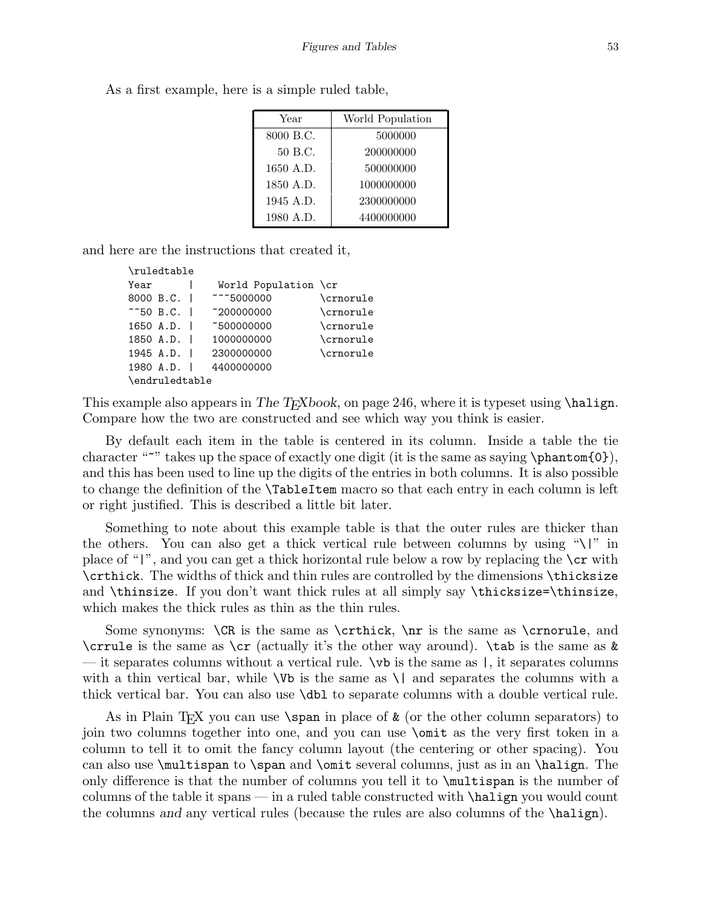As a first example, here is a simple ruled table,

| Year | World Population |
|---|---|
| 8000 B.C. | 5000000 |
| 50 B.C. | 200000000 |
| 1650 A.D. | 500000000 |
| 1850 A.D. | 1000000000 |
| 1945 A.D. | 2300000000 |
| 1980 A.D. | 4400000000 |

and here are the instructions that created it,

```
\ruledtable
Year      |   World Population \cr
8000 B.C. |   ~~~5000000        \crnorule
~~50 B.C. |   ~200000000        \crnorule
1650 A.D. |   ~500000000        \crnorule
1850 A.D. |   1000000000        \crnorule
1945 A.D. |   2300000000        \crnorule
1980 A.D. |   4400000000
\endruledtable
```

This example also appears in *The TEXbook*, on page 246, where it is typeset using `\halign`. Compare how the two are constructed and see which way you think is easier.

By default each item in the table is centered in its column. Inside a table the tie character "`~`" takes up the space of exactly one digit (it is the same as saying `\phantom{0}`), and this has been used to line up the digits of the entries in both columns. It is also possible to change the definition of the `\TableItem` macro so that each entry in each column is left or right justified. This is described a little bit later.

Something to note about this example table is that the outer rules are thicker than the others. You can also get a thick vertical rule between columns by using "`\|`" in place of "`|`", and you can get a thick horizontal rule below a row by replacing the `\cr` with `\crthick`. The widths of thick and thin rules are controlled by the dimensions `\thicksize` and `\thinsize`. If you don't want thick rules at all simply say `\thicksize=\thinsize`, which makes the thick rules as thin as the thin rules.

Some synonyms: `\CR` is the same as `\crthick`, `\nr` is the same as `\crnorule`, and `\crrule` is the same as `\cr` (actually it's the other way around). `\tab` is the same as `&` — it separates columns without a vertical rule. `\vb` is the same as `|`, it separates columns with a thin vertical bar, while `\Vb` is the same as `\|` and separates the columns with a thick vertical bar. You can also use `\dbl` to separate columns with a double vertical rule.

As in Plain TEX you can use `\span` in place of `&` (or the other column separators) to join two columns together into one, and you can use `\omit` as the very first token in a column to tell it to omit the fancy column layout (the centering or other spacing). You can also use `\multispan` to `\span` and `\omit` several columns, just as in an `\halign`. The only difference is that the number of columns you tell it to `\multispan` is the number of columns of the table it spans — in a ruled table constructed with `\halign` you would count the columns *and* any vertical rules (because the rules are also columns of the `\halign`).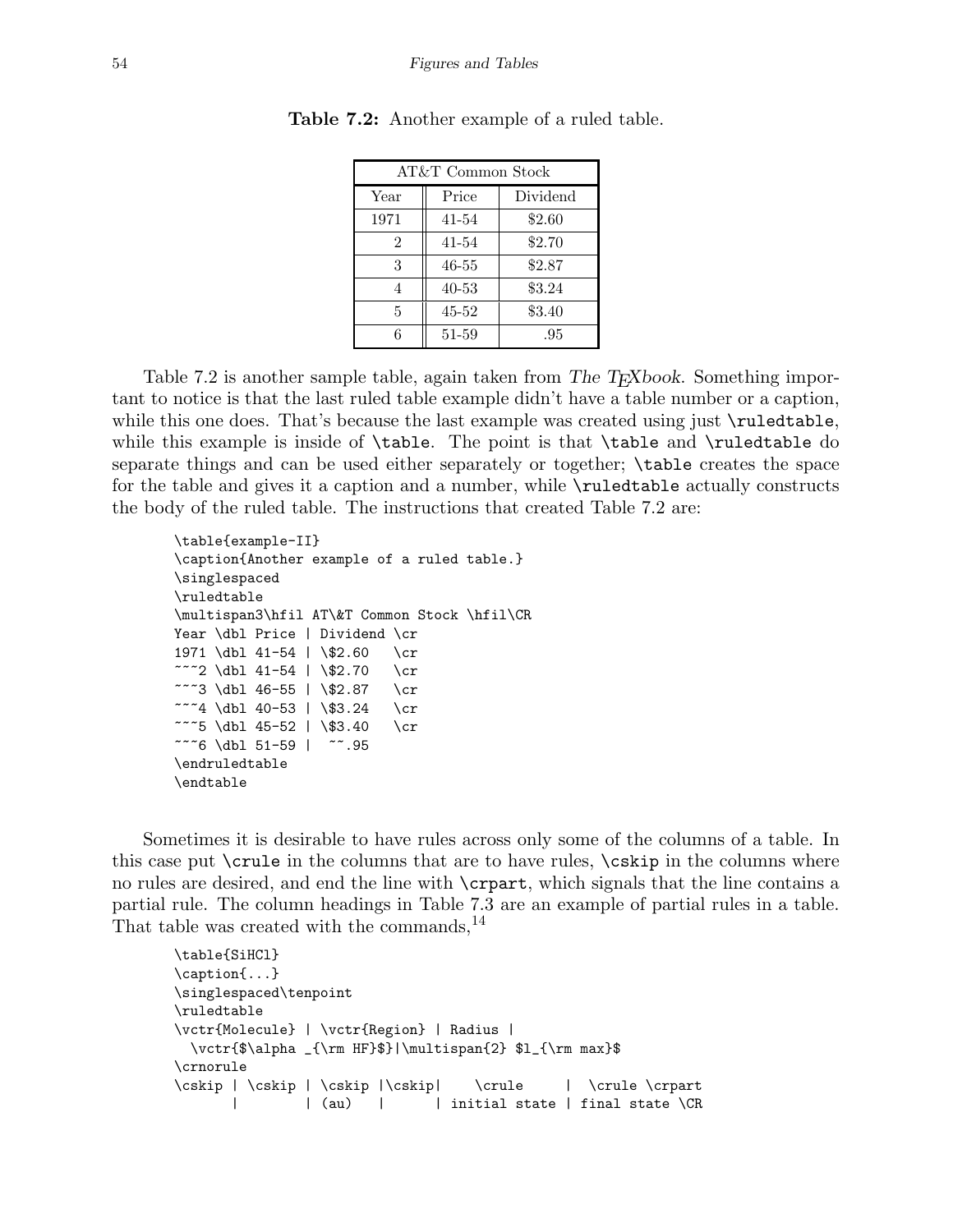**Table 7.2:** Another example of a ruled table.

| AT&T Common Stock | | |
|---|---|---|
| Year | Price | Dividend |
| 1971 | 41-54 | \$2.60 |
| 2 | 41-54 | \$2.70 |
| 3 | 46-55 | \$2.87 |
| 4 | 40-53 | \$3.24 |
| 5 | 45-52 | \$3.40 |
| 6 | 51-59 | .95 |

Table 7.2 is another sample table, again taken from *The TEXbook*. Something important to notice is that the last ruled table example didn't have a table number or a caption, while this one does. That's because the last example was created using just `\ruledtable`, while this example is inside of `\table`. The point is that `\table` and `\ruledtable` do separate things and can be used either separately or together; `\table` creates the space for the table and gives it a caption and a number, while `\ruledtable` actually constructs the body of the ruled table. The instructions that created Table 7.2 are:

```
\table{example-II}
\caption{Another example of a ruled table.}
\singlespaced
\ruledtable
\multispan3\hfil AT\&T Common Stock \hfil\CR
Year \dbl Price | Dividend \cr
1971 \dbl 41-54 | \$2.60   \cr
~~~2 \dbl 41-54 | \$2.70   \cr
~~~3 \dbl 46-55 | \$2.87   \cr
~~~4 \dbl 40-53 | \$3.24   \cr
~~~5 \dbl 45-52 | \$3.40   \cr
~~~6 \dbl 51-59 |  ~~.95
\endruledtable
\endtable
```

Sometimes it is desirable to have rules across only some of the columns of a table. In this case put `\crule` in the columns that are to have rules, `\cskip` in the columns where no rules are desired, and end the line with `\crpart`, which signals that the line contains a partial rule. The column headings in Table 7.3 are an example of partial rules in a table. That table was created with the commands,[14]

```
\table{SiHCl}
\caption{...}
\singlespaced\tenpoint
\ruledtable
\vctr{Molecule} | \vctr{Region} | Radius |
  \vctr{$\alpha _{\rm HF}$}|\multispan{2} $l_{\rm max}$
\crnorule
\cskip | \cskip | \cskip |\cskip|    \crule     |  \crule \crpart
       |        | (au)   |      | initial state | final state \CR
```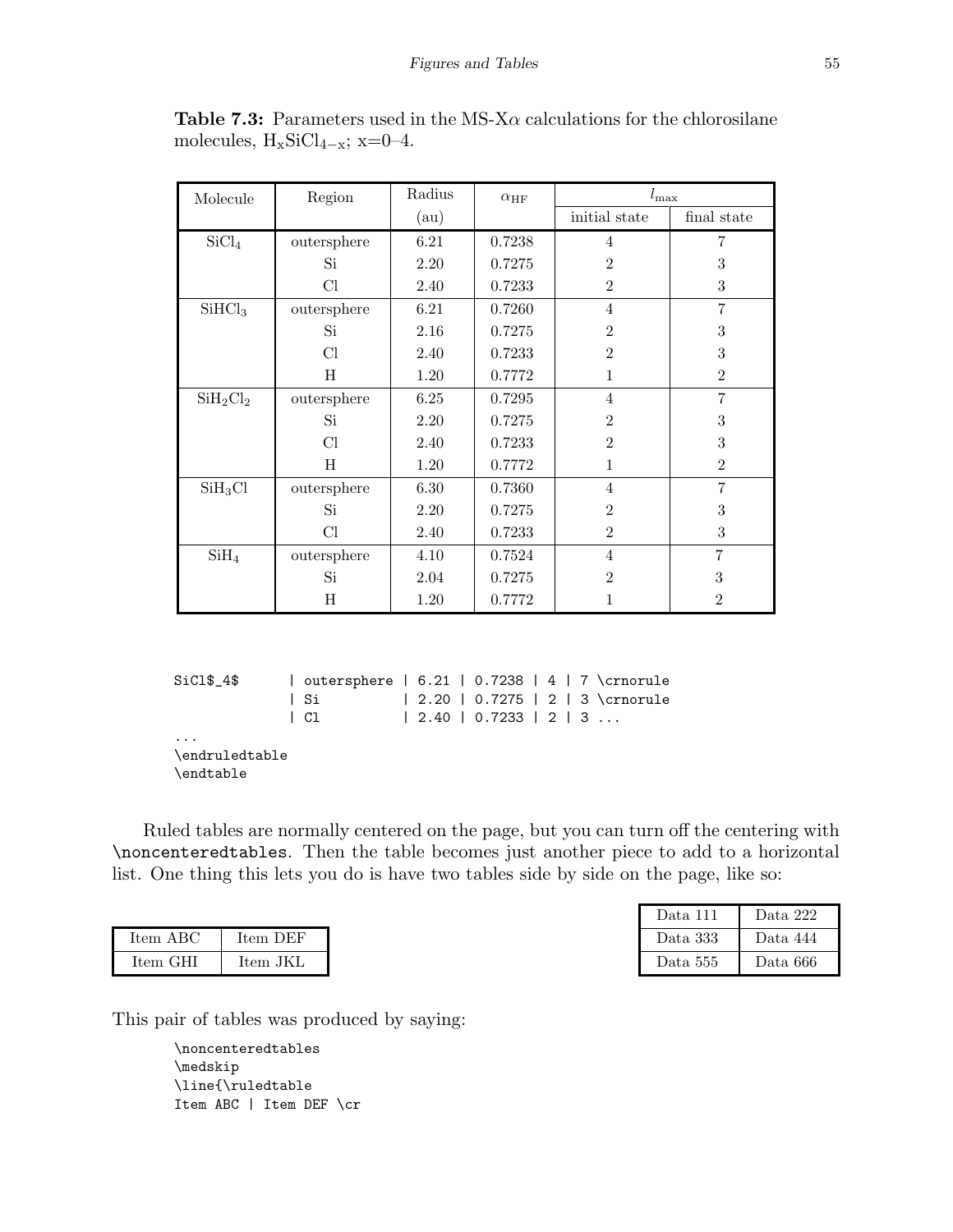**Table 7.3:** Parameters used in the MS-X$\alpha$ calculations for the chlorosilane molecules, $H_xSiCl_{4-x}$; x=0–4.

| Molecule | Region | Radius (au) | $\alpha_{HF}$ | $l_{max}$ | |
|---|---|---|---|---|---|
| | | | | initial state | final state |
| $SiCl_4$ | outersphere | 6.21 | 0.7238 | 4 | 7 |
| | Si | 2.20 | 0.7275 | 2 | 3 |
| | Cl | 2.40 | 0.7233 | 2 | 3 |
| $SiHCl_3$ | outersphere | 6.21 | 0.7260 | 4 | 7 |
| | Si | 2.16 | 0.7275 | 2 | 3 |
| | Cl | 2.40 | 0.7233 | 2 | 3 |
| | H | 1.20 | 0.7772 | 1 | 2 |
| $SiH_2Cl_2$ | outersphere | 6.25 | 0.7295 | 4 | 7 |
| | Si | 2.20 | 0.7275 | 2 | 3 |
| | Cl | 2.40 | 0.7233 | 2 | 3 |
| | H | 1.20 | 0.7772 | 1 | 2 |
| $SiH_3Cl$ | outersphere | 6.30 | 0.7360 | 4 | 7 |
| | Si | 2.20 | 0.7275 | 2 | 3 |
| | Cl | 2.40 | 0.7233 | 2 | 3 |
| $SiH_4$ | outersphere | 4.10 | 0.7524 | 4 | 7 |
| | Si | 2.04 | 0.7275 | 2 | 3 |
| | H | 1.20 | 0.7772 | 1 | 2 |

```
SiCl$_4$      | outersphere | 6.21 | 0.7238 | 4 | 7 \crnorule
              | Si          | 2.20 | 0.7275 | 2 | 3 \crnorule
              | Cl          | 2.40 | 0.7233 | 2 | 3 ...
...
\endruledtable
\endtable
```

Ruled tables are normally centered on the page, but you can turn off the centering with `\noncenteredtables`. Then the table becomes just another piece to add to a horizontal list. One thing this lets you do is have two tables side by side on the page, like so:

| | |
|---|---|
| Item ABC | Item DEF |
| Item GHI | Item JKL |

| | |
|---|---|
| Data 111 | Data 222 |
| Data 333 | Data 444 |
| Data 555 | Data 666 |

This pair of tables was produced by saying:

```
\noncenteredtables
\medskip
\line{\ruledtable
Item ABC | Item DEF \cr
```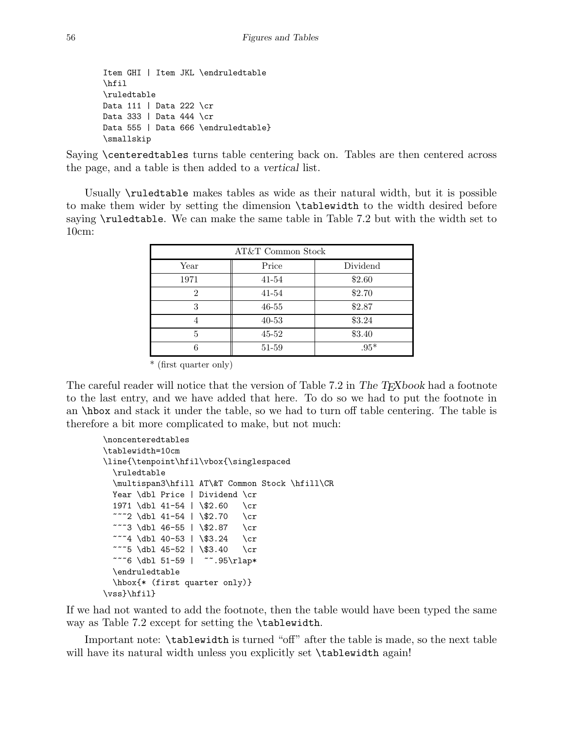```
Item GHI | Item JKL \endruledtable
\hfil
\ruledtable
Data 111 | Data 222 \cr
Data 333 | Data 444 \cr
Data 555 | Data 666 \endruledtable}
\smallskip
```

Saying `\centeredtables` turns table centering back on. Tables are then centered across the page, and a table is then added to a *vertical* list.

Usually `\ruledtable` makes tables as wide as their natural width, but it is possible to make them wider by setting the dimension `\tablewidth` to the width desired before saying `\ruledtable`. We can make the same table in Table 7.2 but with the width set to 10cm:

| AT&T Common Stock | | |
|---|---|---|
| Year | Price | Dividend |
| 1971 | 41-54 | $2.60 |
| 2 | 41-54 | $2.70 |
| 3 | 46-55 | $2.87 |
| 4 | 40-53 | $3.24 |
| 5 | 45-52 | $3.40 |
| 6 | 51-59 | .95* |

\* (first quarter only)

The careful reader will notice that the version of Table 7.2 in *The TEXbook* had a footnote to the last entry, and we have added that here. To do so we had to put the footnote in an `\hbox` and stack it under the table, so we had to turn off table centering. The table is therefore a bit more complicated to make, but not much:

```
\noncenteredtables
\tablewidth=10cm
\line{\tenpoint\hfil\vbox{\singlespaced
  \ruledtable
  \multispan3\hfill AT\&T Common Stock \hfill\CR
  Year \dbl Price | Dividend \cr
  1971 \dbl 41-54 | \$2.60   \cr
  ~~~2 \dbl 41-54 | \$2.70   \cr
  ~~~3 \dbl 46-55 | \$2.87   \cr
  ~~~4 \dbl 40-53 | \$3.24   \cr
  ~~~5 \dbl 45-52 | \$3.40   \cr
  ~~~6 \dbl 51-59 |  ~~.95\rlap*
  \endruledtable
  \hbox{* (first quarter only)}
\vss}\hfil}
```

If we had not wanted to add the footnote, then the table would have been typed the same way as Table 7.2 except for setting the `\tablewidth`.

Important note: `\tablewidth` is turned "off" after the table is made, so the next table will have its natural width unless you explicitly set `\tablewidth` again!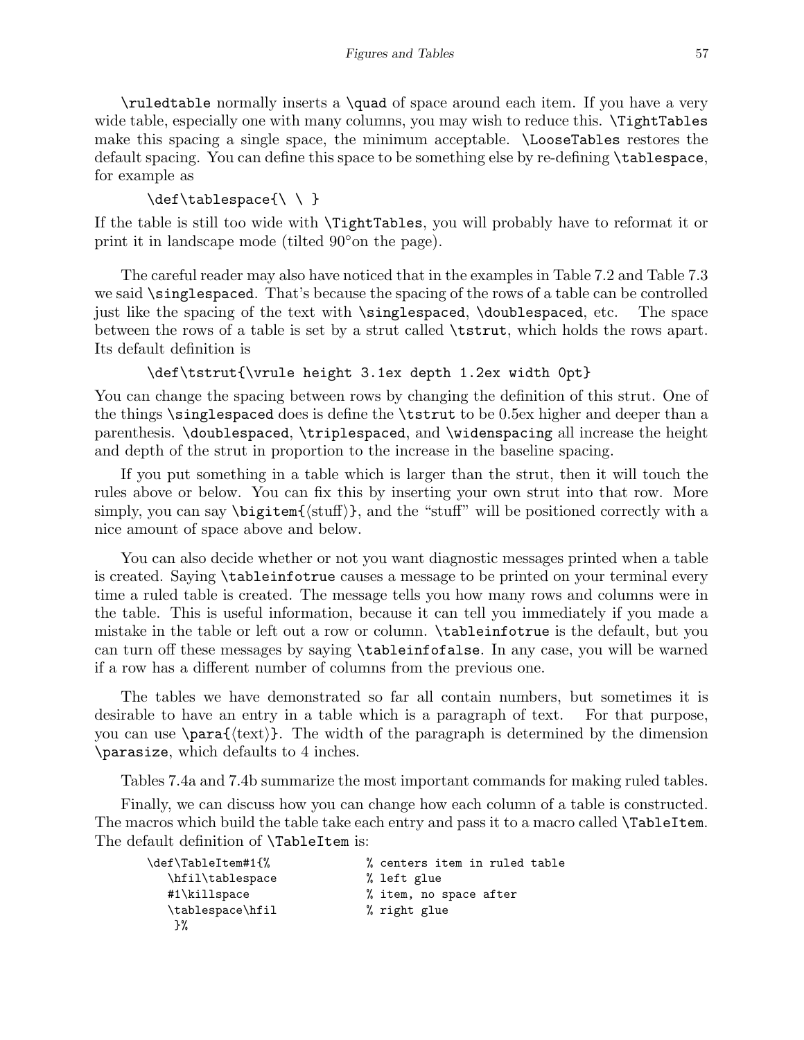`\ruledtable` normally inserts a `\quad` of space around each item. If you have a very wide table, especially one with many columns, you may wish to reduce this. `\TightTables` make this spacing a single space, the minimum acceptable. `\LooseTables` restores the default spacing. You can define this space to be something else by re-defining `\tablespace`, for example as

```
\def\tablespace{\ \ }
```

If the table is still too wide with `\TightTables`, you will probably have to reformat it or print it in landscape mode (tilted 90°on the page).

The careful reader may also have noticed that in the examples in Table 7.2 and Table 7.3 we said `\singlespaced`. That's because the spacing of the rows of a table can be controlled just like the spacing of the text with `\singlespaced`, `\doublespaced`, etc. The space between the rows of a table is set by a strut called `\tstrut`, which holds the rows apart. Its default definition is

```
\def\tstrut{\vrule height 3.1ex depth 1.2ex width 0pt}
```

You can change the spacing between rows by changing the definition of this strut. One of the things `\singlespaced` does is define the `\tstrut` to be 0.5ex higher and deeper than a parenthesis. `\doublespaced`, `\triplespaced`, and `\widenspacing` all increase the height and depth of the strut in proportion to the increase in the baseline spacing.

If you put something in a table which is larger than the strut, then it will touch the rules above or below. You can fix this by inserting your own strut into that row. More simply, you can say `\bigitem{`⟨stuff⟩`}`, and the "stuff" will be positioned correctly with a nice amount of space above and below.

You can also decide whether or not you want diagnostic messages printed when a table is created. Saying `\tableinfotrue` causes a message to be printed on your terminal every time a ruled table is created. The message tells you how many rows and columns were in the table. This is useful information, because it can tell you immediately if you made a mistake in the table or left out a row or column. `\tableinfotrue` is the default, but you can turn off these messages by saying `\tableinfofalse`. In any case, you will be warned if a row has a different number of columns from the previous one.

The tables we have demonstrated so far all contain numbers, but sometimes it is desirable to have an entry in a table which is a paragraph of text. For that purpose, you can use `\para{`⟨text⟩`}`. The width of the paragraph is determined by the dimension `\parasize`, which defaults to 4 inches.

Tables 7.4a and 7.4b summarize the most important commands for making ruled tables.

Finally, we can discuss how you can change how each column of a table is constructed. The macros which build the table take each entry and pass it to a macro called `\TableItem`. The default definition of `\TableItem` is:

```
\def\TableItem#1{%              % centers item in ruled table
   \hfil\tablespace             % left glue
   #1\killspace                 % item, no space after
   \tablespace\hfil             % right glue
    }%
```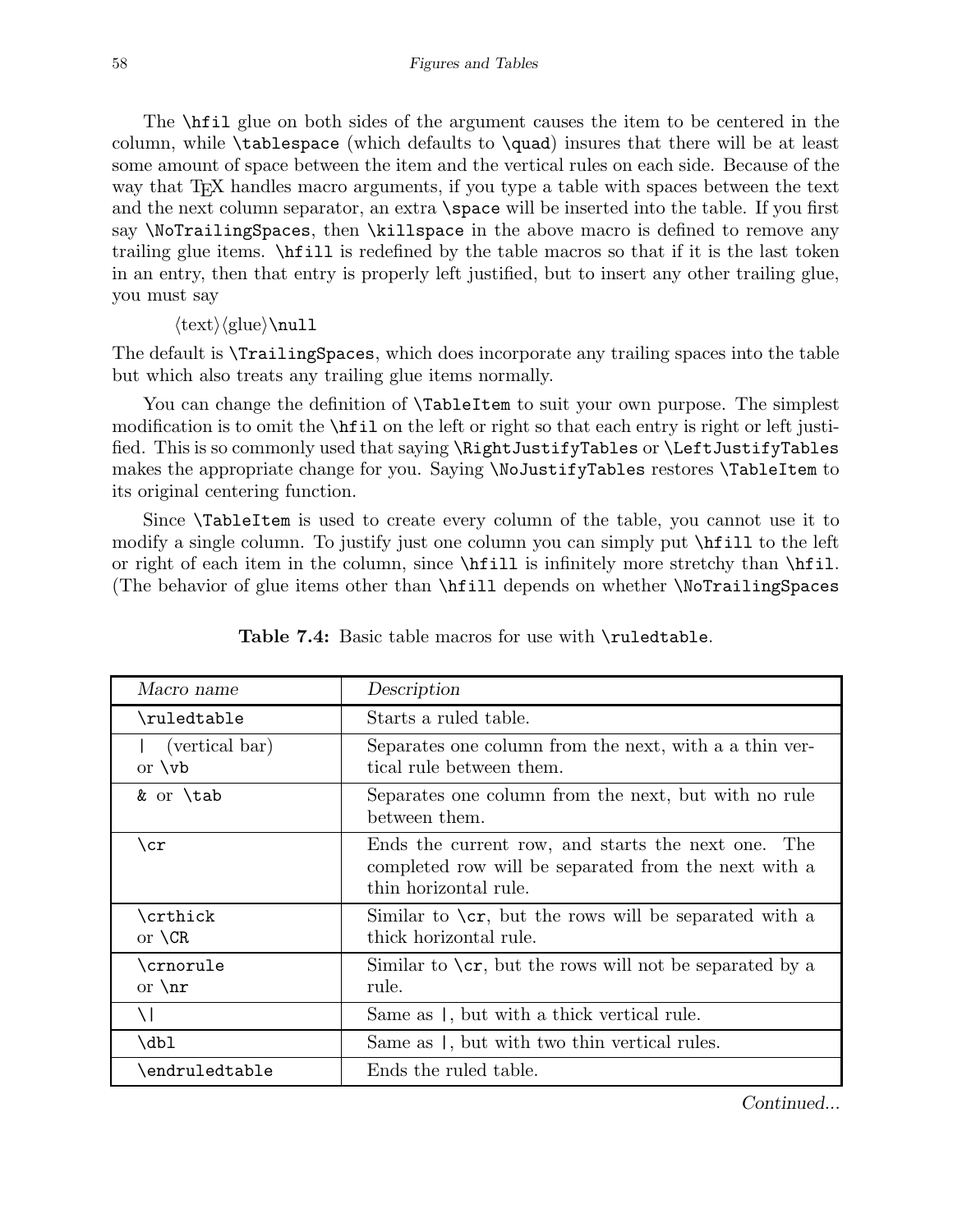The `\hfil` glue on both sides of the argument causes the item to be centered in the column, while `\tablespace` (which defaults to `\quad`) insures that there will be at least some amount of space between the item and the vertical rules on each side. Because of the way that TeX handles macro arguments, if you type a table with spaces between the text and the next column separator, an extra `\space` will be inserted into the table. If you first say `\NoTrailingSpaces`, then `\killspace` in the above macro is defined to remove any trailing glue items. `\hfill` is redefined by the table macros so that if it is the last token in an entry, then that entry is properly left justified, but to insert any other trailing glue, you must say

⟨text⟩⟨glue⟩`\null`

The default is `\TrailingSpaces`, which does incorporate any trailing spaces into the table but which also treats any trailing glue items normally.

You can change the definition of `\TableItem` to suit your own purpose. The simplest modification is to omit the `\hfil` on the left or right so that each entry is right or left justified. This is so commonly used that saying `\RightJustifyTables` or `\LeftJustifyTables` makes the appropriate change for you. Saying `\NoJustifyTables` restores `\TableItem` to its original centering function.

Since `\TableItem` is used to create every column of the table, you cannot use it to modify a single column. To justify just one column you can simply put `\hfill` to the left or right of each item in the column, since `\hfill` is infinitely more stretchy than `\hfil`. (The behavior of glue items other than `\hfill` depends on whether `\NoTrailingSpaces`

**Table 7.4:** Basic table macros for use with `\ruledtable`.

| *Macro name* | *Description* |
|---|---|
| `\ruledtable` | Starts a ruled table. |
| `|` (vertical bar) or `\vb` | Separates one column from the next, with a a thin vertical rule between them. |
| `&` or `\tab` | Separates one column from the next, but with no rule between them. |
| `\cr` | Ends the current row, and starts the next one. The completed row will be separated from the next with a thin horizontal rule. |
| `\crthick` or `\CR` | Similar to `\cr`, but the rows will be separated with a thick horizontal rule. |
| `\crnorule` or `\nr` | Similar to `\cr`, but the rows will not be separated by a rule. |
| `\|` | Same as `|`, but with a thick vertical rule. |
| `\dbl` | Same as `|`, but with two thin vertical rules. |
| `\endruledtable` | Ends the ruled table. |

*Continued...*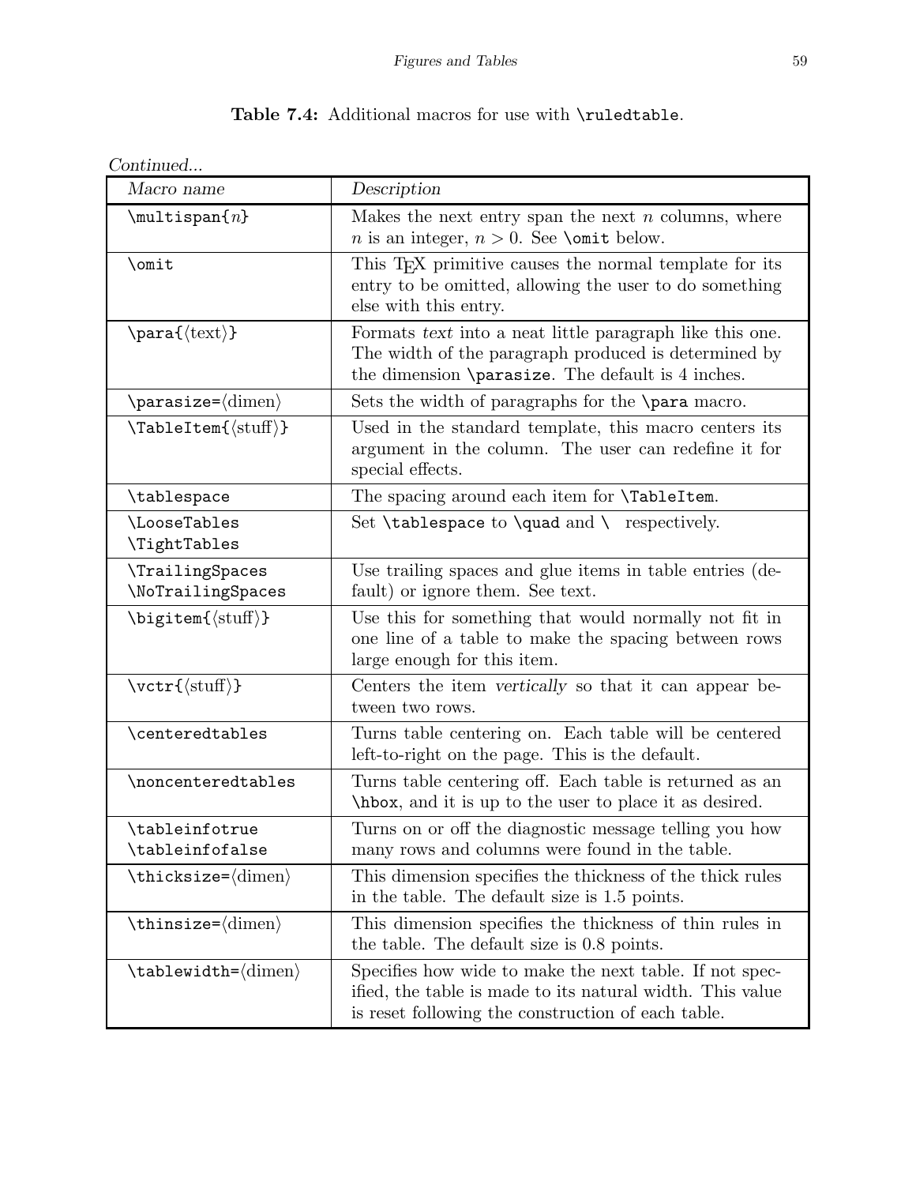**Table 7.4:** Additional macros for use with `\ruledtable`.

*Continued...*

| *Macro name* | *Description* |
|---|---|
| `\multispan{`$n$`}` | Makes the next entry span the next $n$ columns, where $n$ is an integer, $n > 0$. See `\omit` below. |
| `\omit` | This TEX primitive causes the normal template for its entry to be omitted, allowing the user to do something else with this entry. |
| `\para{`⟨text⟩`}` | Formats *text* into a neat little paragraph like this one. The width of the paragraph produced is determined by the dimension `\parasize`. The default is 4 inches. |
| `\parasize=`⟨dimen⟩ | Sets the width of paragraphs for the `\para` macro. |
| `\TableItem{`⟨stuff⟩`}` | Used in the standard template, this macro centers its argument in the column. The user can redefine it for special effects. |
| `\tablespace` | The spacing around each item for `\TableItem`. |
| `\LooseTables` `\TightTables` | Set `\tablespace` to `\quad` and `\ ` respectively. |
| `\TrailingSpaces` `\NoTrailingSpaces` | Use trailing spaces and glue items in table entries (default) or ignore them. See text. |
| `\bigitem{`⟨stuff⟩`}` | Use this for something that would normally not fit in one line of a table to make the spacing between rows large enough for this item. |
| `\vctr{`⟨stuff⟩`}` | Centers the item *vertically* so that it can appear between two rows. |
| `\centeredtables` | Turns table centering on. Each table will be centered left-to-right on the page. This is the default. |
| `\noncenteredtables` | Turns table centering off. Each table is returned as an `\hbox`, and it is up to the user to place it as desired. |
| `\tableinfotrue` `\tableinfofalse` | Turns on or off the diagnostic message telling you how many rows and columns were found in the table. |
| `\thicksize=`⟨dimen⟩ | This dimension specifies the thickness of the thick rules in the table. The default size is 1.5 points. |
| `\thinsize=`⟨dimen⟩ | This dimension specifies the thickness of thin rules in the table. The default size is 0.8 points. |
| `\tablewidth=`⟨dimen⟩ | Specifies how wide to make the next table. If not specified, the table is made to its natural width. This value is reset following the construction of each table. |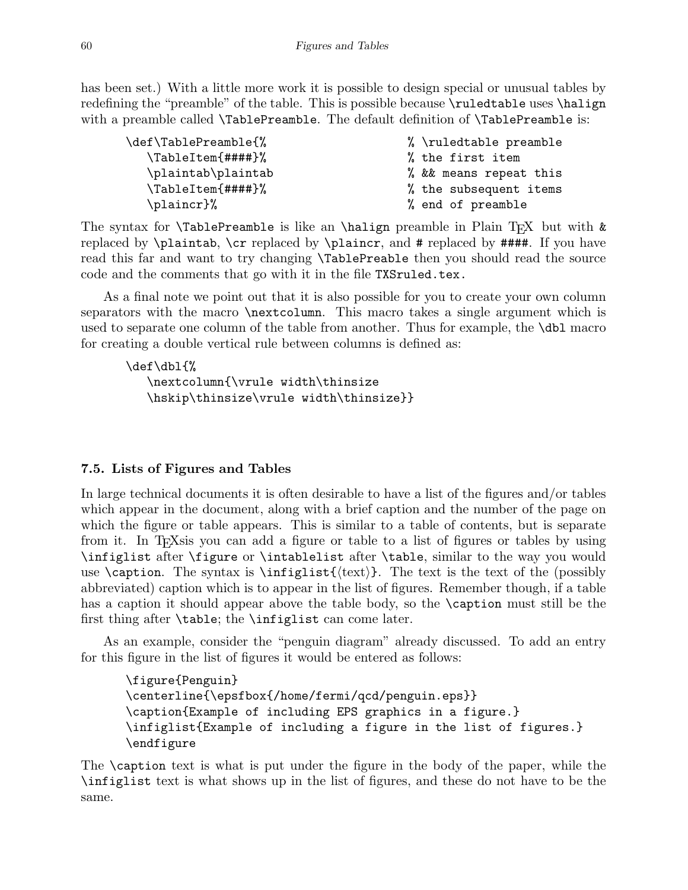has been set.) With a little more work it is possible to design special or unusual tables by redefining the "preamble" of the table. This is possible because `\ruledtable` uses `\halign` with a preamble called `\TablePreamble`. The default definition of `\TablePreamble` is:

```
\def\TablePreamble{%                    % \ruledtable preamble
   \TableItem{####}%                    % the first item
   \plaintab\plaintab                   % && means repeat this
   \TableItem{####}%                    % the subsequent items
   \plaincr}%                           % end of preamble
```

The syntax for `\TablePreamble` is like an `\halign` preamble in Plain TeX but with `&` replaced by `\plaintab`, `\cr` replaced by `\plaincr`, and `#` replaced by `####`. If you have read this far and want to try changing `\TablePreable` then you should read the source code and the comments that go with it in the file `TXSruled.tex`.

As a final note we point out that it is also possible for you to create your own column separators with the macro `\nextcolumn`. This macro takes a single argument which is used to separate one column of the table from another. Thus for example, the `\dbl` macro for creating a double vertical rule between columns is defined as:

```
\def\dbl{%
   \nextcolumn{\vrule width\thinsize
   \hskip\thinsize\vrule width\thinsize}}
```

### 7.5. Lists of Figures and Tables

In large technical documents it is often desirable to have a list of the figures and/or tables which appear in the document, along with a brief caption and the number of the page on which the figure or table appears. This is similar to a table of contents, but is separate from it. In TeXsis you can add a figure or table to a list of figures or tables by using `\infiglist` after `\figure` or `\intablelist` after `\table`, similar to the way you would use `\caption`. The syntax is `\infiglist{⟨text⟩}`. The text is the text of the (possibly abbreviated) caption which is to appear in the list of figures. Remember though, if a table has a caption it should appear above the table body, so the `\caption` must still be the first thing after `\table`; the `\infiglist` can come later.

As an example, consider the "penguin diagram" already discussed. To add an entry for this figure in the list of figures it would be entered as follows:

```
\figure{Penguin}
\centerline{\epsfbox{/home/fermi/qcd/penguin.eps}}
\caption{Example of including EPS graphics in a figure.}
\infiglist{Example of including a figure in the list of figures.}
\endfigure
```

The `\caption` text is what is put under the figure in the body of the paper, while the `\infiglist` text is what shows up in the list of figures, and these do not have to be the same.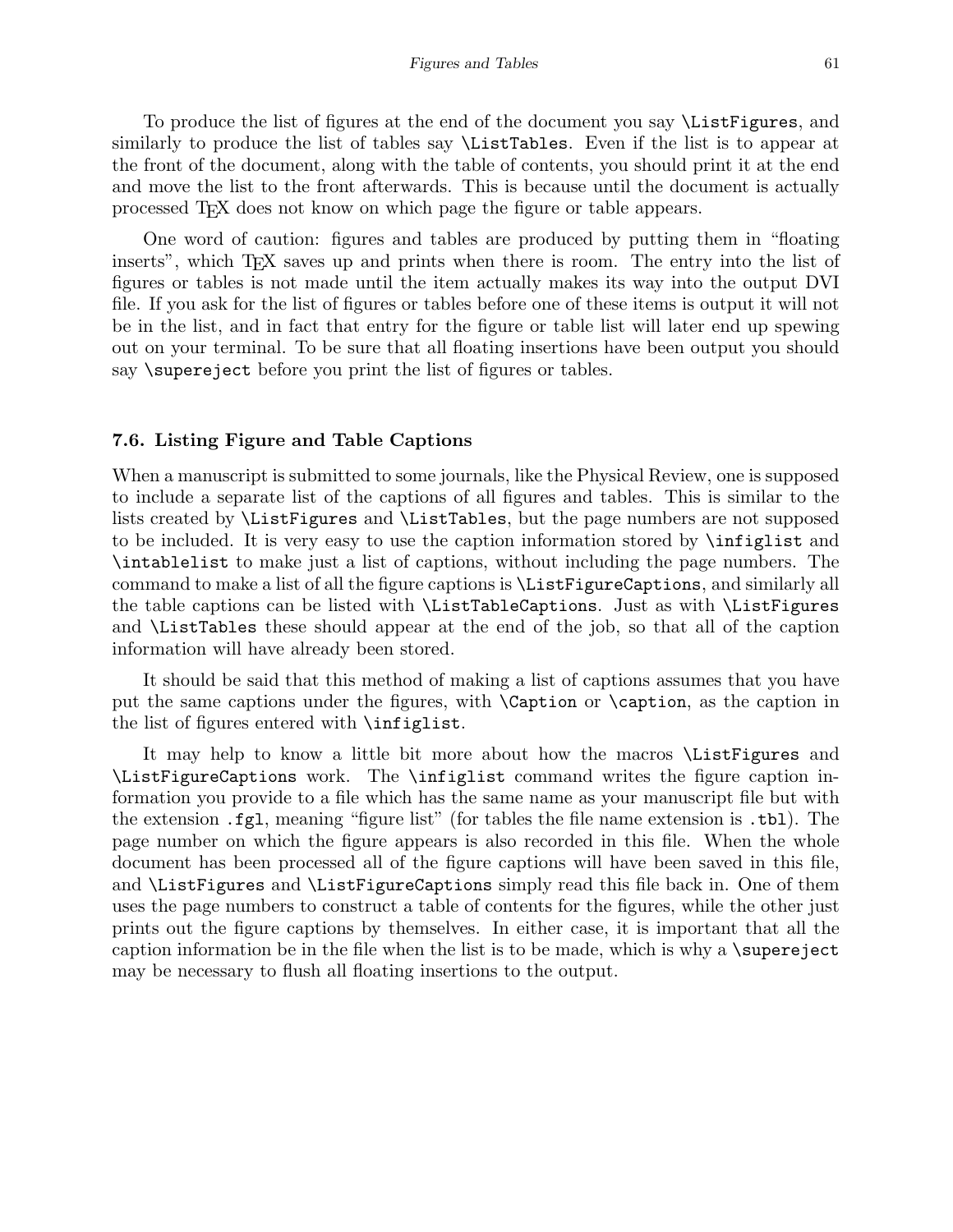To produce the list of figures at the end of the document you say `\ListFigures`, and similarly to produce the list of tables say `\ListTables`. Even if the list is to appear at the front of the document, along with the table of contents, you should print it at the end and move the list to the front afterwards. This is because until the document is actually processed TEX does not know on which page the figure or table appears.

One word of caution: figures and tables are produced by putting them in "floating inserts", which TEX saves up and prints when there is room. The entry into the list of figures or tables is not made until the item actually makes its way into the output DVI file. If you ask for the list of figures or tables before one of these items is output it will not be in the list, and in fact that entry for the figure or table list will later end up spewing out on your terminal. To be sure that all floating insertions have been output you should say `\supereject` before you print the list of figures or tables.

### 7.6. Listing Figure and Table Captions

When a manuscript is submitted to some journals, like the Physical Review, one is supposed to include a separate list of the captions of all figures and tables. This is similar to the lists created by `\ListFigures` and `\ListTables`, but the page numbers are not supposed to be included. It is very easy to use the caption information stored by `\infiglist` and `\intablelist` to make just a list of captions, without including the page numbers. The command to make a list of all the figure captions is `\ListFigureCaptions`, and similarly all the table captions can be listed with `\ListTableCaptions`. Just as with `\ListFigures` and `\ListTables` these should appear at the end of the job, so that all of the caption information will have already been stored.

It should be said that this method of making a list of captions assumes that you have put the same captions under the figures, with `\Caption` or `\caption`, as the caption in the list of figures entered with `\infiglist`.

It may help to know a little bit more about how the macros `\ListFigures` and `\ListFigureCaptions` work. The `\infiglist` command writes the figure caption information you provide to a file which has the same name as your manuscript file but with the extension `.fgl`, meaning "figure list" (for tables the file name extension is `.tbl`). The page number on which the figure appears is also recorded in this file. When the whole document has been processed all of the figure captions will have been saved in this file, and `\ListFigures` and `\ListFigureCaptions` simply read this file back in. One of them uses the page numbers to construct a table of contents for the figures, while the other just prints out the figure captions by themselves. In either case, it is important that all the caption information be in the file when the list is to be made, which is why a `\supereject` may be necessary to flush all floating insertions to the output.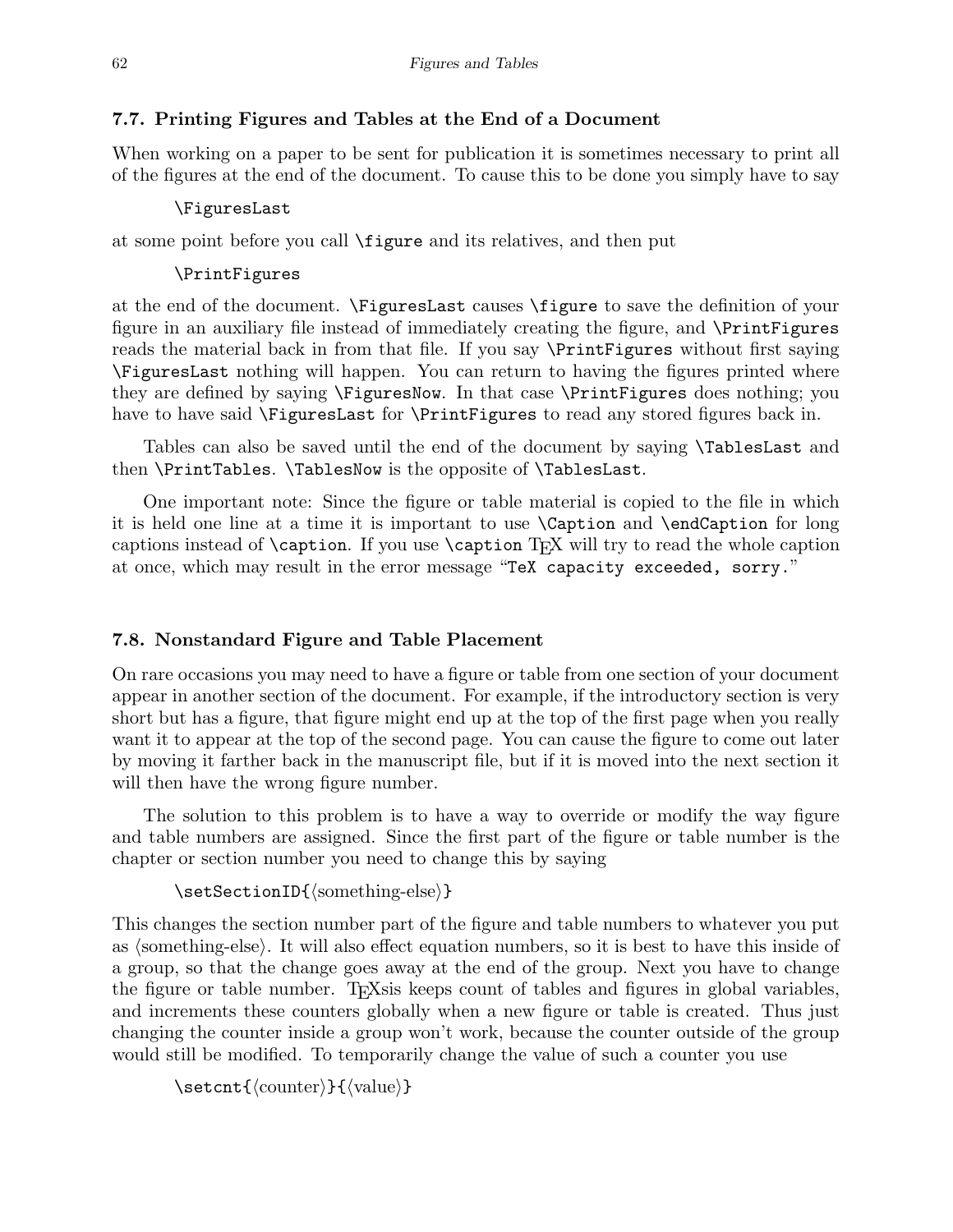### 7.7. Printing Figures and Tables at the End of a Document

When working on a paper to be sent for publication it is sometimes necessary to print all of the figures at the end of the document. To cause this to be done you simply have to say

```
\FiguresLast
```

at some point before you call `\figure` and its relatives, and then put

```
\PrintFigures
```

at the end of the document. `\FiguresLast` causes `\figure` to save the definition of your figure in an auxiliary file instead of immediately creating the figure, and `\PrintFigures` reads the material back in from that file. If you say `\PrintFigures` without first saying `\FiguresLast` nothing will happen. You can return to having the figures printed where they are defined by saying `\FiguresNow`. In that case `\PrintFigures` does nothing; you have to have said `\FiguresLast` for `\PrintFigures` to read any stored figures back in.

Tables can also be saved until the end of the document by saying `\TablesLast` and then `\PrintTables`. `\TablesNow` is the opposite of `\TablesLast`.

One important note: Since the figure or table material is copied to the file in which it is held one line at a time it is important to use `\Caption` and `\endCaption` for long captions instead of `\caption`. If you use `\caption` TeX will try to read the whole caption at once, which may result in the error message "`TeX capacity exceeded, sorry.`"

### 7.8. Nonstandard Figure and Table Placement

On rare occasions you may need to have a figure or table from one section of your document appear in another section of the document. For example, if the introductory section is very short but has a figure, that figure might end up at the top of the first page when you really want it to appear at the top of the second page. You can cause the figure to come out later by moving it farther back in the manuscript file, but if it is moved into the next section it will then have the wrong figure number.

The solution to this problem is to have a way to override or modify the way figure and table numbers are assigned. Since the first part of the figure or table number is the chapter or section number you need to change this by saying

```
\setSectionID{⟨something-else⟩}
```

This changes the section number part of the figure and table numbers to whatever you put as ⟨something-else⟩. It will also effect equation numbers, so it is best to have this inside of a group, so that the change goes away at the end of the group. Next you have to change the figure or table number. TeXsis keeps count of tables and figures in global variables, and increments these counters globally when a new figure or table is created. Thus just changing the counter inside a group won't work, because the counter outside of the group would still be modified. To temporarily change the value of such a counter you use

```
\setcnt{⟨counter⟩}{⟨value⟩}
```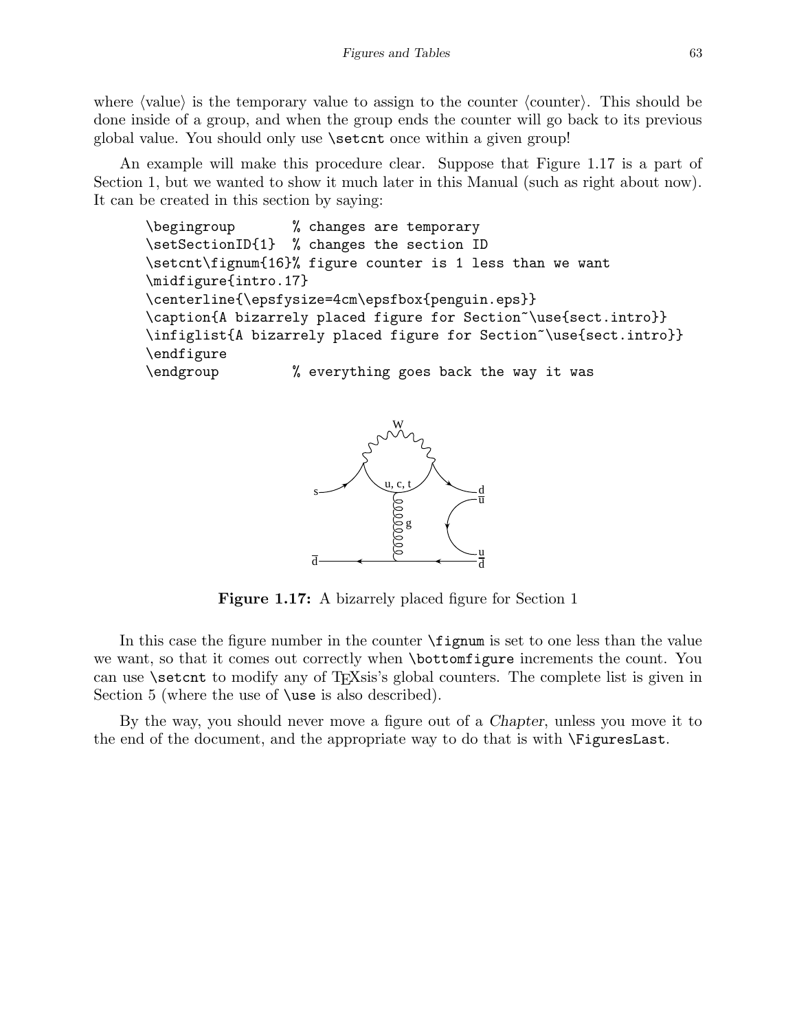where ⟨value⟩ is the temporary value to assign to the counter ⟨counter⟩. This should be done inside of a group, and when the group ends the counter will go back to its previous global value. You should only use `\setcnt` once within a given group!

An example will make this procedure clear. Suppose that Figure 1.17 is a part of Section 1, but we wanted to show it much later in this Manual (such as right about now). It can be created in this section by saying:

```
\begingroup       % changes are temporary
\setSectionID{1}  % changes the section ID
\setcnt\fignum{16}% figure counter is 1 less than we want
\midfigure{intro.17}
\centerline{\epsfysize=4cm\epsfbox{penguin.eps}}
\caption{A bizarrely placed figure for Section~\use{sect.intro}}
\infiglist{A bizarrely placed figure for Section~\use{sect.intro}}
\endfigure
\endgroup         % everything goes back the way it was
```

W

s

u, c, t

d

u̅

g

d̅

u

d̅

**Figure 1.17:** A bizarrely placed figure for Section 1

In this case the figure number in the counter `\fignum` is set to one less than the value we want, so that it comes out correctly when `\bottomfigure` increments the count. You can use `\setcnt` to modify any of TEXsis's global counters. The complete list is given in Section 5 (where the use of `\use` is also described).

By the way, you should never move a figure out of a *Chapter*, unless you move it to the end of the document, and the appropriate way to do that is with `\FiguresLast`.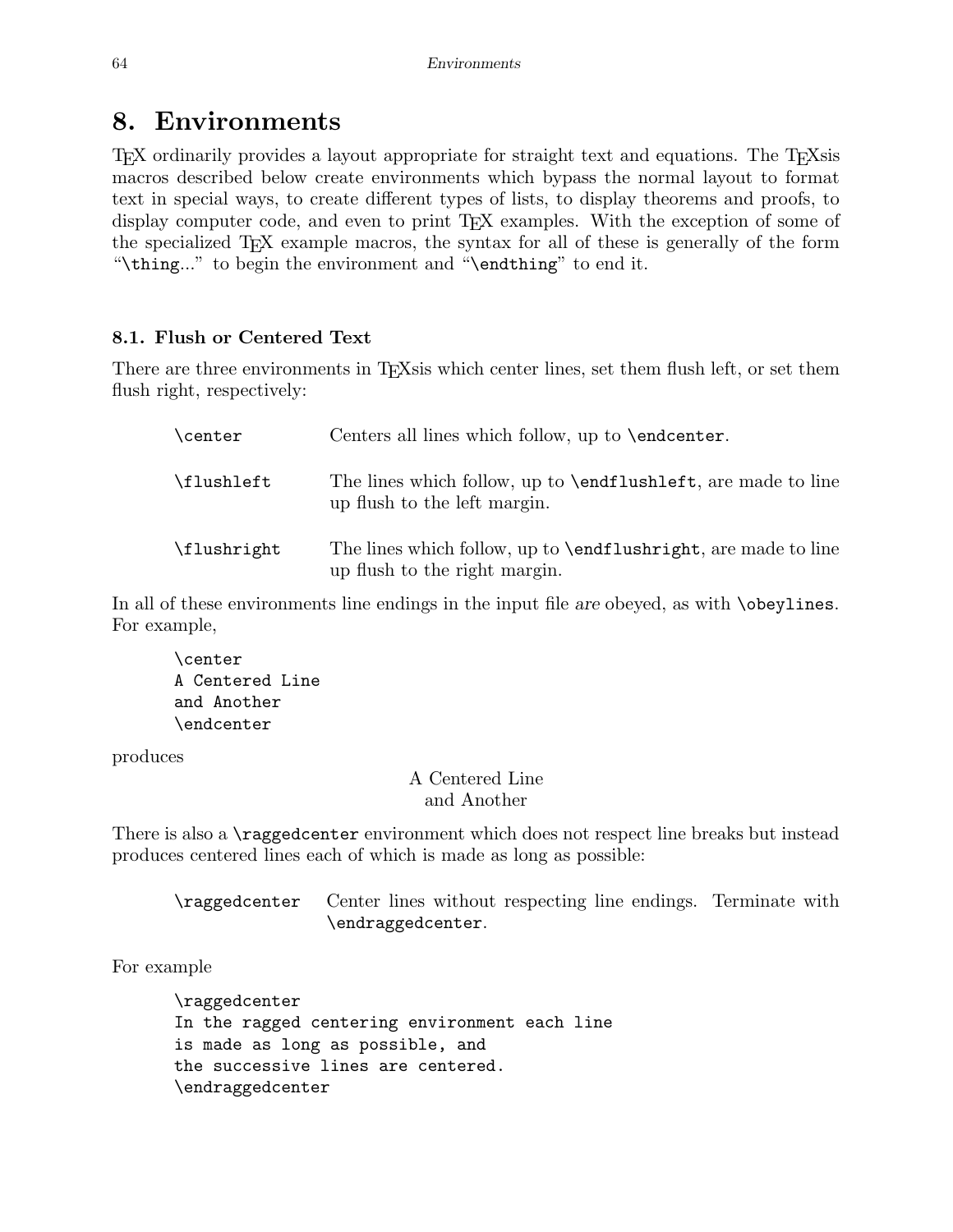# 8. Environments

TEX ordinarily provides a layout appropriate for straight text and equations. The TEXsis macros described below create environments which bypass the normal layout to format text in special ways, to create different types of lists, to display theorems and proofs, to display computer code, and even to print TEX examples. With the exception of some of the specialized TEX example macros, the syntax for all of these is generally of the form "`\thing`..." to begin the environment and "`\endthing`" to end it.

### 8.1. Flush or Centered Text

There are three environments in TEXsis which center lines, set them flush left, or set them flush right, respectively:

| | |
|---|---|
| `\center` | Centers all lines which follow, up to `\endcenter`. |
| `\flushleft` | The lines which follow, up to `\endflushleft`, are made to line up flush to the left margin. |
| `\flushright` | The lines which follow, up to `\endflushright`, are made to line up flush to the right margin. |

In all of these environments line endings in the input file *are* obeyed, as with `\obeylines`. For example,

```
\center
A Centered Line
and Another
\endcenter
```

produces

A Centered Line
and Another

There is also a `\raggedcenter` environment which does not respect line breaks but instead produces centered lines each of which is made as long as possible:

| | |
|---|---|
| `\raggedcenter` | Center lines without respecting line endings. Terminate with `\endraggedcenter`. |

For example

```
\raggedcenter
In the ragged centering environment each line
is made as long as possible, and
the successive lines are centered.
\endraggedcenter
```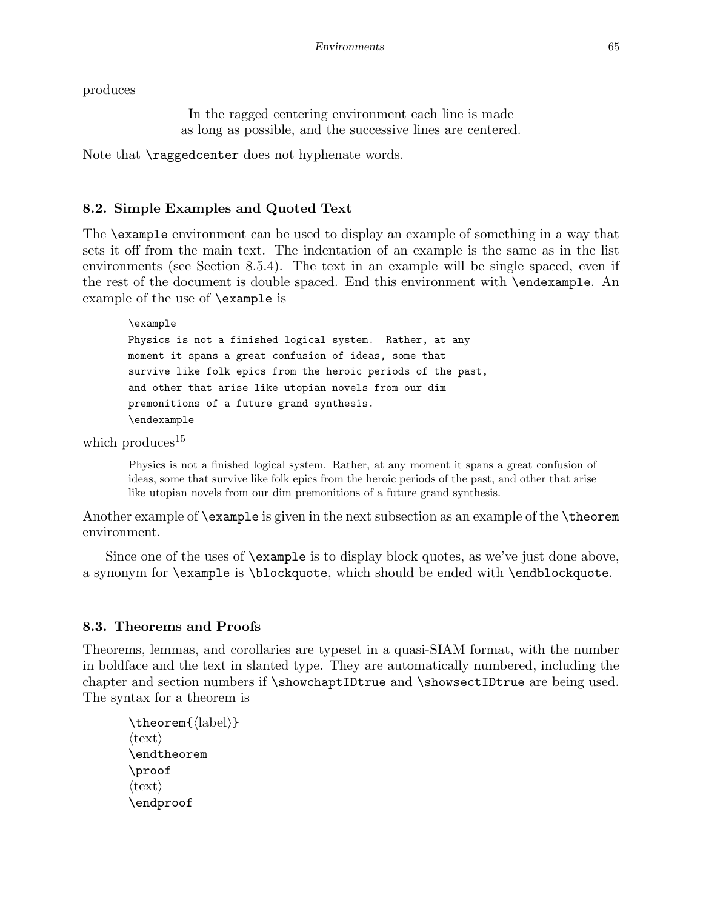produces

In the ragged centering environment each line is made
as long as possible, and the successive lines are centered.

Note that `\raggedcenter` does not hyphenate words.

### 8.2. Simple Examples and Quoted Text

The `\example` environment can be used to display an example of something in a way that sets it off from the main text. The indentation of an example is the same as in the list environments (see Section 8.5.4). The text in an example will be single spaced, even if the rest of the document is double spaced. End this environment with `\endexample`. An example of the use of `\example` is

```
\example
Physics is not a finished logical system.  Rather, at any
moment it spans a great confusion of ideas, some that
survive like folk epics from the heroic periods of the past,
and other that arise like utopian novels from our dim
premonitions of a future grand synthesis.
\endexample
```

which produces[15]

> Physics is not a finished logical system. Rather, at any moment it spans a great confusion of ideas, some that survive like folk epics from the heroic periods of the past, and other that arise like utopian novels from our dim premonitions of a future grand synthesis.

Another example of `\example` is given in the next subsection as an example of the `\theorem` environment.

Since one of the uses of `\example` is to display block quotes, as we've just done above, a synonym for `\example` is `\blockquote`, which should be ended with `\endblockquote`.

### 8.3. Theorems and Proofs

Theorems, lemmas, and corollaries are typeset in a quasi-SIAM format, with the number in boldface and the text in slanted type. They are automatically numbered, including the chapter and section numbers if `\showchaptIDtrue` and `\showsectIDtrue` are being used. The syntax for a theorem is

```
\theorem{⟨label⟩}
⟨text⟩
\endtheorem
\proof
⟨text⟩
\endproof
```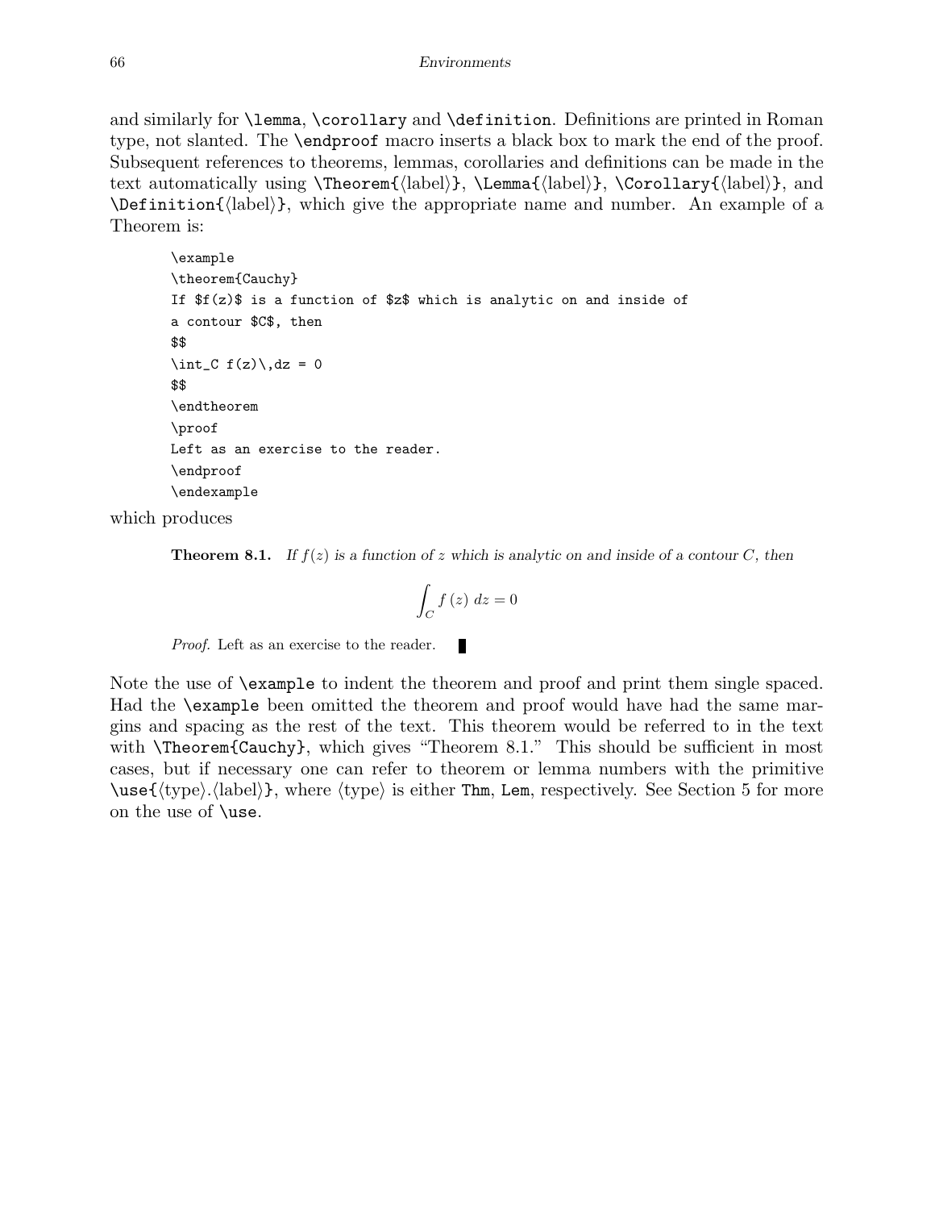and similarly for `\lemma`, `\corollary` and `\definition`. Definitions are printed in Roman type, not slanted. The `\endproof` macro inserts a black box to mark the end of the proof. Subsequent references to theorems, lemmas, corollaries and definitions can be made in the text automatically using `\Theorem{`⟨label⟩`}`, `\Lemma{`⟨label⟩`}`, `\Corollary{`⟨label⟩`}`, and `\Definition{`⟨label⟩`}`, which give the appropriate name and number. An example of a Theorem is:

```
\example
\theorem{Cauchy}
If $f(z)$ is a function of $z$ which is analytic on and inside of
a contour $C$, then
$$
\int_C f(z)\,dz = 0
$$
\endtheorem
\proof
Left as an exercise to the reader.
\endproof
\endexample
```

which produces

> **Theorem 8.1.** *If $f(z)$ is a function of $z$ which is analytic on and inside of a contour $C$, then*
>
> $$\int_C f(z)\,dz = 0$$
>
> *Proof.* Left as an exercise to the reader. ∎

Note the use of `\example` to indent the theorem and proof and print them single spaced. Had the `\example` been omitted the theorem and proof would have had the same margins and spacing as the rest of the text. This theorem would be referred to in the text with `\Theorem{Cauchy}`, which gives "Theorem 8.1." This should be sufficient in most cases, but if necessary one can refer to theorem or lemma numbers with the primitive `\use{`⟨type⟩.⟨label⟩`}`, where ⟨type⟩ is either `Thm`, `Lem`, respectively. See Section 5 for more on the use of `\use`.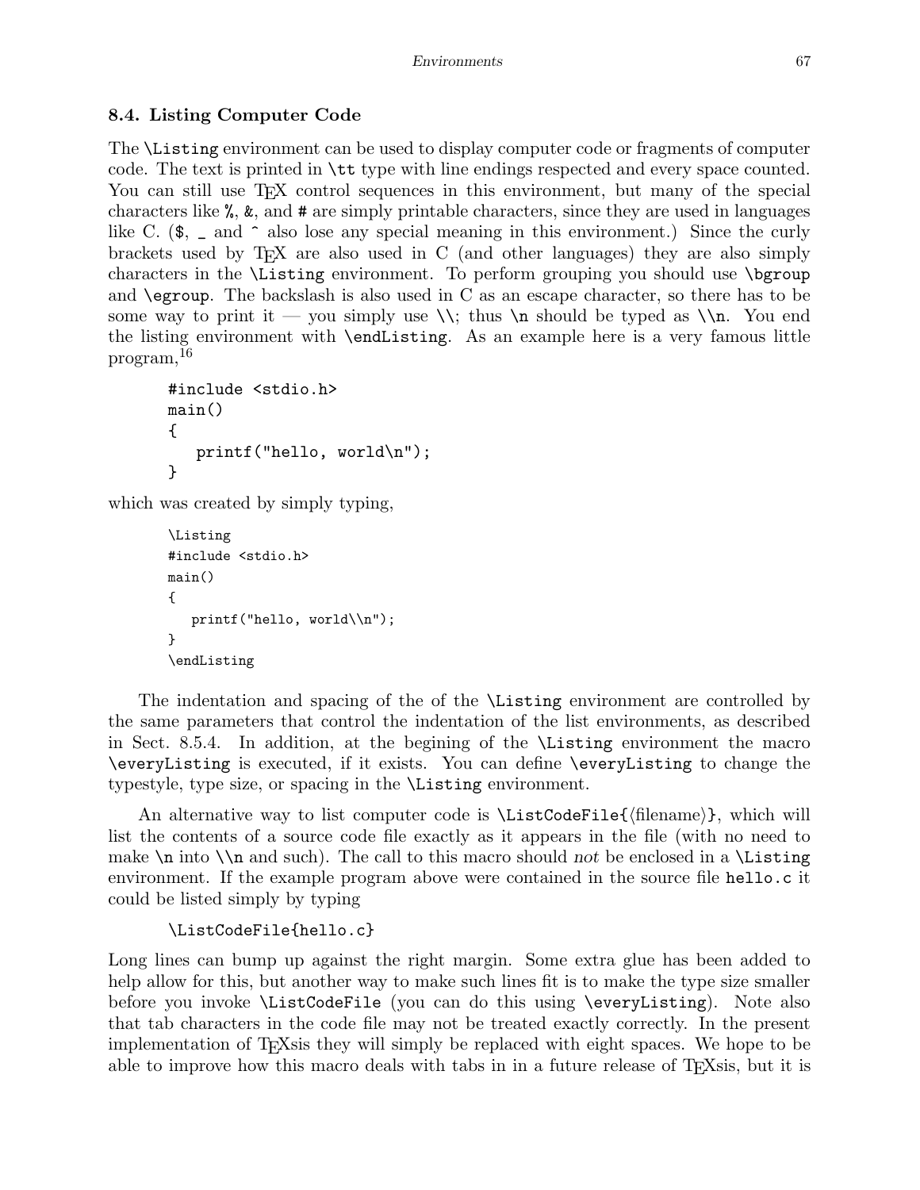### 8.4. Listing Computer Code

The `\Listing` environment can be used to display computer code or fragments of computer code. The text is printed in `\tt` type with line endings respected and every space counted. You can still use TEX control sequences in this environment, but many of the special characters like `%`, `&`, and `#` are simply printable characters, since they are used in languages like C. (`$`, `_` and `^` also lose any special meaning in this environment.) Since the curly brackets used by TEX are also used in C (and other languages) they are also simply characters in the `\Listing` environment. To perform grouping you should use `\bgroup` and `\egroup`. The backslash is also used in C as an escape character, so there has to be some way to print it — you simply use `\\`; thus `\n` should be typed as `\\n`. You end the listing environment with `\endListing`. As an example here is a very famous little program,[16]

```
#include <stdio.h>
main()
{
   printf("hello, world\n");
}
```

which was created by simply typing,

```
\Listing
#include <stdio.h>
main()
{
   printf("hello, world\\n");
}
\endListing
```

The indentation and spacing of the of the `\Listing` environment are controlled by the same parameters that control the indentation of the list environments, as described in Sect. 8.5.4. In addition, at the begining of the `\Listing` environment the macro `\everyListing` is executed, if it exists. You can define `\everyListing` to change the typestyle, type size, or spacing in the `\Listing` environment.

An alternative way to list computer code is `\ListCodeFile{`⟨filename⟩`}`, which will list the contents of a source code file exactly as it appears in the file (with no need to make `\n` into `\\n` and such). The call to this macro should *not* be enclosed in a `\Listing` environment. If the example program above were contained in the source file `hello.c` it could be listed simply by typing

```
\ListCodeFile{hello.c}
```

Long lines can bump up against the right margin. Some extra glue has been added to help allow for this, but another way to make such lines fit is to make the type size smaller before you invoke `\ListCodeFile` (you can do this using `\everyListing`). Note also that tab characters in the code file may not be treated exactly correctly. In the present implementation of TEXsis they will simply be replaced with eight spaces. We hope to be able to improve how this macro deals with tabs in in a future release of TEXsis, but it is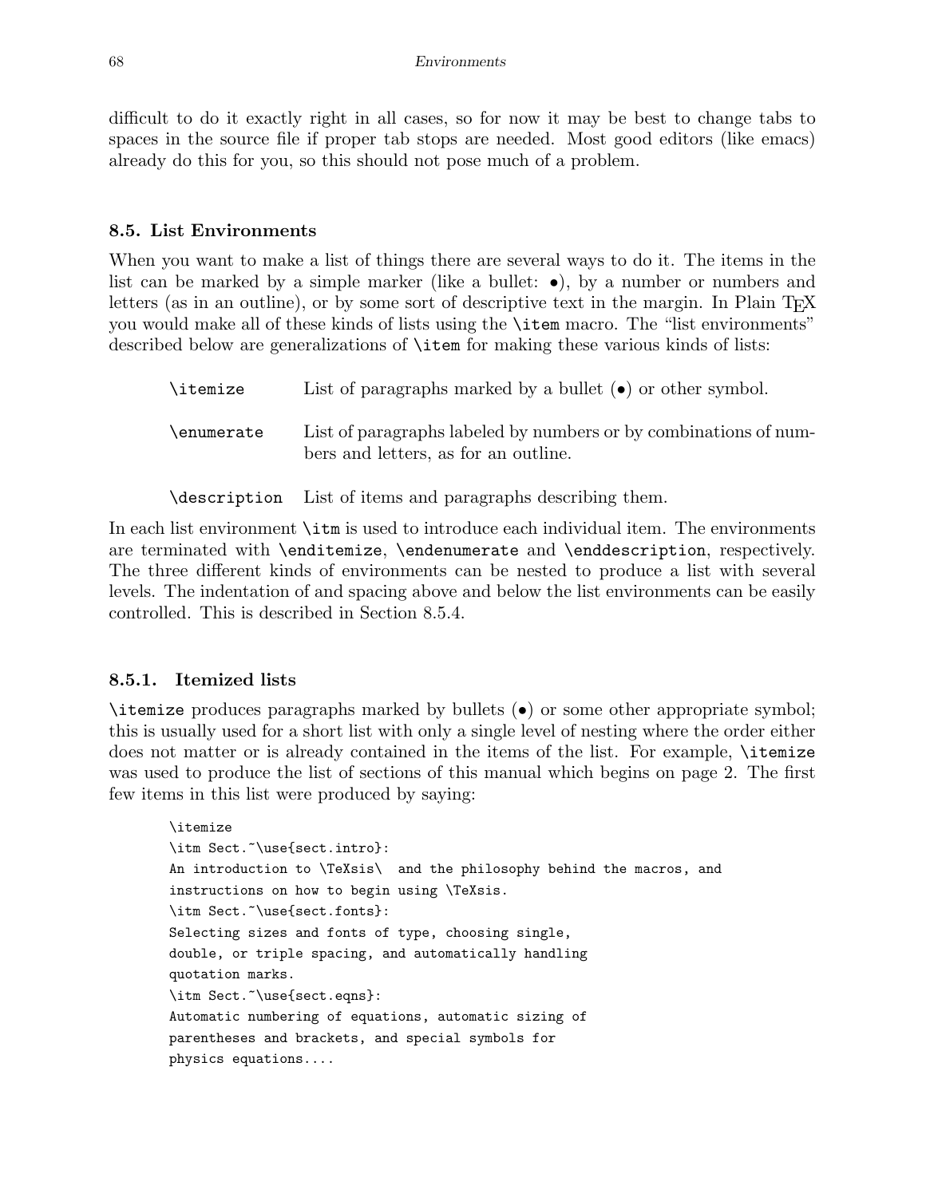difficult to do it exactly right in all cases, so for now it may be best to change tabs to spaces in the source file if proper tab stops are needed. Most good editors (like emacs) already do this for you, so this should not pose much of a problem.

## 8.5. List Environments

When you want to make a list of things there are several ways to do it. The items in the list can be marked by a simple marker (like a bullet: •), by a number or numbers and letters (as in an outline), or by some sort of descriptive text in the margin. In Plain TeX you would make all of these kinds of lists using the `\item` macro. The "list environments" described below are generalizations of `\item` for making these various kinds of lists:

| | |
|---|---|
| `\itemize` | List of paragraphs marked by a bullet (•) or other symbol. |
| `\enumerate` | List of paragraphs labeled by numbers or by combinations of numbers and letters, as for an outline. |
| `\description` | List of items and paragraphs describing them. |

In each list environment `\itm` is used to introduce each individual item. The environments are terminated with `\enditemize`, `\endenumerate` and `\enddescription`, respectively. The three different kinds of environments can be nested to produce a list with several levels. The indentation of and spacing above and below the list environments can be easily controlled. This is described in Section 8.5.4.

### 8.5.1. Itemized lists

`\itemize` produces paragraphs marked by bullets (•) or some other appropriate symbol; this is usually used for a short list with only a single level of nesting where the order either does not matter or is already contained in the items of the list. For example, `\itemize` was used to produce the list of sections of this manual which begins on page 2. The first few items in this list were produced by saying:

```
\itemize
\itm Sect.~\use{sect.intro}:
An introduction to \TeXsis\  and the philosophy behind the macros, and
instructions on how to begin using \TeXsis.
\itm Sect.~\use{sect.fonts}:
Selecting sizes and fonts of type, choosing single,
double, or triple spacing, and automatically handling
quotation marks.
\itm Sect.~\use{sect.eqns}:
Automatic numbering of equations, automatic sizing of
parentheses and brackets, and special symbols for
physics equations....
```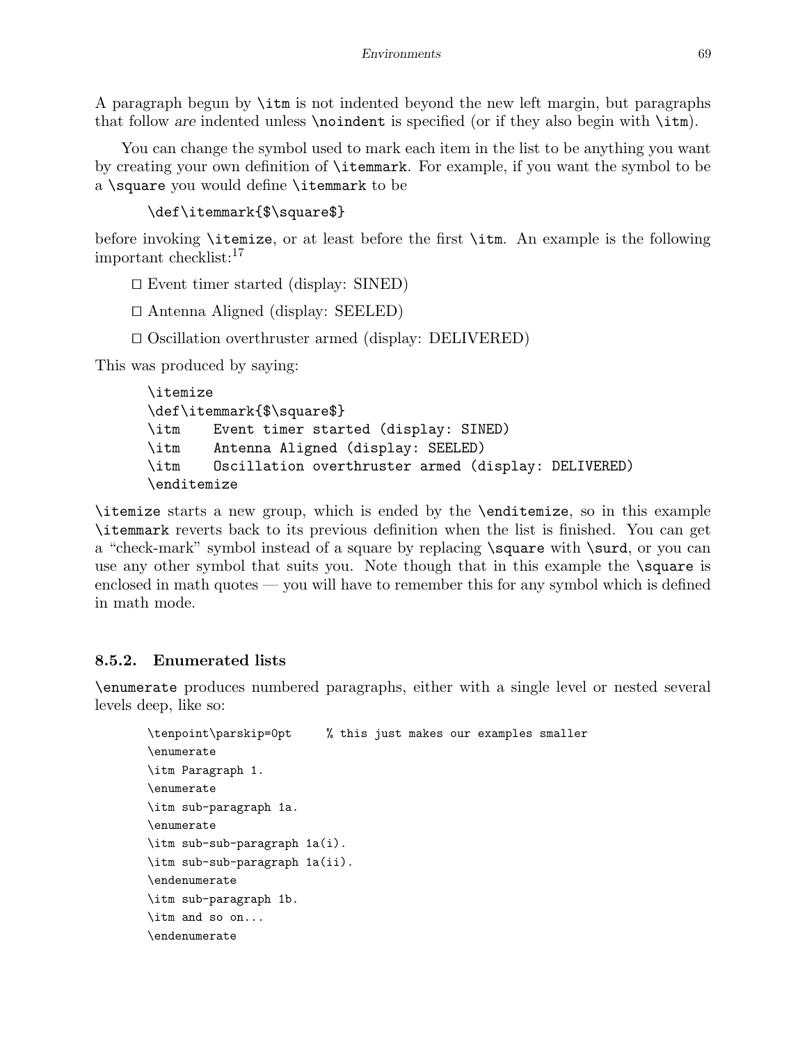A paragraph begun by `\itm` is not indented beyond the new left margin, but paragraphs that follow *are* indented unless `\noindent` is specified (or if they also begin with `\itm`).

You can change the symbol used to mark each item in the list to be anything you want by creating your own definition of `\itemmark`. For example, if you want the symbol to be a `\square` you would define `\itemmark` to be

```
\def\itemmark{$\square$}
```

before invoking `\itemize`, or at least before the first `\itm`. An example is the following important checklist:[17]

□ Event timer started (display: SINED)

□ Antenna Aligned (display: SEELED)

□ Oscillation overthruster armed (display: DELIVERED)

This was produced by saying:

```
\itemize
\def\itemmark{$\square$}
\itm    Event timer started (display: SINED)
\itm    Antenna Aligned (display: SEELED)
\itm    Oscillation overthruster armed (display: DELIVERED)
\enditemize
```

`\itemize` starts a new group, which is ended by the `\enditemize`, so in this example `\itemmark` reverts back to its previous definition when the list is finished. You can get a "check-mark" symbol instead of a square by replacing `\square` with `\surd`, or you can use any other symbol that suits you. Note though that in this example the `\square` is enclosed in math quotes — you will have to remember this for any symbol which is defined in math mode.

### 8.5.2. Enumerated lists

`\enumerate` produces numbered paragraphs, either with a single level or nested several levels deep, like so:

```
\tenpoint\parskip=0pt     % this just makes our examples smaller
\enumerate
\itm Paragraph 1.
\enumerate
\itm sub-paragraph 1a.
\enumerate
\itm sub-sub-paragraph 1a(i).
\itm sub-sub-paragraph 1a(ii).
\endenumerate
\itm sub-paragraph 1b.
\itm and so on...
\endenumerate
```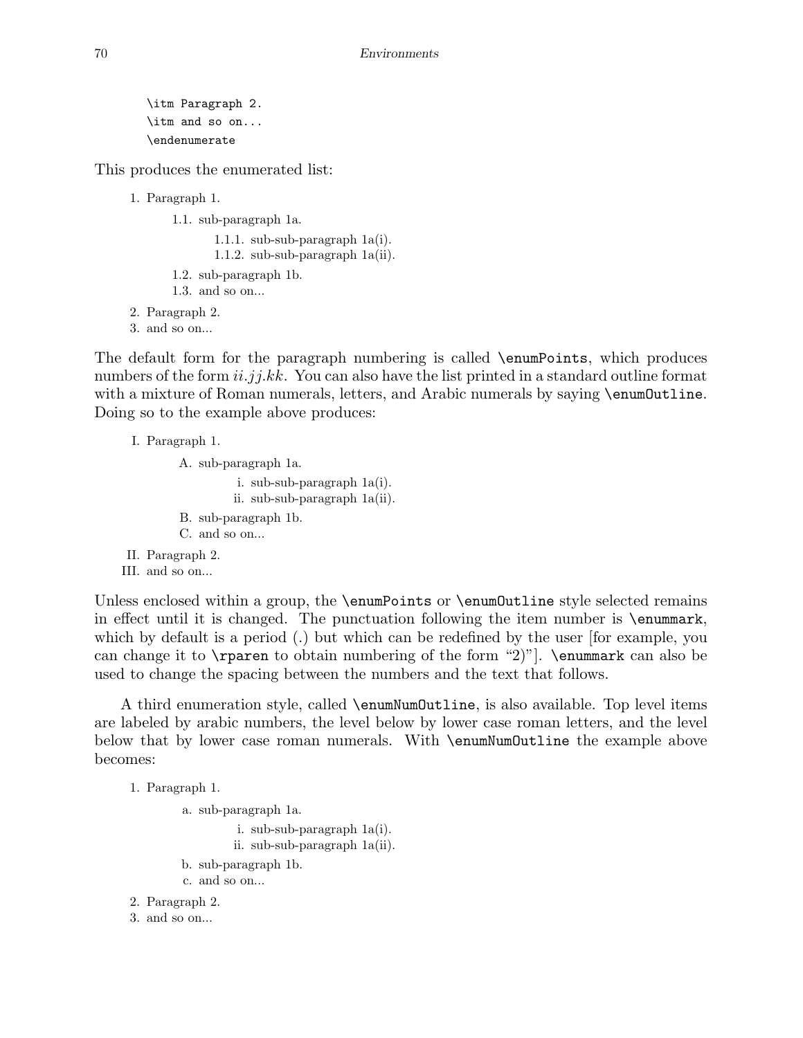```
\itm Paragraph 2.
\itm and so on...
\endenumerate
```

This produces the enumerated list:

1. Paragraph 1.
    - 1.1. sub-paragraph 1a.
        - 1.1.1. sub-sub-paragraph 1a(i).
        - 1.1.2. sub-sub-paragraph 1a(ii).
    - 1.2. sub-paragraph 1b.
    - 1.3. and so on...
2. Paragraph 2.
3. and so on...

The default form for the paragraph numbering is called `\enumPoints`, which produces numbers of the form *ii.jj.kk*. You can also have the list printed in a standard outline format with a mixture of Roman numerals, letters, and Arabic numerals by saying `\enumOutline`. Doing so to the example above produces:

- I. Paragraph 1.
    - A. sub-paragraph 1a.
        - i. sub-sub-paragraph 1a(i).
        - ii. sub-sub-paragraph 1a(ii).
    - B. sub-paragraph 1b.
    - C. and so on...
- II. Paragraph 2.
- III. and so on...

Unless enclosed within a group, the `\enumPoints` or `\enumOutline` style selected remains in effect until it is changed. The punctuation following the item number is `\enummark`, which by default is a period (.) but which can be redefined by the user [for example, you can change it to `\rparen` to obtain numbering of the form "2)"]. `\enummark` can also be used to change the spacing between the numbers and the text that follows.

A third enumeration style, called `\enumNumOutline`, is also available. Top level items are labeled by arabic numbers, the level below by lower case roman letters, and the level below that by lower case roman numerals. With `\enumNumOutline` the example above becomes:

1. Paragraph 1.
    - a. sub-paragraph 1a.
        - i. sub-sub-paragraph 1a(i).
        - ii. sub-sub-paragraph 1a(ii).
    - b. sub-paragraph 1b.
    - c. and so on...
2. Paragraph 2.
3. and so on...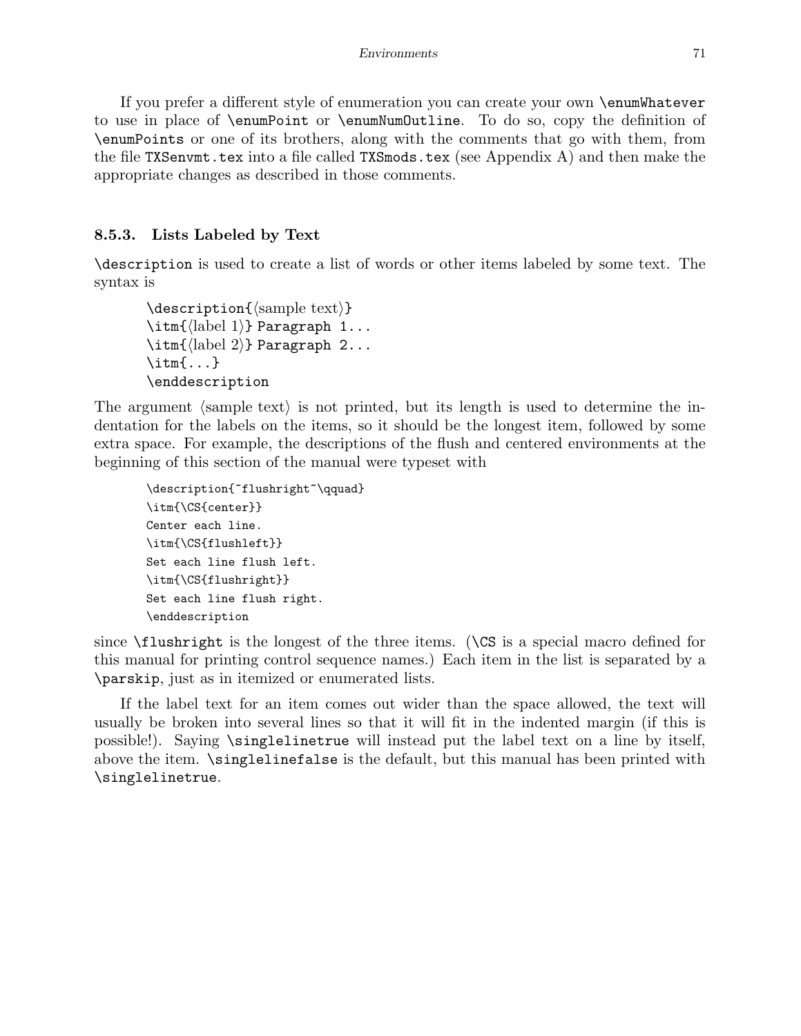If you prefer a different style of enumeration you can create your own `\enumWhatever` to use in place of `\enumPoint` or `\enumNumOutline`. To do so, copy the definition of `\enumPoints` or one of its brothers, along with the comments that go with them, from the file `TXSenvmt.tex` into a file called `TXSmods.tex` (see Appendix A) and then make the appropriate changes as described in those comments.

### 8.5.3. Lists Labeled by Text

`\description` is used to create a list of words or other items labeled by some text. The syntax is

```
\description{⟨sample text⟩}
\itm{⟨label 1⟩} Paragraph 1...
\itm{⟨label 2⟩} Paragraph 2...
\itm{...}
\enddescription
```

The argument ⟨sample text⟩ is not printed, but its length is used to determine the indentation for the labels on the items, so it should be the longest item, followed by some extra space. For example, the descriptions of the flush and centered environments at the beginning of this section of the manual were typeset with

```
\description{~flushright~\qquad}
\itm{\CS{center}}
Center each line.
\itm{\CS{flushleft}}
Set each line flush left.
\itm{\CS{flushright}}
Set each line flush right.
\enddescription
```

since `\flushright` is the longest of the three items. (`\CS` is a special macro defined for this manual for printing control sequence names.) Each item in the list is separated by a `\parskip`, just as in itemized or enumerated lists.

If the label text for an item comes out wider than the space allowed, the text will usually be broken into several lines so that it will fit in the indented margin (if this is possible!). Saying `\singlelinetrue` will instead put the label text on a line by itself, above the item. `\singlelinefalse` is the default, but this manual has been printed with `\singlelinetrue`.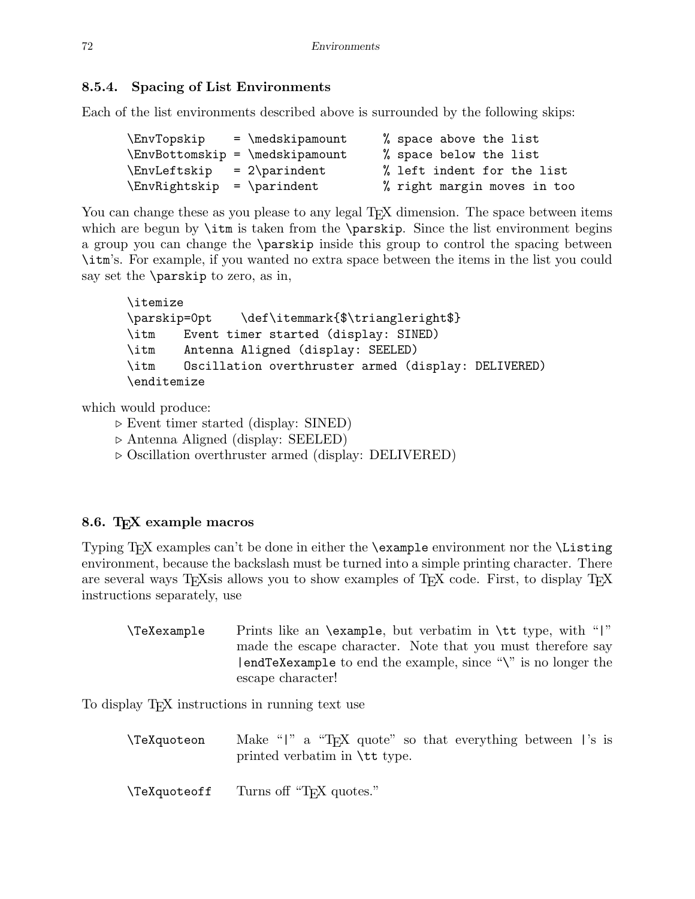### 8.5.4. Spacing of List Environments

Each of the list environments described above is surrounded by the following skips:

```
\EnvTopskip    = \medskipamount     % space above the list
\EnvBottomskip = \medskipamount     % space below the list
\EnvLeftskip   = 2\parindent        % left indent for the list
\EnvRightskip  = \parindent         % right margin moves in too
```

You can change these as you please to any legal TEX dimension. The space between items which are begun by `\itm` is taken from the `\parskip`. Since the list environment begins a group you can change the `\parskip` inside this group to control the spacing between `\itm`'s. For example, if you wanted no extra space between the items in the list you could say set the `\parskip` to zero, as in,

```
\itemize
\parskip=0pt    \def\itemmark{$\triangleright$}
\itm    Event timer started (display: SINED)
\itm    Antenna Aligned (display: SEELED)
\itm    Oscillation overthruster armed (display: DELIVERED)
\enditemize
```

which would produce:

- ▹ Event timer started (display: SINED)
- ▹ Antenna Aligned (display: SEELED)
- ▹ Oscillation overthruster armed (display: DELIVERED)

## 8.6. TEX example macros

Typing TEX examples can't be done in either the `\example` environment nor the `\Listing` environment, because the backslash must be turned into a simple printing character. There are several ways TEXsis allows you to show examples of TEX code. First, to display TEX instructions separately, use

`\TeXexample` Prints like an `\example`, but verbatim in `\tt` type, with "`|`" made the escape character. Note that you must therefore say `|endTeXexample` to end the example, since "\" is no longer the escape character!

To display TEX instructions in running text use

`\TeXquoteon` Make "`|`" a "TEX quote" so that everything between `|`'s is printed verbatim in `\tt` type.

`\TeXquoteoff` Turns off "TEX quotes."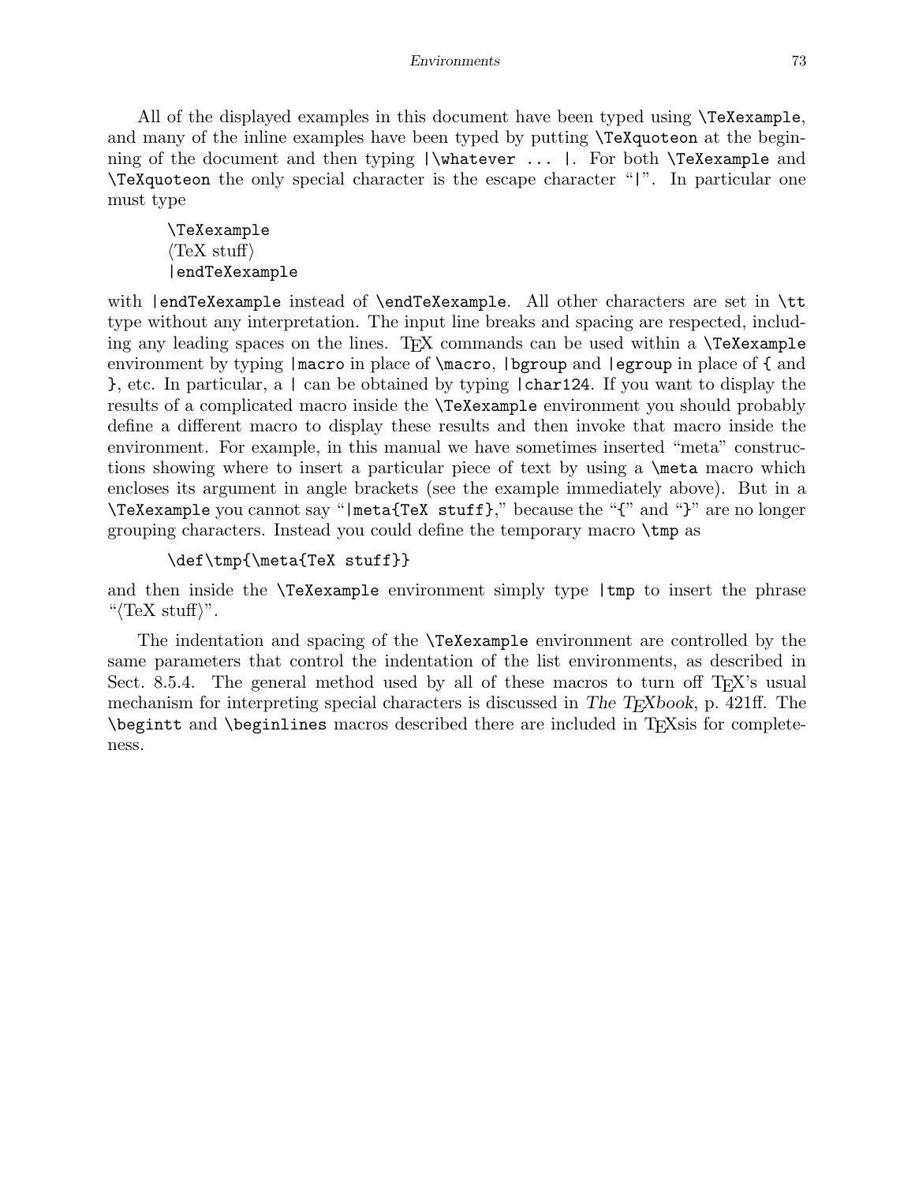All of the displayed examples in this document have been typed using `\TeXexample`, and many of the inline examples have been typed by putting `\TeXquoteon` at the beginning of the document and then typing `|\whatever ... |`. For both `\TeXexample` and `\TeXquoteon` the only special character is the escape character "`|`". In particular one must type

```
\TeXexample
⟨TeX stuff⟩
|endTeXexample
```

with `|endTeXexample` instead of `\endTeXexample`. All other characters are set in `\tt` type without any interpretation. The input line breaks and spacing are respected, including any leading spaces on the lines. TeX commands can be used within a `\TeXexample` environment by typing `|macro` in place of `\macro`, `|bgroup` and `|egroup` in place of `{` and `}`, etc. In particular, a `|` can be obtained by typing `|char124`. If you want to display the results of a complicated macro inside the `\TeXexample` environment you should probably define a different macro to display these results and then invoke that macro inside the environment. For example, in this manual we have sometimes inserted "meta" constructions showing where to insert a particular piece of text by using a `\meta` macro which encloses its argument in angle brackets (see the example immediately above). But in a `\TeXexample` you cannot say "`|meta{TeX stuff}`," because the "`{`" and "`}`" are no longer grouping characters. Instead you could define the temporary macro `\tmp` as

```
\def\tmp{\meta{TeX stuff}}
```

and then inside the `\TeXexample` environment simply type `|tmp` to insert the phrase "⟨TeX stuff⟩".

The indentation and spacing of the `\TeXexample` environment are controlled by the same parameters that control the indentation of the list environments, as described in Sect. 8.5.4. The general method used by all of these macros to turn off TeX's usual mechanism for interpreting special characters is discussed in *The TeXbook*, p. 421ff. The `\begintt` and `\beginlines` macros described there are included in TeXsis for completeness.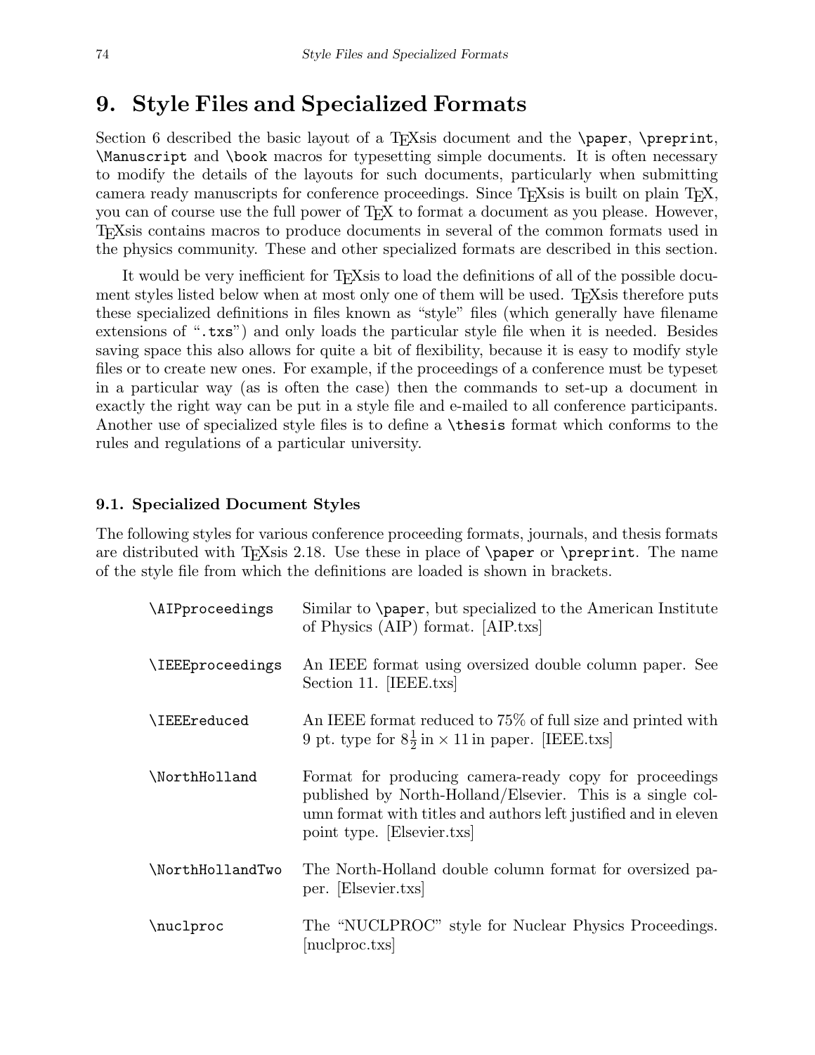# 9. Style Files and Specialized Formats

Section 6 described the basic layout of a TEXsis document and the `\paper`, `\preprint`, `\Manuscript` and `\book` macros for typesetting simple documents. It is often necessary to modify the details of the layouts for such documents, particularly when submitting camera ready manuscripts for conference proceedings. Since TEXsis is built on plain TEX, you can of course use the full power of TEX to format a document as you please. However, TEXsis contains macros to produce documents in several of the common formats used in the physics community. These and other specialized formats are described in this section.

It would be very inefficient for TEXsis to load the definitions of all of the possible document styles listed below when at most only one of them will be used. TEXsis therefore puts these specialized definitions in files known as "style" files (which generally have filename extensions of "`.txs`") and only loads the particular style file when it is needed. Besides saving space this also allows for quite a bit of flexibility, because it is easy to modify style files or to create new ones. For example, if the proceedings of a conference must be typeset in a particular way (as is often the case) then the commands to set-up a document in exactly the right way can be put in a style file and e-mailed to all conference participants. Another use of specialized style files is to define a `\thesis` format which conforms to the rules and regulations of a particular university.

### 9.1. Specialized Document Styles

The following styles for various conference proceeding formats, journals, and thesis formats are distributed with TEXsis 2.18. Use these in place of `\paper` or `\preprint`. The name of the style file from which the definitions are loaded is shown in brackets.

| | |
|---|---|
| `\AIPproceedings` | Similar to `\paper`, but specialized to the American Institute of Physics (AIP) format. [AIP.txs] |
| `\IEEEproceedings` | An IEEE format using oversized double column paper. See Section 11. [IEEE.txs] |
| `\IEEEreduced` | An IEEE format reduced to 75% of full size and printed with 9 pt. type for $8\frac{1}{2}$ in $\times$ 11 in paper. [IEEE.txs] |
| `\NorthHolland` | Format for producing camera-ready copy for proceedings published by North-Holland/Elsevier. This is a single column format with titles and authors left justified and in eleven point type. [Elsevier.txs] |
| `\NorthHollandTwo` | The North-Holland double column format for oversized paper. [Elsevier.txs] |
| `\nuclproc` | The "NUCLPROC" style for Nuclear Physics Proceedings. [nuclproc.txs] |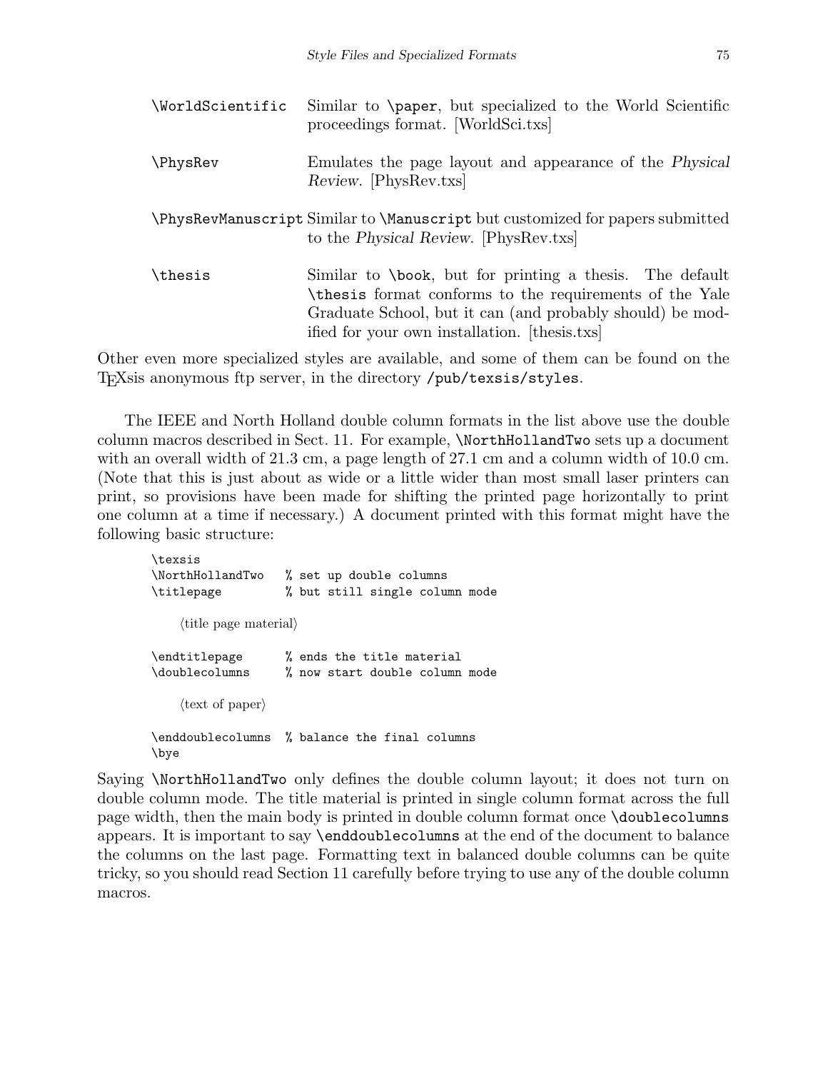| | |
|---|---|
| `\WorldScientific` | Similar to `\paper`, but specialized to the World Scientific proceedings format. [WorldSci.txs] |
| `\PhysRev` | Emulates the page layout and appearance of the *Physical Review*. [PhysRev.txs] |
| `\PhysRevManuscript` | Similar to `\Manuscript` but customized for papers submitted to the *Physical Review*. [PhysRev.txs] |
| `\thesis` | Similar to `\book`, but for printing a thesis. The default `\thesis` format conforms to the requirements of the Yale Graduate School, but it can (and probably should) be modified for your own installation. [thesis.txs] |

Other even more specialized styles are available, and some of them can be found on the TEXsis anonymous ftp server, in the directory `/pub/texsis/styles`.

The IEEE and North Holland double column formats in the list above use the double column macros described in Sect. 11. For example, `\NorthHollandTwo` sets up a document with an overall width of 21.3 cm, a page length of 27.1 cm and a column width of 10.0 cm. (Note that this is just about as wide or a little wider than most small laser printers can print, so provisions have been made for shifting the printed page horizontally to print one column at a time if necessary.) A document printed with this format might have the following basic structure:

```
\texsis
\NorthHollandTwo   % set up double columns
\titlepage         % but still single column mode

    ⟨title page material⟩

\endtitlepage      % ends the title material
\doublecolumns     % now start double column mode

    ⟨text of paper⟩

\enddoublecolumns  % balance the final columns
\bye
```

Saying `\NorthHollandTwo` only defines the double column layout; it does not turn on double column mode. The title material is printed in single column format across the full page width, then the main body is printed in double column format once `\doublecolumns` appears. It is important to say `\enddoublecolumns` at the end of the document to balance the columns on the last page. Formatting text in balanced double columns can be quite tricky, so you should read Section 11 carefully before trying to use any of the double column macros.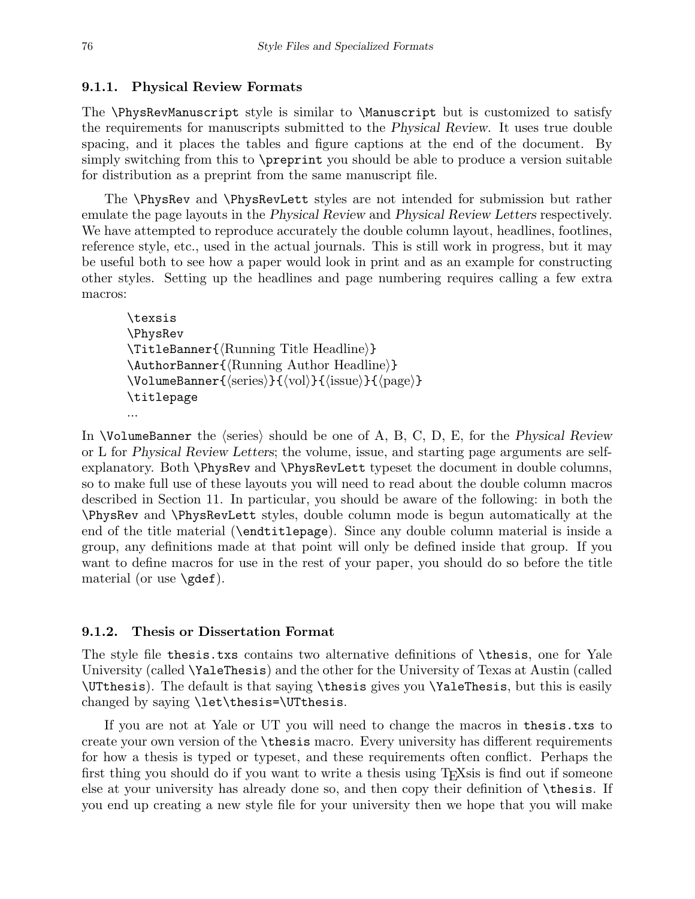### 9.1.1. Physical Review Formats

The `\PhysRevManuscript` style is similar to `\Manuscript` but is customized to satisfy the requirements for manuscripts submitted to the *Physical Review*. It uses true double spacing, and it places the tables and figure captions at the end of the document. By simply switching from this to `\preprint` you should be able to produce a version suitable for distribution as a preprint from the same manuscript file.

The `\PhysRev` and `\PhysRevLett` styles are not intended for submission but rather emulate the page layouts in the *Physical Review* and *Physical Review Letters* respectively. We have attempted to reproduce accurately the double column layout, headlines, footlines, reference style, etc., used in the actual journals. This is still work in progress, but it may be useful both to see how a paper would look in print and as an example for constructing other styles. Setting up the headlines and page numbering requires calling a few extra macros:

```
\texsis
\PhysRev
\TitleBanner{⟨Running Title Headline⟩}
\AuthorBanner{⟨Running Author Headline⟩}
\VolumeBanner{⟨series⟩}{⟨vol⟩}{⟨issue⟩}{⟨page⟩}
\titlepage
...
```

In `\VolumeBanner` the ⟨series⟩ should be one of A, B, C, D, E, for the *Physical Review* or L for *Physical Review Letters*; the volume, issue, and starting page arguments are self-explanatory. Both `\PhysRev` and `\PhysRevLett` typeset the document in double columns, so to make full use of these layouts you will need to read about the double column macros described in Section 11. In particular, you should be aware of the following: in both the `\PhysRev` and `\PhysRevLett` styles, double column mode is begun automatically at the end of the title material (`\endtitlepage`). Since any double column material is inside a group, any definitions made at that point will only be defined inside that group. If you want to define macros for use in the rest of your paper, you should do so before the title material (or use `\gdef`).

### 9.1.2. Thesis or Dissertation Format

The style file `thesis.txs` contains two alternative definitions of `\thesis`, one for Yale University (called `\YaleThesis`) and the other for the University of Texas at Austin (called `\UTthesis`). The default is that saying `\thesis` gives you `\YaleThesis`, but this is easily changed by saying `\let\thesis=\UTthesis`.

If you are not at Yale or UT you will need to change the macros in `thesis.txs` to create your own version of the `\thesis` macro. Every university has different requirements for how a thesis is typed or typeset, and these requirements often conflict. Perhaps the first thing you should do if you want to write a thesis using TEXsis is find out if someone else at your university has already done so, and then copy their definition of `\thesis`. If you end up creating a new style file for your university then we hope that you will make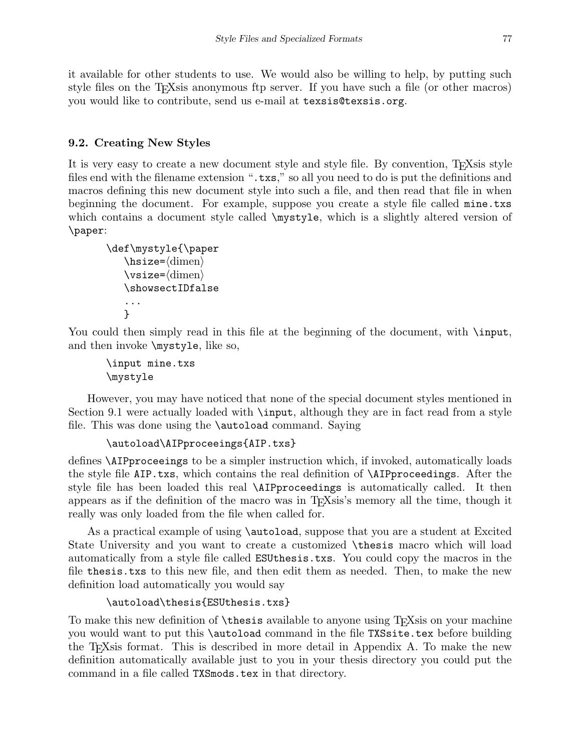it available for other students to use. We would also be willing to help, by putting such style files on the TEXsis anonymous ftp server. If you have such a file (or other macros) you would like to contribute, send us e-mail at `texsis@texsis.org`.

### 9.2. Creating New Styles

It is very easy to create a new document style and style file. By convention, TEXsis style files end with the filename extension "`.txs`," so all you need to do is put the definitions and macros defining this new document style into such a file, and then read that file in when beginning the document. For example, suppose you create a style file called `mine.txs` which contains a document style called `\mystyle`, which is a slightly altered version of `\paper`:

```
\def\mystyle{\paper
   \hsize=⟨dimen⟩
   \vsize=⟨dimen⟩
   \showsectIDfalse
   ...
   }
```

You could then simply read in this file at the beginning of the document, with `\input`, and then invoke `\mystyle`, like so,

```
\input mine.txs
\mystyle
```

However, you may have noticed that none of the special document styles mentioned in Section 9.1 were actually loaded with `\input`, although they are in fact read from a style file. This was done using the `\autoload` command. Saying

```
\autoload\AIPproceeings{AIP.txs}
```

defines `\AIPproceeings` to be a simpler instruction which, if invoked, automatically loads the style file `AIP.txs`, which contains the real definition of `\AIPproceedings`. After the style file has been loaded this real `\AIPproceedings` is automatically called. It then appears as if the definition of the macro was in TEXsis's memory all the time, though it really was only loaded from the file when called for.

As a practical example of using `\autoload`, suppose that you are a student at Excited State University and you want to create a customized `\thesis` macro which will load automatically from a style file called `ESUthesis.txs`. You could copy the macros in the file `thesis.txs` to this new file, and then edit them as needed. Then, to make the new definition load automatically you would say

```
\autoload\thesis{ESUthesis.txs}
```

To make this new definition of `\thesis` available to anyone using TEXsis on your machine you would want to put this `\autoload` command in the file `TXSsite.tex` before building the TEXsis format. This is described in more detail in Appendix A. To make the new definition automatically available just to you in your thesis directory you could put the command in a file called `TXSmods.tex` in that directory.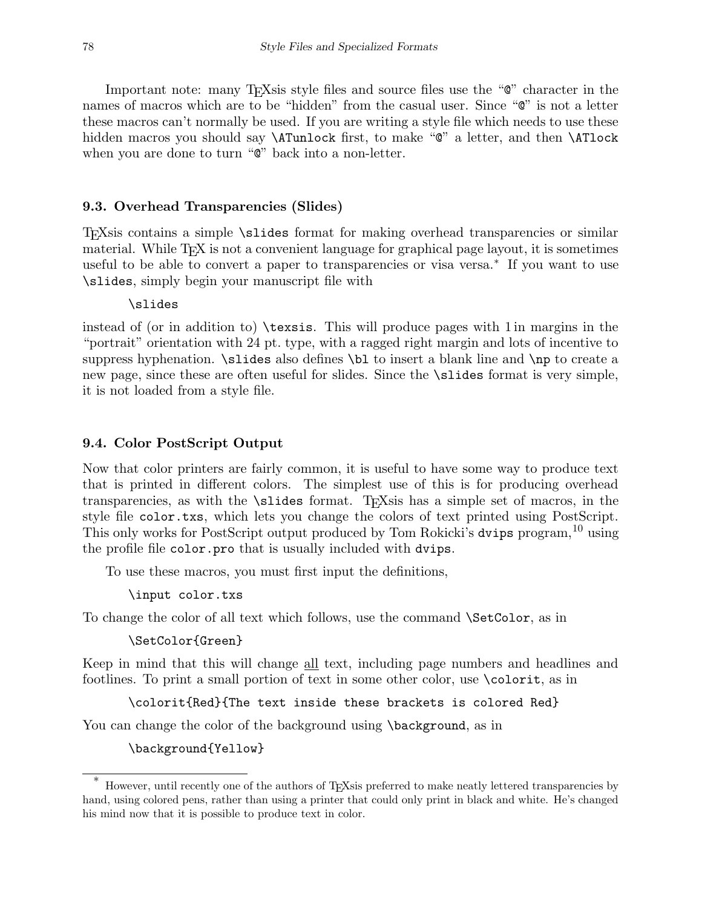Important note: many TEXsis style files and source files use the "@" character in the names of macros which are to be "hidden" from the casual user. Since "@" is not a letter these macros can't normally be used. If you are writing a style file which needs to use these hidden macros you should say `\ATunlock` first, to make "@" a letter, and then `\ATlock` when you are done to turn "@" back into a non-letter.

### 9.3. Overhead Transparencies (Slides)

TEXsis contains a simple `\slides` format for making overhead transparencies or similar material. While TEX is not a convenient language for graphical page layout, it is sometimes useful to be able to convert a paper to transparencies or visa versa.* If you want to use `\slides`, simply begin your manuscript file with

```
\slides
```

instead of (or in addition to) `\texsis`. This will produce pages with 1 in margins in the "portrait" orientation with 24 pt. type, with a ragged right margin and lots of incentive to suppress hyphenation. `\slides` also defines `\bl` to insert a blank line and `\np` to create a new page, since these are often useful for slides. Since the `\slides` format is very simple, it is not loaded from a style file.

### 9.4. Color PostScript Output

Now that color printers are fairly common, it is useful to have some way to produce text that is printed in different colors. The simplest use of this is for producing overhead transparencies, as with the `\slides` format. TEXsis has a simple set of macros, in the style file `color.txs`, which lets you change the colors of text printed using PostScript. This only works for PostScript output produced by Tom Rokicki's `dvips` program,[10] using the profile file `color.pro` that is usually included with `dvips`.

To use these macros, you must first input the definitions,

```
\input color.txs
```

To change the color of all text which follows, use the command `\SetColor`, as in

```
\SetColor{Green}
```

Keep in mind that this will change <u>all</u> text, including page numbers and headlines and footlines. To print a small portion of text in some other color, use `\colorit`, as in

```
\colorit{Red}{The text inside these brackets is colored Red}
```

You can change the color of the background using `\background`, as in

```
\background{Yellow}
```

---

* However, until recently one of the authors of TEXsis preferred to make neatly lettered transparencies by hand, using colored pens, rather than using a printer that could only print in black and white. He's changed his mind now that it is possible to produce text in color.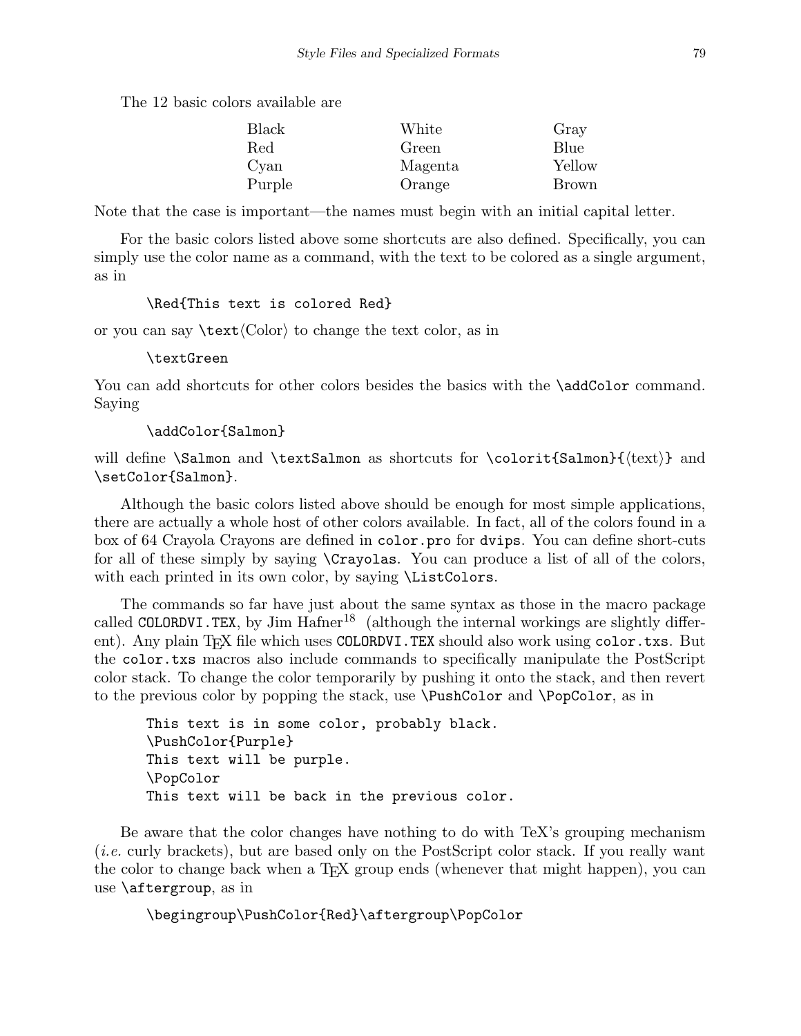The 12 basic colors available are

| | | |
|---|---|---|
| Black | White | Gray |
| Red | Green | Blue |
| Cyan | Magenta | Yellow |
| Purple | Orange | Brown |

Note that the case is important—the names must begin with an initial capital letter.

For the basic colors listed above some shortcuts are also defined. Specifically, you can simply use the color name as a command, with the text to be colored as a single argument, as in

```
\Red{This text is colored Red}
```

or you can say `\text`⟨Color⟩ to change the text color, as in

```
\textGreen
```

You can add shortcuts for other colors besides the basics with the `\addColor` command. Saying

```
\addColor{Salmon}
```

will define `\Salmon` and `\textSalmon` as shortcuts for `\colorit{Salmon}{`⟨text⟩`}` and `\setColor{Salmon}`.

Although the basic colors listed above should be enough for most simple applications, there are actually a whole host of other colors available. In fact, all of the colors found in a box of 64 Crayola Crayons are defined in `color.pro` for `dvips`. You can define short-cuts for all of these simply by saying `\Crayolas`. You can produce a list of all of the colors, with each printed in its own color, by saying `\ListColors`.

The commands so far have just about the same syntax as those in the macro package called `COLORDVI.TEX`, by Jim Hafner[18] (although the internal workings are slightly different). Any plain TEX file which uses `COLORDVI.TEX` should also work using `color.txs`. But the `color.txs` macros also include commands to specifically manipulate the PostScript color stack. To change the color temporarily by pushing it onto the stack, and then revert to the previous color by popping the stack, use `\PushColor` and `\PopColor`, as in

```
This text is in some color, probably black.
\PushColor{Purple}
This text will be purple.
\PopColor
This text will be back in the previous color.
```

Be aware that the color changes have nothing to do with TeX's grouping mechanism (*i.e.* curly brackets), but are based only on the PostScript color stack. If you really want the color to change back when a TEX group ends (whenever that might happen), you can use `\aftergroup`, as in

```
\begingroup\PushColor{Red}\aftergroup\PopColor
```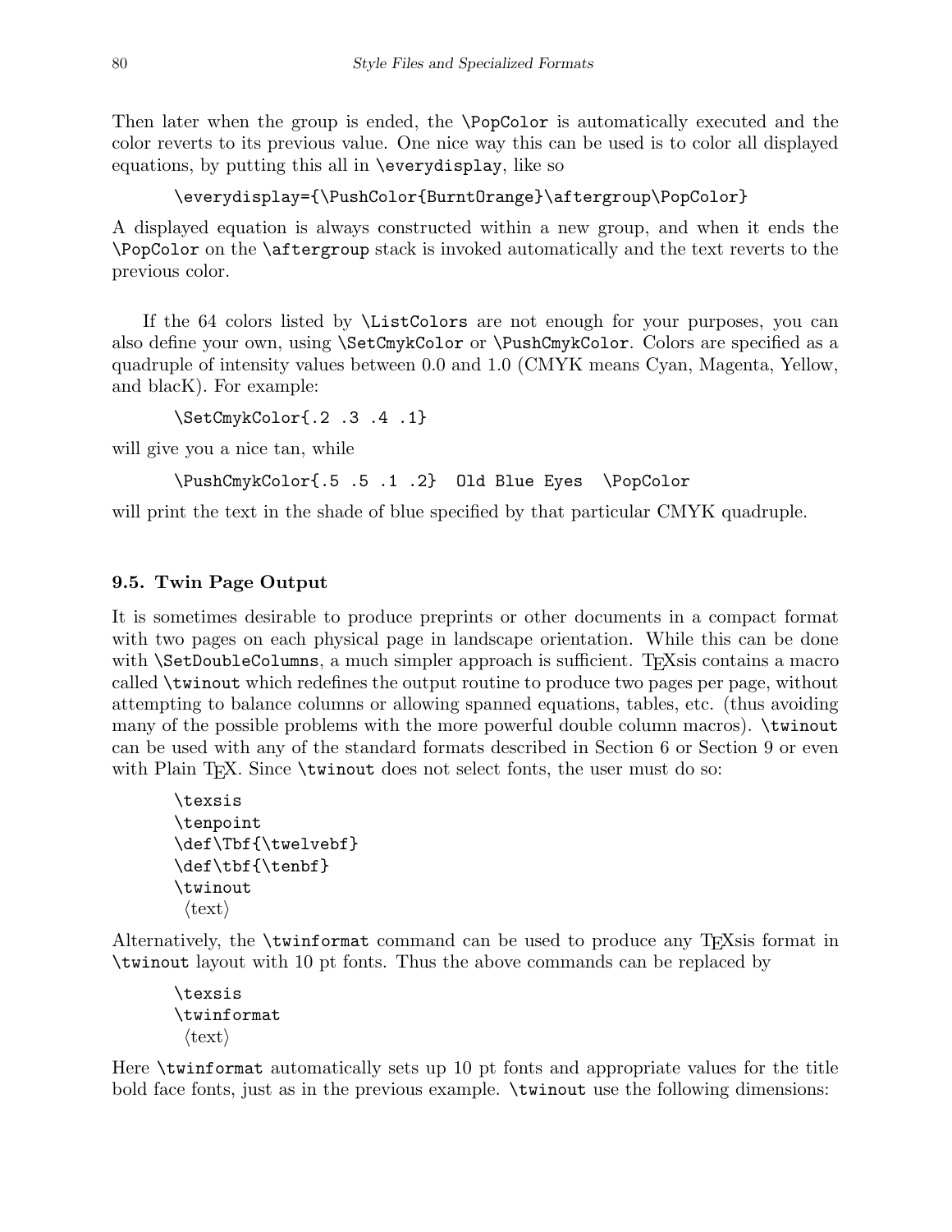Then later when the group is ended, the `\PopColor` is automatically executed and the color reverts to its previous value. One nice way this can be used is to color all displayed equations, by putting this all in `\everydisplay`, like so

```
\everydisplay={\PushColor{BurntOrange}\aftergroup\PopColor}
```

A displayed equation is always constructed within a new group, and when it ends the `\PopColor` on the `\aftergroup` stack is invoked automatically and the text reverts to the previous color.

If the 64 colors listed by `\ListColors` are not enough for your purposes, you can also define your own, using `\SetCmykColor` or `\PushCmykColor`. Colors are specified as a quadruple of intensity values between 0.0 and 1.0 (CMYK means Cyan, Magenta, Yellow, and blacK). For example:

```
\SetCmykColor{.2 .3 .4 .1}
```

will give you a nice tan, while

```
\PushCmykColor{.5 .5 .1 .2}  Old Blue Eyes  \PopColor
```

will print the text in the shade of blue specified by that particular CMYK quadruple.

### 9.5. Twin Page Output

It is sometimes desirable to produce preprints or other documents in a compact format with two pages on each physical page in landscape orientation. While this can be done with `\SetDoubleColumns`, a much simpler approach is sufficient. TEXsis contains a macro called `\twinout` which redefines the output routine to produce two pages per page, without attempting to balance columns or allowing spanned equations, tables, etc. (thus avoiding many of the possible problems with the more powerful double column macros). `\twinout` can be used with any of the standard formats described in Section 6 or Section 9 or even with Plain TEX. Since `\twinout` does not select fonts, the user must do so:

```
\texsis
\tenpoint
\def\Tbf{\twelvebf}
\def\tbf{\tenbf}
\twinout
 ⟨text⟩
```

Alternatively, the `\twinformat` command can be used to produce any TEXsis format in `\twinout` layout with 10 pt fonts. Thus the above commands can be replaced by

```
\texsis
\twinformat
 ⟨text⟩
```

Here `\twinformat` automatically sets up 10 pt fonts and appropriate values for the title bold face fonts, just as in the previous example. `\twinout` use the following dimensions: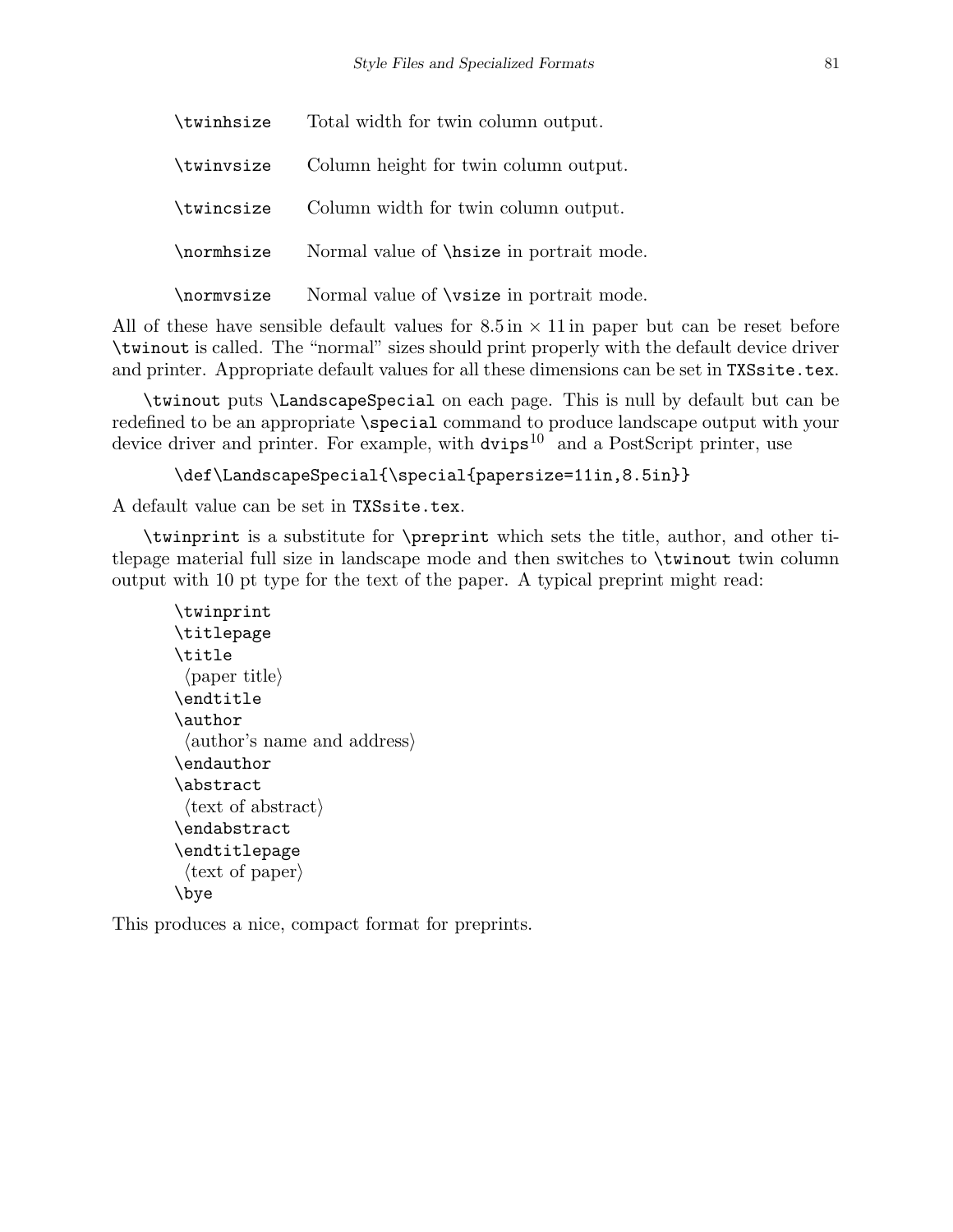| | |
|---|---|
| `\twinhsize` | Total width for twin column output. |
| `\twinvsize` | Column height for twin column output. |
| `\twincsize` | Column width for twin column output. |
| `\normhsize` | Normal value of `\hsize` in portrait mode. |
| `\normvsize` | Normal value of `\vsize` in portrait mode. |

All of these have sensible default values for 8.5 in × 11 in paper but can be reset before `\twinout` is called. The "normal" sizes should print properly with the default device driver and printer. Appropriate default values for all these dimensions can be set in `TXSsite.tex`.

`\twinout` puts `\LandscapeSpecial` on each page. This is null by default but can be redefined to be an appropriate `\special` command to produce landscape output with your device driver and printer. For example, with `dvips`[10] and a PostScript printer, use

```
\def\LandscapeSpecial{\special{papersize=11in,8.5in}}
```

A default value can be set in `TXSsite.tex`.

`\twinprint` is a substitute for `\preprint` which sets the title, author, and other titlepage material full size in landscape mode and then switches to `\twinout` twin column output with 10 pt type for the text of the paper. A typical preprint might read:

```
\twinprint
\titlepage
\title
 ⟨paper title⟩
\endtitle
\author
 ⟨author's name and address⟩
\endauthor
\abstract
 ⟨text of abstract⟩
\endabstract
\endtitlepage
 ⟨text of paper⟩
\bye
```

This produces a nice, compact format for preprints.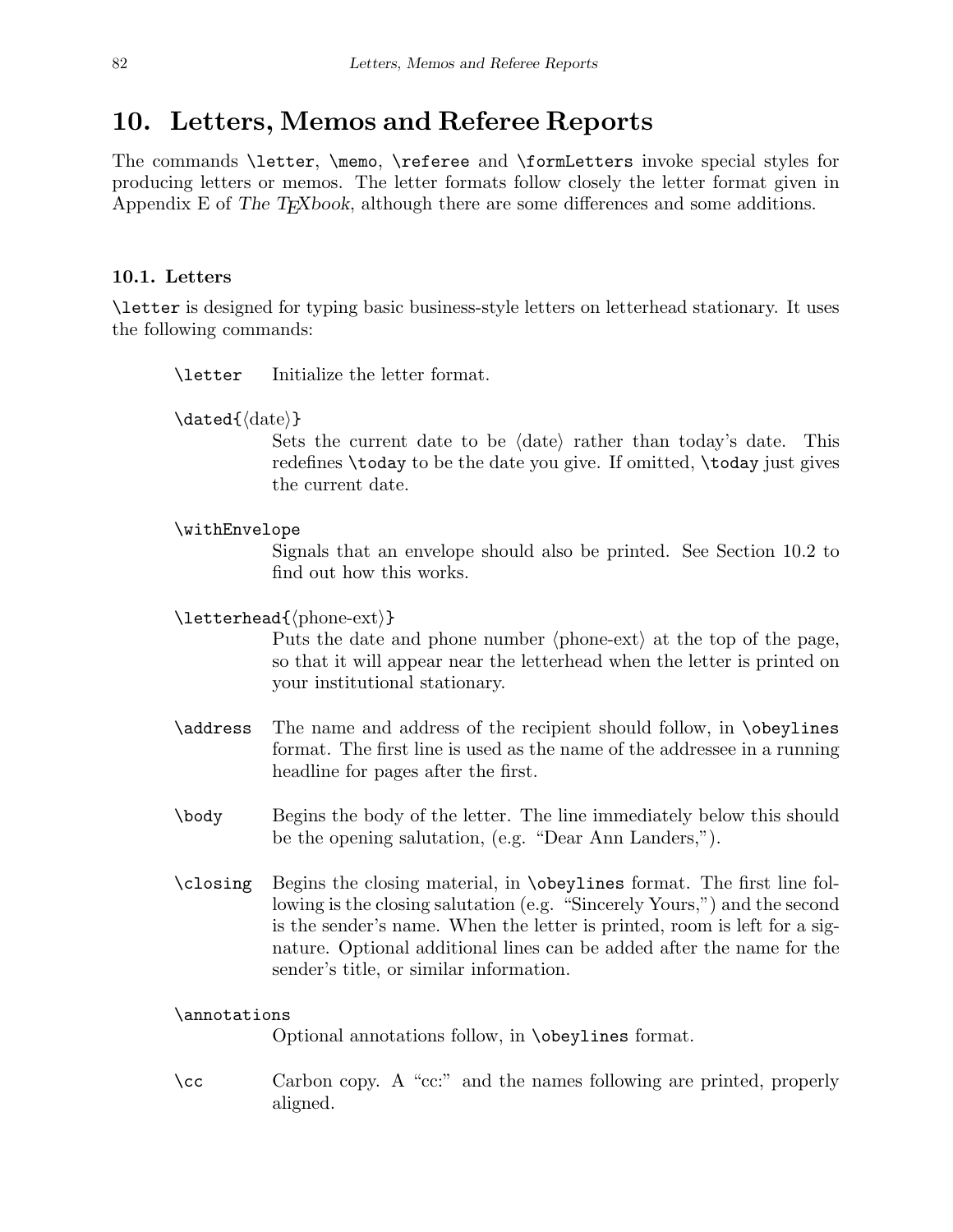# 10. Letters, Memos and Referee Reports

The commands `\letter`, `\memo`, `\referee` and `\formLetters` invoke special styles for producing letters or memos. The letter formats follow closely the letter format given in Appendix E of *The TEXbook*, although there are some differences and some additions.

## 10.1. Letters

`\letter` is designed for typing basic business-style letters on letterhead stationary. It uses the following commands:

`\letter` Initialize the letter format.

`\dated{⟨date⟩}`
: Sets the current date to be ⟨date⟩ rather than today's date. This redefines `\today` to be the date you give. If omitted, `\today` just gives the current date.

`\withEnvelope`
: Signals that an envelope should also be printed. See Section 10.2 to find out how this works.

`\letterhead{⟨phone-ext⟩}`
: Puts the date and phone number ⟨phone-ext⟩ at the top of the page, so that it will appear near the letterhead when the letter is printed on your institutional stationary.

`\address` The name and address of the recipient should follow, in `\obeylines` format. The first line is used as the name of the addressee in a running headline for pages after the first.

`\body` Begins the body of the letter. The line immediately below this should be the opening salutation, (e.g. "Dear Ann Landers,").

`\closing` Begins the closing material, in `\obeylines` format. The first line following is the closing salutation (e.g. "Sincerely Yours,") and the second is the sender's name. When the letter is printed, room is left for a signature. Optional additional lines can be added after the name for the sender's title, or similar information.

`\annotations`
: Optional annotations follow, in `\obeylines` format.

`\cc` Carbon copy. A "cc:" and the names following are printed, properly aligned.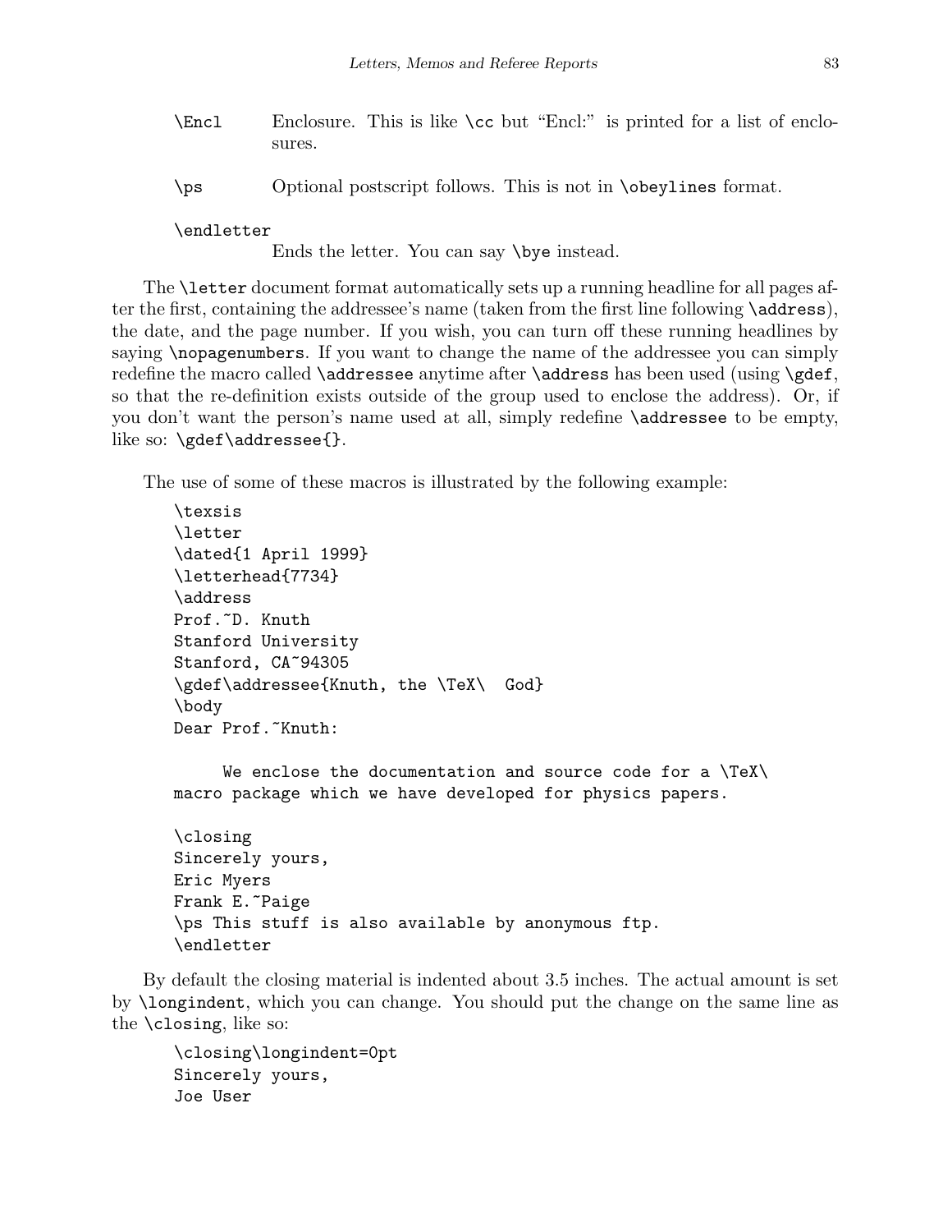\Encl Enclosure. This is like \cc but "Encl:" is printed for a list of enclosures.

\ps Optional postscript follows. This is not in \obeylines format.

\endletter
Ends the letter. You can say \bye instead.

The \letter document format automatically sets up a running headline for all pages after the first, containing the addressee's name (taken from the first line following \address), the date, and the page number. If you wish, you can turn off these running headlines by saying \nopagenumbers. If you want to change the name of the addressee you can simply redefine the macro called \addressee anytime after \address has been used (using \gdef, so that the re-definition exists outside of the group used to enclose the address). Or, if you don't want the person's name used at all, simply redefine \addressee to be empty, like so: \gdef\addressee{}.

The use of some of these macros is illustrated by the following example:

```
\texsis
\letter
\dated{1 April 1999}
\letterhead{7734}
\address
Prof.~D. Knuth
Stanford University
Stanford, CA~94305
\gdef\addressee{Knuth, the \TeX\  God}
\body
Dear Prof.~Knuth:

     We enclose the documentation and source code for a \TeX\
macro package which we have developed for physics papers.

\closing
Sincerely yours,
Eric Myers
Frank E.~Paige
\ps This stuff is also available by anonymous ftp.
\endletter
```

By default the closing material is indented about 3.5 inches. The actual amount is set by \longindent, which you can change. You should put the change on the same line as the \closing, like so:

```
\closing\longindent=0pt
Sincerely yours,
Joe User
```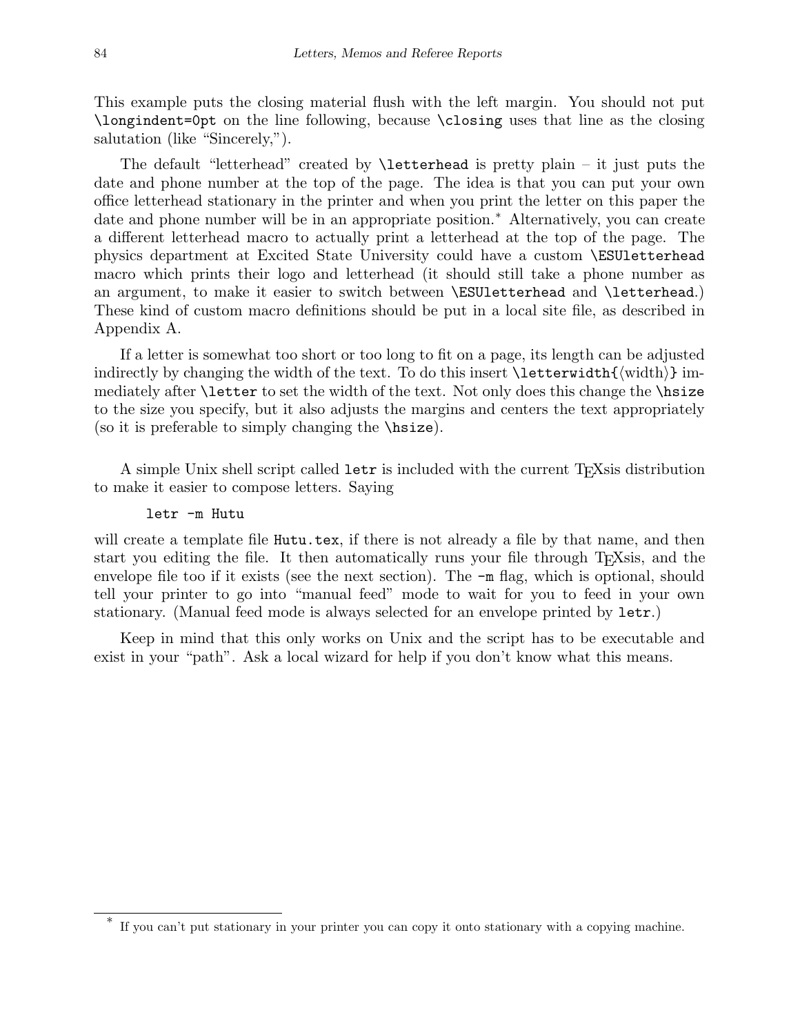This example puts the closing material flush with the left margin. You should not put `\longindent=0pt` on the line following, because `\closing` uses that line as the closing salutation (like "Sincerely,").

The default "letterhead" created by `\letterhead` is pretty plain – it just puts the date and phone number at the top of the page. The idea is that you can put your own office letterhead stationary in the printer and when you print the letter on this paper the date and phone number will be in an appropriate position.* Alternatively, you can create a different letterhead macro to actually print a letterhead at the top of the page. The physics department at Excited State University could have a custom `\ESUletterhead` macro which prints their logo and letterhead (it should still take a phone number as an argument, to make it easier to switch between `\ESUletterhead` and `\letterhead`.) These kind of custom macro definitions should be put in a local site file, as described in Appendix A.

If a letter is somewhat too short or too long to fit on a page, its length can be adjusted indirectly by changing the width of the text. To do this insert `\letterwidth{⟨width⟩}` immediately after `\letter` to set the width of the text. Not only does this change the `\hsize` to the size you specify, but it also adjusts the margins and centers the text appropriately (so it is preferable to simply changing the `\hsize`).

A simple Unix shell script called `letr` is included with the current TEXsis distribution to make it easier to compose letters. Saying

```
letr -m Hutu
```

will create a template file `Hutu.tex`, if there is not already a file by that name, and then start you editing the file. It then automatically runs your file through TEXsis, and the envelope file too if it exists (see the next section). The `-m` flag, which is optional, should tell your printer to go into "manual feed" mode to wait for you to feed in your own stationary. (Manual feed mode is always selected for an envelope printed by `letr`.)

Keep in mind that this only works on Unix and the script has to be executable and exist in your "path". Ask a local wizard for help if you don't know what this means.

---

* If you can't put stationary in your printer you can copy it onto stationary with a copying machine.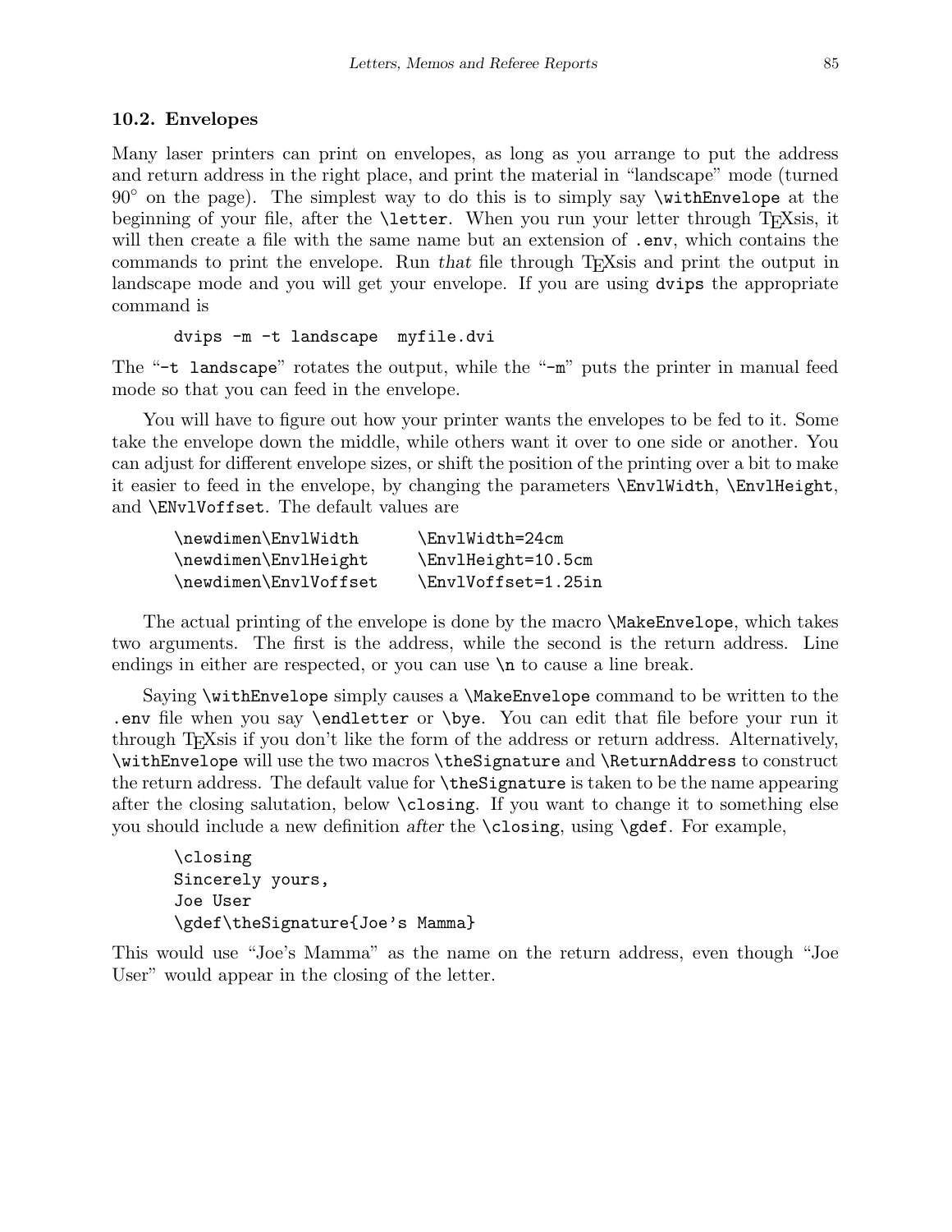### 10.2. Envelopes

Many laser printers can print on envelopes, as long as you arrange to put the address and return address in the right place, and print the material in "landscape" mode (turned 90° on the page). The simplest way to do this is to simply say `\withEnvelope` at the beginning of your file, after the `\letter`. When you run your letter through TEXsis, it will then create a file with the same name but an extension of `.env`, which contains the commands to print the envelope. Run *that* file through TEXsis and print the output in landscape mode and you will get your envelope. If you are using `dvips` the appropriate command is

```
dvips -m -t landscape  myfile.dvi
```

The "`-t landscape`" rotates the output, while the "`-m`" puts the printer in manual feed mode so that you can feed in the envelope.

You will have to figure out how your printer wants the envelopes to be fed to it. Some take the envelope down the middle, while others want it over to one side or another. You can adjust for different envelope sizes, or shift the position of the printing over a bit to make it easier to feed in the envelope, by changing the parameters `\EnvlWidth`, `\EnvlHeight`, and `\ENvlVoffset`. The default values are

```
\newdimen\EnvlWidth       \EnvlWidth=24cm
\newdimen\EnvlHeight      \EnvlHeight=10.5cm
\newdimen\EnvlVoffset     \EnvlVoffset=1.25in
```

The actual printing of the envelope is done by the macro `\MakeEnvelope`, which takes two arguments. The first is the address, while the second is the return address. Line endings in either are respected, or you can use `\n` to cause a line break.

Saying `\withEnvelope` simply causes a `\MakeEnvelope` command to be written to the `.env` file when you say `\endletter` or `\bye`. You can edit that file before your run it through TEXsis if you don't like the form of the address or return address. Alternatively, `\withEnvelope` will use the two macros `\theSignature` and `\ReturnAddress` to construct the return address. The default value for `\theSignature` is taken to be the name appearing after the closing salutation, below `\closing`. If you want to change it to something else you should include a new definition *after* the `\closing`, using `\gdef`. For example,

```
\closing
Sincerely yours,
Joe User
\gdef\theSignature{Joe's Mamma}
```

This would use "Joe's Mamma" as the name on the return address, even though "Joe User" would appear in the closing of the letter.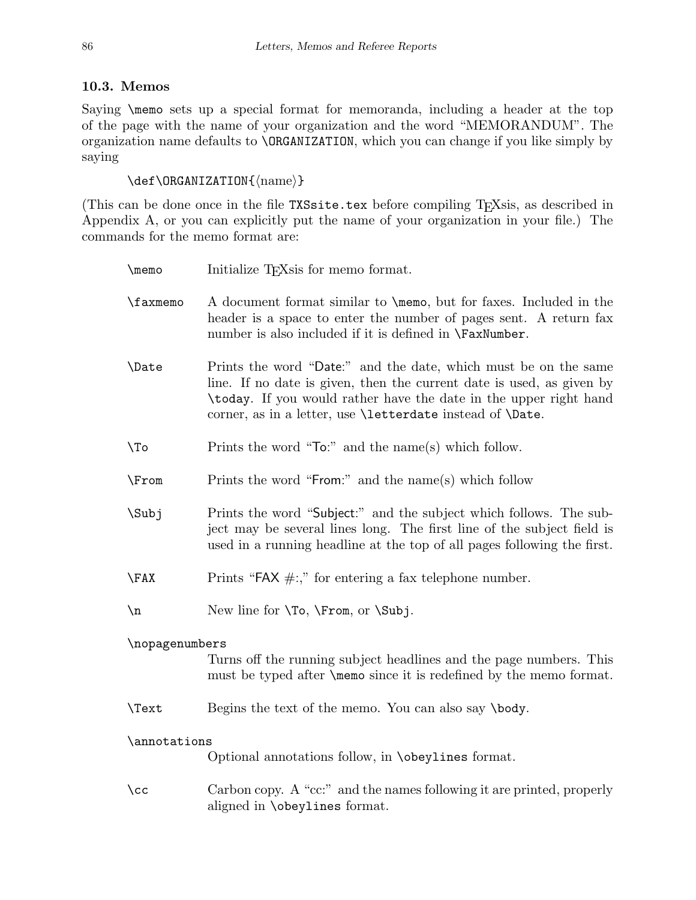### 10.3. Memos

Saying `\memo` sets up a special format for memoranda, including a header at the top of the page with the name of your organization and the word "MEMORANDUM". The organization name defaults to `\ORGANIZATION`, which you can change if you like simply by saying

```
\def\ORGANIZATION{⟨name⟩}
```

(This can be done once in the file `TXSsite.tex` before compiling TEXsis, as described in Appendix A, or you can explicitly put the name of your organization in your file.) The commands for the memo format are:

`\memo` Initialize TEXsis for memo format.

`\faxmemo` A document format similar to `\memo`, but for faxes. Included in the header is a space to enter the number of pages sent. A return fax number is also included if it is defined in `\FaxNumber`.

`\Date` Prints the word "Date:" and the date, which must be on the same line. If no date is given, then the current date is used, as given by `\today`. If you would rather have the date in the upper right hand corner, as in a letter, use `\letterdate` instead of `\Date`.

`\To` Prints the word "To:" and the name(s) which follow.

`\From` Prints the word "From:" and the name(s) which follow

`\Subj` Prints the word "Subject:" and the subject which follows. The subject may be several lines long. The first line of the subject field is used in a running headline at the top of all pages following the first.

`\FAX` Prints "FAX #:," for entering a fax telephone number.

`\n` New line for `\To`, `\From`, or `\Subj`.

`\nopagenumbers`
Turns off the running subject headlines and the page numbers. This must be typed after `\memo` since it is redefined by the memo format.

`\Text` Begins the text of the memo. You can also say `\body`.

`\annotations`
Optional annotations follow, in `\obeylines` format.

`\cc` Carbon copy. A "cc:" and the names following it are printed, properly aligned in `\obeylines` format.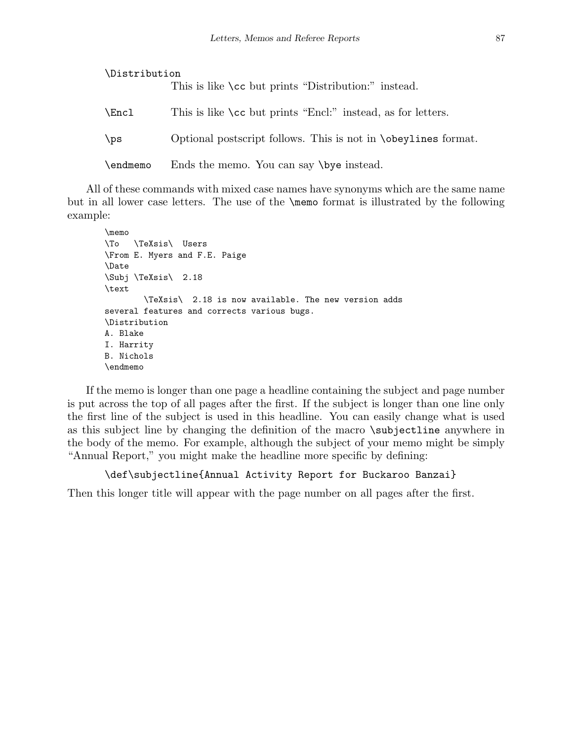`\Distribution`
: This is like `\cc` but prints "Distribution:" instead.

`\Encl`
: This is like `\cc` but prints "Encl:" instead, as for letters.

`\ps`
: Optional postscript follows. This is not in `\obeylines` format.

`\endmemo`
: Ends the memo. You can say `\bye` instead.

All of these commands with mixed case names have synonyms which are the same name but in all lower case letters. The use of the `\memo` format is illustrated by the following example:

```
\memo
\To   \TeXsis\  Users
\From E. Myers and F.E. Paige
\Date
\Subj \TeXsis\  2.18
\text
        \TeXsis\  2.18 is now available. The new version adds
several features and corrects various bugs.
\Distribution
A. Blake
I. Harrity
B. Nichols
\endmemo
```

If the memo is longer than one page a headline containing the subject and page number is put across the top of all pages after the first. If the subject is longer than one line only the first line of the subject is used in this headline. You can easily change what is used as this subject line by changing the definition of the macro `\subjectline` anywhere in the body of the memo. For example, although the subject of your memo might be simply "Annual Report," you might make the headline more specific by defining:

```
\def\subjectline{Annual Activity Report for Buckaroo Banzai}
```

Then this longer title will appear with the page number on all pages after the first.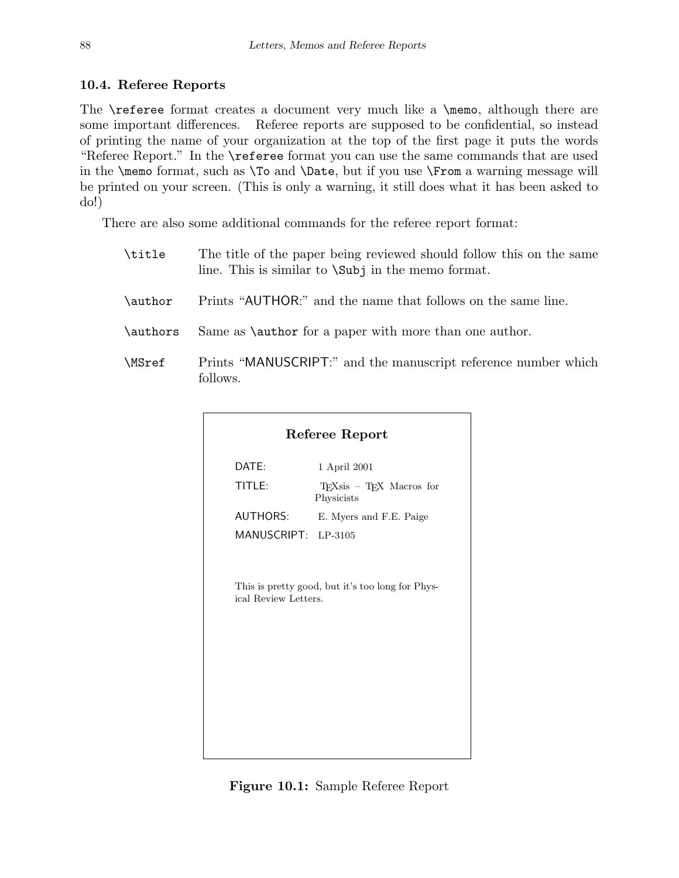### 10.4. Referee Reports

The `\referee` format creates a document very much like a `\memo`, although there are some important differences. Referee reports are supposed to be confidential, so instead of printing the name of your organization at the top of the first page it puts the words "Referee Report." In the `\referee` format you can use the same commands that are used in the `\memo` format, such as `\To` and `\Date`, but if you use `\From` a warning message will be printed on your screen. (This is only a warning, it still does what it has been asked to do!)

There are also some additional commands for the referee report format:

- `\title` The title of the paper being reviewed should follow this on the same line. This is similar to `\Subj` in the memo format.
- `\author` Prints "AUTHOR:" and the name that follows on the same line.
- `\authors` Same as `\author` for a paper with more than one author.
- `\MSref` Prints "MANUSCRIPT:" and the manuscript reference number which follows.

**Referee Report**

DATE: 1 April 2001

TITLE: TEXsis – TEX Macros for Physicists

AUTHORS: E. Myers and F.E. Paige

MANUSCRIPT: LP-3105

This is pretty good, but it's too long for Physical Review Letters.

**Figure 10.1:** Sample Referee Report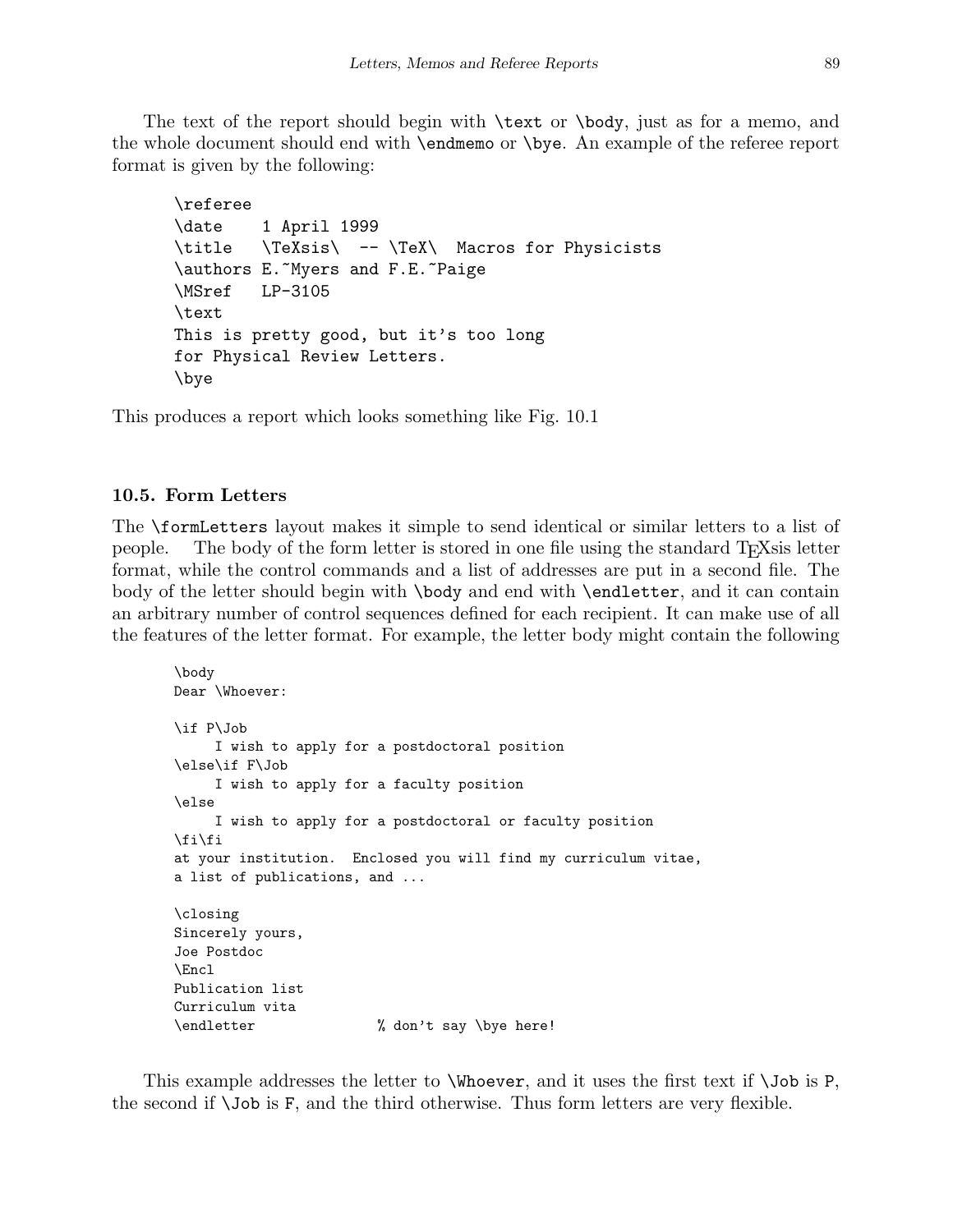The text of the report should begin with `\text` or `\body`, just as for a memo, and the whole document should end with `\endmemo` or `\bye`. An example of the referee report format is given by the following:

```
\referee
\date    1 April 1999
\title   \TeXsis\  -- \TeX\  Macros for Physicists
\authors E.~Myers and F.E.~Paige
\MSref   LP-3105
\text
This is pretty good, but it's too long
for Physical Review Letters.
\bye
```

This produces a report which looks something like Fig. 10.1

### 10.5. Form Letters

The `\formLetters` layout makes it simple to send identical or similar letters to a list of people. The body of the form letter is stored in one file using the standard TEXsis letter format, while the control commands and a list of addresses are put in a second file. The body of the letter should begin with `\body` and end with `\endletter`, and it can contain an arbitrary number of control sequences defined for each recipient. It can make use of all the features of the letter format. For example, the letter body might contain the following

```
\body
Dear \Whoever:

\if P\Job
     I wish to apply for a postdoctoral position
\else\if F\Job
     I wish to apply for a faculty position
\else
     I wish to apply for a postdoctoral or faculty position
\fi\fi
at your institution.  Enclosed you will find my curriculum vitae,
a list of publications, and ...

\closing
Sincerely yours,
Joe Postdoc
\Encl
Publication list
Curriculum vita
\endletter              % don't say \bye here!
```

This example addresses the letter to `\Whoever`, and it uses the first text if `\Job` is `P`, the second if `\Job` is `F`, and the third otherwise. Thus form letters are very flexible.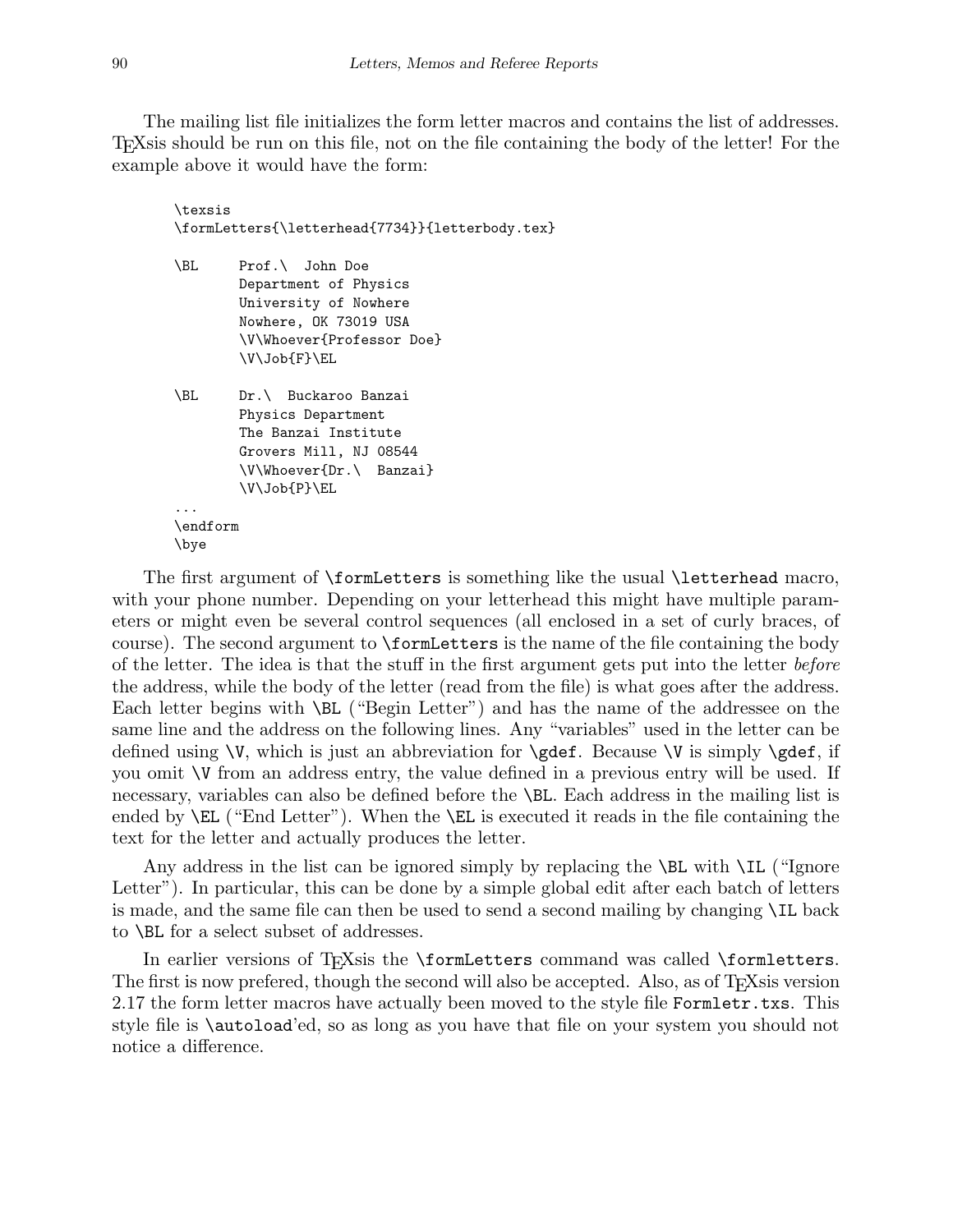The mailing list file initializes the form letter macros and contains the list of addresses. TEXsis should be run on this file, not on the file containing the body of the letter! For the example above it would have the form:

```
\texsis
\formLetters{\letterhead{7734}}{letterbody.tex}

\BL     Prof.\  John Doe
        Department of Physics
        University of Nowhere
        Nowhere, OK 73019 USA
        \V\Whoever{Professor Doe}
        \V\Job{F}\EL

\BL     Dr.\  Buckaroo Banzai
        Physics Department
        The Banzai Institute
        Grovers Mill, NJ 08544
        \V\Whoever{Dr.\  Banzai}
        \V\Job{P}\EL
...
\endform
\bye
```

The first argument of `\formLetters` is something like the usual `\letterhead` macro, with your phone number. Depending on your letterhead this might have multiple parameters or might even be several control sequences (all enclosed in a set of curly braces, of course). The second argument to `\formLetters` is the name of the file containing the body of the letter. The idea is that the stuff in the first argument gets put into the letter *before* the address, while the body of the letter (read from the file) is what goes after the address. Each letter begins with `\BL` ("Begin Letter") and has the name of the addressee on the same line and the address on the following lines. Any "variables" used in the letter can be defined using `\V`, which is just an abbreviation for `\gdef`. Because `\V` is simply `\gdef`, if you omit `\V` from an address entry, the value defined in a previous entry will be used. If necessary, variables can also be defined before the `\BL`. Each address in the mailing list is ended by `\EL` ("End Letter"). When the `\EL` is executed it reads in the file containing the text for the letter and actually produces the letter.

Any address in the list can be ignored simply by replacing the `\BL` with `\IL` ("Ignore Letter"). In particular, this can be done by a simple global edit after each batch of letters is made, and the same file can then be used to send a second mailing by changing `\IL` back to `\BL` for a select subset of addresses.

In earlier versions of TEXsis the `\formLetters` command was called `\formletters`. The first is now prefered, though the second will also be accepted. Also, as of TEXsis version 2.17 the form letter macros have actually been moved to the style file `Formletr.txs`. This style file is `\autoload`'ed, so as long as you have that file on your system you should not notice a difference.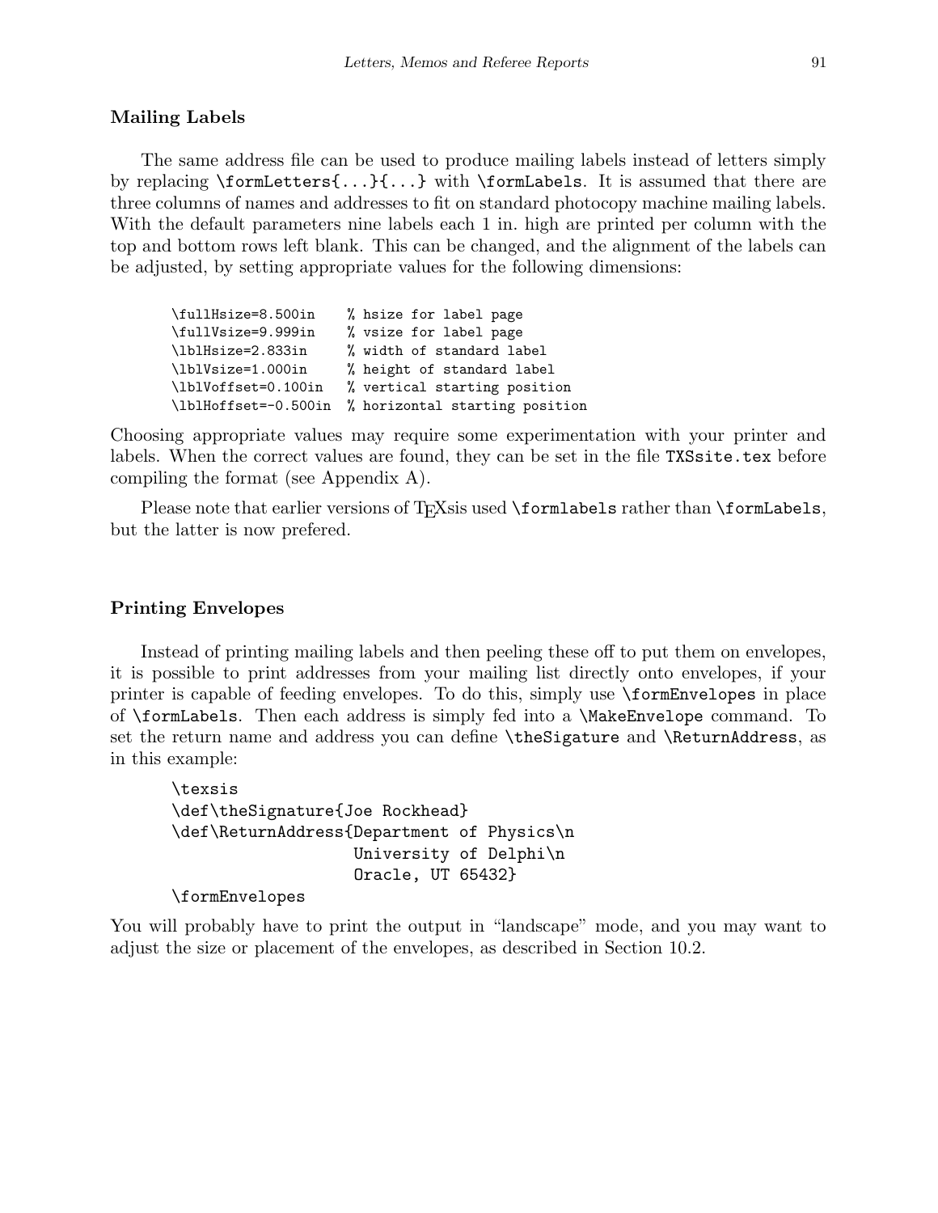### Mailing Labels

The same address file can be used to produce mailing labels instead of letters simply by replacing `\formLetters{...}{...}` with `\formLabels`. It is assumed that there are three columns of names and addresses to fit on standard photocopy machine mailing labels. With the default parameters nine labels each 1 in. high are printed per column with the top and bottom rows left blank. This can be changed, and the alignment of the labels can be adjusted, by setting appropriate values for the following dimensions:

```
\fullHsize=8.500in    % hsize for label page
\fullVsize=9.999in    % vsize for label page
\lblHsize=2.833in     % width of standard label
\lblVsize=1.000in     % height of standard label
\lblVoffset=0.100in   % vertical starting position
\lblHoffset=-0.500in  % horizontal starting position
```

Choosing appropriate values may require some experimentation with your printer and labels. When the correct values are found, they can be set in the file `TXSsite.tex` before compiling the format (see Appendix A).

Please note that earlier versions of TEXsis used `\formlabels` rather than `\formLabels`, but the latter is now prefered.

### Printing Envelopes

Instead of printing mailing labels and then peeling these off to put them on envelopes, it is possible to print addresses from your mailing list directly onto envelopes, if your printer is capable of feeding envelopes. To do this, simply use `\formEnvelopes` in place of `\formLabels`. Then each address is simply fed into a `\MakeEnvelope` command. To set the return name and address you can define `\theSigature` and `\ReturnAddress`, as in this example:

```
\texsis
\def\theSignature{Joe Rockhead}
\def\ReturnAddress{Department of Physics\n
                   University of Delphi\n
                   Oracle, UT 65432}
\formEnvelopes
```

You will probably have to print the output in "landscape" mode, and you may want to adjust the size or placement of the envelopes, as described in Section 10.2.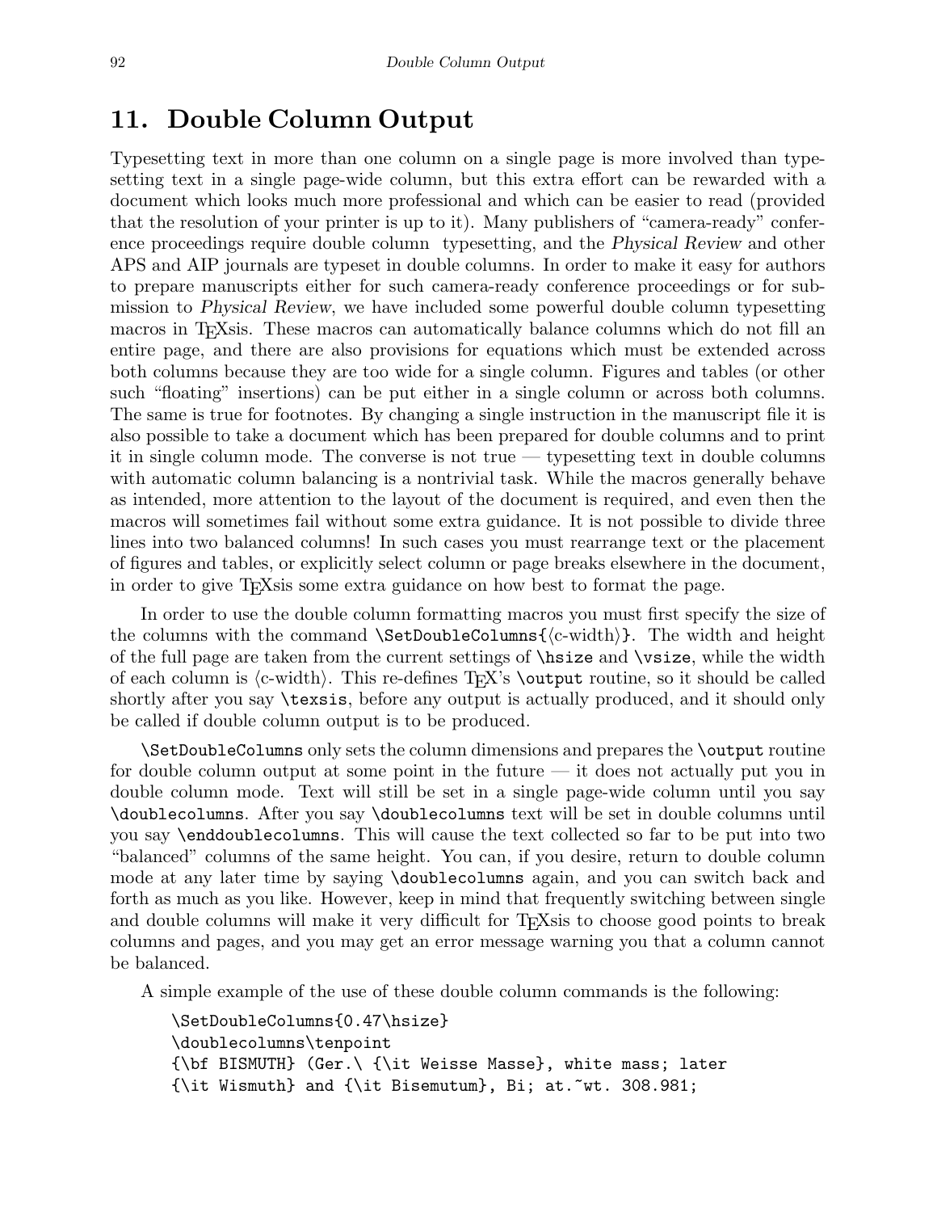# 11. Double Column Output

Typesetting text in more than one column on a single page is more involved than typesetting text in a single page-wide column, but this extra effort can be rewarded with a document which looks much more professional and which can be easier to read (provided that the resolution of your printer is up to it). Many publishers of "camera-ready" conference proceedings require double column typesetting, and the *Physical Review* and other APS and AIP journals are typeset in double columns. In order to make it easy for authors to prepare manuscripts either for such camera-ready conference proceedings or for submission to *Physical Review*, we have included some powerful double column typesetting macros in TEXsis. These macros can automatically balance columns which do not fill an entire page, and there are also provisions for equations which must be extended across both columns because they are too wide for a single column. Figures and tables (or other such "floating" insertions) can be put either in a single column or across both columns. The same is true for footnotes. By changing a single instruction in the manuscript file it is also possible to take a document which has been prepared for double columns and to print it in single column mode. The converse is not true — typesetting text in double columns with automatic column balancing is a nontrivial task. While the macros generally behave as intended, more attention to the layout of the document is required, and even then the macros will sometimes fail without some extra guidance. It is not possible to divide three lines into two balanced columns! In such cases you must rearrange text or the placement of figures and tables, or explicitly select column or page breaks elsewhere in the document, in order to give TEXsis some extra guidance on how best to format the page.

In order to use the double column formatting macros you must first specify the size of the columns with the command `\SetDoubleColumns{`⟨c-width⟩`}`. The width and height of the full page are taken from the current settings of `\hsize` and `\vsize`, while the width of each column is ⟨c-width⟩. This re-defines TEX's `\output` routine, so it should be called shortly after you say `\texsis`, before any output is actually produced, and it should only be called if double column output is to be produced.

`\SetDoubleColumns` only sets the column dimensions and prepares the `\output` routine for double column output at some point in the future — it does not actually put you in double column mode. Text will still be set in a single page-wide column until you say `\doublecolumns`. After you say `\doublecolumns` text will be set in double columns until you say `\enddoublecolumns`. This will cause the text collected so far to be put into two "balanced" columns of the same height. You can, if you desire, return to double column mode at any later time by saying `\doublecolumns` again, and you can switch back and forth as much as you like. However, keep in mind that frequently switching between single and double columns will make it very difficult for TEXsis to choose good points to break columns and pages, and you may get an error message warning you that a column cannot be balanced.

A simple example of the use of these double column commands is the following:

```
\SetDoubleColumns{0.47\hsize}
\doublecolumns\tenpoint
{\bf BISMUTH} (Ger.\ {\it Weisse Masse}, white mass; later
{\it Wismuth} and {\it Bisemutum}, Bi; at.~wt. 308.981;
```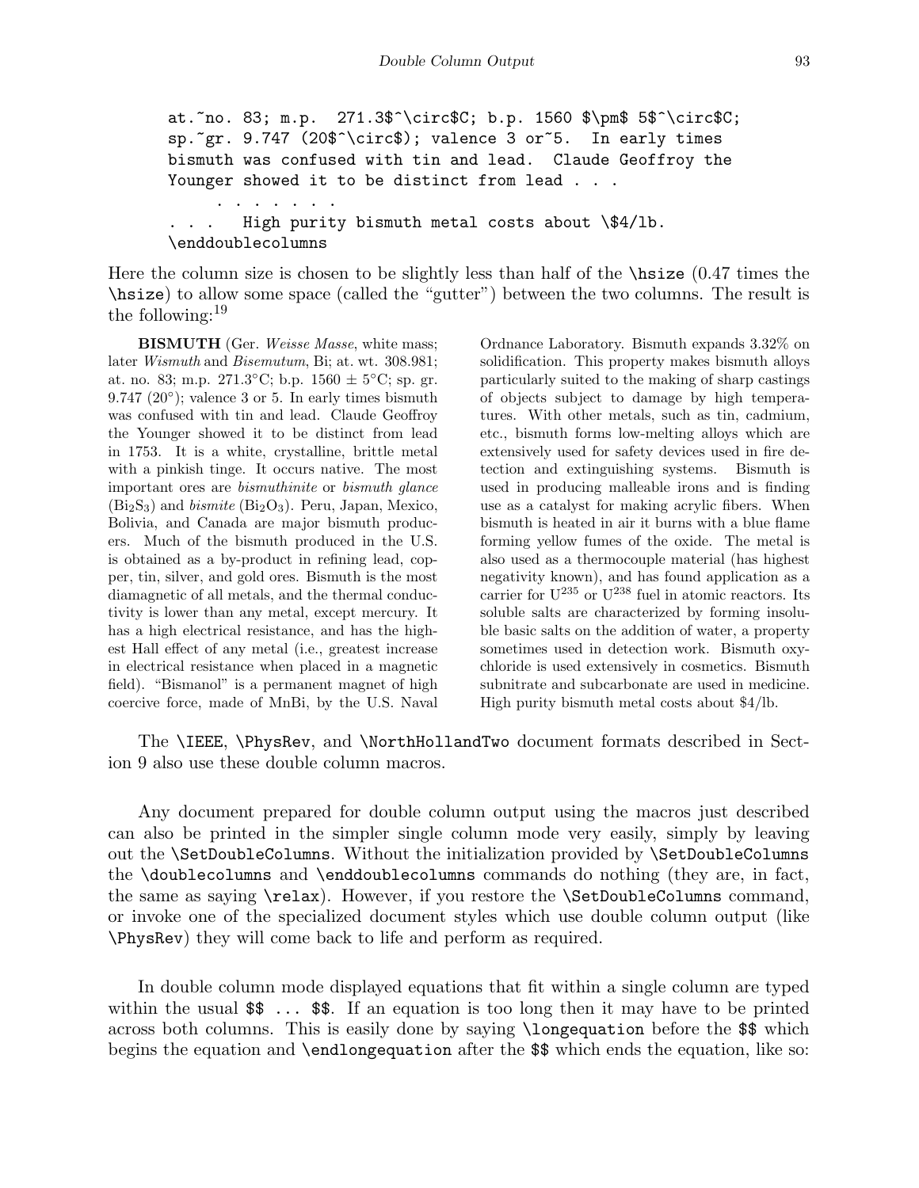```
at.~no. 83; m.p.  271.3$^\circ$C; b.p. 1560 $\pm$ 5$^\circ$C;
sp.~gr. 9.747 (20$^\circ$); valence 3 or~5.  In early times
bismuth was confused with tin and lead.  Claude Geoffroy the
Younger showed it to be distinct from lead . . .
     . . . . . . .
. . .   High purity bismuth metal costs about \$4/lb.
\enddoublecolumns
```

Here the column size is chosen to be slightly less than half of the `\hsize` (0.47 times the `\hsize`) to allow some space (called the "gutter") between the two columns. The result is the following:[19]

**BISMUTH** (Ger. *Weisse Masse*, white mass; later *Wismuth* and *Bisemutum*, Bi; at. wt. 308.981; at. no. 83; m.p. 271.3°C; b.p. 1560 ± 5°C; sp. gr. 9.747 (20°); valence 3 or 5. In early times bismuth was confused with tin and lead. Claude Geoffroy the Younger showed it to be distinct from lead in 1753. It is a white, crystalline, brittle metal with a pinkish tinge. It occurs native. The most important ores are *bismuthinite* or *bismuth glance* ($Bi_2S_3$) and *bismite* ($Bi_2O_3$). Peru, Japan, Mexico, Bolivia, and Canada are major bismuth producers. Much of the bismuth produced in the U.S. is obtained as a by-product in refining lead, copper, tin, silver, and gold ores. Bismuth is the most diamagnetic of all metals, and the thermal conductivity is lower than any metal, except mercury. It has a high electrical resistance, and has the highest Hall effect of any metal (i.e., greatest increase in electrical resistance when placed in a magnetic field). "Bismanol" is a permanent magnet of high coercive force, made of MnBi, by the U.S. Naval Ordnance Laboratory. Bismuth expands 3.32% on solidification. This property makes bismuth alloys particularly suited to the making of sharp castings of objects subject to damage by high temperatures. With other metals, such as tin, cadmium, etc., bismuth forms low-melting alloys which are extensively used for safety devices used in fire detection and extinguishing systems. Bismuth is used in producing malleable irons and is finding use as a catalyst for making acrylic fibers. When bismuth is heated in air it burns with a blue flame forming yellow fumes of the oxide. The metal is also used as a thermocouple material (has highest negativity known), and has found application as a carrier for $U^{235}$ or $U^{238}$ fuel in atomic reactors. Its soluble salts are characterized by forming insoluble basic salts on the addition of water, a property sometimes used in detection work. Bismuth oxychloride is used extensively in cosmetics. Bismuth subnitrate and subcarbonate are used in medicine. High purity bismuth metal costs about $4/lb.

The `\IEEE`, `\PhysRev`, and `\NorthHollandTwo` document formats described in Section 9 also use these double column macros.

Any document prepared for double column output using the macros just described can also be printed in the simpler single column mode very easily, simply by leaving out the `\SetDoubleColumns`. Without the initialization provided by `\SetDoubleColumns` the `\doublecolumns` and `\enddoublecolumns` commands do nothing (they are, in fact, the same as saying `\relax`). However, if you restore the `\SetDoubleColumns` command, or invoke one of the specialized document styles which use double column output (like `\PhysRev`) they will come back to life and perform as required.

In double column mode displayed equations that fit within a single column are typed within the usual `$$ ... $$`. If an equation is too long then it may have to be printed across both columns. This is easily done by saying `\longequation` before the `$$` which begins the equation and `\endlongequation` after the `$$` which ends the equation, like so: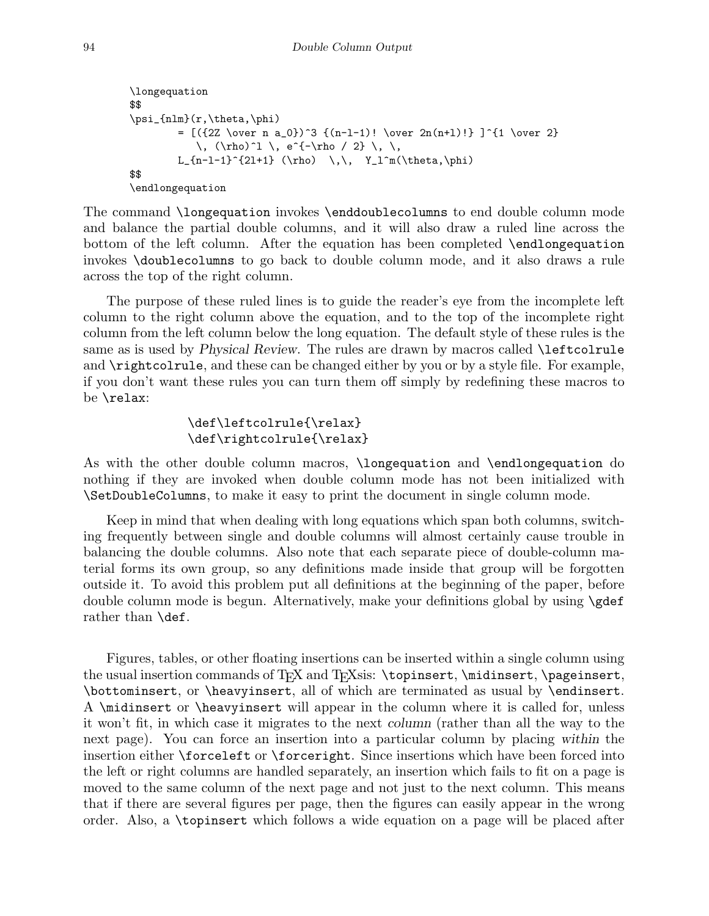```
\longequation
$$
\psi_{nlm}(r,\theta,\phi)
        = [({2Z \over n a_0})^3 {(n-l-1)! \over 2n(n+l)!} ]^{1 \over 2}
           \, (\rho)^l \, e^{-\rho / 2} \, \,
        L_{n-l-1}^{2l+1} (\rho)  \,\,  Y_l^m(\theta,\phi)
$$
\endlongequation
```

The command `\longequation` invokes `\enddoublecolumns` to end double column mode and balance the partial double columns, and it will also draw a ruled line across the bottom of the left column. After the equation has been completed `\endlongequation` invokes `\doublecolumns` to go back to double column mode, and it also draws a rule across the top of the right column.

The purpose of these ruled lines is to guide the reader's eye from the incomplete left column to the right column above the equation, and to the top of the incomplete right column from the left column below the long equation. The default style of these rules is the same as is used by *Physical Review*. The rules are drawn by macros called `\leftcolrule` and `\rightcolrule`, and these can be changed either by you or by a style file. For example, if you don't want these rules you can turn them off simply by redefining these macros to be `\relax`:

```
\def\leftcolrule{\relax}
\def\rightcolrule{\relax}
```

As with the other double column macros, `\longequation` and `\endlongequation` do nothing if they are invoked when double column mode has not been initialized with `\SetDoubleColumns`, to make it easy to print the document in single column mode.

Keep in mind that when dealing with long equations which span both columns, switching frequently between single and double columns will almost certainly cause trouble in balancing the double columns. Also note that each separate piece of double-column material forms its own group, so any definitions made inside that group will be forgotten outside it. To avoid this problem put all definitions at the beginning of the paper, before double column mode is begun. Alternatively, make your definitions global by using `\gdef` rather than `\def`.

Figures, tables, or other floating insertions can be inserted within a single column using the usual insertion commands of TeX and TeXsis: `\topinsert`, `\midinsert`, `\pageinsert`, `\bottominsert`, or `\heavyinsert`, all of which are terminated as usual by `\endinsert`. A `\midinsert` or `\heavyinsert` will appear in the column where it is called for, unless it won't fit, in which case it migrates to the next *column* (rather than all the way to the next page). You can force an insertion into a particular column by placing *within* the insertion either `\forceleft` or `\forceright`. Since insertions which have been forced into the left or right columns are handled separately, an insertion which fails to fit on a page is moved to the same column of the next page and not just to the next column. This means that if there are several figures per page, then the figures can easily appear in the wrong order. Also, a `\topinsert` which follows a wide equation on a page will be placed after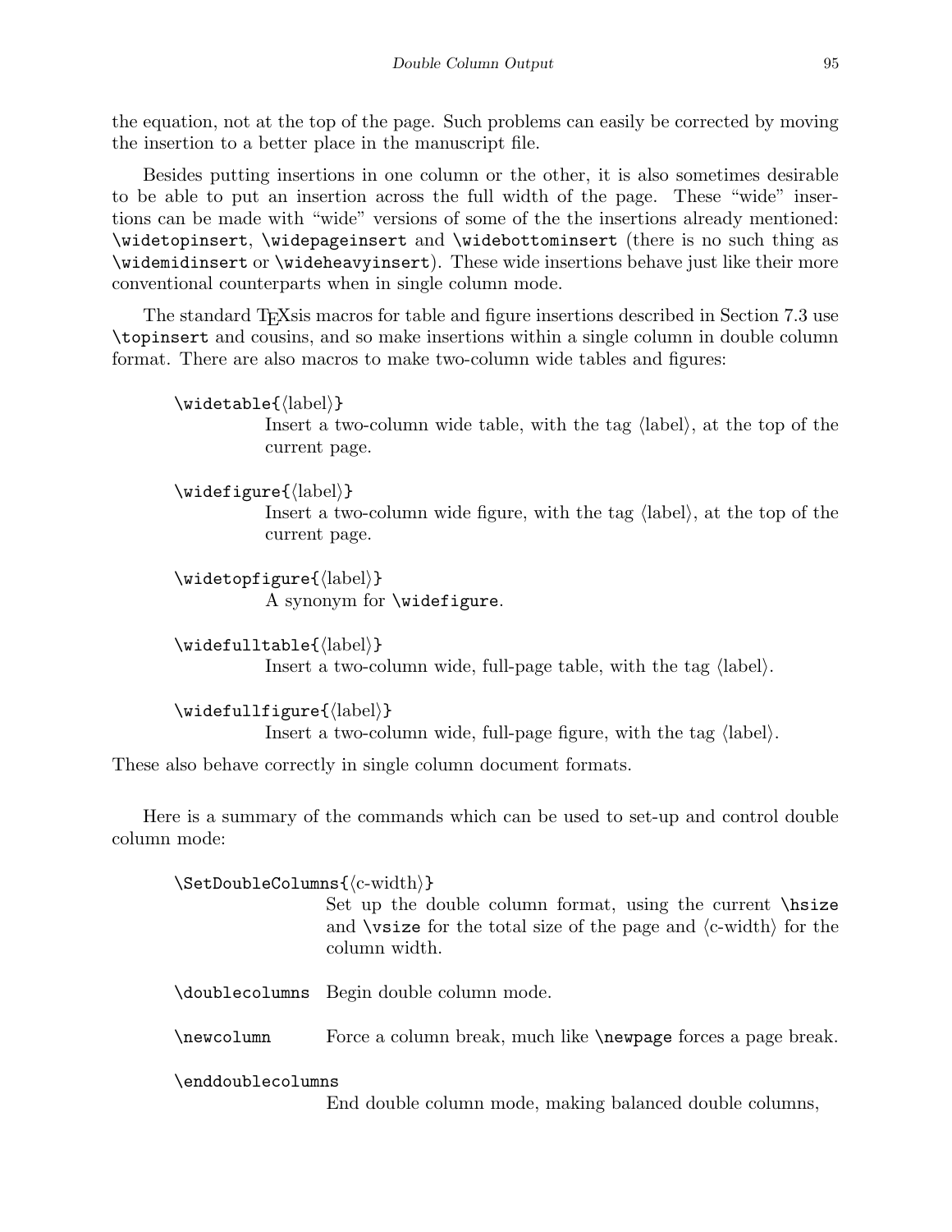the equation, not at the top of the page. Such problems can easily be corrected by moving the insertion to a better place in the manuscript file.

Besides putting insertions in one column or the other, it is also sometimes desirable to be able to put an insertion across the full width of the page. These "wide" insertions can be made with "wide" versions of some of the the insertions already mentioned: `\widetopinsert`, `\widepageinsert` and `\widebottominsert` (there is no such thing as `\widemidinsert` or `\wideheavyinsert`). These wide insertions behave just like their more conventional counterparts when in single column mode.

The standard TEXsis macros for table and figure insertions described in Section 7.3 use `\topinsert` and cousins, and so make insertions within a single column in double column format. There are also macros to make two-column wide tables and figures:

`\widetable{⟨label⟩}`
: Insert a two-column wide table, with the tag ⟨label⟩, at the top of the current page.

`\widefigure{⟨label⟩}`
: Insert a two-column wide figure, with the tag ⟨label⟩, at the top of the current page.

`\widetopfigure{⟨label⟩}`
: A synonym for `\widefigure`.

`\widefulltable{⟨label⟩}`
: Insert a two-column wide, full-page table, with the tag ⟨label⟩.

`\widefullfigure{⟨label⟩}`
: Insert a two-column wide, full-page figure, with the tag ⟨label⟩.

These also behave correctly in single column document formats.

Here is a summary of the commands which can be used to set-up and control double column mode:

`\SetDoubleColumns{⟨c-width⟩}`
: Set up the double column format, using the current `\hsize` and `\vsize` for the total size of the page and ⟨c-width⟩ for the column width.

`\doublecolumns`
: Begin double column mode.

`\newcolumn`
: Force a column break, much like `\newpage` forces a page break.

`\enddoublecolumns`
: End double column mode, making balanced double columns,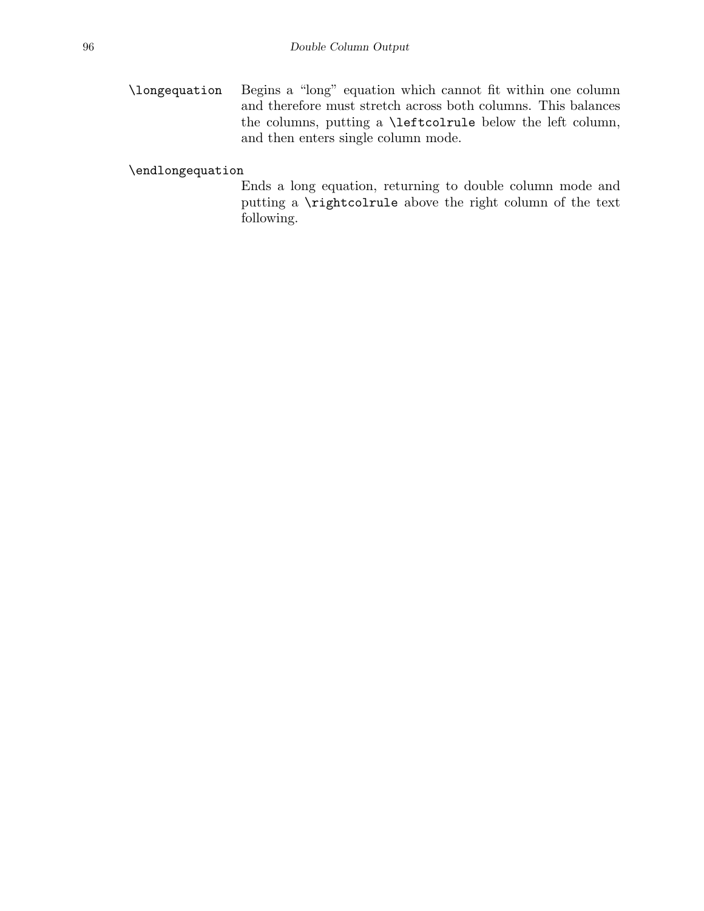`\longequation` Begins a "long" equation which cannot fit within one column and therefore must stretch across both columns. This balances the columns, putting a `\leftcolrule` below the left column, and then enters single column mode.

`\endlonge­quation`

Ends a long equation, returning to double column mode and putting a `\rightcolrule` above the right column of the text following.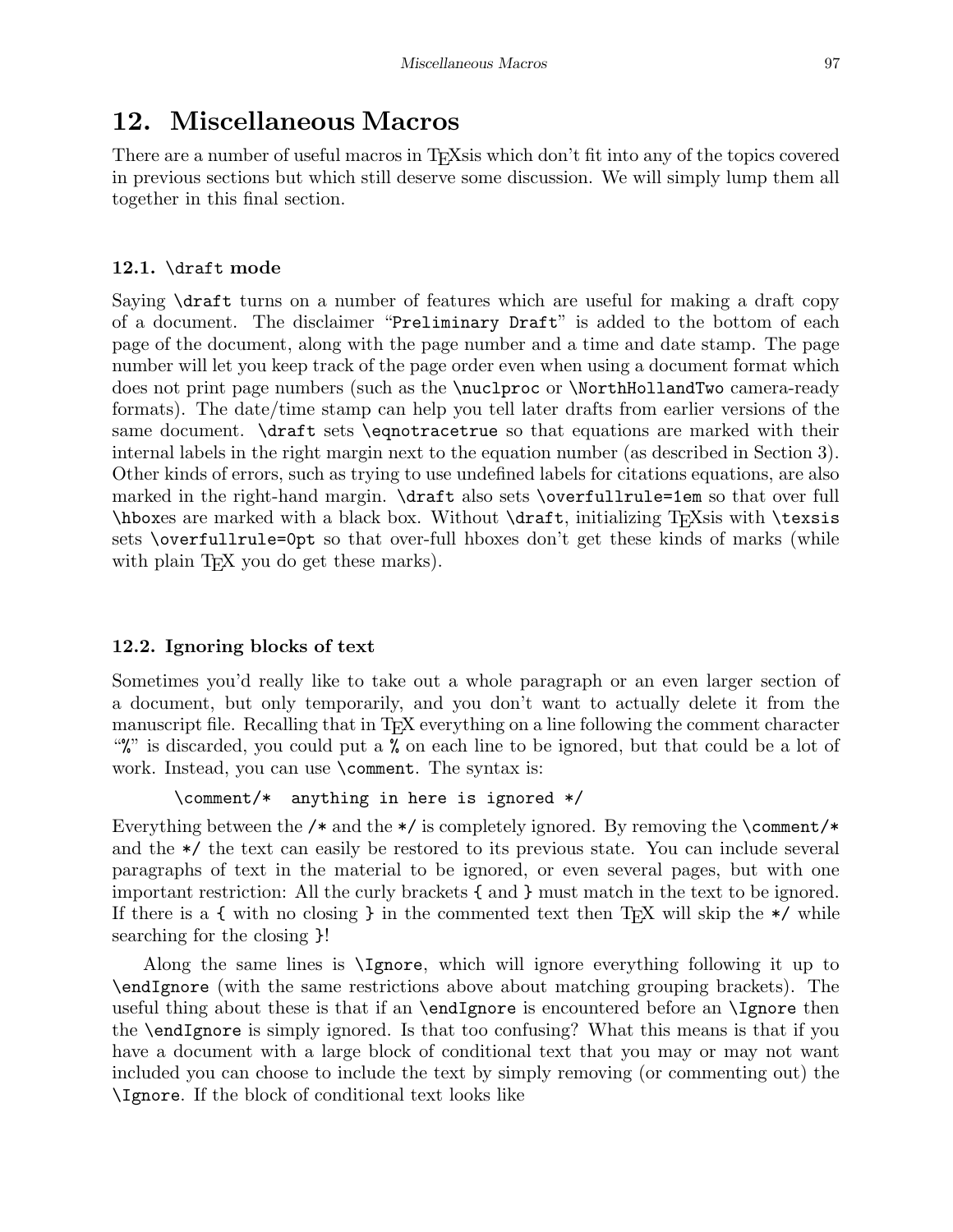# 12. Miscellaneous Macros

There are a number of useful macros in TEXsis which don't fit into any of the topics covered in previous sections but which still deserve some discussion. We will simply lump them all together in this final section.

## 12.1. `\draft` mode

Saying `\draft` turns on a number of features which are useful for making a draft copy of a document. The disclaimer "`Preliminary Draft`" is added to the bottom of each page of the document, along with the page number and a time and date stamp. The page number will let you keep track of the page order even when using a document format which does not print page numbers (such as the `\nuclproc` or `\NorthHollandTwo` camera-ready formats). The date/time stamp can help you tell later drafts from earlier versions of the same document. `\draft` sets `\eqnotracetrue` so that equations are marked with their internal labels in the right margin next to the equation number (as described in Section 3). Other kinds of errors, such as trying to use undefined labels for citations equations, are also marked in the right-hand margin. `\draft` also sets `\overfullrule=1em` so that over full `\hbox`es are marked with a black box. Without `\draft`, initializing TEXsis with `\texsis` sets `\overfullrule=0pt` so that over-full hboxes don't get these kinds of marks (while with plain TEX you do get these marks).

## 12.2. Ignoring blocks of text

Sometimes you'd really like to take out a whole paragraph or an even larger section of a document, but only temporarily, and you don't want to actually delete it from the manuscript file. Recalling that in TEX everything on a line following the comment character "`%`" is discarded, you could put a `%` on each line to be ignored, but that could be a lot of work. Instead, you can use `\comment`. The syntax is:

```
\comment/*  anything in here is ignored */
```

Everything between the `/*` and the `*/` is completely ignored. By removing the `\comment/*` and the `*/` the text can easily be restored to its previous state. You can include several paragraphs of text in the material to be ignored, or even several pages, but with one important restriction: All the curly brackets `{` and `}` must match in the text to be ignored. If there is a `{` with no closing `}` in the commented text then TEX will skip the `*/` while searching for the closing `}`!

Along the same lines is `\Ignore`, which will ignore everything following it up to `\endIgnore` (with the same restrictions above about matching grouping brackets). The useful thing about these is that if an `\endIgnore` is encountered before an `\Ignore` then the `\endIgnore` is simply ignored. Is that too confusing? What this means is that if you have a document with a large block of conditional text that you may or may not want included you can choose to include the text by simply removing (or commenting out) the `\Ignore`. If the block of conditional text looks like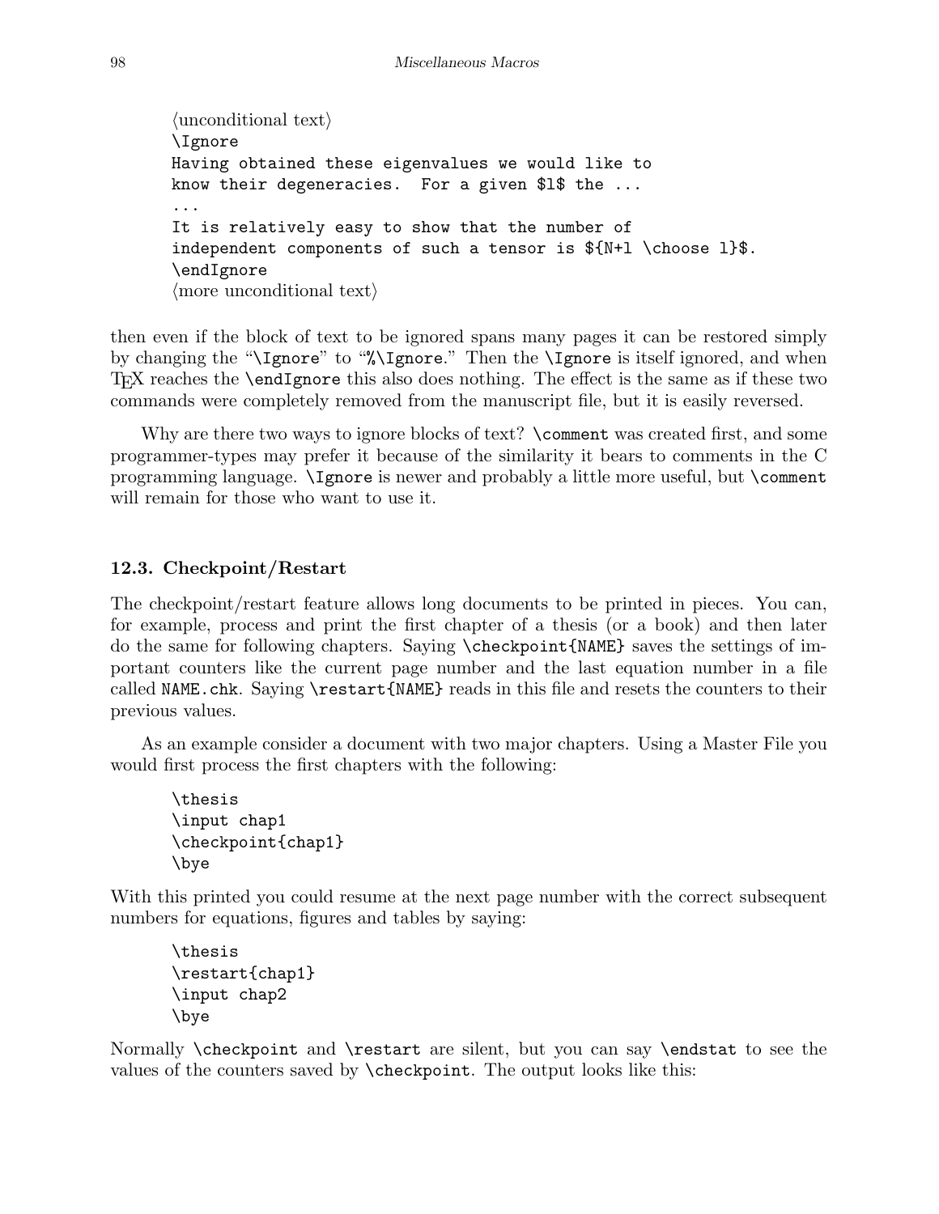```
⟨unconditional text⟩
\Ignore
Having obtained these eigenvalues we would like to
know their degeneracies.  For a given $l$ the ...
...
It is relatively easy to show that the number of
independent components of such a tensor is ${N+l \choose l}$.
\endIgnore
⟨more unconditional text⟩
```

then even if the block of text to be ignored spans many pages it can be restored simply by changing the "`\Ignore`" to "`%\Ignore`." Then the `\Ignore` is itself ignored, and when TeX reaches the `\endIgnore` this also does nothing. The effect is the same as if these two commands were completely removed from the manuscript file, but it is easily reversed.

Why are there two ways to ignore blocks of text? `\comment` was created first, and some programmer-types may prefer it because of the similarity it bears to comments in the C programming language. `\Ignore` is newer and probably a little more useful, but `\comment` will remain for those who want to use it.

### 12.3. Checkpoint/Restart

The checkpoint/restart feature allows long documents to be printed in pieces. You can, for example, process and print the first chapter of a thesis (or a book) and then later do the same for following chapters. Saying `\checkpoint{NAME}` saves the settings of important counters like the current page number and the last equation number in a file called `NAME.chk`. Saying `\restart{NAME}` reads in this file and resets the counters to their previous values.

As an example consider a document with two major chapters. Using a Master File you would first process the first chapters with the following:

```
\thesis
\input chap1
\checkpoint{chap1}
\bye
```

With this printed you could resume at the next page number with the correct subsequent numbers for equations, figures and tables by saying:

```
\thesis
\restart{chap1}
\input chap2
\bye
```

Normally `\checkpoint` and `\restart` are silent, but you can say `\endstat` to see the values of the counters saved by `\checkpoint`. The output looks like this: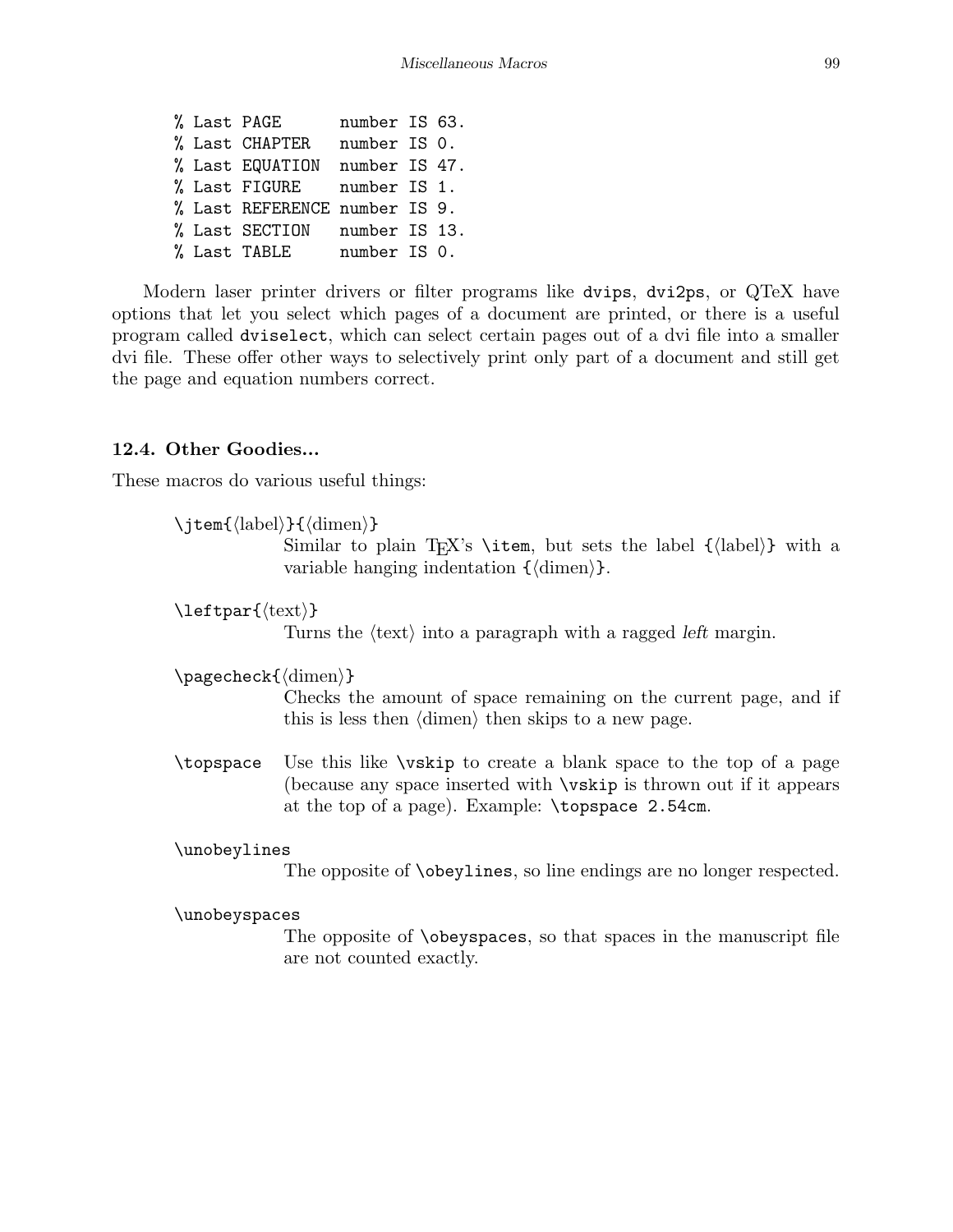```
% Last PAGE      number IS 63.
% Last CHAPTER   number IS 0.
% Last EQUATION  number IS 47.
% Last FIGURE    number IS 1.
% Last REFERENCE number IS 9.
% Last SECTION   number IS 13.
% Last TABLE     number IS 0.
```

Modern laser printer drivers or filter programs like `dvips`, `dvi2ps`, or QTeX have options that let you select which pages of a document are printed, or there is a useful program called `dviselect`, which can select certain pages out of a dvi file into a smaller dvi file. These offer other ways to selectively print only part of a document and still get the page and equation numbers correct.

### 12.4. Other Goodies...

These macros do various useful things:

`\jtem{`⟨label⟩`}{`⟨dimen⟩`}`
: Similar to plain TeX's `\item`, but sets the label `{`⟨label⟩`}` with a variable hanging indentation `{`⟨dimen⟩`}`.

`\leftpar{`⟨text⟩`}`
: Turns the ⟨text⟩ into a paragraph with a ragged *left* margin.

`\pagecheck{`⟨dimen⟩`}`
: Checks the amount of space remaining on the current page, and if this is less then ⟨dimen⟩ then skips to a new page.

`\topspace`
: Use this like `\vskip` to create a blank space to the top of a page (because any space inserted with `\vskip` is thrown out if it appears at the top of a page). Example: `\topspace 2.54cm`.

`\unobeylines`
: The opposite of `\obeylines`, so line endings are no longer respected.

`\unobeyspaces`
: The opposite of `\obeyspaces`, so that spaces in the manuscript file are not counted exactly.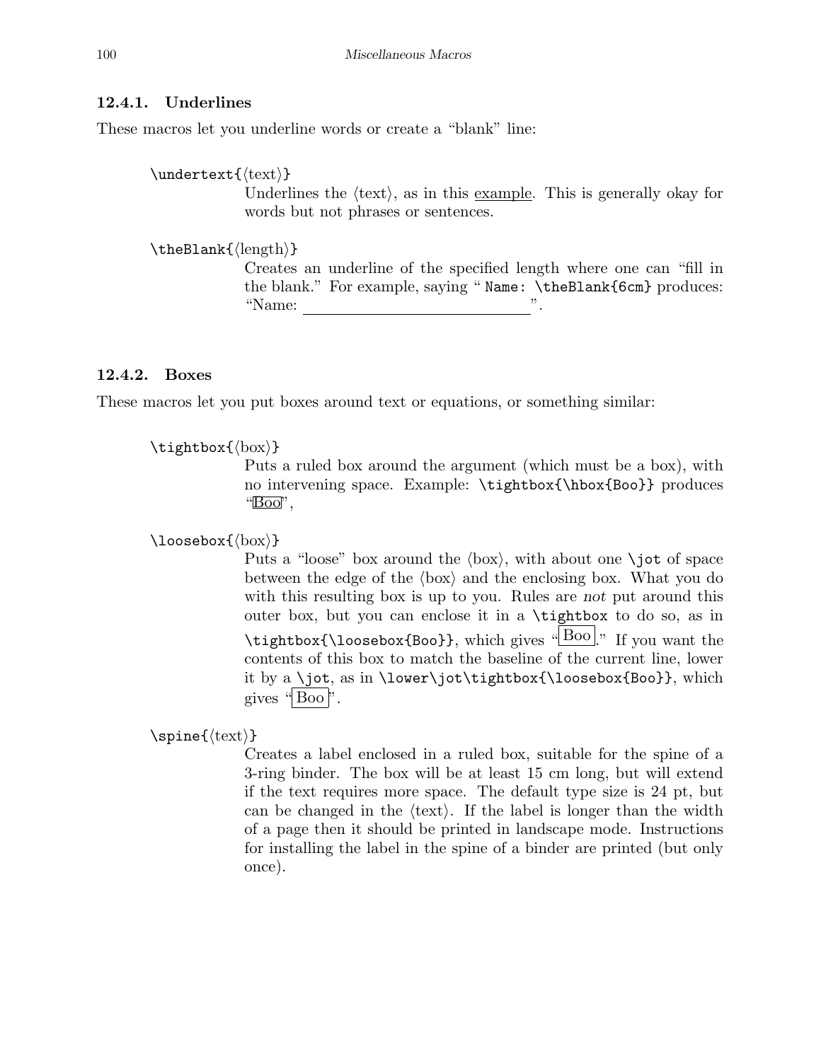### 12.4.1. Underlines

These macros let you underline words or create a "blank" line:

`\undertext{⟨text⟩}`
: Underlines the ⟨text⟩, as in this example. This is generally okay for words but not phrases or sentences.

`\theBlank{⟨length⟩}`
: Creates an underline of the specified length where one can "fill in the blank." For example, saying "`Name: \theBlank{6cm}` produces: "Name: ______________________________".

### 12.4.2. Boxes

These macros let you put boxes around text or equations, or something similar:

`\tightbox{⟨box⟩}`
: Puts a ruled box around the argument (which must be a box), with no intervening space. Example: `\tightbox{\hbox{Boo}}` produces "Boo",

`\loosebox{⟨box⟩}`
: Puts a "loose" box around the ⟨box⟩, with about one `\jot` of space between the edge of the ⟨box⟩ and the enclosing box. What you do with this resulting box is up to you. Rules are *not* put around this outer box, but you can enclose it in a `\tightbox` to do so, as in `\tightbox{\loosebox{Boo}}`, which gives "Boo." If you want the contents of this box to match the baseline of the current line, lower it by a `\jot`, as in `\lower\jot\tightbox{\loosebox{Boo}}`, which gives "Boo".

`\spine{⟨text⟩}`
: Creates a label enclosed in a ruled box, suitable for the spine of a 3-ring binder. The box will be at least 15 cm long, but will extend if the text requires more space. The default type size is 24 pt, but can be changed in the ⟨text⟩. If the label is longer than the width of a page then it should be printed in landscape mode. Instructions for installing the label in the spine of a binder are printed (but only once).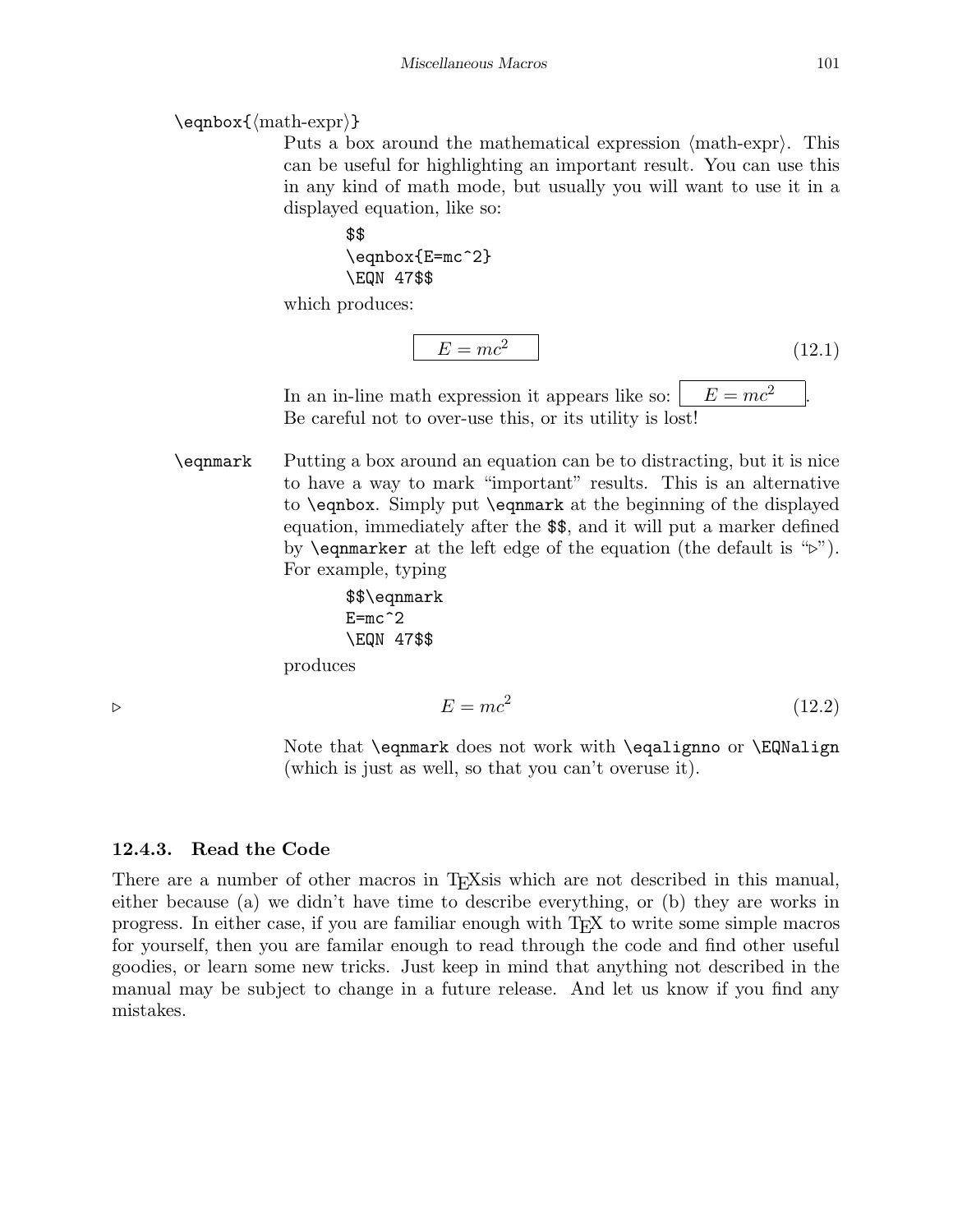`\eqnbox{⟨math-expr⟩}`

Puts a box around the mathematical expression ⟨math-expr⟩. This can be useful for highlighting an important result. You can use this in any kind of math mode, but usually you will want to use it in a displayed equation, like so:

```
$$
\eqnbox{E=mc^2}
\EQN 47$$
```

which produces:

$$\boxed{E = mc^2} \tag{12.1}$$

In an in-line math expression it appears like so: $\boxed{E = mc^2}$. Be careful not to over-use this, or its utility is lost!

`\eqnmark` Putting a box around an equation can be to distracting, but it is nice to have a way to mark "important" results. This is an alternative to `\eqnbox`. Simply put `\eqnmark` at the beginning of the displayed equation, immediately after the `$$`, and it will put a marker defined by `\eqnmarker` at the left edge of the equation (the default is "▷"). For example, typing

```
$$\eqnmark
E=mc^2
\EQN 47$$
```

produces

▷
$$E = mc^2 \tag{12.2}$$

Note that `\eqnmark` does not work with `\eqalignno` or `\EQNalign` (which is just as well, so that you can't overuse it).

### 12.4.3. Read the Code

There are a number of other macros in TEXsis which are not described in this manual, either because (a) we didn't have time to describe everything, or (b) they are works in progress. In either case, if you are familiar enough with TEX to write some simple macros for yourself, then you are familar enough to read through the code and find other useful goodies, or learn some new tricks. Just keep in mind that anything not described in the manual may be subject to change in a future release. And let us know if you find any mistakes.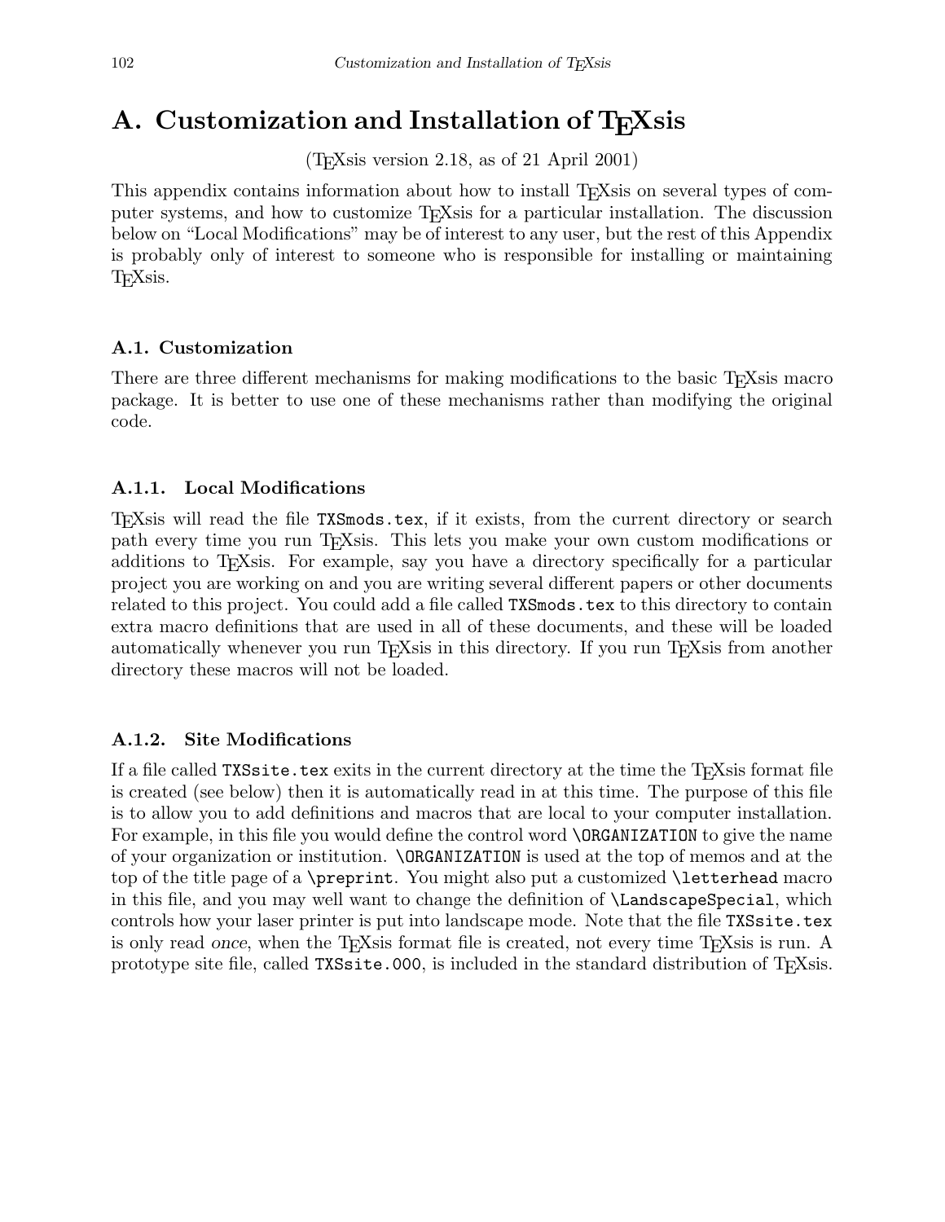# A. Customization and Installation of TEXsis

(TEXsis version 2.18, as of 21 April 2001)

This appendix contains information about how to install TEXsis on several types of computer systems, and how to customize TEXsis for a particular installation. The discussion below on "Local Modifications" may be of interest to any user, but the rest of this Appendix is probably only of interest to someone who is responsible for installing or maintaining TEXsis.

## A.1. Customization

There are three different mechanisms for making modifications to the basic TEXsis macro package. It is better to use one of these mechanisms rather than modifying the original code.

### A.1.1. Local Modifications

TEXsis will read the file `TXSmods.tex`, if it exists, from the current directory or search path every time you run TEXsis. This lets you make your own custom modifications or additions to TEXsis. For example, say you have a directory specifically for a particular project you are working on and you are writing several different papers or other documents related to this project. You could add a file called `TXSmods.tex` to this directory to contain extra macro definitions that are used in all of these documents, and these will be loaded automatically whenever you run TEXsis in this directory. If you run TEXsis from another directory these macros will not be loaded.

### A.1.2. Site Modifications

If a file called `TXSsite.tex` exits in the current directory at the time the TEXsis format file is created (see below) then it is automatically read in at this time. The purpose of this file is to allow you to add definitions and macros that are local to your computer installation. For example, in this file you would define the control word `\ORGANIZATION` to give the name of your organization or institution. `\ORGANIZATION` is used at the top of memos and at the top of the title page of a `\preprint`. You might also put a customized `\letterhead` macro in this file, and you may well want to change the definition of `\LandscapeSpecial`, which controls how your laser printer is put into landscape mode. Note that the file `TXSsite.tex` is only read *once*, when the TEXsis format file is created, not every time TEXsis is run. A prototype site file, called `TXSsite.000`, is included in the standard distribution of TEXsis.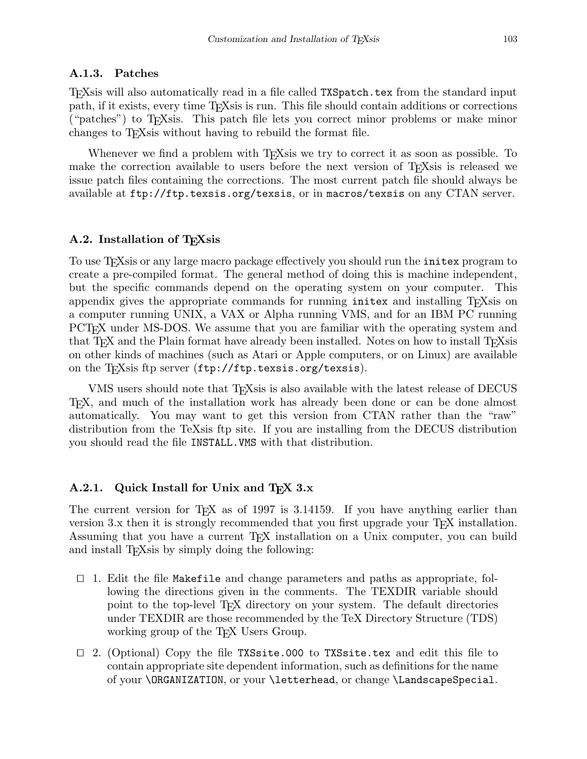### A.1.3. Patches

TEXsis will also automatically read in a file called `TXSpatch.tex` from the standard input path, if it exists, every time TEXsis is run. This file should contain additions or corrections ("patches") to TEXsis. This patch file lets you correct minor problems or make minor changes to TEXsis without having to rebuild the format file.

Whenever we find a problem with TEXsis we try to correct it as soon as possible. To make the correction available to users before the next version of TEXsis is released we issue patch files containing the corrections. The most current patch file should always be available at `ftp://ftp.texsis.org/texsis`, or in `macros/texsis` on any CTAN server.

## A.2. Installation of TEXsis

To use TEXsis or any large macro package effectively you should run the `initex` program to create a pre-compiled format. The general method of doing this is machine independent, but the specific commands depend on the operating system on your computer. This appendix gives the appropriate commands for running `initex` and installing TEXsis on a computer running UNIX, a VAX or Alpha running VMS, and for an IBM PC running PCTEX under MS-DOS. We assume that you are familiar with the operating system and that TEX and the Plain format have already been installed. Notes on how to install TEXsis on other kinds of machines (such as Atari or Apple computers, or on Linux) are available on the TEXsis ftp server (`ftp://ftp.texsis.org/texsis`).

VMS users should note that TEXsis is also available with the latest release of DECUS TEX, and much of the installation work has already been done or can be done almost automatically. You may want to get this version from CTAN rather than the "raw" distribution from the TeXsis ftp site. If you are installing from the DECUS distribution you should read the file `INSTALL.VMS` with that distribution.

### A.2.1. Quick Install for Unix and TEX 3.x

The current version for TEX as of 1997 is 3.14159. If you have anything earlier than version 3.x then it is strongly recommended that you first upgrade your TEX installation. Assuming that you have a current TEX installation on a Unix computer, you can build and install TEXsis by simply doing the following:

- ☐ 1. Edit the file `Makefile` and change parameters and paths as appropriate, following the directions given in the comments. The TEXDIR variable should point to the top-level TEX directory on your system. The default directories under TEXDIR are those recommended by the TeX Directory Structure (TDS) working group of the TEX Users Group.
- ☐ 2. (Optional) Copy the file `TXSsite.000` to `TXSsite.tex` and edit this file to contain appropriate site dependent information, such as definitions for the name of your `\ORGANIZATION`, or your `\letterhead`, or change `\LandscapeSpecial`.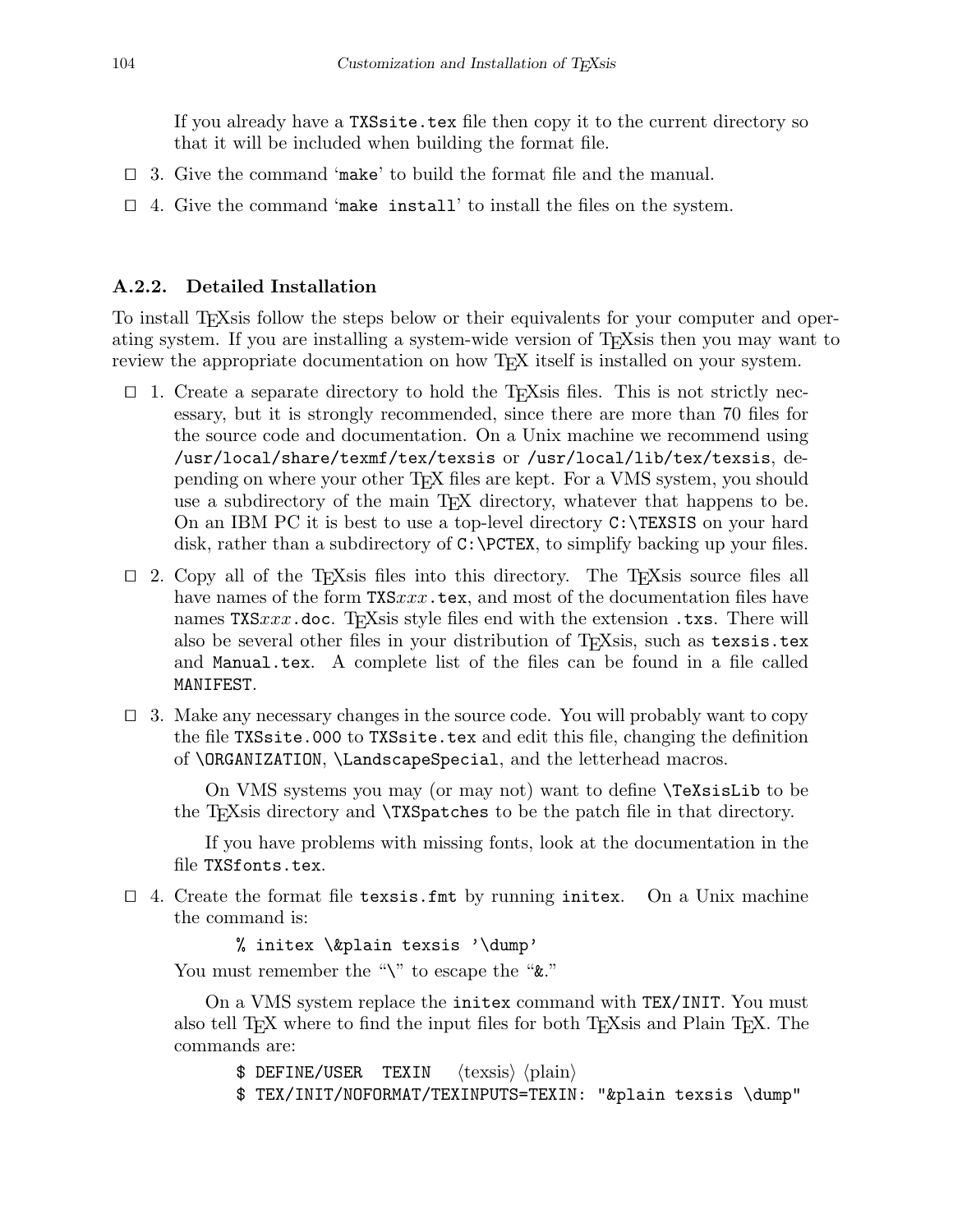If you already have a `TXSsite.tex` file then copy it to the current directory so that it will be included when building the format file.

- ☐ 3. Give the command '`make`' to build the format file and the manual.
- ☐ 4. Give the command '`make install`' to install the files on the system.

### A.2.2. Detailed Installation

To install TEXsis follow the steps below or their equivalents for your computer and operating system. If you are installing a system-wide version of TEXsis then you may want to review the appropriate documentation on how TEX itself is installed on your system.

- ☐ 1. Create a separate directory to hold the TEXsis files. This is not strictly necessary, but it is strongly recommended, since there are more than 70 files for the source code and documentation. On a Unix machine we recommend using `/usr/local/share/texmf/tex/texsis` or `/usr/local/lib/tex/texsis`, depending on where your other TEX files are kept. For a VMS system, you should use a subdirectory of the main TEX directory, whatever that happens to be. On an IBM PC it is best to use a top-level directory `C:\TEXSIS` on your hard disk, rather than a subdirectory of `C:\PCTEX`, to simplify backing up your files.

- ☐ 2. Copy all of the TEXsis files into this directory. The TEXsis source files all have names of the form `TXS`*xxx*`.tex`, and most of the documentation files have names `TXS`*xxx*`.doc`. TEXsis style files end with the extension `.txs`. There will also be several other files in your distribution of TEXsis, such as `texsis.tex` and `Manual.tex`. A complete list of the files can be found in a file called `MANIFEST`.

- ☐ 3. Make any necessary changes in the source code. You will probably want to copy the file `TXSsite.000` to `TXSsite.tex` and edit this file, changing the definition of `\ORGANIZATION`, `\LandscapeSpecial`, and the letterhead macros.

  On VMS systems you may (or may not) want to define `\TeXsisLib` to be the TEXsis directory and `\TXSpatches` to be the patch file in that directory.

  If you have problems with missing fonts, look at the documentation in the file `TXSfonts.tex`.

- ☐ 4. Create the format file `texsis.fmt` by running `initex`. On a Unix machine the command is:

  ```
  % initex \&plain texsis '\dump'
  ```

  You must remember the "\" to escape the "&."

  On a VMS system replace the `initex` command with `TEX/INIT`. You must also tell TEX where to find the input files for both TEXsis and Plain TEX. The commands are:

  ```
  $ DEFINE/USER  TEXIN   ⟨texsis⟩ ⟨plain⟩
  $ TEX/INIT/NOFORMAT/TEXINPUTS=TEXIN: "&plain texsis \dump"
  ```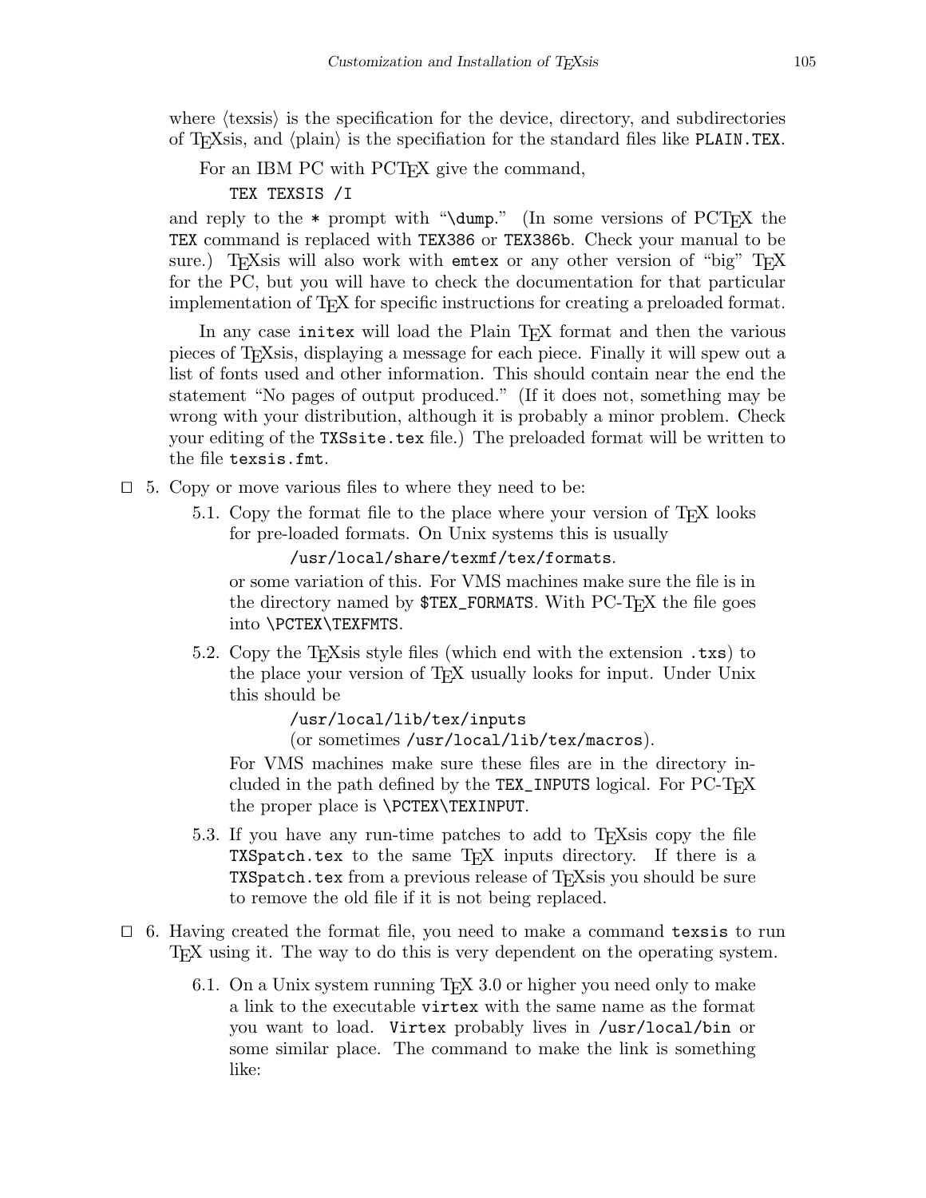where ⟨texsis⟩ is the specification for the device, directory, and subdirectories of TEXsis, and ⟨plain⟩ is the specifiation for the standard files like `PLAIN.TEX`.

For an IBM PC with PCTEX give the command,

```
TEX TEXSIS /I
```

and reply to the `*` prompt with "`\dump`." (In some versions of PCTEX the `TEX` command is replaced with `TEX386` or `TEX386b`. Check your manual to be sure.) TEXsis will also work with `emtex` or any other version of "big" TEX for the PC, but you will have to check the documentation for that particular implementation of TEX for specific instructions for creating a preloaded format.

In any case `initex` will load the Plain TEX format and then the various pieces of TEXsis, displaying a message for each piece. Finally it will spew out a list of fonts used and other information. This should contain near the end the statement "No pages of output produced." (If it does not, something may be wrong with your distribution, although it is probably a minor problem. Check your editing of the `TXSsite.tex` file.) The preloaded format will be written to the file `texsis.fmt`.

☐ 5. Copy or move various files to where they need to be:

   5.1. Copy the format file to the place where your version of TEX looks for pre-loaded formats. On Unix systems this is usually

   `/usr/local/share/texmf/tex/formats`.

   or some variation of this. For VMS machines make sure the file is in the directory named by `$TEX_FORMATS`. With PC-TEX the file goes into `\PCTEX\TEXFMTS`.

   5.2. Copy the TEXsis style files (which end with the extension `.txs`) to the place your version of TEX usually looks for input. Under Unix this should be

   `/usr/local/lib/tex/inputs`
   (or sometimes `/usr/local/lib/tex/macros`).

   For VMS machines make sure these files are in the directory included in the path defined by the `TEX_INPUTS` logical. For PC-TEX the proper place is `\PCTEX\TEXINPUT`.

   5.3. If you have any run-time patches to add to TEXsis copy the file `TXSpatch.tex` to the same TEX inputs directory. If there is a `TXSpatch.tex` from a previous release of TEXsis you should be sure to remove the old file if it is not being replaced.

☐ 6. Having created the format file, you need to make a command `texsis` to run TEX using it. The way to do this is very dependent on the operating system.

   6.1. On a Unix system running TEX 3.0 or higher you need only to make a link to the executable `virtex` with the same name as the format you want to load. `Virtex` probably lives in `/usr/local/bin` or some similar place. The command to make the link is something like: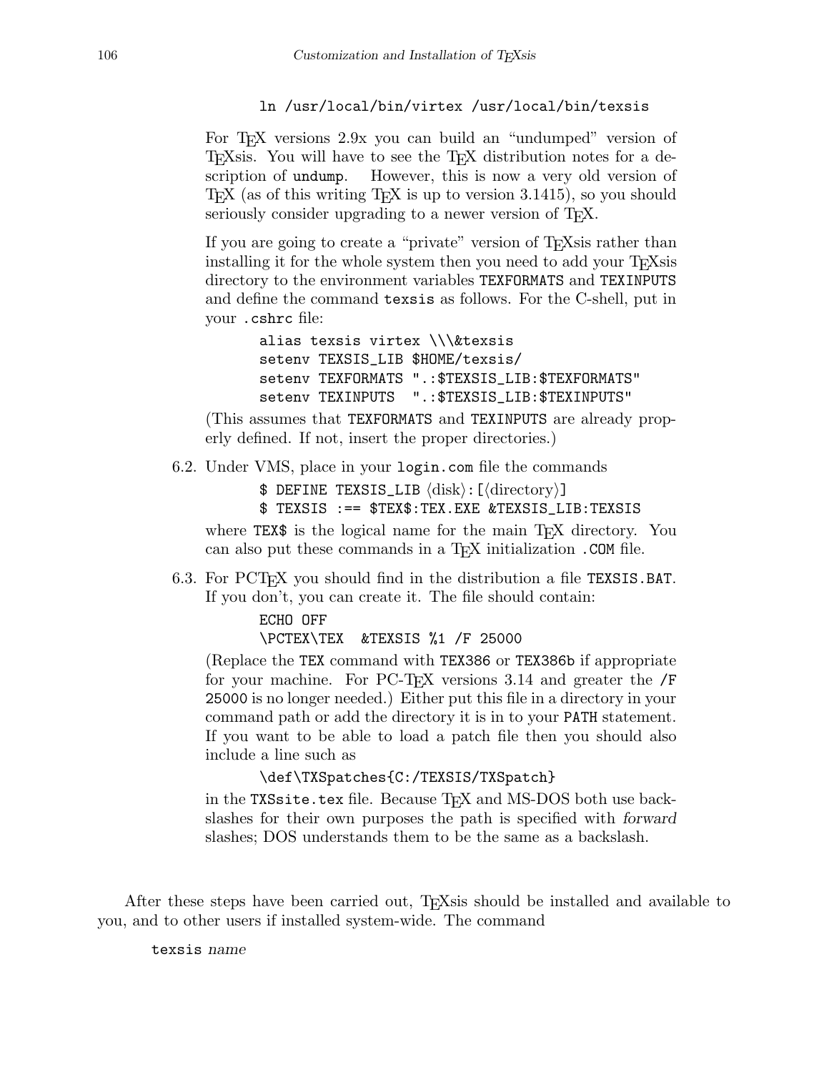```
ln /usr/local/bin/virtex /usr/local/bin/texsis
```

For TeX versions 2.9x you can build an "undumped" version of TeXsis. You will have to see the TeX distribution notes for a description of `undump`. However, this is now a very old version of TeX (as of this writing TeX is up to version 3.1415), so you should seriously consider upgrading to a newer version of TeX.

If you are going to create a "private" version of TeXsis rather than installing it for the whole system then you need to add your TeXsis directory to the environment variables `TEXFORMATS` and `TEXINPUTS` and define the command `texsis` as follows. For the C-shell, put in your `.cshrc` file:

```
alias texsis virtex \\\&texsis
setenv TEXSIS_LIB $HOME/texsis/
setenv TEXFORMATS ".:$TEXSIS_LIB:$TEXFORMATS"
setenv TEXINPUTS  ".:$TEXSIS_LIB:$TEXINPUTS"
```

(This assumes that `TEXFORMATS` and `TEXINPUTS` are already properly defined. If not, insert the proper directories.)

6.2. Under VMS, place in your `login.com` file the commands

```
$ DEFINE TEXSIS_LIB ⟨disk⟩:[⟨directory⟩]
$ TEXSIS :== $TEX$:TEX.EXE &TEXSIS_LIB:TEXSIS
```

where `TEX$` is the logical name for the main TeX directory. You can also put these commands in a TeX initialization `.COM` file.

6.3. For PCTeX you should find in the distribution a file `TEXSIS.BAT`. If you don't, you can create it. The file should contain:

```
ECHO OFF
\PCTEX\TEX  &TEXSIS %1 /F 25000
```

(Replace the `TEX` command with `TEX386` or `TEX386b` if appropriate for your machine. For PC-TeX versions 3.14 and greater the `/F 25000` is no longer needed.) Either put this file in a directory in your command path or add the directory it is in to your `PATH` statement. If you want to be able to load a patch file then you should also include a line such as

```
\def\TXSpatches{C:/TEXSIS/TXSpatch}
```

in the `TXSsite.tex` file. Because TeX and MS-DOS both use backslashes for their own purposes the path is specified with *forward* slashes; DOS understands them to be the same as a backslash.

After these steps have been carried out, TeXsis should be installed and available to you, and to other users if installed system-wide. The command

`texsis` *name*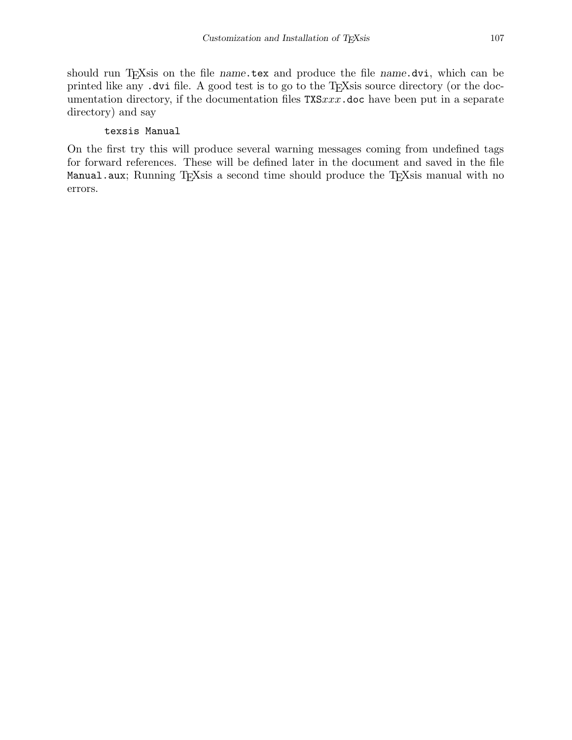should run TEXsis on the file *name*.`tex` and produce the file *name*.`dvi`, which can be printed like any `.dvi` file. A good test is to go to the TEXsis source directory (or the documentation directory, if the documentation files `TXS`$xxx$`.doc` have been put in a separate directory) and say

```
texsis Manual
```

On the first try this will produce several warning messages coming from undefined tags for forward references. These will be defined later in the document and saved in the file `Manual.aux`; Running TEXsis a second time should produce the TEXsis manual with no errors.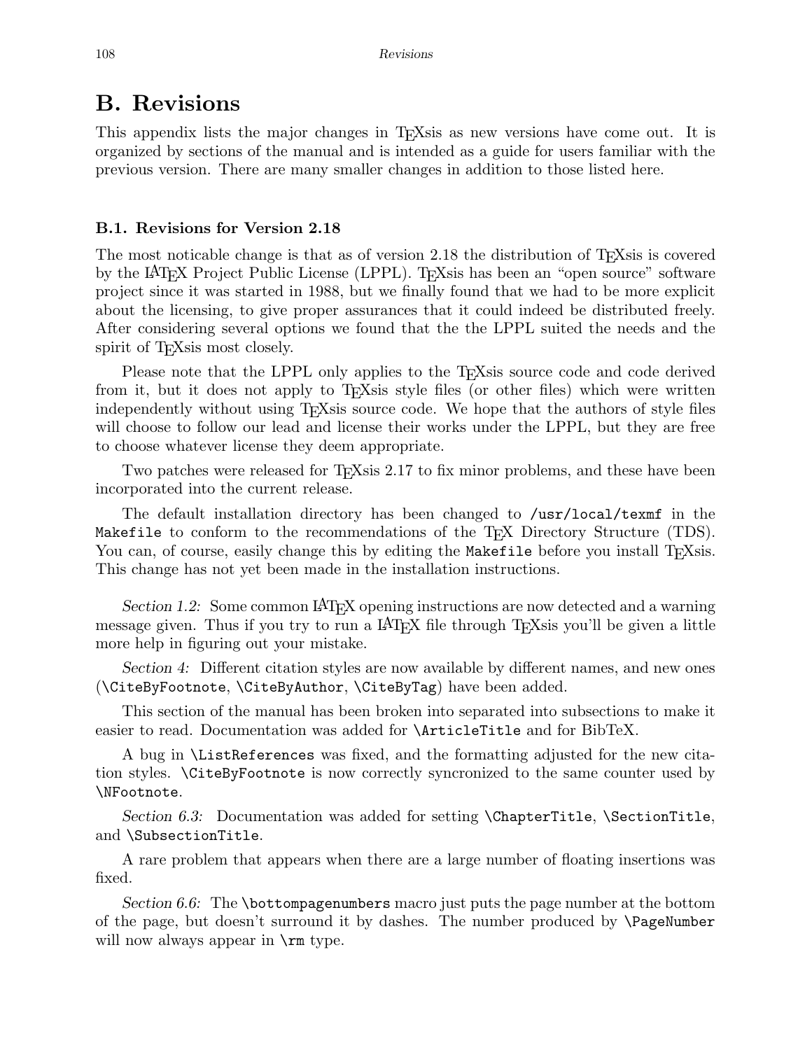# B. Revisions

This appendix lists the major changes in TEXsis as new versions have come out. It is organized by sections of the manual and is intended as a guide for users familiar with the previous version. There are many smaller changes in addition to those listed here.

### B.1. Revisions for Version 2.18

The most noticable change is that as of version 2.18 the distribution of TEXsis is covered by the LATEX Project Public License (LPPL). TEXsis has been an "open source" software project since it was started in 1988, but we finally found that we had to be more explicit about the licensing, to give proper assurances that it could indeed be distributed freely. After considering several options we found that the the LPPL suited the needs and the spirit of TEXsis most closely.

Please note that the LPPL only applies to the TEXsis source code and code derived from it, but it does not apply to TEXsis style files (or other files) which were written independently without using TEXsis source code. We hope that the authors of style files will choose to follow our lead and license their works under the LPPL, but they are free to choose whatever license they deem appropriate.

Two patches were released for TEXsis 2.17 to fix minor problems, and these have been incorporated into the current release.

The default installation directory has been changed to `/usr/local/texmf` in the `Makefile` to conform to the recommendations of the TEX Directory Structure (TDS). You can, of course, easily change this by editing the `Makefile` before you install TEXsis. This change has not yet been made in the installation instructions.

*Section 1.2:* Some common LATEX opening instructions are now detected and a warning message given. Thus if you try to run a LATEX file through TEXsis you'll be given a little more help in figuring out your mistake.

*Section 4:* Different citation styles are now available by different names, and new ones (`\CiteByFootnote`, `\CiteByAuthor`, `\CiteByTag`) have been added.

This section of the manual has been broken into separated into subsections to make it easier to read. Documentation was added for `\ArticleTitle` and for BibTeX.

A bug in `\ListReferences` was fixed, and the formatting adjusted for the new citation styles. `\CiteByFootnote` is now correctly syncronized to the same counter used by `\NFootnote`.

*Section 6.3:* Documentation was added for setting `\ChapterTitle`, `\SectionTitle`, and `\SubsectionTitle`.

A rare problem that appears when there are a large number of floating insertions was fixed.

*Section 6.6:* The `\bottompagenumbers` macro just puts the page number at the bottom of the page, but doesn't surround it by dashes. The number produced by `\PageNumber` will now always appear in `\rm` type.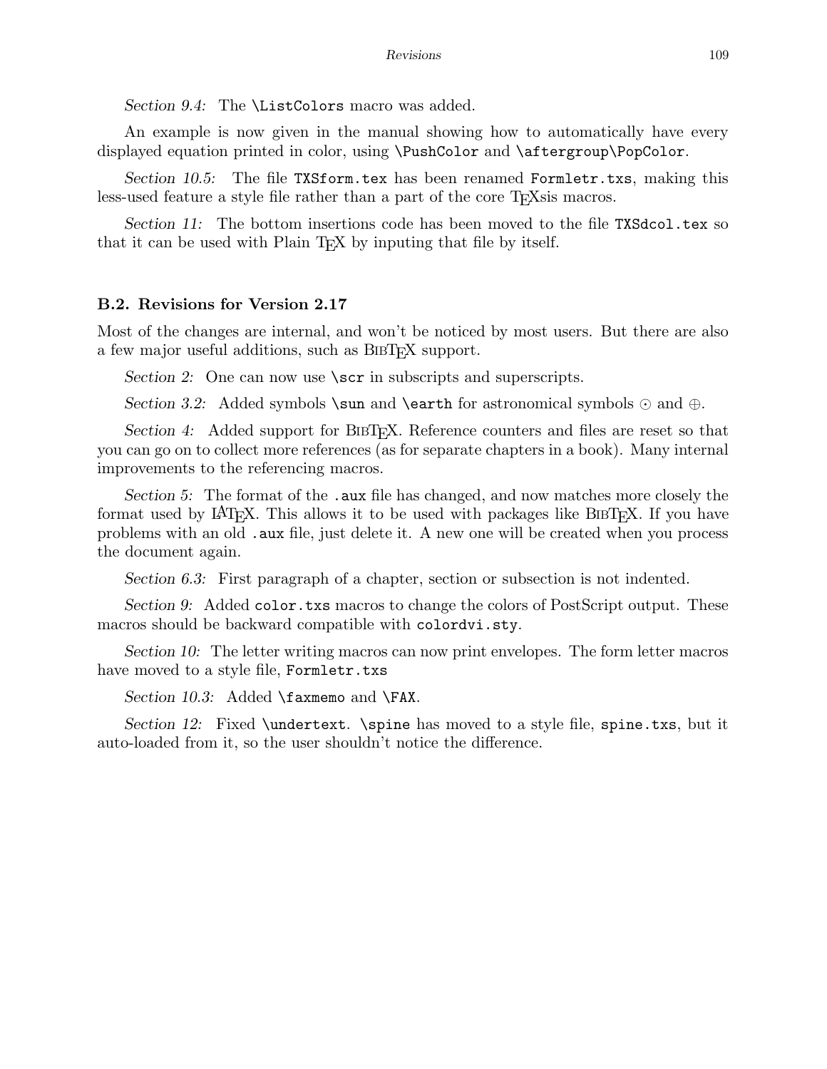*Section 9.4:* The `\ListColors` macro was added.

An example is now given in the manual showing how to automatically have every displayed equation printed in color, using `\PushColor` and `\aftergroup\PopColor`.

*Section 10.5:* The file `TXSform.tex` has been renamed `Formletr.txs`, making this less-used feature a style file rather than a part of the core TEXsis macros.

*Section 11:* The bottom insertions code has been moved to the file `TXSdcol.tex` so that it can be used with Plain TEX by inputing that file by itself.

## B.2. Revisions for Version 2.17

Most of the changes are internal, and won't be noticed by most users. But there are also a few major useful additions, such as BIBTEX support.

*Section 2:* One can now use `\scr` in subscripts and superscripts.

*Section 3.2:* Added symbols `\sun` and `\earth` for astronomical symbols $\odot$ and $\oplus$.

*Section 4:* Added support for BIBTEX. Reference counters and files are reset so that you can go on to collect more references (as for separate chapters in a book). Many internal improvements to the referencing macros.

*Section 5:* The format of the `.aux` file has changed, and now matches more closely the format used by LATEX. This allows it to be used with packages like BIBTEX. If you have problems with an old `.aux` file, just delete it. A new one will be created when you process the document again.

*Section 6.3:* First paragraph of a chapter, section or subsection is not indented.

*Section 9:* Added `color.txs` macros to change the colors of PostScript output. These macros should be backward compatible with `colordvi.sty`.

*Section 10:* The letter writing macros can now print envelopes. The form letter macros have moved to a style file, `Formletr.txs`

*Section 10.3:* Added `\faxmemo` and `\FAX`.

*Section 12:* Fixed `\undertext`. `\spine` has moved to a style file, `spine.txs`, but it auto-loaded from it, so the user shouldn't notice the difference.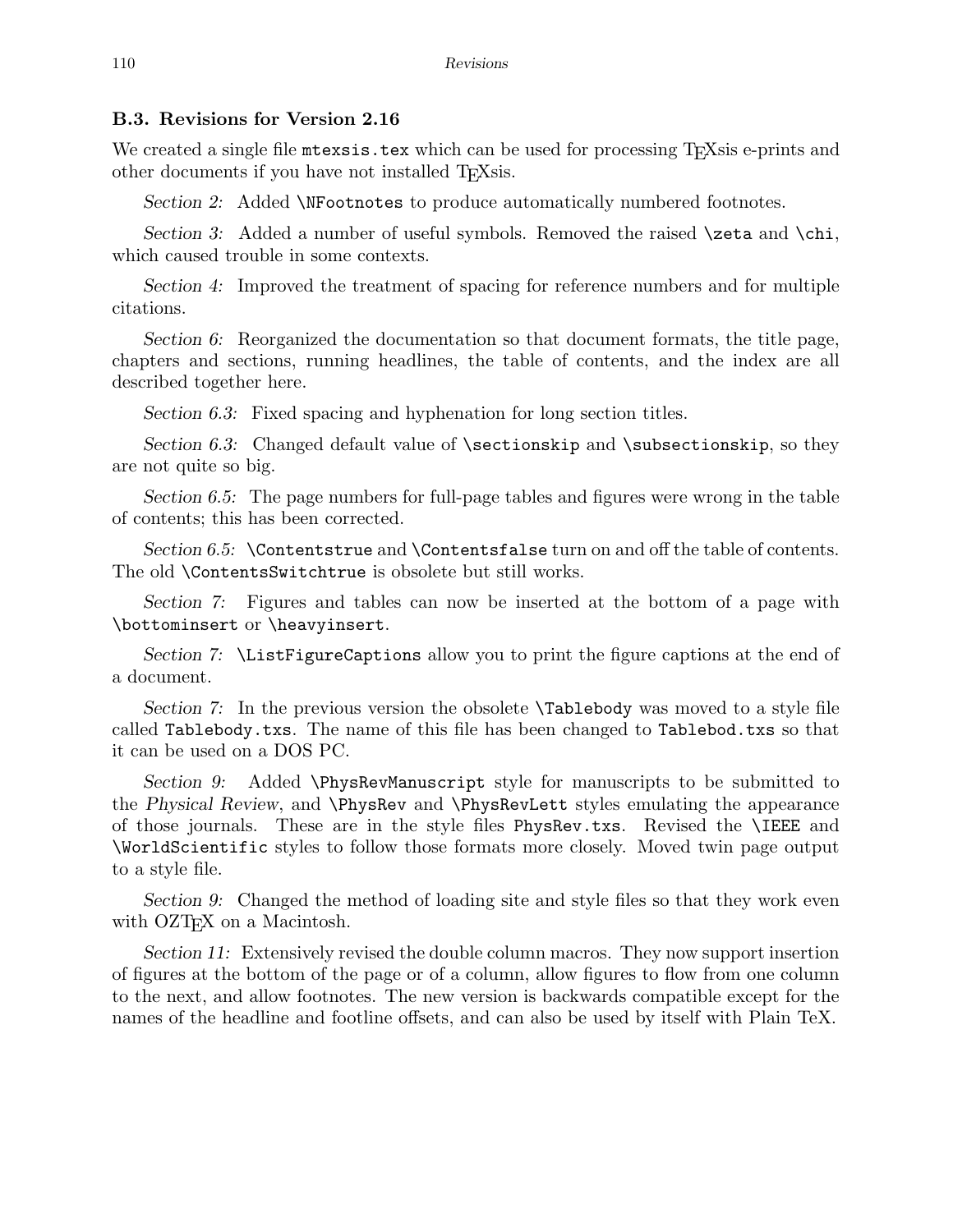### B.3. Revisions for Version 2.16

We created a single file `mtexsis.tex` which can be used for processing TEXsis e-prints and other documents if you have not installed TEXsis.

*Section 2:* Added `\NFootnotes` to produce automatically numbered footnotes.

*Section 3:* Added a number of useful symbols. Removed the raised `\zeta` and `\chi`, which caused trouble in some contexts.

*Section 4:* Improved the treatment of spacing for reference numbers and for multiple citations.

*Section 6:* Reorganized the documentation so that document formats, the title page, chapters and sections, running headlines, the table of contents, and the index are all described together here.

*Section 6.3:* Fixed spacing and hyphenation for long section titles.

*Section 6.3:* Changed default value of `\sectionskip` and `\subsectionskip`, so they are not quite so big.

*Section 6.5:* The page numbers for full-page tables and figures were wrong in the table of contents; this has been corrected.

*Section 6.5:* `\Contentstrue` and `\Contentsfalse` turn on and off the table of contents. The old `\ContentsSwitchtrue` is obsolete but still works.

*Section 7:* Figures and tables can now be inserted at the bottom of a page with `\bottominsert` or `\heavyinsert`.

*Section 7:* `\ListFigureCaptions` allow you to print the figure captions at the end of a document.

*Section 7:* In the previous version the obsolete `\Tablebody` was moved to a style file called `Tablebody.txs`. The name of this file has been changed to `Tablebod.txs` so that it can be used on a DOS PC.

*Section 9:* Added `\PhysRevManuscript` style for manuscripts to be submitted to the *Physical Review*, and `\PhysRev` and `\PhysRevLett` styles emulating the appearance of those journals. These are in the style files `PhysRev.txs`. Revised the `\IEEE` and `\WorldScientific` styles to follow those formats more closely. Moved twin page output to a style file.

*Section 9:* Changed the method of loading site and style files so that they work even with OZTEX on a Macintosh.

*Section 11:* Extensively revised the double column macros. They now support insertion of figures at the bottom of the page or of a column, allow figures to flow from one column to the next, and allow footnotes. The new version is backwards compatible except for the names of the headline and footline offsets, and can also be used by itself with Plain TeX.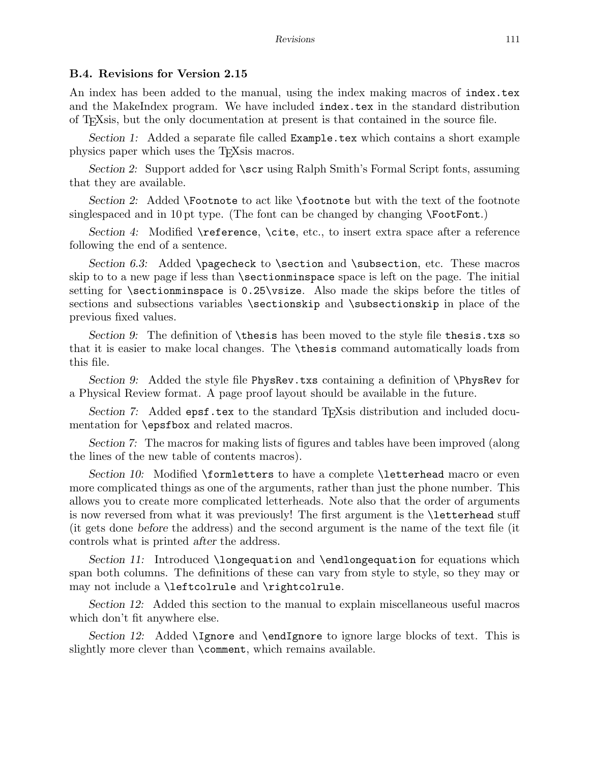### B.4. Revisions for Version 2.15

An index has been added to the manual, using the index making macros of `index.tex` and the MakeIndex program. We have included `index.tex` in the standard distribution of TEXsis, but the only documentation at present is that contained in the source file.

*Section 1:* Added a separate file called `Example.tex` which contains a short example physics paper which uses the TEXsis macros.

*Section 2:* Support added for `\scr` using Ralph Smith's Formal Script fonts, assuming that they are available.

*Section 2:* Added `\Footnote` to act like `\footnote` but with the text of the footnote singlespaced and in 10 pt type. (The font can be changed by changing `\FootFont`.)

*Section 4:* Modified `\reference`, `\cite`, etc., to insert extra space after a reference following the end of a sentence.

*Section 6.3:* Added `\pagecheck` to `\section` and `\subsection`, etc. These macros skip to to a new page if less than `\sectionminspace` space is left on the page. The initial setting for `\sectionminspace` is `0.25\vsize`. Also made the skips before the titles of sections and subsections variables `\sectionskip` and `\subsectionskip` in place of the previous fixed values.

*Section 9:* The definition of `\thesis` has been moved to the style file `thesis.txs` so that it is easier to make local changes. The `\thesis` command automatically loads from this file.

*Section 9:* Added the style file `PhysRev.txs` containing a definition of `\PhysRev` for a Physical Review format. A page proof layout should be available in the future.

*Section 7:* Added `epsf.tex` to the standard TEXsis distribution and included documentation for `\epsfbox` and related macros.

*Section 7:* The macros for making lists of figures and tables have been improved (along the lines of the new table of contents macros).

*Section 10:* Modified `\formletters` to have a complete `\letterhead` macro or even more complicated things as one of the arguments, rather than just the phone number. This allows you to create more complicated letterheads. Note also that the order of arguments is now reversed from what it was previously! The first argument is the `\letterhead` stuff (it gets done *before* the address) and the second argument is the name of the text file (it controls what is printed *after* the address.

*Section 11:* Introduced `\longequation` and `\endlongequation` for equations which span both columns. The definitions of these can vary from style to style, so they may or may not include a `\leftcolrule` and `\rightcolrule`.

*Section 12:* Added this section to the manual to explain miscellaneous useful macros which don't fit anywhere else.

*Section 12:* Added `\Ignore` and `\endIgnore` to ignore large blocks of text. This is slightly more clever than `\comment`, which remains available.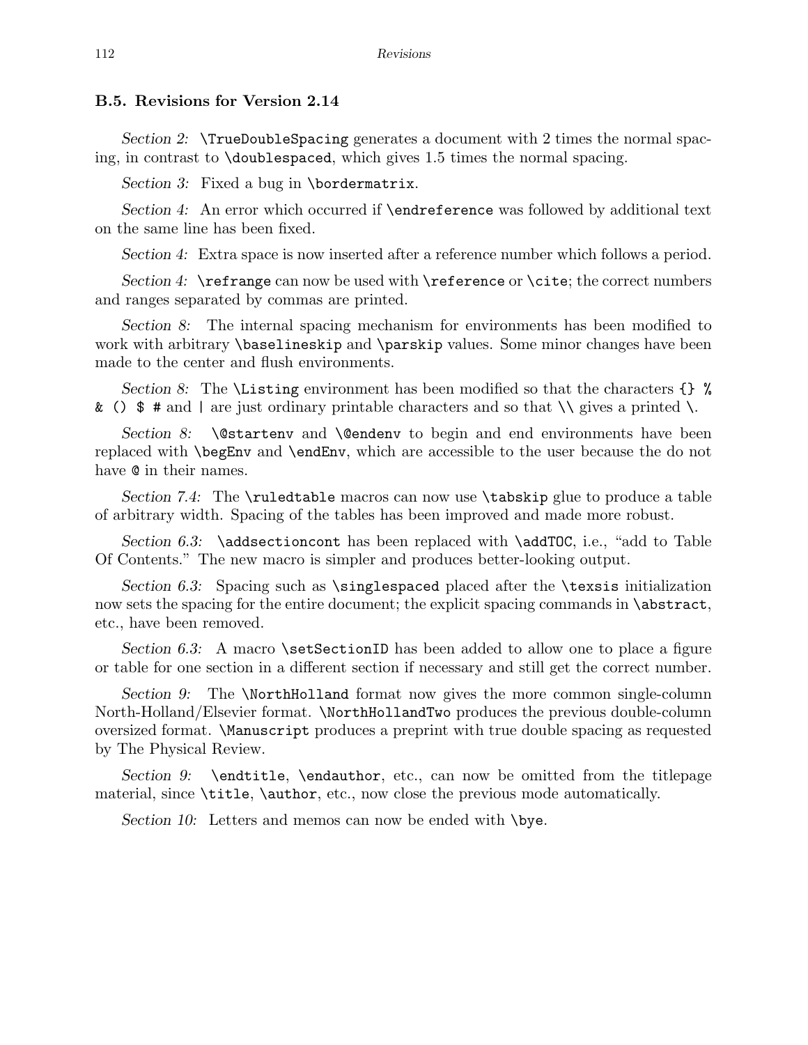### B.5. Revisions for Version 2.14

*Section 2:* `\TrueDoubleSpacing` generates a document with 2 times the normal spacing, in contrast to `\doublespaced`, which gives 1.5 times the normal spacing.

*Section 3:* Fixed a bug in `\bordermatrix`.

*Section 4:* An error which occurred if `\endreference` was followed by additional text on the same line has been fixed.

*Section 4:* Extra space is now inserted after a reference number which follows a period.

*Section 4:* `\refrange` can now be used with `\reference` or `\cite`; the correct numbers and ranges separated by commas are printed.

*Section 8:* The internal spacing mechanism for environments has been modified to work with arbitrary `\baselineskip` and `\parskip` values. Some minor changes have been made to the center and flush environments.

*Section 8:* The `\Listing` environment has been modified so that the characters `{} % & () $ #` and `|` are just ordinary printable characters and so that `\\` gives a printed `\`.

*Section 8:* `\@startenv` and `\@endenv` to begin and end environments have been replaced with `\begEnv` and `\endEnv`, which are accessible to the user because the do not have `@` in their names.

*Section 7.4:* The `\ruledtable` macros can now use `\tabskip` glue to produce a table of arbitrary width. Spacing of the tables has been improved and made more robust.

*Section 6.3:* `\addsectioncont` has been replaced with `\addTOC`, i.e., "add to Table Of Contents." The new macro is simpler and produces better-looking output.

*Section 6.3:* Spacing such as `\singlespaced` placed after the `\texsis` initialization now sets the spacing for the entire document; the explicit spacing commands in `\abstract`, etc., have been removed.

*Section 6.3:* A macro `\setSectionID` has been added to allow one to place a figure or table for one section in a different section if necessary and still get the correct number.

*Section 9:* The `\NorthHolland` format now gives the more common single-column North-Holland/Elsevier format. `\NorthHollandTwo` produces the previous double-column oversized format. `\Manuscript` produces a preprint with true double spacing as requested by The Physical Review.

*Section 9:* `\endtitle`, `\endauthor`, etc., can now be omitted from the titlepage material, since `\title`, `\author`, etc., now close the previous mode automatically.

*Section 10:* Letters and memos can now be ended with `\bye`.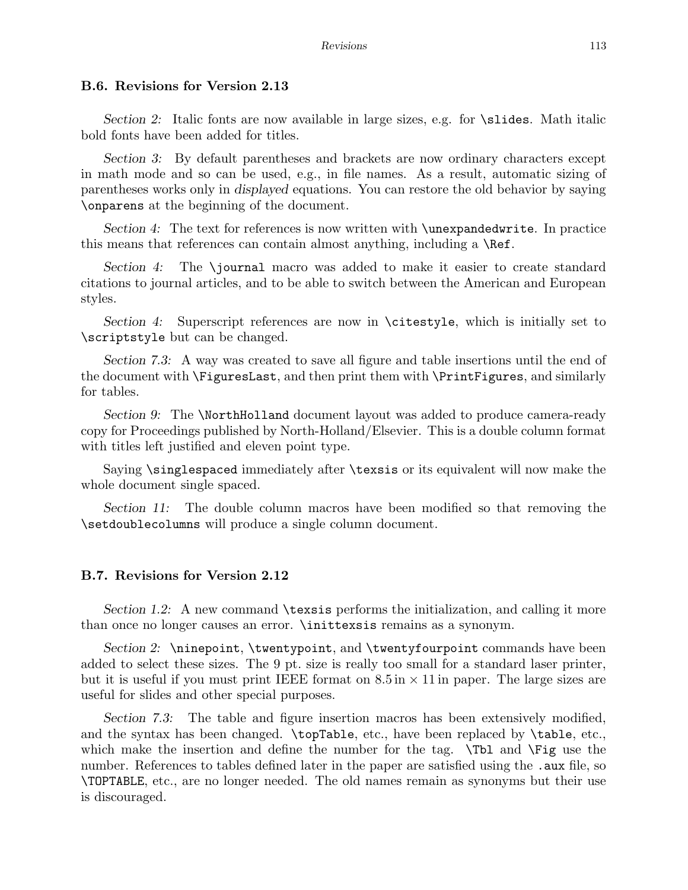### B.6. Revisions for Version 2.13

*Section 2:* Italic fonts are now available in large sizes, e.g. for `\slides`. Math italic bold fonts have been added for titles.

*Section 3:* By default parentheses and brackets are now ordinary characters except in math mode and so can be used, e.g., in file names. As a result, automatic sizing of parentheses works only in *displayed* equations. You can restore the old behavior by saying `\onparens` at the beginning of the document.

*Section 4:* The text for references is now written with `\unexpandedwrite`. In practice this means that references can contain almost anything, including a `\Ref`.

*Section 4:* The `\journal` macro was added to make it easier to create standard citations to journal articles, and to be able to switch between the American and European styles.

*Section 4:* Superscript references are now in `\citestyle`, which is initially set to `\scriptstyle` but can be changed.

*Section 7.3:* A way was created to save all figure and table insertions until the end of the document with `\FiguresLast`, and then print them with `\PrintFigures`, and similarly for tables.

*Section 9:* The `\NorthHolland` document layout was added to produce camera-ready copy for Proceedings published by North-Holland/Elsevier. This is a double column format with titles left justified and eleven point type.

Saying `\singlespaced` immediately after `\texsis` or its equivalent will now make the whole document single spaced.

*Section 11:* The double column macros have been modified so that removing the `\setdoublecolumns` will produce a single column document.

### B.7. Revisions for Version 2.12

*Section 1.2:* A new command `\texsis` performs the initialization, and calling it more than once no longer causes an error. `\inittexsis` remains as a synonym.

*Section 2:* `\ninepoint`, `\twentypoint`, and `\twentyfourpoint` commands have been added to select these sizes. The 9 pt. size is really too small for a standard laser printer, but it is useful if you must print IEEE format on 8.5 in × 11 in paper. The large sizes are useful for slides and other special purposes.

*Section 7.3:* The table and figure insertion macros has been extensively modified, and the syntax has been changed. `\topTable`, etc., have been replaced by `\table`, etc., which make the insertion and define the number for the tag. `\Tbl` and `\Fig` use the number. References to tables defined later in the paper are satisfied using the `.aux` file, so `\TOPTABLE`, etc., are no longer needed. The old names remain as synonyms but their use is discouraged.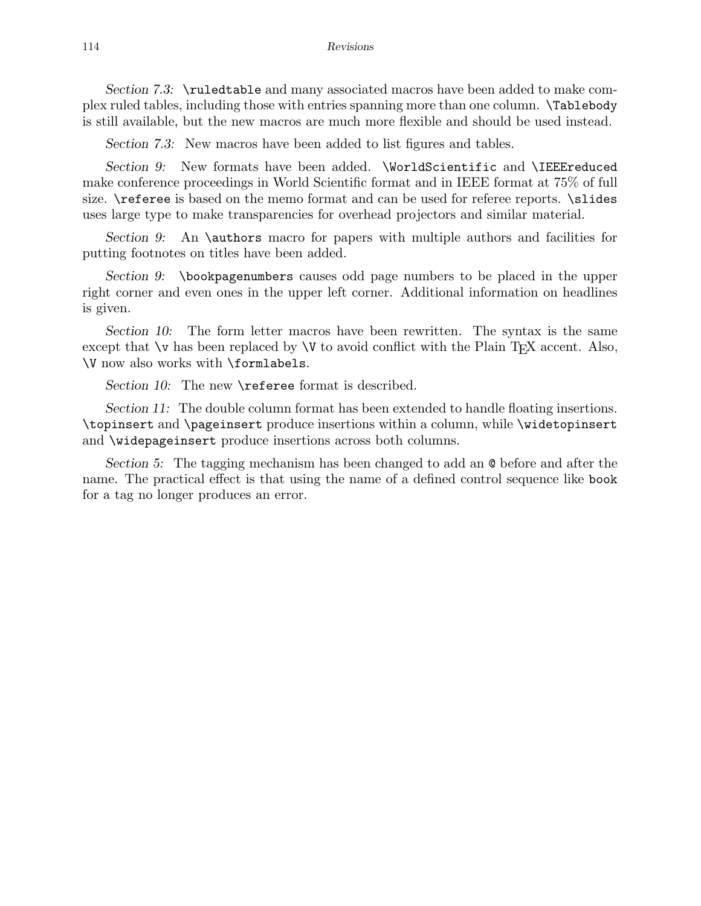*Section 7.3:* `\ruledtable` and many associated macros have been added to make complex ruled tables, including those with entries spanning more than one column. `\Tablebody` is still available, but the new macros are much more flexible and should be used instead.

*Section 7.3:* New macros have been added to list figures and tables.

*Section 9:* New formats have been added. `\WorldScientific` and `\IEEEreduced` make conference proceedings in World Scientific format and in IEEE format at 75% of full size. `\referee` is based on the memo format and can be used for referee reports. `\slides` uses large type to make transparencies for overhead projectors and similar material.

*Section 9:* An `\authors` macro for papers with multiple authors and facilities for putting footnotes on titles have been added.

*Section 9:* `\bookpagenumbers` causes odd page numbers to be placed in the upper right corner and even ones in the upper left corner. Additional information on headlines is given.

*Section 10:* The form letter macros have been rewritten. The syntax is the same except that `\v` has been replaced by `\V` to avoid conflict with the Plain TEX accent. Also, `\V` now also works with `\formlabels`.

*Section 10:* The new `\referee` format is described.

*Section 11:* The double column format has been extended to handle floating insertions. `\topinsert` and `\pageinsert` produce insertions within a column, while `\widetopinsert` and `\widepageinsert` produce insertions across both columns.

*Section 5:* The tagging mechanism has been changed to add an `@` before and after the name. The practical effect is that using the name of a defined control sequence like `book` for a tag no longer produces an error.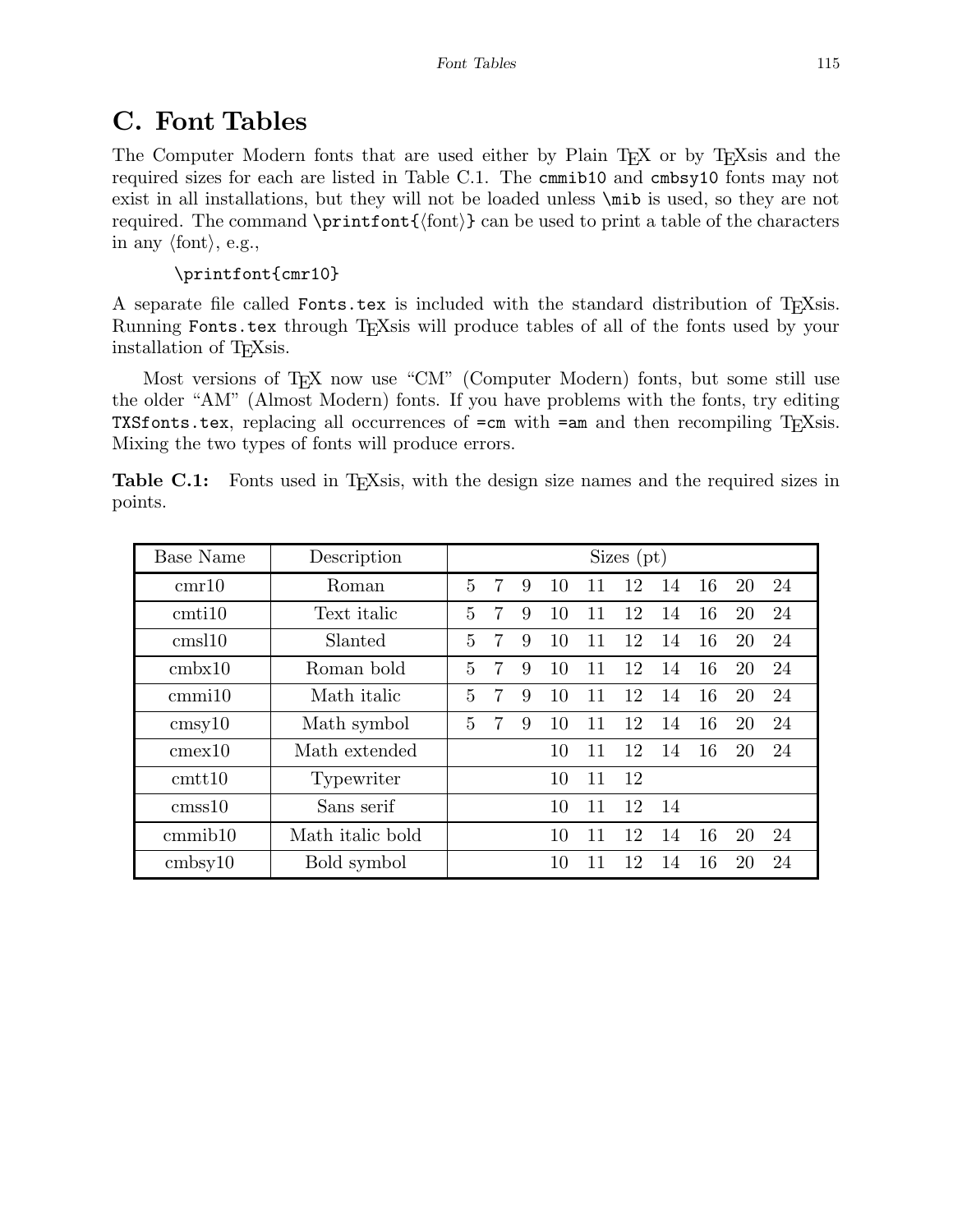# C. Font Tables

The Computer Modern fonts that are used either by Plain TEX or by TEXsis and the required sizes for each are listed in Table C.1. The `cmmib10` and `cmbsy10` fonts may not exist in all installations, but they will not be loaded unless `\mib` is used, so they are not required. The command `\printfont{`⟨font⟩`}` can be used to print a table of the characters in any ⟨font⟩, e.g.,

```
\printfont{cmr10}
```

A separate file called `Fonts.tex` is included with the standard distribution of TEXsis. Running `Fonts.tex` through TEXsis will produce tables of all of the fonts used by your installation of TEXsis.

Most versions of TEX now use "CM" (Computer Modern) fonts, but some still use the older "AM" (Almost Modern) fonts. If you have problems with the fonts, try editing `TXSfonts.tex`, replacing all occurrences of `=cm` with `=am` and then recompiling TEXsis. Mixing the two types of fonts will produce errors.

**Table C.1:** Fonts used in TEXsis, with the design size names and the required sizes in points.

| Base Name | Description | Sizes (pt) | | | | | | | | | |
|---|---|---|---|---|---|---|---|---|---|---|---|
| cmr10 | Roman | 5 | 7 | 9 | 10 | 11 | 12 | 14 | 16 | 20 | 24 |
| cmti10 | Text italic | 5 | 7 | 9 | 10 | 11 | 12 | 14 | 16 | 20 | 24 |
| cmsl10 | Slanted | 5 | 7 | 9 | 10 | 11 | 12 | 14 | 16 | 20 | 24 |
| cmbx10 | Roman bold | 5 | 7 | 9 | 10 | 11 | 12 | 14 | 16 | 20 | 24 |
| cmmi10 | Math italic | 5 | 7 | 9 | 10 | 11 | 12 | 14 | 16 | 20 | 24 |
| cmsy10 | Math symbol | 5 | 7 | 9 | 10 | 11 | 12 | 14 | 16 | 20 | 24 |
| cmex10 | Math extended | | | | 10 | 11 | 12 | 14 | 16 | 20 | 24 |
| cmtt10 | Typewriter | | | | 10 | 11 | 12 | | | | |
| cmss10 | Sans serif | | | | 10 | 11 | 12 | 14 | | | |
| cmmib10 | Math italic bold | | | | 10 | 11 | 12 | 14 | 16 | 20 | 24 |
| cmbsy10 | Bold symbol | | | | 10 | 11 | 12 | 14 | 16 | 20 | 24 |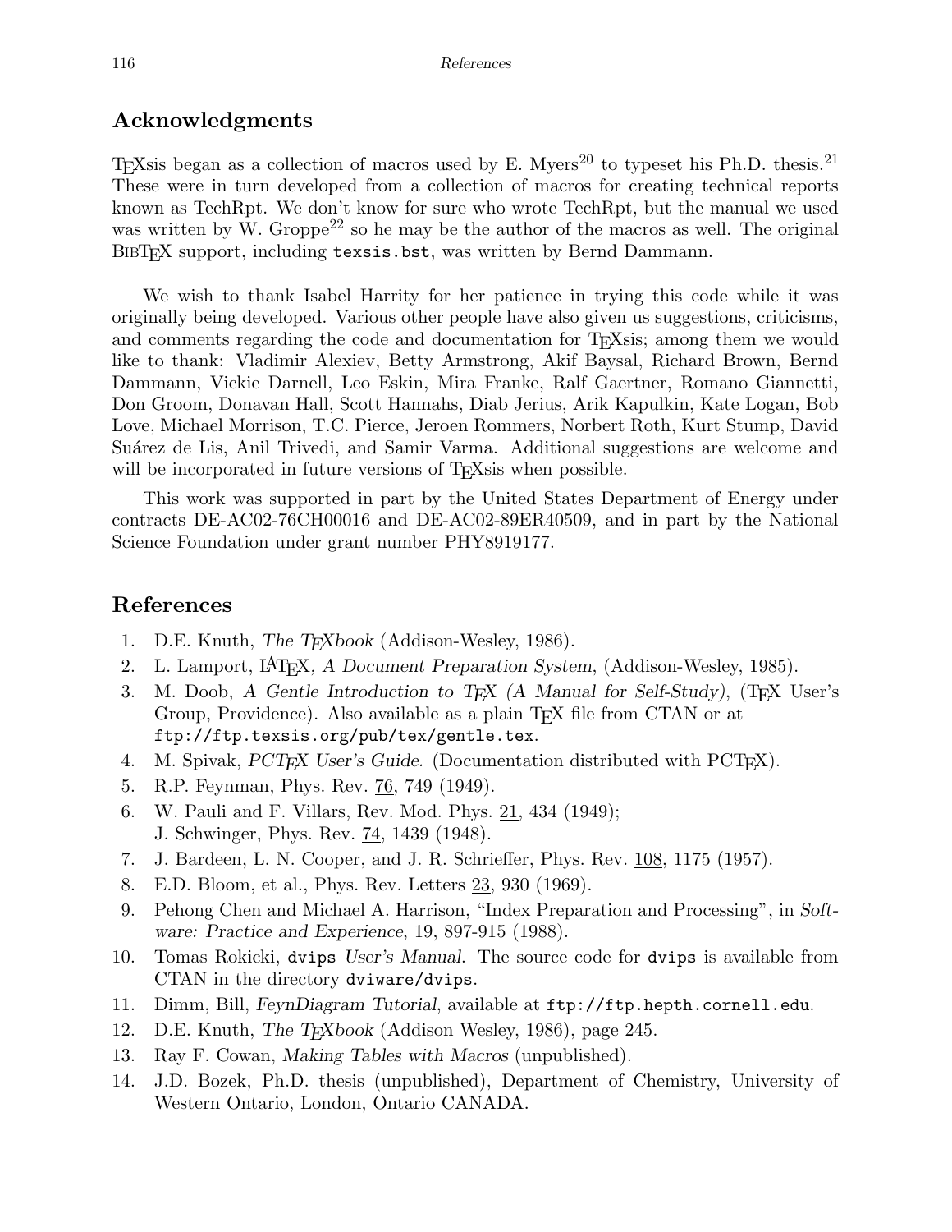## Acknowledgments

TEXsis began as a collection of macros used by E. Myers[20] to typeset his Ph.D. thesis.[21] These were in turn developed from a collection of macros for creating technical reports known as TechRpt. We don't know for sure who wrote TechRpt, but the manual we used was written by W. Groppe[22] so he may be the author of the macros as well. The original BIBTEX support, including `texsis.bst`, was written by Bernd Dammann.

We wish to thank Isabel Harrity for her patience in trying this code while it was originally being developed. Various other people have also given us suggestions, criticisms, and comments regarding the code and documentation for TEXsis; among them we would like to thank: Vladimir Alexiev, Betty Armstrong, Akif Baysal, Richard Brown, Bernd Dammann, Vickie Darnell, Leo Eskin, Mira Franke, Ralf Gaertner, Romano Giannetti, Don Groom, Donavan Hall, Scott Hannahs, Diab Jerius, Arik Kapulkin, Kate Logan, Bob Love, Michael Morrison, T.C. Pierce, Jeroen Rommers, Norbert Roth, Kurt Stump, David Suárez de Lis, Anil Trivedi, and Samir Varma. Additional suggestions are welcome and will be incorporated in future versions of TEXsis when possible.

This work was supported in part by the United States Department of Energy under contracts DE-AC02-76CH00016 and DE-AC02-89ER40509, and in part by the National Science Foundation under grant number PHY8919177.

## References

1. D.E. Knuth, *The TEXbook* (Addison-Wesley, 1986).
2. L. Lamport, LATEX*, A Document Preparation System*, (Addison-Wesley, 1985).
3. M. Doob, *A Gentle Introduction to TEX (A Manual for Self-Study)*, (TEX User's Group, Providence). Also available as a plain TEX file from CTAN or at `ftp://ftp.texsis.org/pub/tex/gentle.tex`.
4. M. Spivak, *PCTEX User's Guide*. (Documentation distributed with PCTEX).
5. R.P. Feynman, Phys. Rev. 76, 749 (1949).
6. W. Pauli and F. Villars, Rev. Mod. Phys. 21, 434 (1949);
   J. Schwinger, Phys. Rev. 74, 1439 (1948).
7. J. Bardeen, L. N. Cooper, and J. R. Schrieffer, Phys. Rev. 108, 1175 (1957).
8. E.D. Bloom, et al., Phys. Rev. Letters 23, 930 (1969).
9. Pehong Chen and Michael A. Harrison, "Index Preparation and Processing", in *Software: Practice and Experience*, 19, 897-915 (1988).
10. Tomas Rokicki, `dvips` *User's Manual*. The source code for `dvips` is available from CTAN in the directory `dviware/dvips`.
11. Dimm, Bill, *FeynDiagram Tutorial*, available at `ftp://ftp.hepth.cornell.edu`.
12. D.E. Knuth, *The TEXbook* (Addison Wesley, 1986), page 245.
13. Ray F. Cowan, *Making Tables with Macros* (unpublished).
14. J.D. Bozek, Ph.D. thesis (unpublished), Department of Chemistry, University of Western Ontario, London, Ontario CANADA.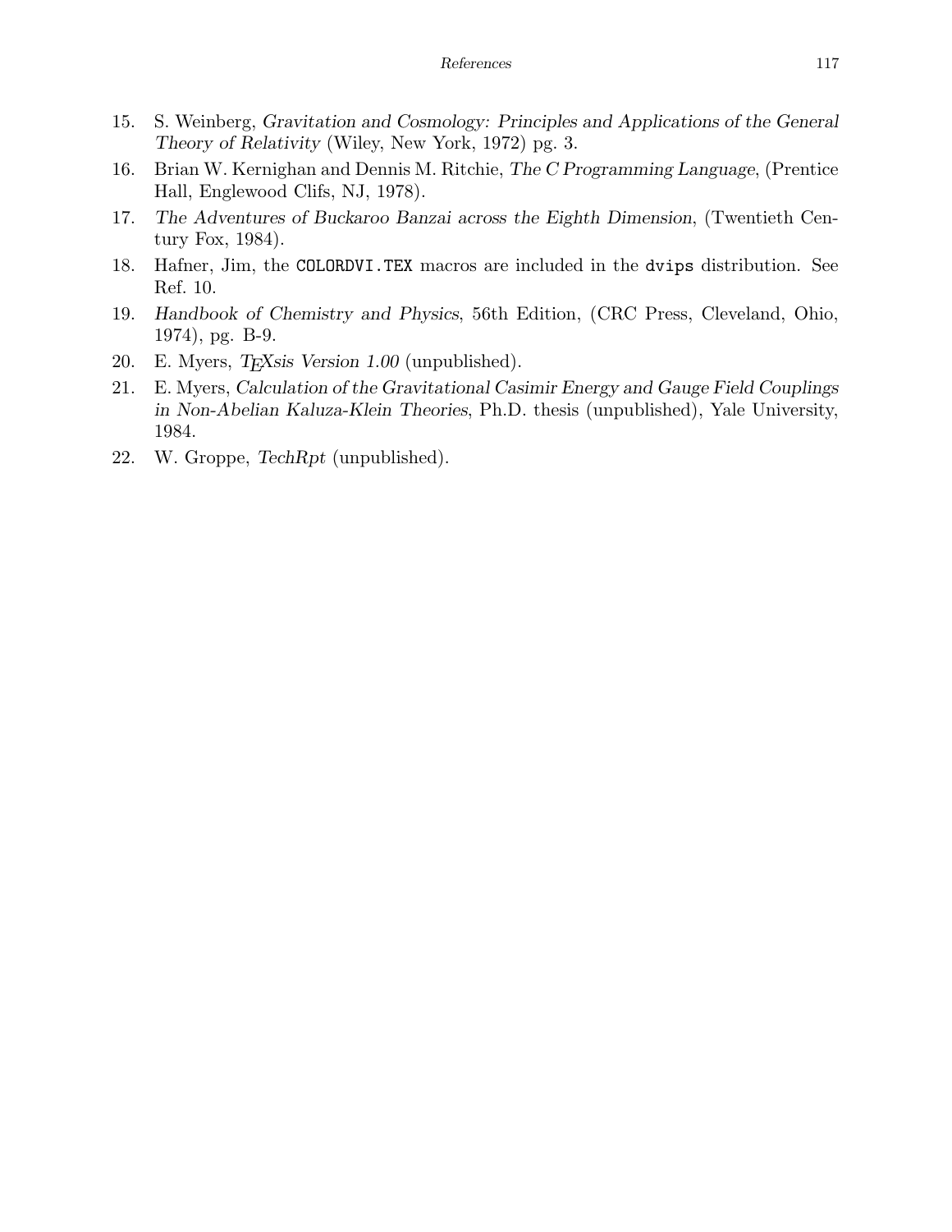15. S. Weinberg, *Gravitation and Cosmology: Principles and Applications of the General Theory of Relativity* (Wiley, New York, 1972) pg. 3.
16. Brian W. Kernighan and Dennis M. Ritchie, *The C Programming Language*, (Prentice Hall, Englewood Clifs, NJ, 1978).
17. *The Adventures of Buckaroo Banzai across the Eighth Dimension*, (Twentieth Century Fox, 1984).
18. Hafner, Jim, the `COLORDVI.TEX` macros are included in the `dvips` distribution. See Ref. 10.
19. *Handbook of Chemistry and Physics*, 56th Edition, (CRC Press, Cleveland, Ohio, 1974), pg. B-9.
20. E. Myers, *TEXsis Version 1.00* (unpublished).
21. E. Myers, *Calculation of the Gravitational Casimir Energy and Gauge Field Couplings in Non-Abelian Kaluza-Klein Theories*, Ph.D. thesis (unpublished), Yale University, 1984.
22. W. Groppe, *TechRpt* (unpublished).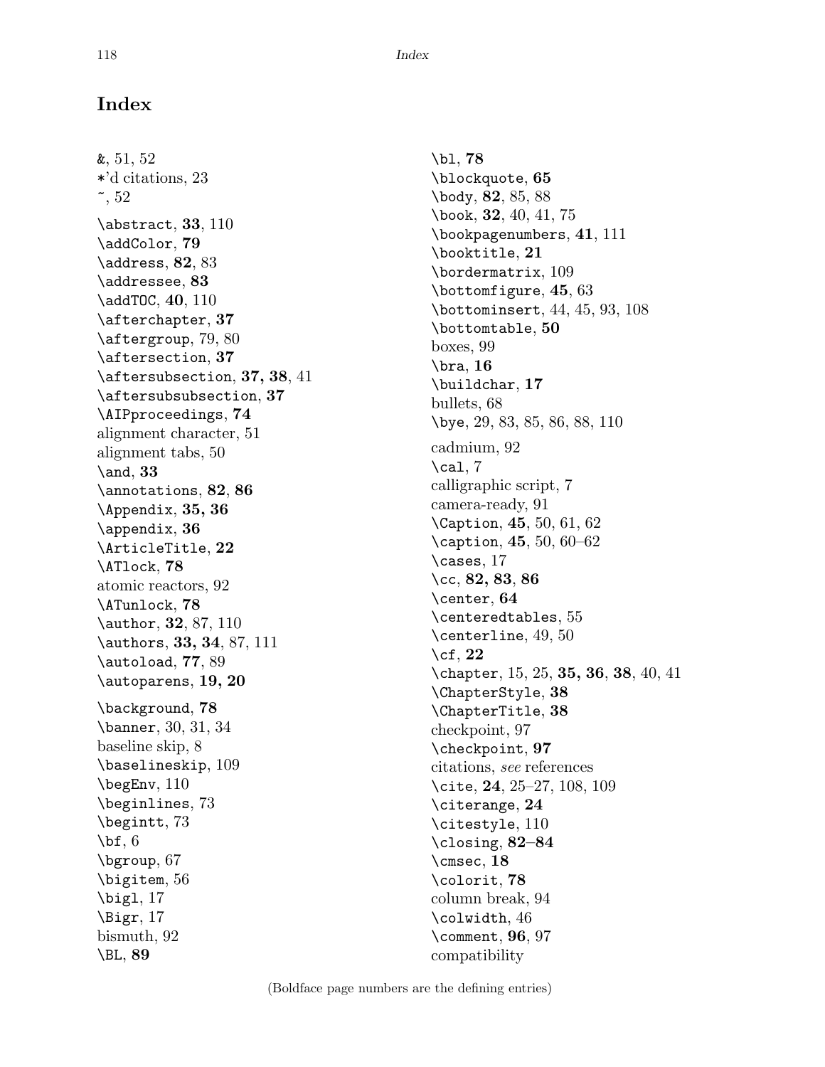# Index

&, 51, 52
*'d citations, 23
~, 52

\abstract, **33**, 110
\addColor, **79**
\address, **82**, 83
\addressee, **83**
\addTOC, **40**, 110
\afterchapter, **37**
\aftergroup, 79, 80
\aftersection, **37**
\aftersubsection, **37, 38**, 41
\aftersubsubsection, **37**
\AIPproceedings, **74**
alignment character, 51
alignment tabs, 50
\and, **33**
\annotations, **82**, **86**
\Appendix, **35, 36**
\appendix, **36**
\ArticleTitle, **22**
\ATlock, **78**
atomic reactors, 92
\ATunlock, **78**
\author, **32**, 87, 110
\authors, **33, 34**, 87, 111
\autoload, **77**, 89
\autoparens, **19, 20**

\background, **78**
\banner, 30, 31, 34
baseline skip, 8
\baselineskip, 109
\begEnv, 110
\beginlines, 73
\begintt, 73
\bf, 6
\bgroup, 67
\bigitem, 56
\bigl, 17
\Bigr, 17
bismuth, 92
\BL, **89**
\bl, **78**
\blockquote, **65**
\body, **82**, 85, 88
\book, **32**, 40, 41, 75
\bookpagenumbers, **41**, 111
\booktitle, **21**
\bordermatrix, 109
\bottomfigure, **45**, 63
\bottominsert, 44, 45, 93, 108
\bottomtable, **50**
boxes, 99
\bra, **16**
\buildchar, **17**
bullets, 68
\bye, 29, 83, 85, 86, 88, 110

cadmium, 92
\cal, 7
calligraphic script, 7
camera-ready, 91
\Caption, **45**, 50, 61, 62
\caption, **45**, 50, 60–62
\cases, 17
\cc, **82, 83**, **86**
\center, **64**
\centeredtables, 55
\centerline, 49, 50
\cf, **22**
\chapter, 15, 25, **35, 36**, **38**, 40, 41
\ChapterStyle, **38**
\ChapterTitle, **38**
checkpoint, 97
\checkpoint, **97**
citations, *see* references
\cite, **24**, 25–27, 108, 109
\citerange, **24**
\citestyle, 110
\closing, **82–84**
\cmsec, **18**
\colorit, **78**
column break, 94
\colwidth, 46
\comment, **96**, 97
compatibility

(Boldface page numbers are the defining entries)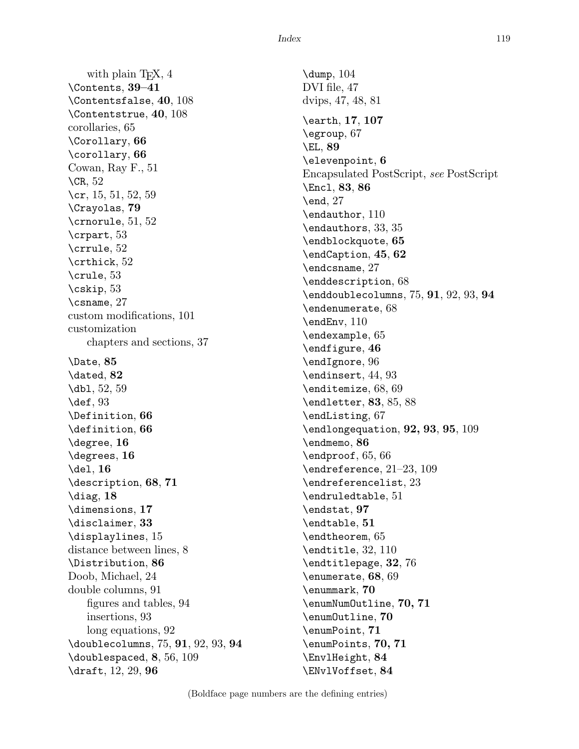with plain TEX, 4
\Contents, **39**–**41**
\Contentsfalse, **40**, 108
\Contentstrue, **40**, 108
corollaries, 65
\Corollary, **66**
\corollary, **66**
Cowan, Ray F., 51
\CR, 52
\cr, 15, 51, 52, 59
\Crayolas, **79**
\crnorule, 51, 52
\crpart, 53
\crrule, 52
\crthick, 52
\crule, 53
\cskip, 53
\csname, 27
custom modifications, 101
customization
  chapters and sections, 37

\Date, **85**
\dated, **82**
\dbl, 52, 59
\def, 93
\Definition, **66**
\definition, **66**
\degree, **16**
\degrees, **16**
\del, **16**
\description, **68**, **71**
\diag, **18**
\dimensions, **17**
\disclaimer, **33**
\displaylines, 15
distance between lines, 8
\Distribution, **86**
Doob, Michael, 24
double columns, 91
  figures and tables, 94
  insertions, 93
  long equations, 92
\doublecolumns, 75, **91**, 92, 93, **94**
\doublespaced, **8**, 56, 109
\draft, 12, 29, **96**

\dump, 104
DVI file, 47
dvips, 47, 48, 81

\earth, **17**, **107**
\egroup, 67
\EL, **89**
\elevenpoint, **6**
Encapsulated PostScript, *see* PostScript
\Encl, **83**, **86**
\end, 27
\endauthor, 110
\endauthors, 33, 35
\endblockquote, **65**
\endCaption, **45**, **62**
\endcsname, 27
\enddescription, 68
\enddoublecolumns, 75, **91**, 92, 93, **94**
\endenumerate, 68
\endEnv, 110
\endexample, 65
\endfigure, **46**
\endIgnore, 96
\endinsert, 44, 93
\enditemize, 68, 69
\endletter, **83**, 85, 88
\endListing, 67
\endlongequation, **92, 93**, **95**, 109
\endmemo, **86**
\endproof, 65, 66
\endreference, 21–23, 109
\endreferencelist, 23
\endruledtable, 51
\endstat, **97**
\endtable, **51**
\endtheorem, 65
\endtitle, 32, 110
\endtitlepage, **32**, 76
\enumerate, **68**, 69
\enummark, **70**
\enumNumOutline, **70, 71**
\enumOutline, **70**
\enumPoint, **71**
\enumPoints, **70, 71**
\EnvlHeight, **84**
\ENvlVoffset, **84**

(Boldface page numbers are the defining entries)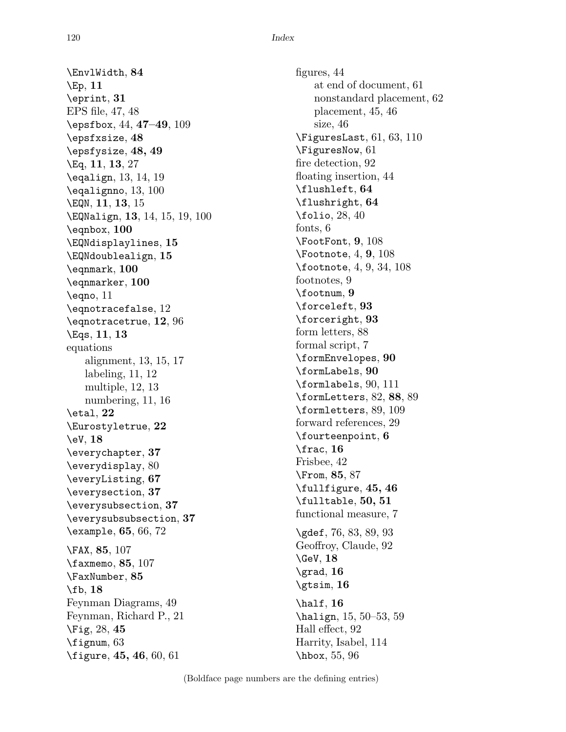`\EnvlWidth`, **84**
`\Ep`, **11**
`\eprint`, **31**
EPS file, 47, 48
`\epsfbox`, 44, **47–49**, 109
`\epsfxsize`, **48**
`\epsfysize`, **48, 49**
`\Eq`, **11**, **13**, 27
`\eqalign`, 13, 14, 19
`\eqalignno`, 13, 100
`\EQN`, **11**, **13**, 15
`\EQNalign`, **13**, 14, 15, 19, 100
`\eqnbox`, **100**
`\EQNdisplaylines`, **15**
`\EQNdoublealign`, **15**
`\eqnmark`, **100**
`\eqnmarker`, **100**
`\eqno`, 11
`\eqnotracefalse`, 12
`\eqnotracetrue`, **12**, 96
`\Eqs`, **11**, **13**
equations
- alignment, 13, 15, 17
- labeling, 11, 12
- multiple, 12, 13
- numbering, 11, 16

`\etal`, **22**
`\Eurostyletrue`, **22**
`\eV`, **18**
`\everychapter`, **37**
`\everydisplay`, 80
`\everyListing`, **67**
`\everysection`, **37**
`\everysubsection`, **37**
`\everysubsubsection`, **37**
`\example`, **65**, 66, 72

`\FAX`, **85**, 107
`\faxmemo`, **85**, 107
`\FaxNumber`, **85**
`\fb`, **18**
Feynman Diagrams, 49
Feynman, Richard P., 21
`\Fig`, 28, **45**
`\fignum`, 63
`\figure`, **45, 46**, 60, 61
figures, 44
- at end of document, 61
- nonstandard placement, 62
- placement, 45, 46
- size, 46

`\FiguresLast`, 61, 63, 110
`\FiguresNow`, 61
fire detection, 92
floating insertion, 44
`\flushleft`, **64**
`\flushright`, **64**
`\folio`, 28, 40
fonts, 6
`\FootFont`, **9**, 108
`\Footnote`, 4, **9**, 108
`\footnote`, 4, 9, 34, 108
footnotes, 9
`\footnum`, **9**
`\forceleft`, **93**
`\forceright`, **93**
form letters, 88
formal script, 7
`\formEnvelopes`, **90**
`\formLabels`, **90**
`\formlabels`, 90, 111
`\formLetters`, 82, **88**, 89
`\formletters`, 89, 109
forward references, 29
`\fourteenpoint`, **6**
`\frac`, **16**
Frisbee, 42
`\From`, **85**, 87
`\fullfigure`, **45, 46**
`\fulltable`, **50, 51**
functional measure, 7

`\gdef`, 76, 83, 89, 93
Geoffroy, Claude, 92
`\GeV`, **18**
`\grad`, **16**
`\gtsim`, **16**

`\half`, **16**
`\halign`, 15, 50–53, 59
Hall effect, 92
Harrity, Isabel, 114
`\hbox`, 55, 96

(Boldface page numbers are the defining entries)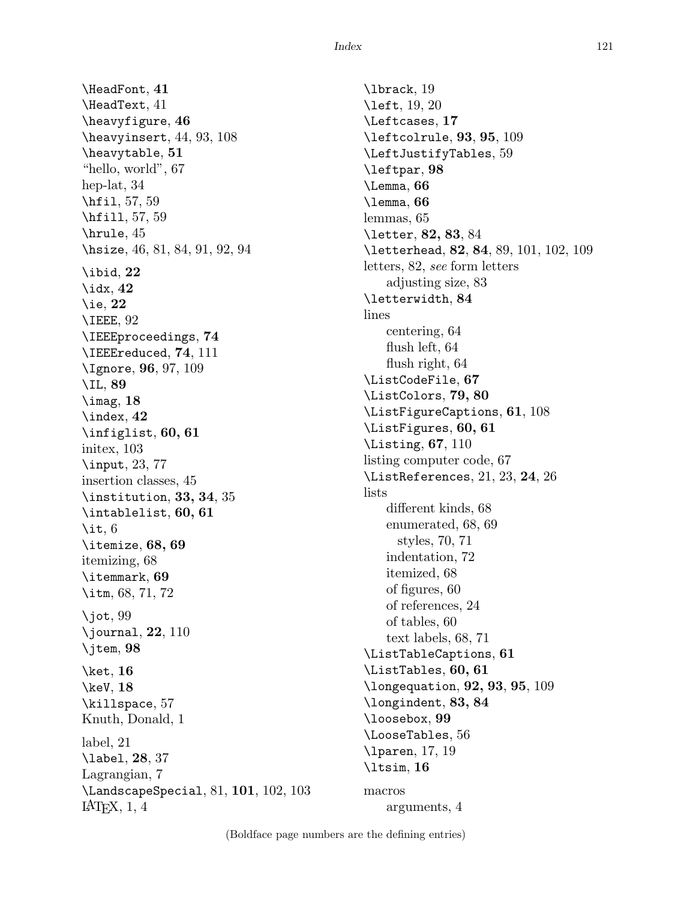`\HeadFont`, **41**
`\HeadText`, 41
`\heavyfigure`, **46**
`\heavyinsert`, 44, 93, 108
`\heavytable`, **51**
"hello, world", 67
hep-lat, 34
`\hfil`, 57, 59
`\hfill`, 57, 59
`\hrule`, 45
`\hsize`, 46, 81, 84, 91, 92, 94

`\ibid`, **22**
`\idx`, **42**
`\ie`, **22**
`\IEEE`, 92
`\IEEEproceedings`, **74**
`\IEEEreduced`, **74**, 111
`\Ignore`, **96**, 97, 109
`\IL`, **89**
`\imag`, **18**
`\index`, **42**
`\infiglist`, **60, 61**
initex, 103
`\input`, 23, 77
insertion classes, 45
`\institution`, **33, 34**, 35
`\intablelist`, **60, 61**
`\it`, 6
`\itemize`, **68, 69**
itemizing, 68
`\itemmark`, **69**
`\itm`, 68, 71, 72

`\jot`, 99
`\journal`, **22**, 110
`\jtem`, **98**

`\ket`, **16**
`\keV`, **18**
`\killspace`, 57
Knuth, Donald, 1

label, 21
`\label`, **28**, 37
Lagrangian, 7
`\LandscapeSpecial`, 81, **101**, 102, 103
LaTeX, 1, 4
`\lbrack`, 19
`\left`, 19, 20
`\Leftcases`, **17**
`\leftcolrule`, **93**, **95**, 109
`\LeftJustifyTables`, 59
`\leftpar`, **98**
`\Lemma`, **66**
`\lemma`, **66**
lemmas, 65
`\letter`, **82, 83**, 84
`\letterhead`, **82**, **84**, 89, 101, 102, 109
letters, 82, *see* form letters
  adjusting size, 83
`\letterwidth`, **84**
lines
  centering, 64
  flush left, 64
  flush right, 64
`\ListCodeFile`, **67**
`\ListColors`, **79, 80**
`\ListFigureCaptions`, **61**, 108
`\ListFigures`, **60, 61**
`\Listing`, **67**, 110
listing computer code, 67
`\ListReferences`, 21, 23, **24**, 26
lists
  different kinds, 68
  enumerated, 68, 69
    styles, 70, 71
  indentation, 72
  itemized, 68
  of figures, 60
  of references, 24
  of tables, 60
  text labels, 68, 71
`\ListTableCaptions`, **61**
`\ListTables`, **60, 61**
`\longequation`, **92, 93**, **95**, 109
`\longindent`, **83, 84**
`\loosebox`, **99**
`\LooseTables`, 56
`\lparen`, 17, 19
`\ltsim`, **16**

macros
  arguments, 4

(Boldface page numbers are the defining entries)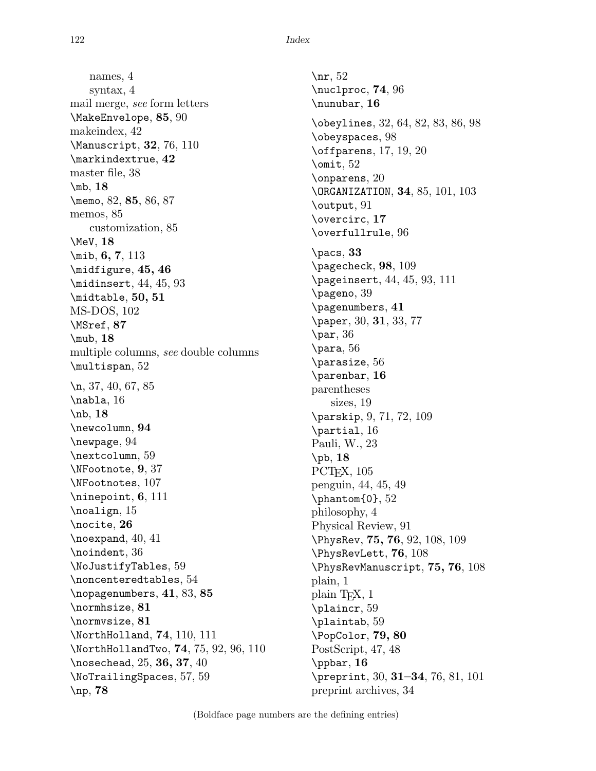names, 4
  syntax, 4
mail merge, *see* form letters
\MakeEnvelope, **85**, 90
makeindex, 42
\Manuscript, **32**, 76, 110
\markindextrue, **42**
master file, 38
\mb, **18**
\memo, 82, **85**, 86, 87
memos, 85
  customization, 85
\MeV, **18**
\mib, **6, 7**, 113
\midfigure, **45, 46**
\midinsert, 44, 45, 93
\midtable, **50, 51**
MS-DOS, 102
\MSref, **87**
\mub, **18**
multiple columns, *see* double columns
\multispan, 52

\n, 37, 40, 67, 85
\nabla, 16
\nb, **18**
\newcolumn, **94**
\newpage, 94
\nextcolumn, 59
\NFootnote, **9**, 37
\NFootnotes, 107
\ninepoint, **6**, 111
\noalign, 15
\nocite, **26**
\noexpand, 40, 41
\noindent, 36
\NoJustifyTables, 59
\noncenteredtables, 54
\nopagenumbers, **41**, 83, **85**
\normhsize, **81**
\normvsize, **81**
\NorthHolland, **74**, 110, 111
\NorthHollandTwo, **74**, 75, 92, 96, 110
\nosechead, 25, **36, 37**, 40
\NoTrailingSpaces, 57, 59
\np, **78**
\nr, 52
\nuclproc, **74**, 96
\nunubar, **16**

\obeylines, 32, 64, 82, 83, 86, 98
\obeyspaces, 98
\offparens, 17, 19, 20
\omit, 52
\onparens, 20
\ORGANIZATION, **34**, 85, 101, 103
\output, 91
\overcirc, **17**
\overfullrule, 96

\pacs, **33**
\pagecheck, **98**, 109
\pageinsert, 44, 45, 93, 111
\pageno, 39
\pagenumbers, **41**
\paper, 30, **31**, 33, 77
\par, 36
\para, 56
\parasize, 56
\parenbar, **16**
parentheses
  sizes, 19
\parskip, 9, 71, 72, 109
\partial, 16
Pauli, W., 23
\pb, **18**
PCTEX, 105
penguin, 44, 45, 49
\phantom{0}, 52
philosophy, 4
Physical Review, 91
\PhysRev, **75, 76**, 92, 108, 109
\PhysRevLett, **76**, 108
\PhysRevManuscript, **75, 76**, 108
plain, 1
plain TEX, 1
\plaincr, 59
\plaintab, 59
\PopColor, **79, 80**
PostScript, 47, 48
\ppbar, **16**
\preprint, 30, **31**–**34**, 76, 81, 101
preprint archives, 34

(Boldface page numbers are the defining entries)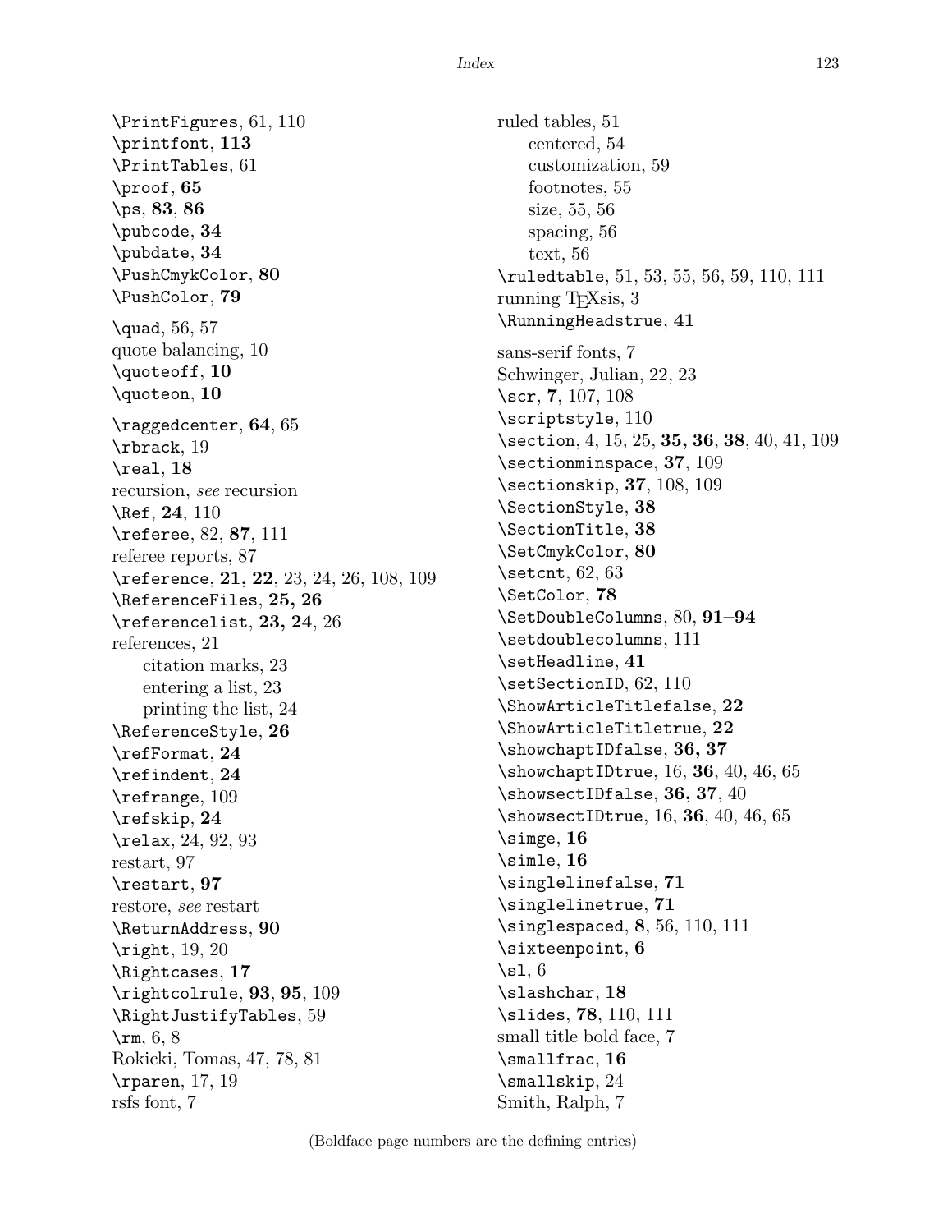\PrintFigures, 61, 110
\printfont, **113**
\PrintTables, 61
\proof, **65**
\ps, **83**, **86**
\pubcode, **34**
\pubdate, **34**
\PushCmykColor, **80**
\PushColor, **79**

\quad, 56, 57
quote balancing, 10
\quoteoff, **10**
\quoteon, **10**

\raggedcenter, **64**, 65
\rbrack, 19
\real, **18**
recursion, *see* recursion
\Ref, **24**, 110
\referee, 82, **87**, 111
referee reports, 87
\reference, **21, 22**, 23, 24, 26, 108, 109
\ReferenceFiles, **25, 26**
\referencelist, **23, 24**, 26
references, 21
  citation marks, 23
  entering a list, 23
  printing the list, 24
\ReferenceStyle, **26**
\refFormat, **24**
\refindent, **24**
\refrange, 109
\refskip, **24**
\relax, 24, 92, 93
restart, 97
\restart, **97**
restore, *see* restart
\ReturnAddress, **90**
\right, 19, 20
\Rightcases, **17**
\rightcolrule, **93**, **95**, 109
\RightJustifyTables, 59
\rm, 6, 8
Rokicki, Tomas, 47, 78, 81
\rparen, 17, 19
rsfs font, 7

ruled tables, 51
  centered, 54
  customization, 59
  footnotes, 55
  size, 55, 56
  spacing, 56
  text, 56
\ruledtable, 51, 53, 55, 56, 59, 110, 111
running TEXsis, 3
\RunningHeadstrue, **41**

sans-serif fonts, 7
Schwinger, Julian, 22, 23
\scr, **7**, 107, 108
\scriptstyle, 110
\section, 4, 15, 25, **35, 36**, **38**, 40, 41, 109
\sectionminspace, **37**, 109
\sectionskip, **37**, 108, 109
\SectionStyle, **38**
\SectionTitle, **38**
\SetCmykColor, **80**
\setcnt, 62, 63
\SetColor, **78**
\SetDoubleColumns, 80, **91**–**94**
\setdoublecolumns, 111
\setHeadline, **41**
\setSectionID, 62, 110
\ShowArticleTitlefalse, **22**
\ShowArticleTitletrue, **22**
\showchaptIDfalse, **36, 37**
\showchaptIDtrue, 16, **36**, 40, 46, 65
\showsectIDfalse, **36, 37**, 40
\showsectIDtrue, 16, **36**, 40, 46, 65
\simge, **16**
\simle, **16**
\singlelinefalse, **71**
\singlelinetrue, **71**
\singlespaced, **8**, 56, 110, 111
\sixteenpoint, **6**
\sl, 6
\slashchar, **18**
\slides, **78**, 110, 111
small title bold face, 7
\smallfrac, **16**
\smallskip, 24
Smith, Ralph, 7

(Boldface page numbers are the defining entries)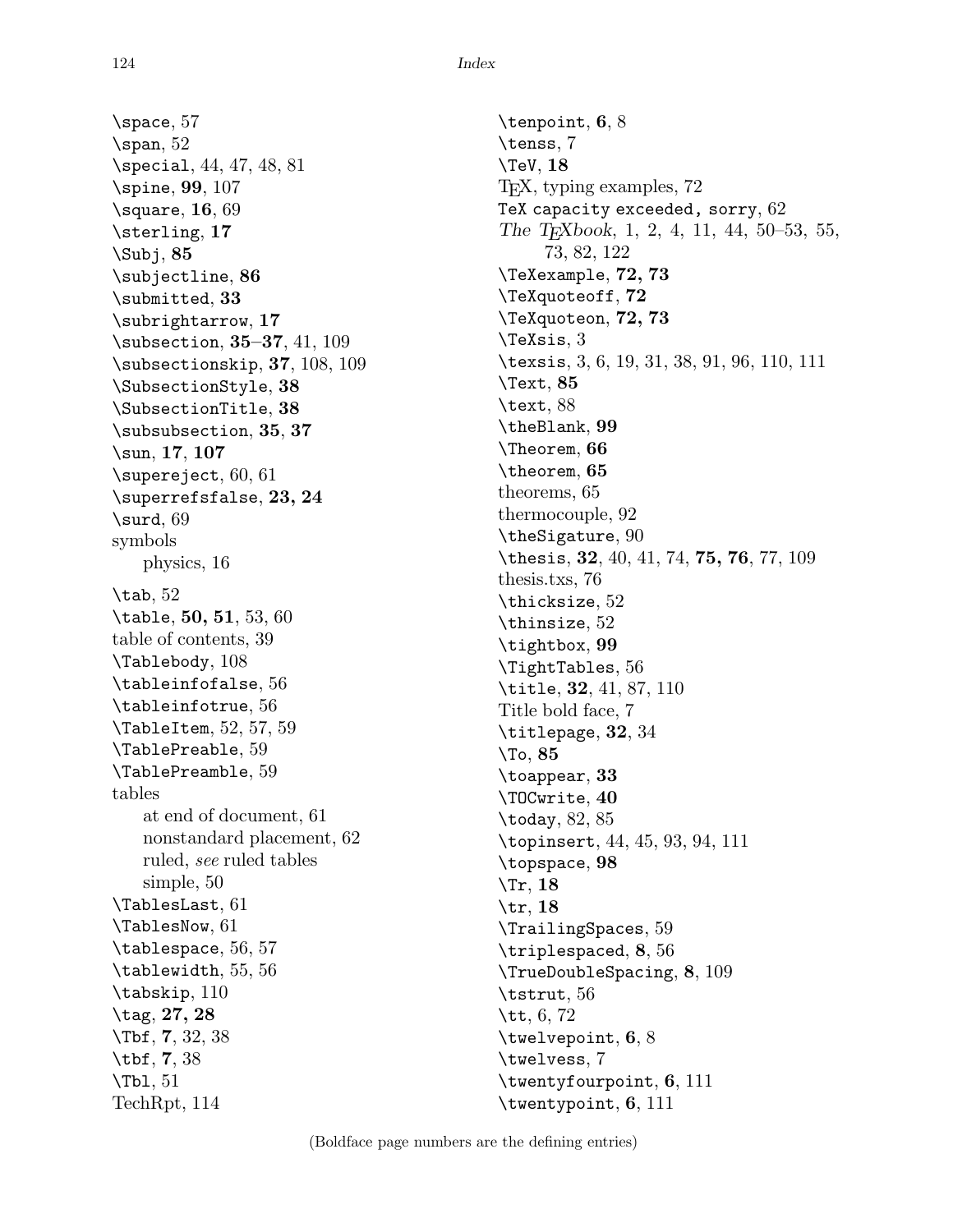\space, 57
\span, 52
\special, 44, 47, 48, 81
\spine, **99**, 107
\square, **16**, 69
\sterling, **17**
\Subj, **85**
\subjectline, **86**
\submitted, **33**
\subrightarrow, **17**
\subsection, **35**–**37**, 41, 109
\subsectionskip, **37**, 108, 109
\SubsectionStyle, **38**
\SubsectionTitle, **38**
\subsubsection, **35**, **37**
\sun, **17**, **107**
\supereject, 60, 61
\superrefsfalse, **23, 24**
\surd, 69
symbols
    physics, 16
\tab, 52
\table, **50, 51**, 53, 60
table of contents, 39
\Tablebody, 108
\tableinfofalse, 56
\tableinfotrue, 56
\TableItem, 52, 57, 59
\TablePreable, 59
\TablePreamble, 59
tables
    at end of document, 61
    nonstandard placement, 62
    ruled, *see* ruled tables
    simple, 50
\TablesLast, 61
\TablesNow, 61
\tablespace, 56, 57
\tablewidth, 55, 56
\tabskip, 110
\tag, **27, 28**
\Tbf, **7**, 32, 38
\tbf, **7**, 38
\Tbl, 51
TechRpt, 114
\tenpoint, **6**, 8
\tenss, 7
\TeV, **18**
TeX, typing examples, 72
TeX capacity exceeded, sorry, 62
*The TeXbook*, 1, 2, 4, 11, 44, 50–53, 55, 73, 82, 122
\TeXexample, **72, 73**
\TeXquoteoff, **72**
\TeXquoteon, **72, 73**
\TeXsis, 3
\texsis, 3, 6, 19, 31, 38, 91, 96, 110, 111
\Text, **85**
\text, 88
\theBlank, **99**
\Theorem, **66**
\theorem, **65**
theorems, 65
thermocouple, 92
\theSigature, 90
\thesis, **32**, 40, 41, 74, **75, 76**, 77, 109
thesis.txs, 76
\thicksize, 52
\thinsize, 52
\tightbox, **99**
\TightTables, 56
\title, **32**, 41, 87, 110
Title bold face, 7
\titlepage, **32**, 34
\To, **85**
\toappear, **33**
\TOCwrite, **40**
\today, 82, 85
\topinsert, 44, 45, 93, 94, 111
\topspace, **98**
\Tr, **18**
\tr, **18**
\TrailingSpaces, 59
\triplespaced, **8**, 56
\TrueDoubleSpacing, **8**, 109
\tstrut, 56
\tt, 6, 72
\twelvepoint, **6**, 8
\twelvess, 7
\twentyfourpoint, **6**, 111
\twentypoint, **6**, 111

(Boldface page numbers are the defining entries)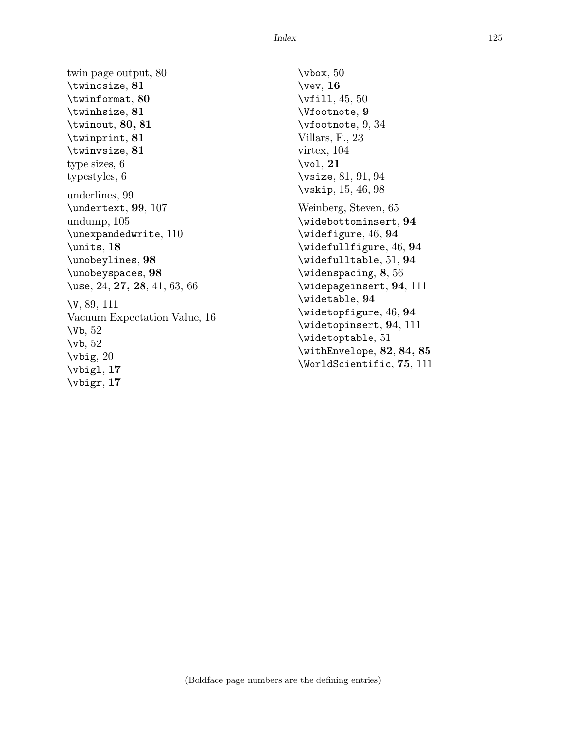twin page output, 80
\twincsize, **81**
\twinformat, **80**
\twinhsize, **81**
\twinout, **80, 81**
\twinprint, **81**
\twinvsize, **81**
type sizes, 6
typestyles, 6

underlines, 99
\undertext, **99**, 107
undump, 105
\unexpandedwrite, 110
\units, **18**
\unobeylines, **98**
\unobeyspaces, **98**
\use, 24, **27, 28**, 41, 63, 66

\V, 89, 111
Vacuum Expectation Value, 16
\Vb, 52
\vb, 52
\vbig, 20
\vbigl, **17**
\vbigr, **17**
\vbox, 50
\vev, **16**
\vfill, 45, 50
\Vfootnote, **9**
\vfootnote, 9, 34
Villars, F., 23
virtex, 104
\vol, **21**
\vsize, 81, 91, 94
\vskip, 15, 46, 98

Weinberg, Steven, 65
\widebottominsert, **94**
\widefigure, 46, **94**
\widefullfigure, 46, **94**
\widefulltable, 51, **94**
\widenspacing, **8**, 56
\widepageinsert, **94**, 111
\widetable, **94**
\widetopfigure, 46, **94**
\widetopinsert, **94**, 111
\widetoptable, 51
\withEnvelope, **82**, **84, 85**
\WorldScientific, **75**, 111

(Boldface page numbers are the defining entries)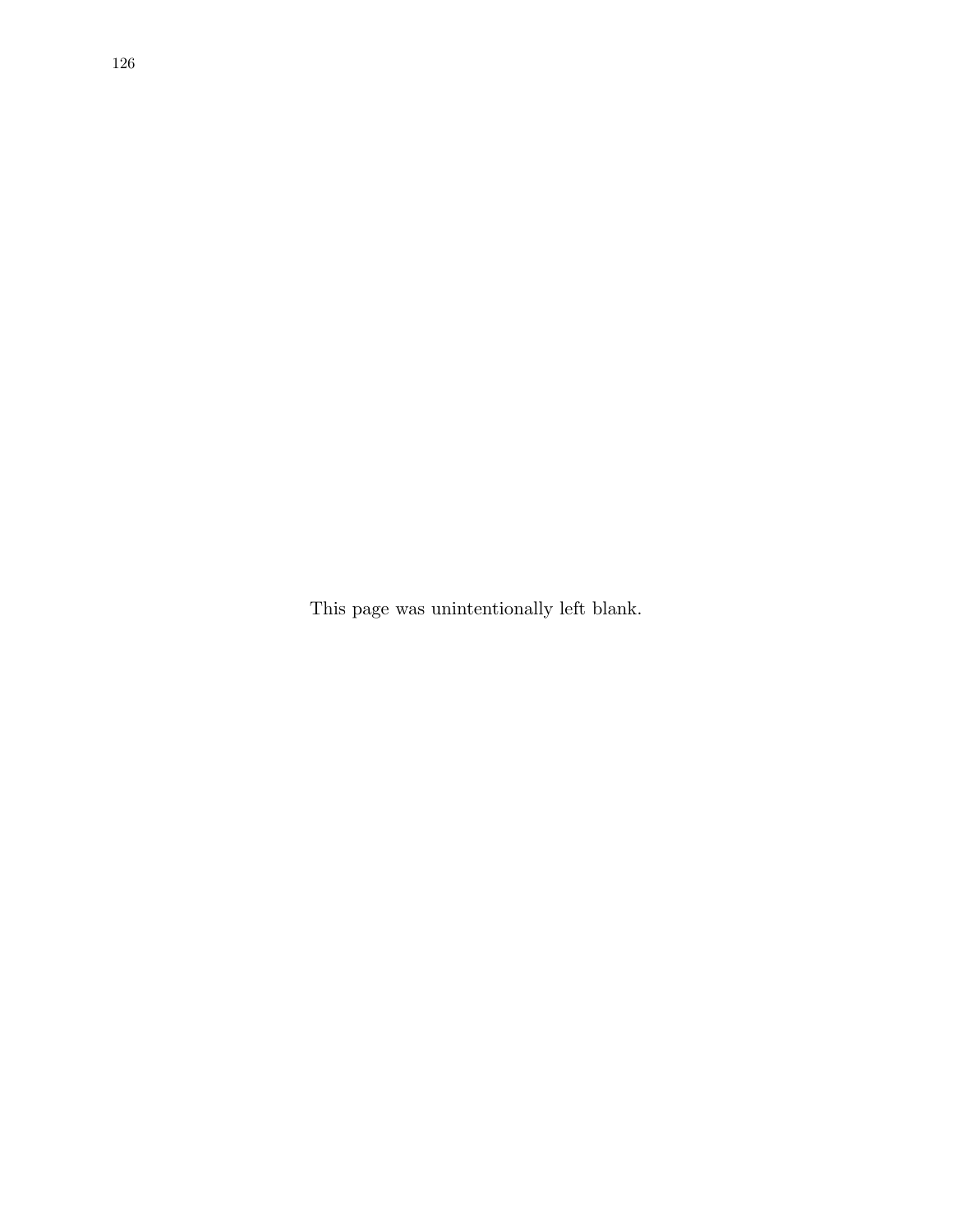This page was unintentionally left blank.